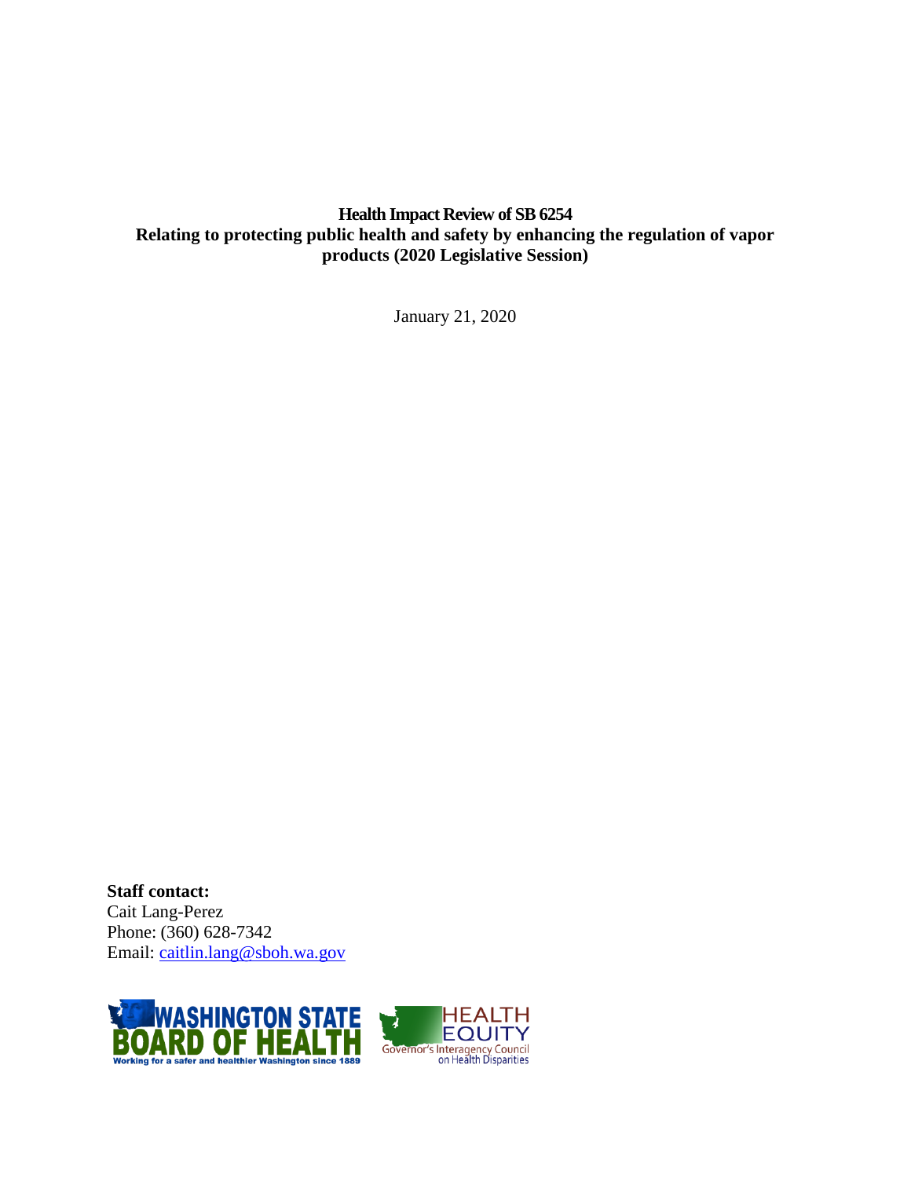# Health Impact Review of SB 6254
**Relating to protecting public health and safety by enhancing the regulation of vapor products (2020 Legislative Session)**

January 21, 2020

**Staff contact:**
Cait Lang-Perez
Phone: (360) 628-7342
Email: caitlin.lang@sboh.wa.gov

WASHINGTON STATE BOARD OF HEALTH
Working for a safer and healthier Washington since 1889

HEALTH EQUITY
Governor's Interagency Council on Health Disparities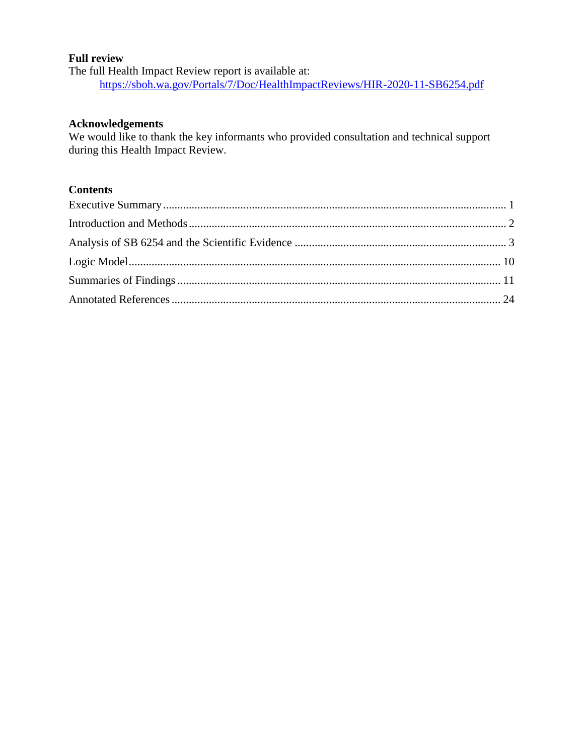**Full review**

The full Health Impact Review report is available at:

https://sboh.wa.gov/Portals/7/Doc/HealthImpactReviews/HIR-2020-11-SB6254.pdf

**Acknowledgements**

We would like to thank the key informants who provided consultation and technical support during this Health Impact Review.

**Contents**

| | |
|---|---|
| Executive Summary | 1 |
| Introduction and Methods | 2 |
| Analysis of SB 6254 and the Scientific Evidence | 3 |
| Logic Model | 10 |
| Summaries of Findings | 11 |
| Annotated References | 24 |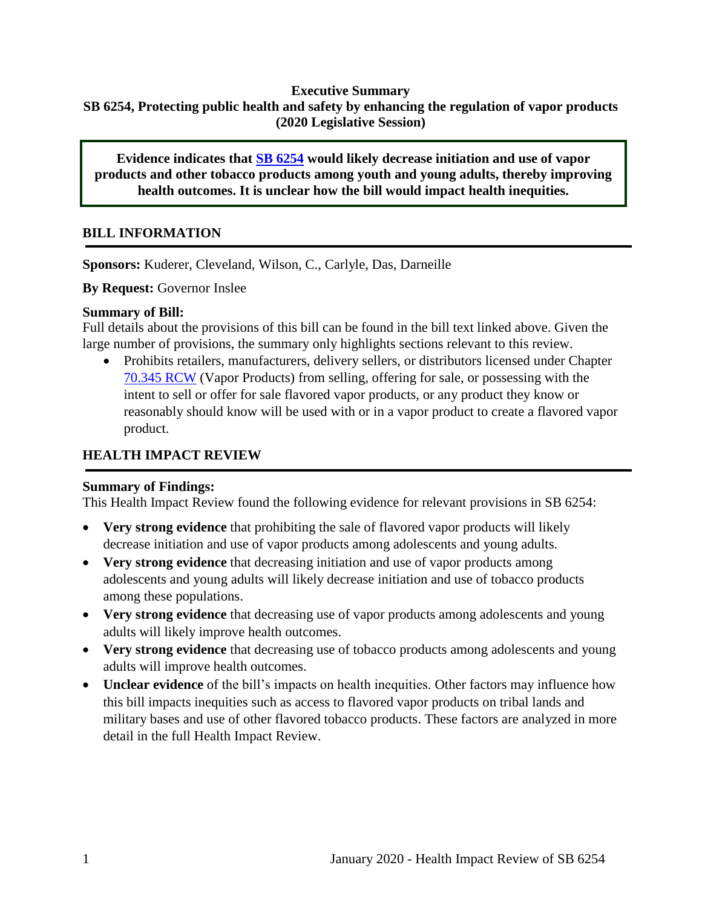**Executive Summary**
**SB 6254, Protecting public health and safety by enhancing the regulation of vapor products (2020 Legislative Session)**

> **Evidence indicates that [SB 6254](#) would likely decrease initiation and use of vapor products and other tobacco products among youth and young adults, thereby improving health outcomes. It is unclear how the bill would impact health inequities.**

## BILL INFORMATION

**Sponsors:** Kuderer, Cleveland, Wilson, C., Carlyle, Das, Darneille

**By Request:** Governor Inslee

**Summary of Bill:**
Full details about the provisions of this bill can be found in the bill text linked above. Given the large number of provisions, the summary only highlights sections relevant to this review.

- Prohibits retailers, manufacturers, delivery sellers, or distributors licensed under Chapter [70.345 RCW](#) (Vapor Products) from selling, offering for sale, or possessing with the intent to sell or offer for sale flavored vapor products, or any product they know or reasonably should know will be used with or in a vapor product to create a flavored vapor product.

## HEALTH IMPACT REVIEW

**Summary of Findings:**
This Health Impact Review found the following evidence for relevant provisions in SB 6254:

- **Very strong evidence** that prohibiting the sale of flavored vapor products will likely decrease initiation and use of vapor products among adolescents and young adults.
- **Very strong evidence** that decreasing initiation and use of vapor products among adolescents and young adults will likely decrease initiation and use of tobacco products among these populations.
- **Very strong evidence** that decreasing use of vapor products among adolescents and young adults will likely improve health outcomes.
- **Very strong evidence** that decreasing use of tobacco products among adolescents and young adults will improve health outcomes.
- **Unclear evidence** of the bill's impacts on health inequities. Other factors may influence how this bill impacts inequities such as access to flavored vapor products on tribal lands and military bases and use of other flavored tobacco products. These factors are analyzed in more detail in the full Health Impact Review.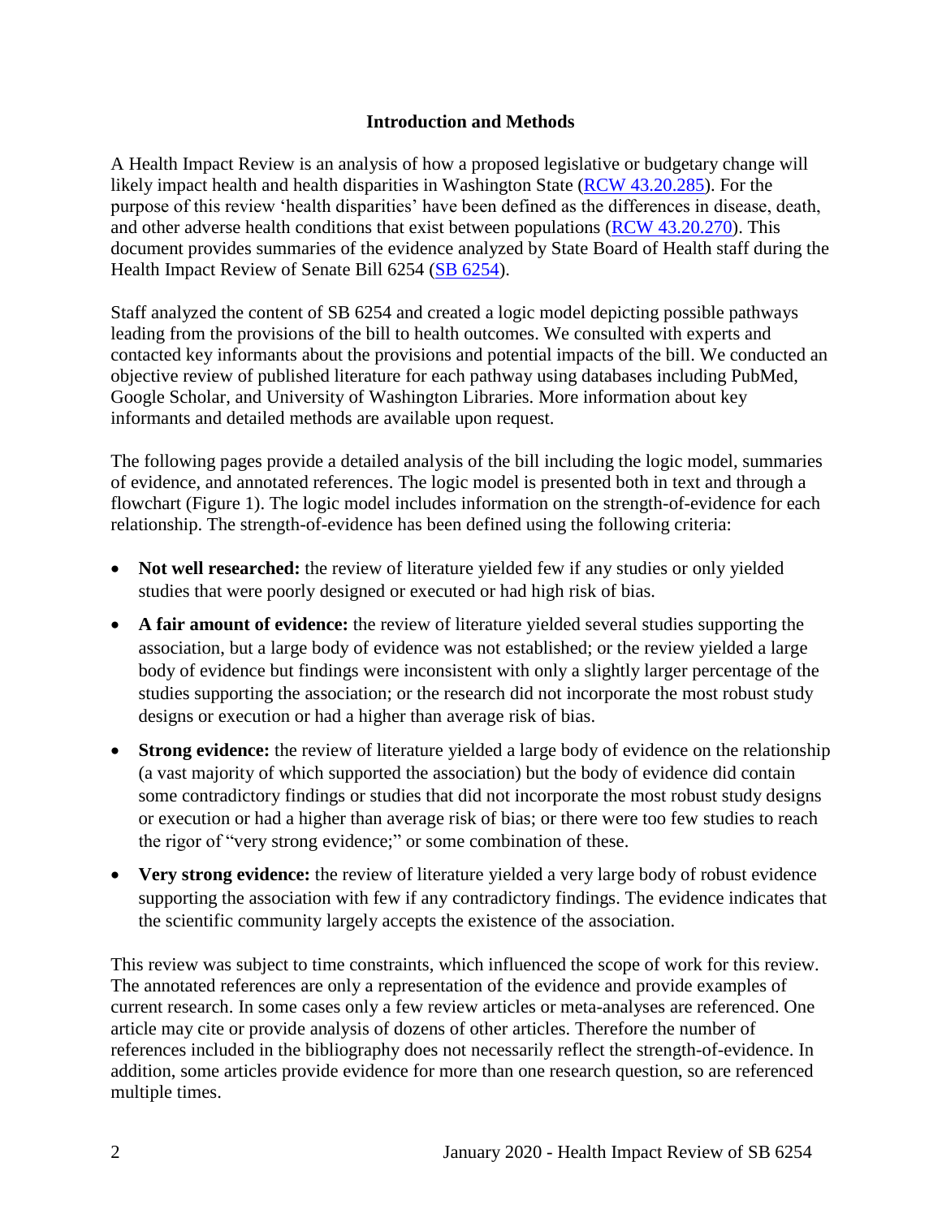# Introduction and Methods

A Health Impact Review is an analysis of how a proposed legislative or budgetary change will likely impact health and health disparities in Washington State (RCW 43.20.285). For the purpose of this review 'health disparities' have been defined as the differences in disease, death, and other adverse health conditions that exist between populations (RCW 43.20.270). This document provides summaries of the evidence analyzed by State Board of Health staff during the Health Impact Review of Senate Bill 6254 (SB 6254).

Staff analyzed the content of SB 6254 and created a logic model depicting possible pathways leading from the provisions of the bill to health outcomes. We consulted with experts and contacted key informants about the provisions and potential impacts of the bill. We conducted an objective review of published literature for each pathway using databases including PubMed, Google Scholar, and University of Washington Libraries. More information about key informants and detailed methods are available upon request.

The following pages provide a detailed analysis of the bill including the logic model, summaries of evidence, and annotated references. The logic model is presented both in text and through a flowchart (Figure 1). The logic model includes information on the strength-of-evidence for each relationship. The strength-of-evidence has been defined using the following criteria:

- **Not well researched:** the review of literature yielded few if any studies or only yielded studies that were poorly designed or executed or had high risk of bias.
- **A fair amount of evidence:** the review of literature yielded several studies supporting the association, but a large body of evidence was not established; or the review yielded a large body of evidence but findings were inconsistent with only a slightly larger percentage of the studies supporting the association; or the research did not incorporate the most robust study designs or execution or had a higher than average risk of bias.
- **Strong evidence:** the review of literature yielded a large body of evidence on the relationship (a vast majority of which supported the association) but the body of evidence did contain some contradictory findings or studies that did not incorporate the most robust study designs or execution or had a higher than average risk of bias; or there were too few studies to reach the rigor of "very strong evidence;" or some combination of these.
- **Very strong evidence:** the review of literature yielded a very large body of robust evidence supporting the association with few if any contradictory findings. The evidence indicates that the scientific community largely accepts the existence of the association.

This review was subject to time constraints, which influenced the scope of work for this review. The annotated references are only a representation of the evidence and provide examples of current research. In some cases only a few review articles or meta-analyses are referenced. One article may cite or provide analysis of dozens of other articles. Therefore the number of references included in the bibliography does not necessarily reflect the strength-of-evidence. In addition, some articles provide evidence for more than one research question, so are referenced multiple times.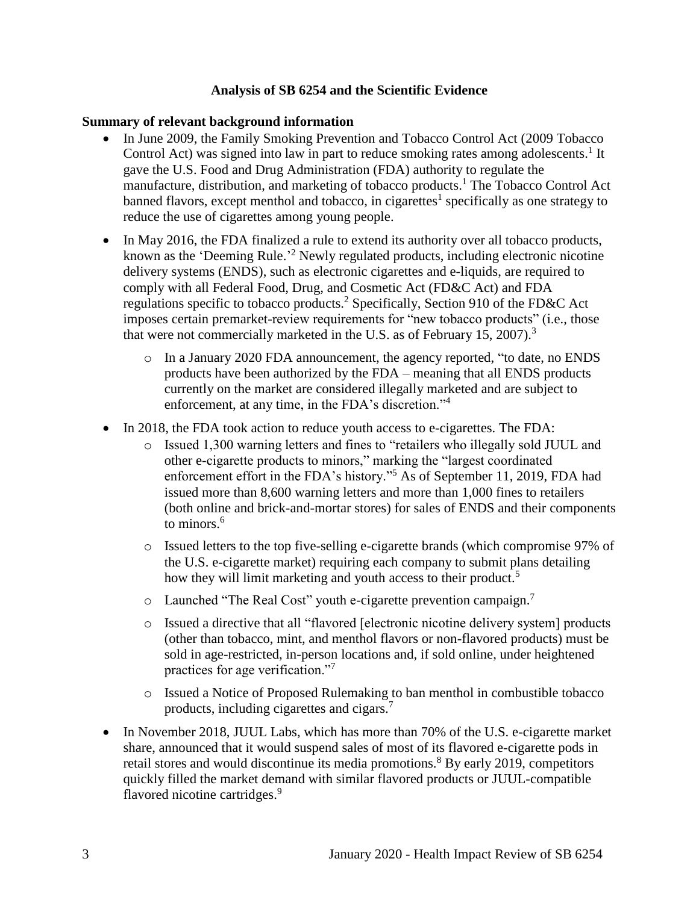### Analysis of SB 6254 and the Scientific Evidence

**Summary of relevant background information**

- In June 2009, the Family Smoking Prevention and Tobacco Control Act (2009 Tobacco Control Act) was signed into law in part to reduce smoking rates among adolescents.[1] It gave the U.S. Food and Drug Administration (FDA) authority to regulate the manufacture, distribution, and marketing of tobacco products.[1] The Tobacco Control Act banned flavors, except menthol and tobacco, in cigarettes[1] specifically as one strategy to reduce the use of cigarettes among young people.
- In May 2016, the FDA finalized a rule to extend its authority over all tobacco products, known as the 'Deeming Rule.'[2] Newly regulated products, including electronic nicotine delivery systems (ENDS), such as electronic cigarettes and e-liquids, are required to comply with all Federal Food, Drug, and Cosmetic Act (FD&C Act) and FDA regulations specific to tobacco products.[2] Specifically, Section 910 of the FD&C Act imposes certain premarket-review requirements for "new tobacco products" (i.e., those that were not commercially marketed in the U.S. as of February 15, 2007).[3]
  - In a January 2020 FDA announcement, the agency reported, "to date, no ENDS products have been authorized by the FDA – meaning that all ENDS products currently on the market are considered illegally marketed and are subject to enforcement, at any time, in the FDA's discretion."[4]
- In 2018, the FDA took action to reduce youth access to e-cigarettes. The FDA:
  - Issued 1,300 warning letters and fines to "retailers who illegally sold JUUL and other e-cigarette products to minors," marking the "largest coordinated enforcement effort in the FDA's history."[5] As of September 11, 2019, FDA had issued more than 8,600 warning letters and more than 1,000 fines to retailers (both online and brick-and-mortar stores) for sales of ENDS and their components to minors.[6]
  - Issued letters to the top five-selling e-cigarette brands (which compromise 97% of the U.S. e-cigarette market) requiring each company to submit plans detailing how they will limit marketing and youth access to their product.[5]
  - Launched "The Real Cost" youth e-cigarette prevention campaign.[7]
  - Issued a directive that all "flavored [electronic nicotine delivery system] products (other than tobacco, mint, and menthol flavors or non-flavored products) must be sold in age-restricted, in-person locations and, if sold online, under heightened practices for age verification."[7]
  - Issued a Notice of Proposed Rulemaking to ban menthol in combustible tobacco products, including cigarettes and cigars.[7]
- In November 2018, JUUL Labs, which has more than 70% of the U.S. e-cigarette market share, announced that it would suspend sales of most of its flavored e-cigarette pods in retail stores and would discontinue its media promotions.[8] By early 2019, competitors quickly filled the market demand with similar flavored products or JUUL-compatible flavored nicotine cartridges.[9]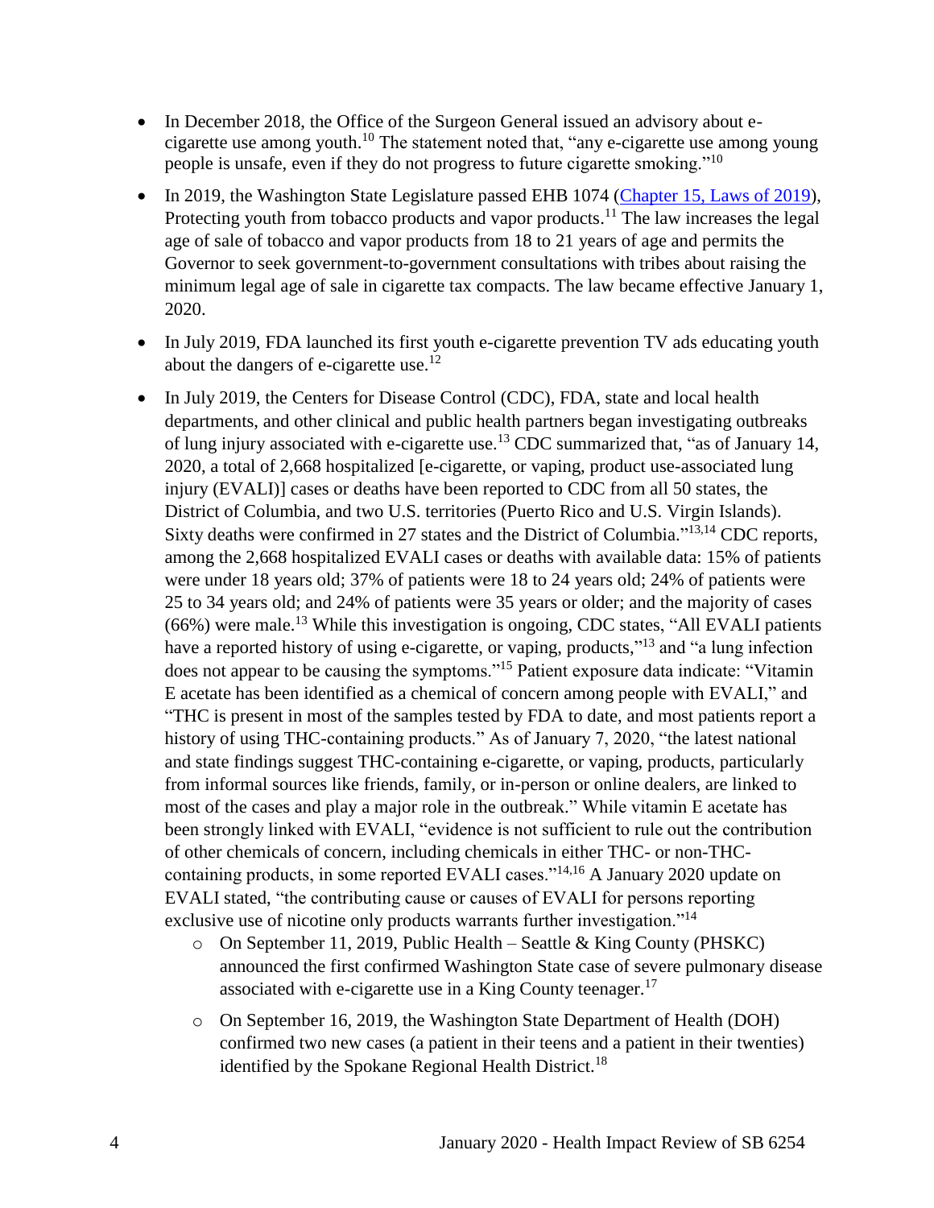- In December 2018, the Office of the Surgeon General issued an advisory about e-cigarette use among youth.[10] The statement noted that, "any e-cigarette use among young people is unsafe, even if they do not progress to future cigarette smoking."[10]
- In 2019, the Washington State Legislature passed EHB 1074 (Chapter 15, Laws of 2019), Protecting youth from tobacco products and vapor products.[11] The law increases the legal age of sale of tobacco and vapor products from 18 to 21 years of age and permits the Governor to seek government-to-government consultations with tribes about raising the minimum legal age of sale in cigarette tax compacts. The law became effective January 1, 2020.
- In July 2019, FDA launched its first youth e-cigarette prevention TV ads educating youth about the dangers of e-cigarette use.[12]
- In July 2019, the Centers for Disease Control (CDC), FDA, state and local health departments, and other clinical and public health partners began investigating outbreaks of lung injury associated with e-cigarette use.[13] CDC summarized that, "as of January 14, 2020, a total of 2,668 hospitalized [e-cigarette, or vaping, product use-associated lung injury (EVALI)] cases or deaths have been reported to CDC from all 50 states, the District of Columbia, and two U.S. territories (Puerto Rico and U.S. Virgin Islands). Sixty deaths were confirmed in 27 states and the District of Columbia."[13,14] CDC reports, among the 2,668 hospitalized EVALI cases or deaths with available data: 15% of patients were under 18 years old; 37% of patients were 18 to 24 years old; 24% of patients were 25 to 34 years old; and 24% of patients were 35 years or older; and the majority of cases (66%) were male.[13] While this investigation is ongoing, CDC states, "All EVALI patients have a reported history of using e-cigarette, or vaping, products,"[13] and "a lung infection does not appear to be causing the symptoms."[15] Patient exposure data indicate: "Vitamin E acetate has been identified as a chemical of concern among people with EVALI," and "THC is present in most of the samples tested by FDA to date, and most patients report a history of using THC-containing products." As of January 7, 2020, "the latest national and state findings suggest THC-containing e-cigarette, or vaping, products, particularly from informal sources like friends, family, or in-person or online dealers, are linked to most of the cases and play a major role in the outbreak." While vitamin E acetate has been strongly linked with EVALI, "evidence is not sufficient to rule out the contribution of other chemicals of concern, including chemicals in either THC- or non-THC-containing products, in some reported EVALI cases."[14,16] A January 2020 update on EVALI stated, "the contributing cause or causes of EVALI for persons reporting exclusive use of nicotine only products warrants further investigation."[14]
  - On September 11, 2019, Public Health – Seattle & King County (PHSKC) announced the first confirmed Washington State case of severe pulmonary disease associated with e-cigarette use in a King County teenager.[17]
  - On September 16, 2019, the Washington State Department of Health (DOH) confirmed two new cases (a patient in their teens and a patient in their twenties) identified by the Spokane Regional Health District.[18]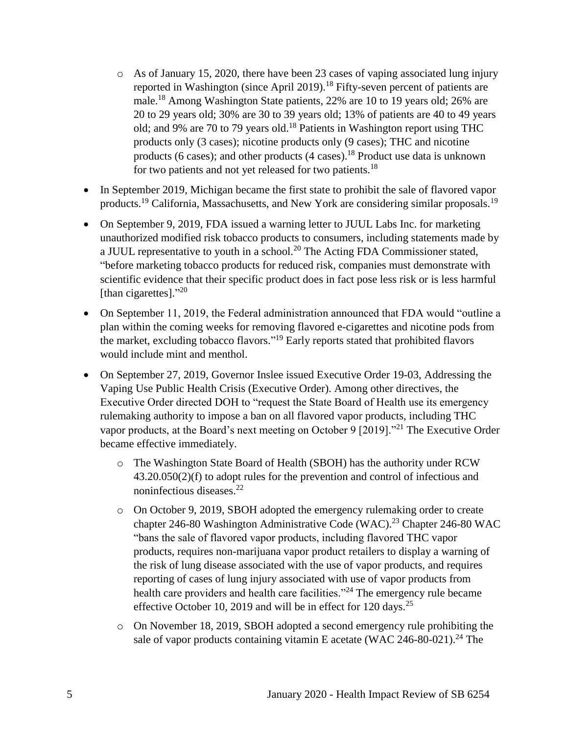- As of January 15, 2020, there have been 23 cases of vaping associated lung injury reported in Washington (since April 2019).[18] Fifty-seven percent of patients are male.[18] Among Washington State patients, 22% are 10 to 19 years old; 26% are 20 to 29 years old; 30% are 30 to 39 years old; 13% of patients are 40 to 49 years old; and 9% are 70 to 79 years old.[18] Patients in Washington report using THC products only (3 cases); nicotine products only (9 cases); THC and nicotine products (6 cases); and other products (4 cases).[18] Product use data is unknown for two patients and not yet released for two patients.[18]

- In September 2019, Michigan became the first state to prohibit the sale of flavored vapor products.[19] California, Massachusetts, and New York are considering similar proposals.[19]
- On September 9, 2019, FDA issued a warning letter to JUUL Labs Inc. for marketing unauthorized modified risk tobacco products to consumers, including statements made by a JUUL representative to youth in a school.[20] The Acting FDA Commissioner stated, "before marketing tobacco products for reduced risk, companies must demonstrate with scientific evidence that their specific product does in fact pose less risk or is less harmful [than cigarettes]."[20]
- On September 11, 2019, the Federal administration announced that FDA would "outline a plan within the coming weeks for removing flavored e-cigarettes and nicotine pods from the market, excluding tobacco flavors."[19] Early reports stated that prohibited flavors would include mint and menthol.
- On September 27, 2019, Governor Inslee issued Executive Order 19-03, Addressing the Vaping Use Public Health Crisis (Executive Order). Among other directives, the Executive Order directed DOH to "request the State Board of Health use its emergency rulemaking authority to impose a ban on all flavored vapor products, including THC vapor products, at the Board's next meeting on October 9 [2019]."[21] The Executive Order became effective immediately.
  - The Washington State Board of Health (SBOH) has the authority under RCW 43.20.050(2)(f) to adopt rules for the prevention and control of infectious and noninfectious diseases.[22]
  - On October 9, 2019, SBOH adopted the emergency rulemaking order to create chapter 246-80 Washington Administrative Code (WAC).[23] Chapter 246-80 WAC "bans the sale of flavored vapor products, including flavored THC vapor products, requires non-marijuana vapor product retailers to display a warning of the risk of lung disease associated with the use of vapor products, and requires reporting of cases of lung injury associated with use of vapor products from health care providers and health care facilities."[24] The emergency rule became effective October 10, 2019 and will be in effect for 120 days.[25]
  - On November 18, 2019, SBOH adopted a second emergency rule prohibiting the sale of vapor products containing vitamin E acetate (WAC 246-80-021).[24] The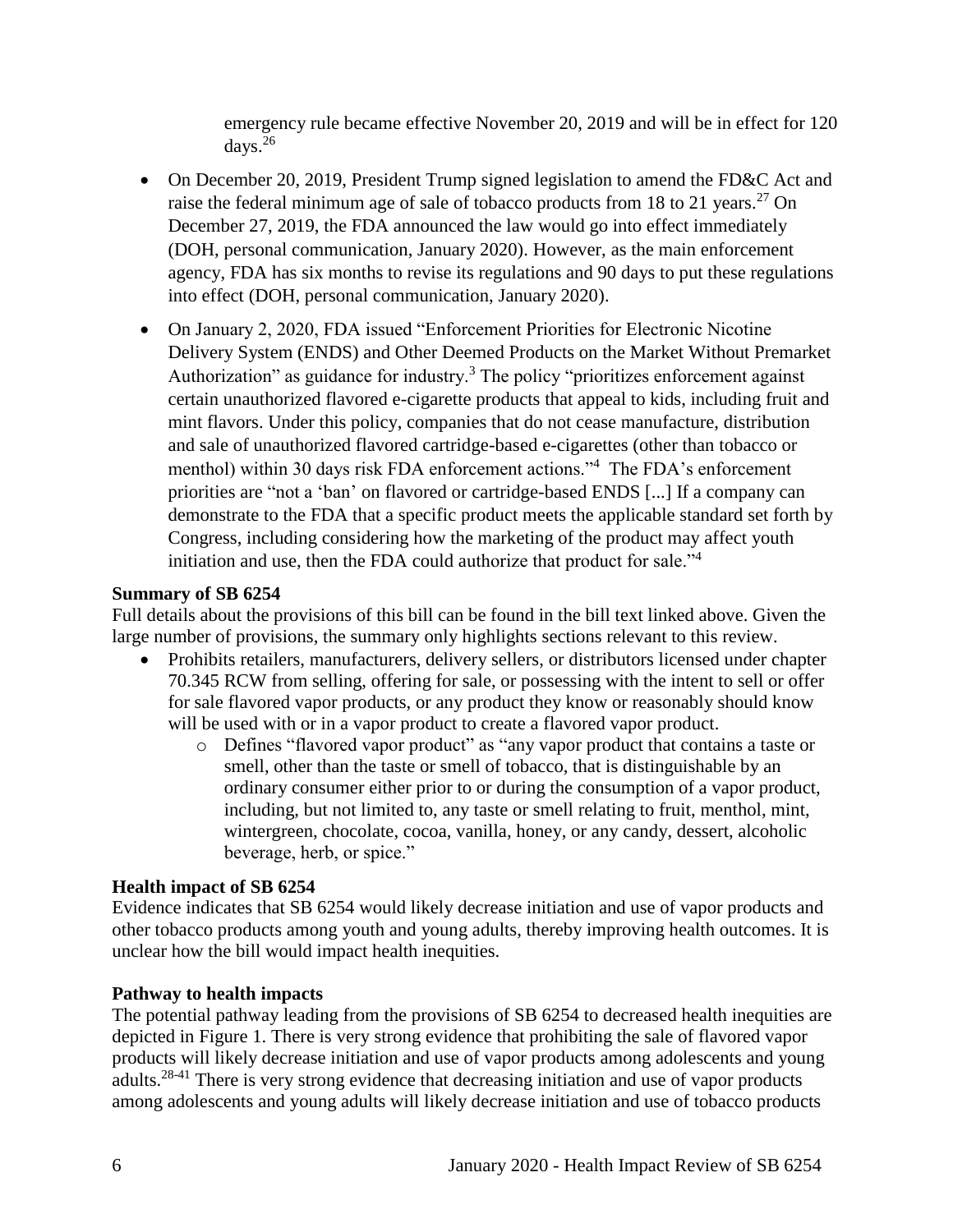emergency rule became effective November 20, 2019 and will be in effect for 120 days.[26]

- On December 20, 2019, President Trump signed legislation to amend the FD&C Act and raise the federal minimum age of sale of tobacco products from 18 to 21 years.[27] On December 27, 2019, the FDA announced the law would go into effect immediately (DOH, personal communication, January 2020). However, as the main enforcement agency, FDA has six months to revise its regulations and 90 days to put these regulations into effect (DOH, personal communication, January 2020).
- On January 2, 2020, FDA issued "Enforcement Priorities for Electronic Nicotine Delivery System (ENDS) and Other Deemed Products on the Market Without Premarket Authorization" as guidance for industry.[3] The policy "prioritizes enforcement against certain unauthorized flavored e-cigarette products that appeal to kids, including fruit and mint flavors. Under this policy, companies that do not cease manufacture, distribution and sale of unauthorized flavored cartridge-based e-cigarettes (other than tobacco or menthol) within 30 days risk FDA enforcement actions."[4] The FDA's enforcement priorities are "not a 'ban' on flavored or cartridge-based ENDS [...] If a company can demonstrate to the FDA that a specific product meets the applicable standard set forth by Congress, including considering how the marketing of the product may affect youth initiation and use, then the FDA could authorize that product for sale."[4]

**Summary of SB 6254**

Full details about the provisions of this bill can be found in the bill text linked above. Given the large number of provisions, the summary only highlights sections relevant to this review.

- Prohibits retailers, manufacturers, delivery sellers, or distributors licensed under chapter 70.345 RCW from selling, offering for sale, or possessing with the intent to sell or offer for sale flavored vapor products, or any product they know or reasonably should know will be used with or in a vapor product to create a flavored vapor product.
    - Defines "flavored vapor product" as "any vapor product that contains a taste or smell, other than the taste or smell of tobacco, that is distinguishable by an ordinary consumer either prior to or during the consumption of a vapor product, including, but not limited to, any taste or smell relating to fruit, menthol, mint, wintergreen, chocolate, cocoa, vanilla, honey, or any candy, dessert, alcoholic beverage, herb, or spice."

**Health impact of SB 6254**

Evidence indicates that SB 6254 would likely decrease initiation and use of vapor products and other tobacco products among youth and young adults, thereby improving health outcomes. It is unclear how the bill would impact health inequities.

**Pathway to health impacts**

The potential pathway leading from the provisions of SB 6254 to decreased health inequities are depicted in Figure 1. There is very strong evidence that prohibiting the sale of flavored vapor products will likely decrease initiation and use of vapor products among adolescents and young adults.[28-41] There is very strong evidence that decreasing initiation and use of vapor products among adolescents and young adults will likely decrease initiation and use of tobacco products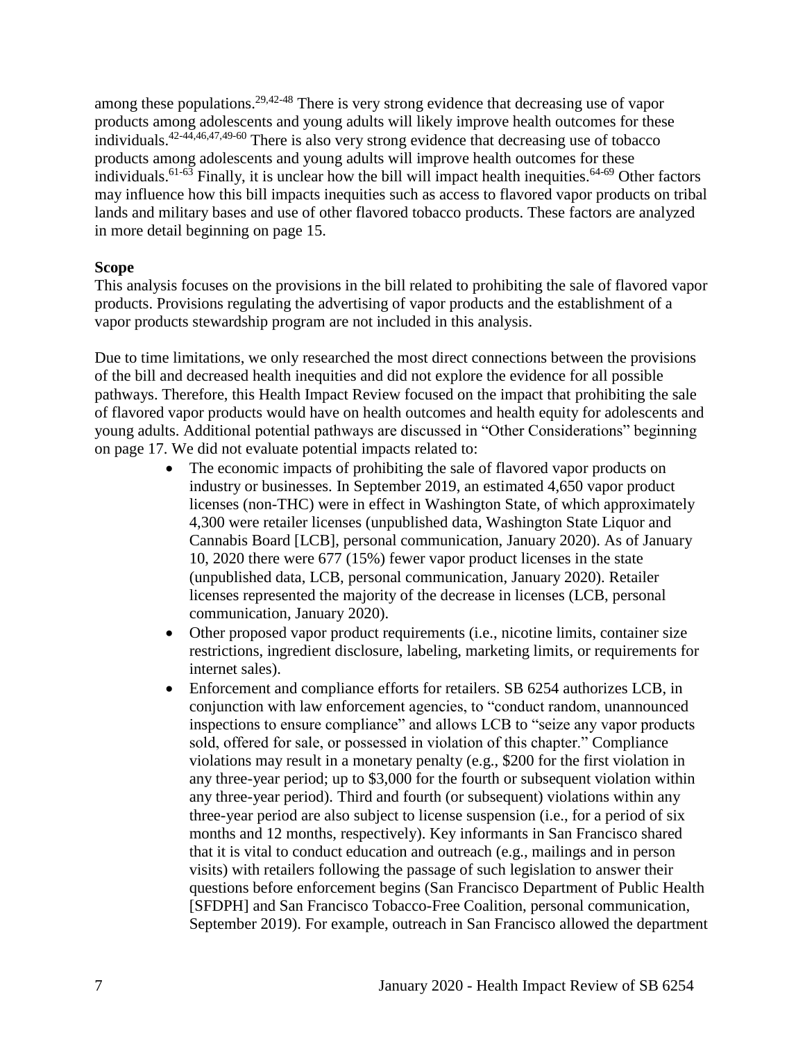among these populations.[29,42-48] There is very strong evidence that decreasing use of vapor products among adolescents and young adults will likely improve health outcomes for these individuals.[42-44,46,47,49-60] There is also very strong evidence that decreasing use of tobacco products among adolescents and young adults will improve health outcomes for these individuals.[61-63] Finally, it is unclear how the bill will impact health inequities.[64-69] Other factors may influence how this bill impacts inequities such as access to flavored vapor products on tribal lands and military bases and use of other flavored tobacco products. These factors are analyzed in more detail beginning on page 15.

**Scope**

This analysis focuses on the provisions in the bill related to prohibiting the sale of flavored vapor products. Provisions regulating the advertising of vapor products and the establishment of a vapor products stewardship program are not included in this analysis.

Due to time limitations, we only researched the most direct connections between the provisions of the bill and decreased health inequities and did not explore the evidence for all possible pathways. Therefore, this Health Impact Review focused on the impact that prohibiting the sale of flavored vapor products would have on health outcomes and health equity for adolescents and young adults. Additional potential pathways are discussed in "Other Considerations" beginning on page 17. We did not evaluate potential impacts related to:

- The economic impacts of prohibiting the sale of flavored vapor products on industry or businesses. In September 2019, an estimated 4,650 vapor product licenses (non-THC) were in effect in Washington State, of which approximately 4,300 were retailer licenses (unpublished data, Washington State Liquor and Cannabis Board [LCB], personal communication, January 2020). As of January 10, 2020 there were 677 (15%) fewer vapor product licenses in the state (unpublished data, LCB, personal communication, January 2020). Retailer licenses represented the majority of the decrease in licenses (LCB, personal communication, January 2020).
- Other proposed vapor product requirements (i.e., nicotine limits, container size restrictions, ingredient disclosure, labeling, marketing limits, or requirements for internet sales).
- Enforcement and compliance efforts for retailers. SB 6254 authorizes LCB, in conjunction with law enforcement agencies, to "conduct random, unannounced inspections to ensure compliance" and allows LCB to "seize any vapor products sold, offered for sale, or possessed in violation of this chapter." Compliance violations may result in a monetary penalty (e.g., $200 for the first violation in any three-year period; up to $3,000 for the fourth or subsequent violation within any three-year period). Third and fourth (or subsequent) violations within any three-year period are also subject to license suspension (i.e., for a period of six months and 12 months, respectively). Key informants in San Francisco shared that it is vital to conduct education and outreach (e.g., mailings and in person visits) with retailers following the passage of such legislation to answer their questions before enforcement begins (San Francisco Department of Public Health [SFDPH] and San Francisco Tobacco-Free Coalition, personal communication, September 2019). For example, outreach in San Francisco allowed the department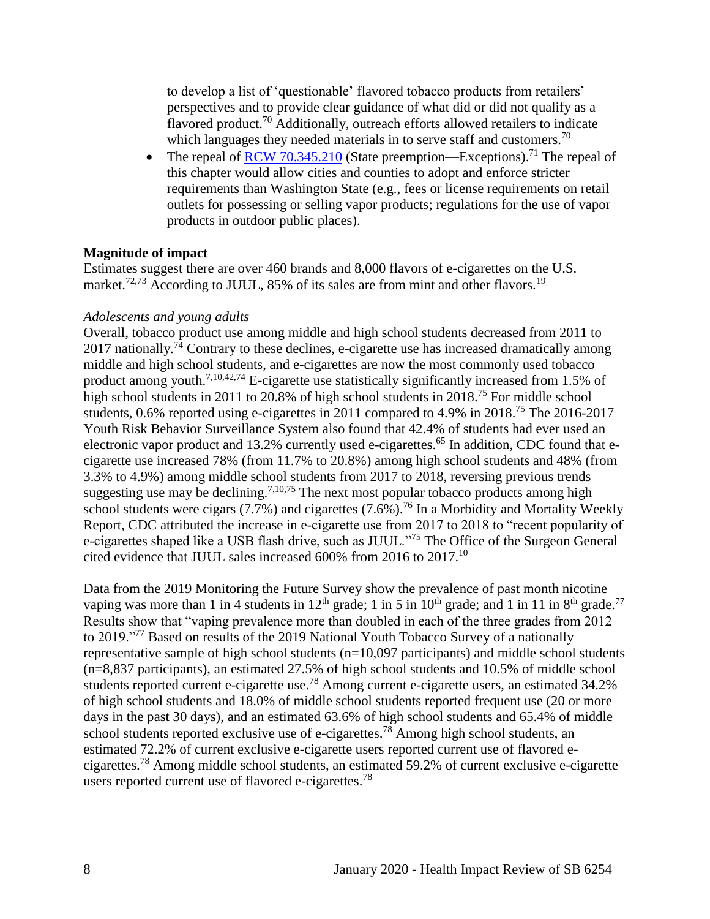to develop a list of 'questionable' flavored tobacco products from retailers' perspectives and to provide clear guidance of what did or did not qualify as a flavored product.[70] Additionally, outreach efforts allowed retailers to indicate which languages they needed materials in to serve staff and customers.[70]

- The repeal of [RCW 70.345.210](https://app.leg.wa.gov/RCW/default.aspx?cite=70.345.210) (State preemption—Exceptions).[71] The repeal of this chapter would allow cities and counties to adopt and enforce stricter requirements than Washington State (e.g., fees or license requirements on retail outlets for possessing or selling vapor products; regulations for the use of vapor products in outdoor public places).

**Magnitude of impact**

Estimates suggest there are over 460 brands and 8,000 flavors of e-cigarettes on the U.S. market.[72,73] According to JUUL, 85% of its sales are from mint and other flavors.[19]

*Adolescents and young adults*

Overall, tobacco product use among middle and high school students decreased from 2011 to 2017 nationally.[74] Contrary to these declines, e-cigarette use has increased dramatically among middle and high school students, and e-cigarettes are now the most commonly used tobacco product among youth.[7,10,42,74] E-cigarette use statistically significantly increased from 1.5% of high school students in 2011 to 20.8% of high school students in 2018.[75] For middle school students, 0.6% reported using e-cigarettes in 2011 compared to 4.9% in 2018.[75] The 2016-2017 Youth Risk Behavior Surveillance System also found that 42.4% of students had ever used an electronic vapor product and 13.2% currently used e-cigarettes.[65] In addition, CDC found that e-cigarette use increased 78% (from 11.7% to 20.8%) among high school students and 48% (from 3.3% to 4.9%) among middle school students from 2017 to 2018, reversing previous trends suggesting use may be declining.[7,10,75] The next most popular tobacco products among high school students were cigars (7.7%) and cigarettes (7.6%).[76] In a Morbidity and Mortality Weekly Report, CDC attributed the increase in e-cigarette use from 2017 to 2018 to "recent popularity of e-cigarettes shaped like a USB flash drive, such as JUUL."[75] The Office of the Surgeon General cited evidence that JUUL sales increased 600% from 2016 to 2017.[10]

Data from the 2019 Monitoring the Future Survey show the prevalence of past month nicotine vaping was more than 1 in 4 students in 12th grade; 1 in 5 in 10th grade; and 1 in 11 in 8th grade.[77] Results show that "vaping prevalence more than doubled in each of the three grades from 2012 to 2019."[77] Based on results of the 2019 National Youth Tobacco Survey of a nationally representative sample of high school students (n=10,097 participants) and middle school students (n=8,837 participants), an estimated 27.5% of high school students and 10.5% of middle school students reported current e-cigarette use.[78] Among current e-cigarette users, an estimated 34.2% of high school students and 18.0% of middle school students reported frequent use (20 or more days in the past 30 days), and an estimated 63.6% of high school students and 65.4% of middle school students reported exclusive use of e-cigarettes.[78] Among high school students, an estimated 72.2% of current exclusive e-cigarette users reported current use of flavored e-cigarettes.[78] Among middle school students, an estimated 59.2% of current exclusive e-cigarette users reported current use of flavored e-cigarettes.[78]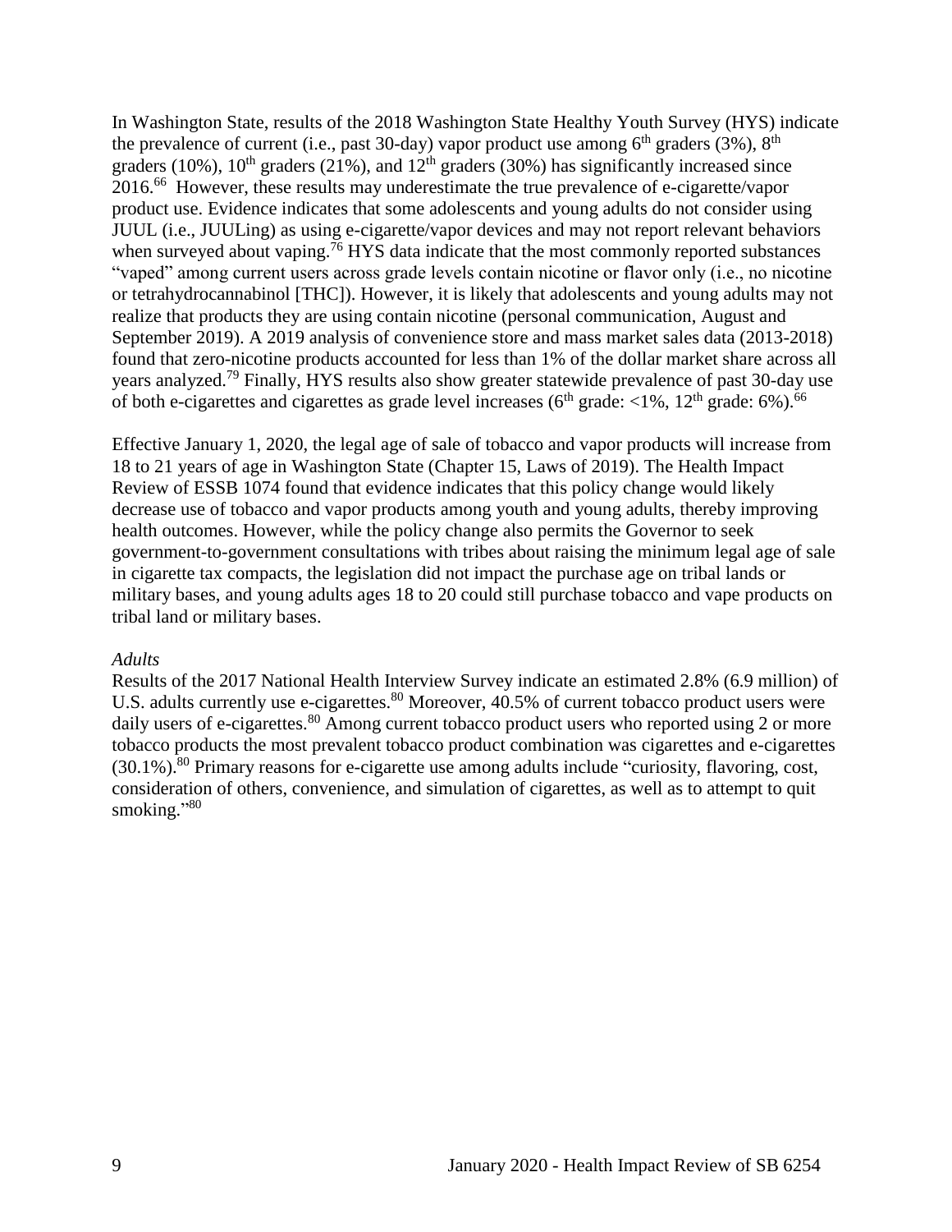In Washington State, results of the 2018 Washington State Healthy Youth Survey (HYS) indicate the prevalence of current (i.e., past 30-day) vapor product use among 6th graders (3%), 8th graders (10%), 10th graders (21%), and 12th graders (30%) has significantly increased since 2016.[66] However, these results may underestimate the true prevalence of e-cigarette/vapor product use. Evidence indicates that some adolescents and young adults do not consider using JUUL (i.e., JUULing) as using e-cigarette/vapor devices and may not report relevant behaviors when surveyed about vaping.[76] HYS data indicate that the most commonly reported substances "vaped" among current users across grade levels contain nicotine or flavor only (i.e., no nicotine or tetrahydrocannabinol [THC]). However, it is likely that adolescents and young adults may not realize that products they are using contain nicotine (personal communication, August and September 2019). A 2019 analysis of convenience store and mass market sales data (2013-2018) found that zero-nicotine products accounted for less than 1% of the dollar market share across all years analyzed.[79] Finally, HYS results also show greater statewide prevalence of past 30-day use of both e-cigarettes and cigarettes as grade level increases (6th grade: <1%, 12th grade: 6%).[66]

Effective January 1, 2020, the legal age of sale of tobacco and vapor products will increase from 18 to 21 years of age in Washington State (Chapter 15, Laws of 2019). The Health Impact Review of ESSB 1074 found that evidence indicates that this policy change would likely decrease use of tobacco and vapor products among youth and young adults, thereby improving health outcomes. However, while the policy change also permits the Governor to seek government-to-government consultations with tribes about raising the minimum legal age of sale in cigarette tax compacts, the legislation did not impact the purchase age on tribal lands or military bases, and young adults ages 18 to 20 could still purchase tobacco and vape products on tribal land or military bases.

*Adults*

Results of the 2017 National Health Interview Survey indicate an estimated 2.8% (6.9 million) of U.S. adults currently use e-cigarettes.[80] Moreover, 40.5% of current tobacco product users were daily users of e-cigarettes.[80] Among current tobacco product users who reported using 2 or more tobacco products the most prevalent tobacco product combination was cigarettes and e-cigarettes (30.1%).[80] Primary reasons for e-cigarette use among adults include "curiosity, flavoring, cost, consideration of others, convenience, and simulation of cigarettes, as well as to attempt to quit smoking."[80]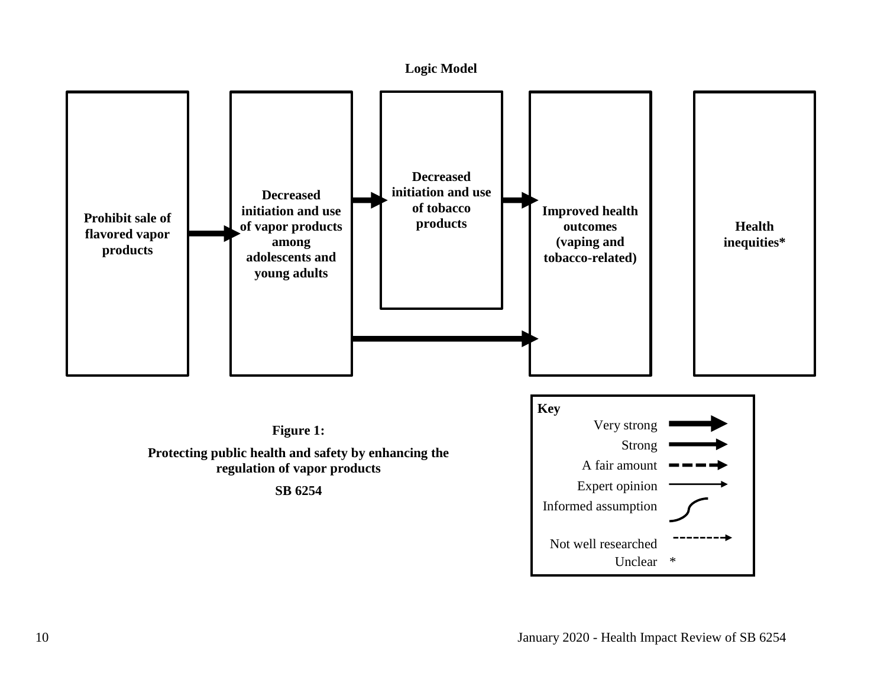**Logic Model**

Prohibit sale of flavored vapor products

Decreased initiation and use of vapor products among adolescents and young adults

Decreased initiation and use of tobacco products

Improved health outcomes (vaping and tobacco-related)

Health inequities*

**Key**

- Very strong
- Strong
- A fair amount
- Expert opinion
- Informed assumption
- Not well researched
- Unclear *

**Figure 1:**

**Protecting public health and safety by enhancing the regulation of vapor products**

**SB 6254**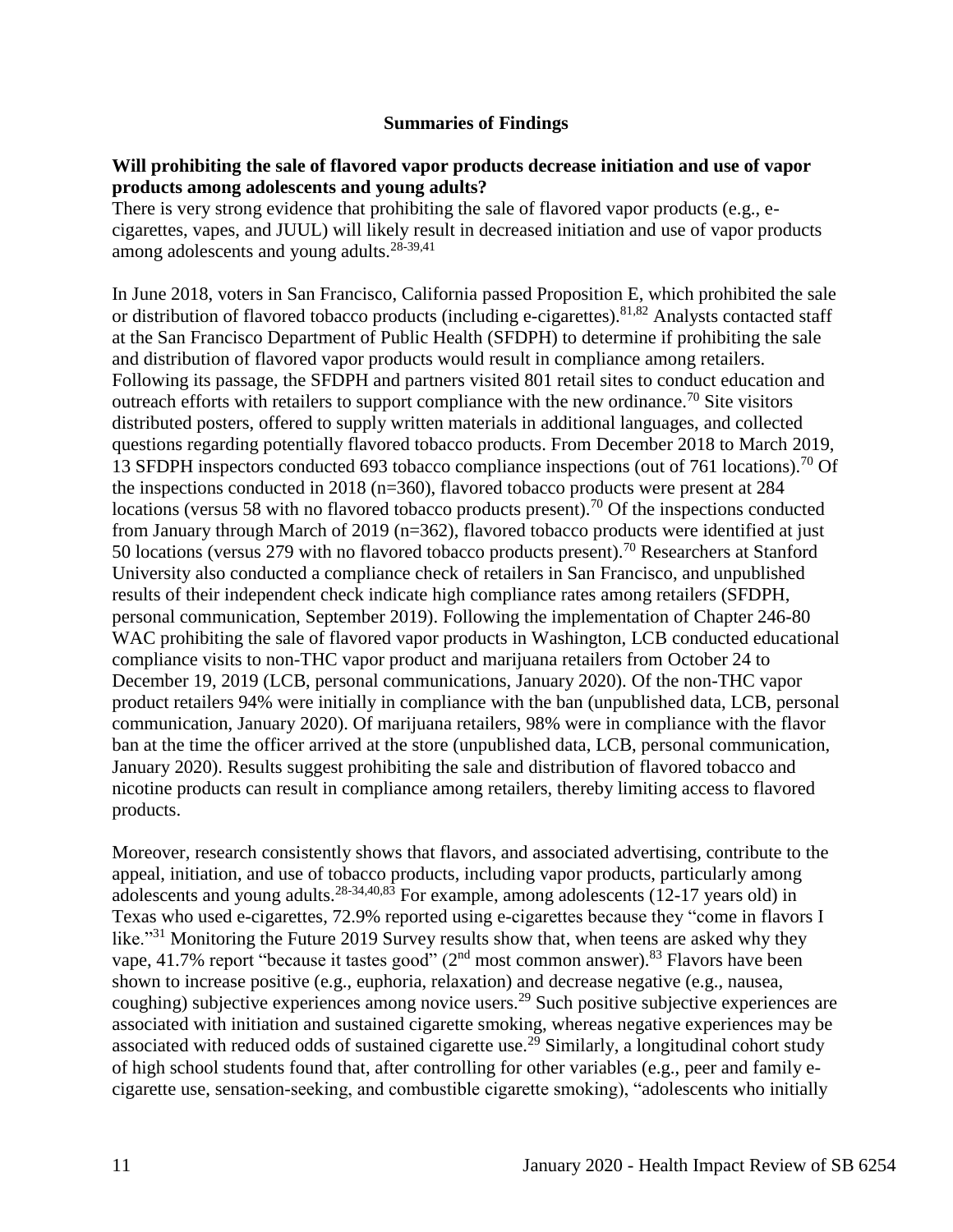## Summaries of Findings

**Will prohibiting the sale of flavored vapor products decrease initiation and use of vapor products among adolescents and young adults?**

There is very strong evidence that prohibiting the sale of flavored vapor products (e.g., e-cigarettes, vapes, and JUUL) will likely result in decreased initiation and use of vapor products among adolescents and young adults.[28-39,41]

In June 2018, voters in San Francisco, California passed Proposition E, which prohibited the sale or distribution of flavored tobacco products (including e-cigarettes).[81,82] Analysts contacted staff at the San Francisco Department of Public Health (SFDPH) to determine if prohibiting the sale and distribution of flavored vapor products would result in compliance among retailers. Following its passage, the SFDPH and partners visited 801 retail sites to conduct education and outreach efforts with retailers to support compliance with the new ordinance.[70] Site visitors distributed posters, offered to supply written materials in additional languages, and collected questions regarding potentially flavored tobacco products. From December 2018 to March 2019, 13 SFDPH inspectors conducted 693 tobacco compliance inspections (out of 761 locations).[70] Of the inspections conducted in 2018 (n=360), flavored tobacco products were present at 284 locations (versus 58 with no flavored tobacco products present).[70] Of the inspections conducted from January through March of 2019 (n=362), flavored tobacco products were identified at just 50 locations (versus 279 with no flavored tobacco products present).[70] Researchers at Stanford University also conducted a compliance check of retailers in San Francisco, and unpublished results of their independent check indicate high compliance rates among retailers (SFDPH, personal communication, September 2019). Following the implementation of Chapter 246-80 WAC prohibiting the sale of flavored vapor products in Washington, LCB conducted educational compliance visits to non-THC vapor product and marijuana retailers from October 24 to December 19, 2019 (LCB, personal communications, January 2020). Of the non-THC vapor product retailers 94% were initially in compliance with the ban (unpublished data, LCB, personal communication, January 2020). Of marijuana retailers, 98% were in compliance with the flavor ban at the time the officer arrived at the store (unpublished data, LCB, personal communication, January 2020). Results suggest prohibiting the sale and distribution of flavored tobacco and nicotine products can result in compliance among retailers, thereby limiting access to flavored products.

Moreover, research consistently shows that flavors, and associated advertising, contribute to the appeal, initiation, and use of tobacco products, including vapor products, particularly among adolescents and young adults.[28-34,40,83] For example, among adolescents (12-17 years old) in Texas who used e-cigarettes, 72.9% reported using e-cigarettes because they "come in flavors I like."[31] Monitoring the Future 2019 Survey results show that, when teens are asked why they vape, 41.7% report "because it tastes good" (2nd most common answer).[83] Flavors have been shown to increase positive (e.g., euphoria, relaxation) and decrease negative (e.g., nausea, coughing) subjective experiences among novice users.[29] Such positive subjective experiences are associated with initiation and sustained cigarette smoking, whereas negative experiences may be associated with reduced odds of sustained cigarette use.[29] Similarly, a longitudinal cohort study of high school students found that, after controlling for other variables (e.g., peer and family e-cigarette use, sensation-seeking, and combustible cigarette smoking), "adolescents who initially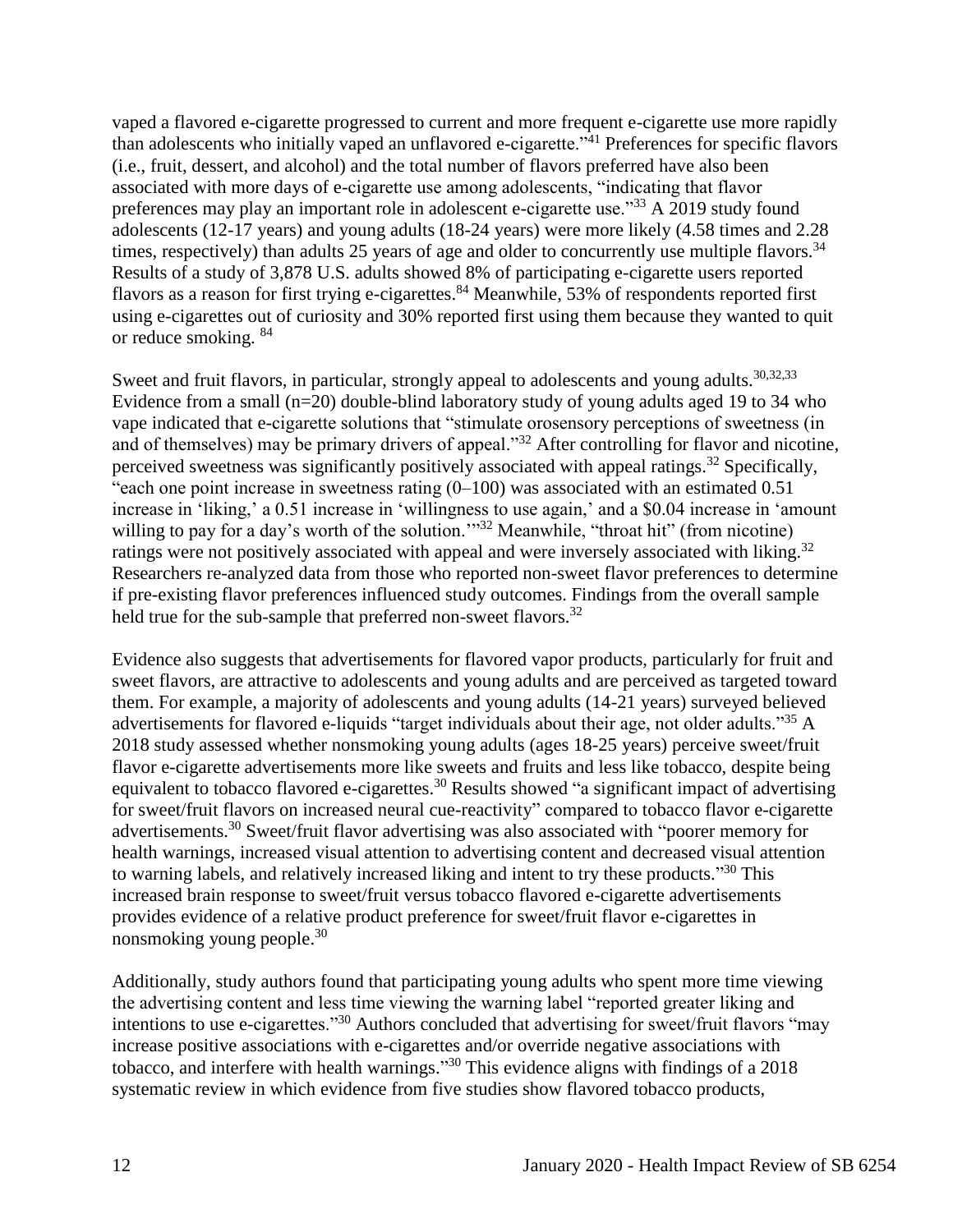vaped a flavored e-cigarette progressed to current and more frequent e-cigarette use more rapidly than adolescents who initially vaped an unflavored e-cigarette."[41] Preferences for specific flavors (i.e., fruit, dessert, and alcohol) and the total number of flavors preferred have also been associated with more days of e-cigarette use among adolescents, "indicating that flavor preferences may play an important role in adolescent e-cigarette use."[33] A 2019 study found adolescents (12-17 years) and young adults (18-24 years) were more likely (4.58 times and 2.28 times, respectively) than adults 25 years of age and older to concurrently use multiple flavors.[34] Results of a study of 3,878 U.S. adults showed 8% of participating e-cigarette users reported flavors as a reason for first trying e-cigarettes.[84] Meanwhile, 53% of respondents reported first using e-cigarettes out of curiosity and 30% reported first using them because they wanted to quit or reduce smoking. [84]

Sweet and fruit flavors, in particular, strongly appeal to adolescents and young adults.[30,32,33] Evidence from a small (n=20) double-blind laboratory study of young adults aged 19 to 34 who vape indicated that e-cigarette solutions that "stimulate orosensory perceptions of sweetness (in and of themselves) may be primary drivers of appeal."[32] After controlling for flavor and nicotine, perceived sweetness was significantly positively associated with appeal ratings.[32] Specifically, "each one point increase in sweetness rating (0–100) was associated with an estimated 0.51 increase in 'liking,' a 0.51 increase in 'willingness to use again,' and a $0.04 increase in 'amount willing to pay for a day's worth of the solution.'"[32] Meanwhile, "throat hit" (from nicotine) ratings were not positively associated with appeal and were inversely associated with liking.[32] Researchers re-analyzed data from those who reported non-sweet flavor preferences to determine if pre-existing flavor preferences influenced study outcomes. Findings from the overall sample held true for the sub-sample that preferred non-sweet flavors.[32]

Evidence also suggests that advertisements for flavored vapor products, particularly for fruit and sweet flavors, are attractive to adolescents and young adults and are perceived as targeted toward them. For example, a majority of adolescents and young adults (14-21 years) surveyed believed advertisements for flavored e-liquids "target individuals about their age, not older adults."[35] A 2018 study assessed whether nonsmoking young adults (ages 18-25 years) perceive sweet/fruit flavor e-cigarette advertisements more like sweets and fruits and less like tobacco, despite being equivalent to tobacco flavored e-cigarettes.[30] Results showed "a significant impact of advertising for sweet/fruit flavors on increased neural cue-reactivity" compared to tobacco flavor e-cigarette advertisements.[30] Sweet/fruit flavor advertising was also associated with "poorer memory for health warnings, increased visual attention to advertising content and decreased visual attention to warning labels, and relatively increased liking and intent to try these products."[30] This increased brain response to sweet/fruit versus tobacco flavored e-cigarette advertisements provides evidence of a relative product preference for sweet/fruit flavor e-cigarettes in nonsmoking young people.[30]

Additionally, study authors found that participating young adults who spent more time viewing the advertising content and less time viewing the warning label "reported greater liking and intentions to use e-cigarettes."[30] Authors concluded that advertising for sweet/fruit flavors "may increase positive associations with e-cigarettes and/or override negative associations with tobacco, and interfere with health warnings."[30] This evidence aligns with findings of a 2018 systematic review in which evidence from five studies show flavored tobacco products,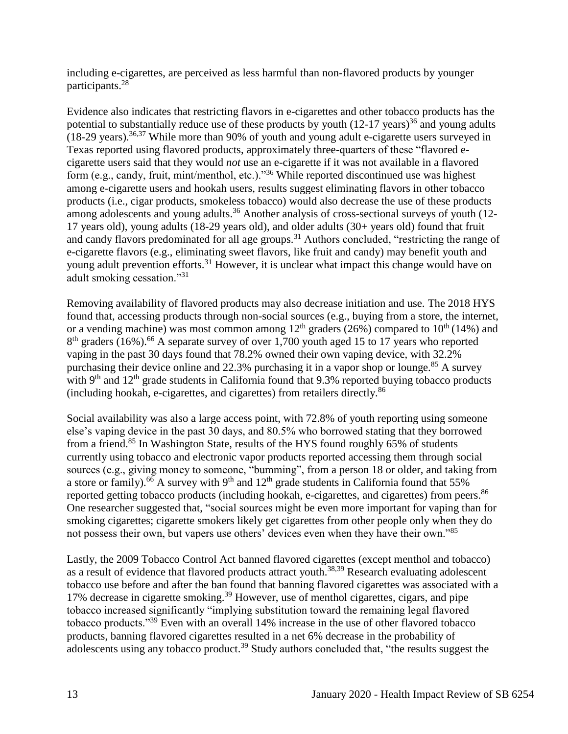including e-cigarettes, are perceived as less harmful than non-flavored products by younger participants.[28]

Evidence also indicates that restricting flavors in e-cigarettes and other tobacco products has the potential to substantially reduce use of these products by youth (12-17 years)[36] and young adults (18-29 years).[36,37] While more than 90% of youth and young adult e-cigarette users surveyed in Texas reported using flavored products, approximately three-quarters of these "flavored e-cigarette users said that they would *not* use an e-cigarette if it was not available in a flavored form (e.g., candy, fruit, mint/menthol, etc.)."[36] While reported discontinued use was highest among e-cigarette users and hookah users, results suggest eliminating flavors in other tobacco products (i.e., cigar products, smokeless tobacco) would also decrease the use of these products among adolescents and young adults.[36] Another analysis of cross-sectional surveys of youth (12-17 years old), young adults (18-29 years old), and older adults (30+ years old) found that fruit and candy flavors predominated for all age groups.[31] Authors concluded, "restricting the range of e-cigarette flavors (e.g., eliminating sweet flavors, like fruit and candy) may benefit youth and young adult prevention efforts.[31] However, it is unclear what impact this change would have on adult smoking cessation."[31]

Removing availability of flavored products may also decrease initiation and use. The 2018 HYS found that, accessing products through non-social sources (e.g., buying from a store, the internet, or a vending machine) was most common among 12th graders (26%) compared to 10th (14%) and 8th graders (16%).[66] A separate survey of over 1,700 youth aged 15 to 17 years who reported vaping in the past 30 days found that 78.2% owned their own vaping device, with 32.2% purchasing their device online and 22.3% purchasing it in a vapor shop or lounge.[85] A survey with 9th and 12th grade students in California found that 9.3% reported buying tobacco products (including hookah, e-cigarettes, and cigarettes) from retailers directly.[86]

Social availability was also a large access point, with 72.8% of youth reporting using someone else's vaping device in the past 30 days, and 80.5% who borrowed stating that they borrowed from a friend.[85] In Washington State, results of the HYS found roughly 65% of students currently using tobacco and electronic vapor products reported accessing them through social sources (e.g., giving money to someone, "bumming", from a person 18 or older, and taking from a store or family).[66] A survey with 9th and 12th grade students in California found that 55% reported getting tobacco products (including hookah, e-cigarettes, and cigarettes) from peers.[86] One researcher suggested that, "social sources might be even more important for vaping than for smoking cigarettes; cigarette smokers likely get cigarettes from other people only when they do not possess their own, but vapers use others' devices even when they have their own."[85]

Lastly, the 2009 Tobacco Control Act banned flavored cigarettes (except menthol and tobacco) as a result of evidence that flavored products attract youth.[38,39] Research evaluating adolescent tobacco use before and after the ban found that banning flavored cigarettes was associated with a 17% decrease in cigarette smoking.[39] However, use of menthol cigarettes, cigars, and pipe tobacco increased significantly "implying substitution toward the remaining legal flavored tobacco products."[39] Even with an overall 14% increase in the use of other flavored tobacco products, banning flavored cigarettes resulted in a net 6% decrease in the probability of adolescents using any tobacco product.[39] Study authors concluded that, "the results suggest the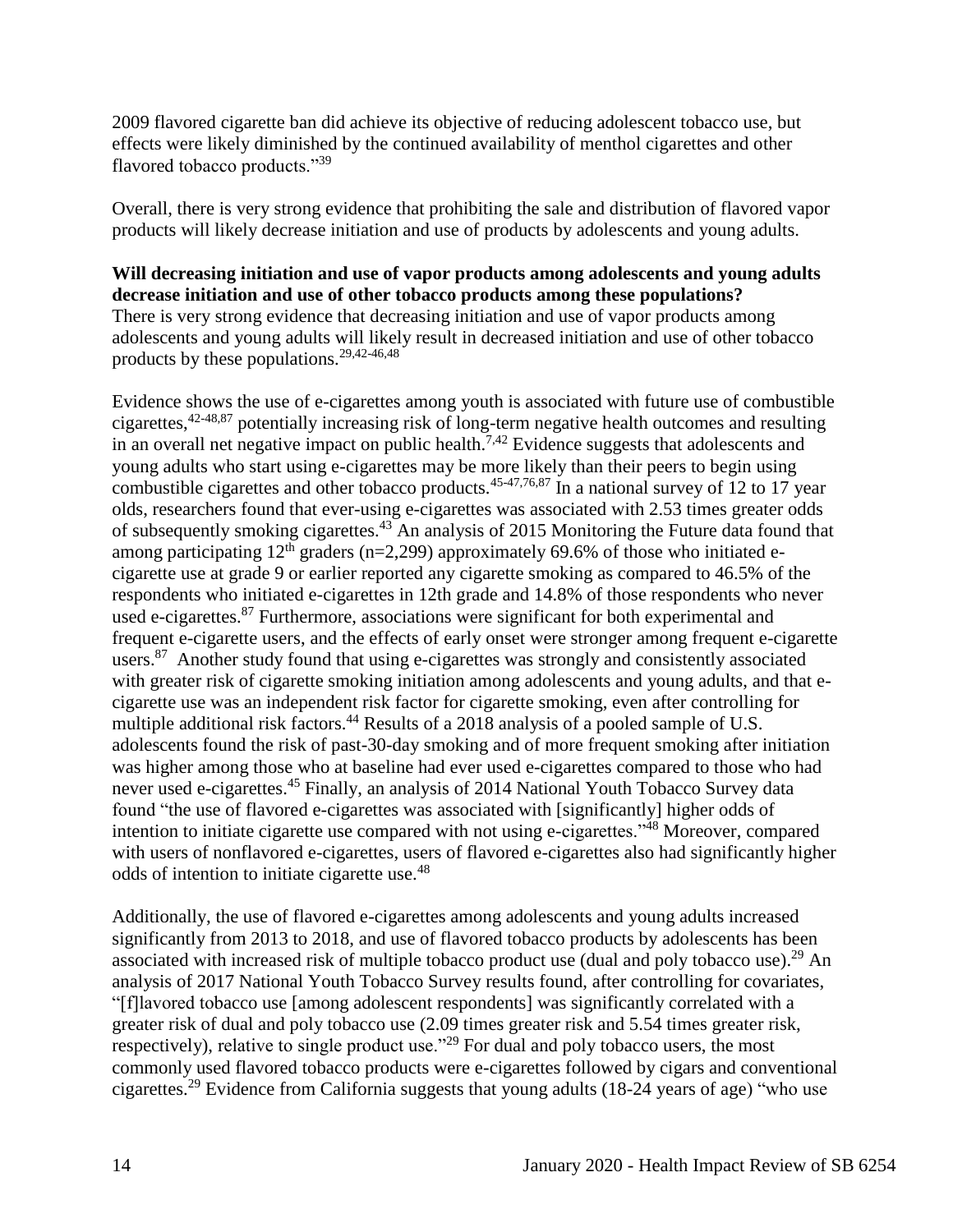2009 flavored cigarette ban did achieve its objective of reducing adolescent tobacco use, but effects were likely diminished by the continued availability of menthol cigarettes and other flavored tobacco products."[39]

Overall, there is very strong evidence that prohibiting the sale and distribution of flavored vapor products will likely decrease initiation and use of products by adolescents and young adults.

**Will decreasing initiation and use of vapor products among adolescents and young adults decrease initiation and use of other tobacco products among these populations?**

There is very strong evidence that decreasing initiation and use of vapor products among adolescents and young adults will likely result in decreased initiation and use of other tobacco products by these populations.[29,42-46,48]

Evidence shows the use of e-cigarettes among youth is associated with future use of combustible cigarettes,[42-48,87] potentially increasing risk of long-term negative health outcomes and resulting in an overall net negative impact on public health.[7,42] Evidence suggests that adolescents and young adults who start using e-cigarettes may be more likely than their peers to begin using combustible cigarettes and other tobacco products.[45-47,76,87] In a national survey of 12 to 17 year olds, researchers found that ever-using e-cigarettes was associated with 2.53 times greater odds of subsequently smoking cigarettes.[43] An analysis of 2015 Monitoring the Future data found that among participating 12th graders (n=2,299) approximately 69.6% of those who initiated e-cigarette use at grade 9 or earlier reported any cigarette smoking as compared to 46.5% of the respondents who initiated e-cigarettes in 12th grade and 14.8% of those respondents who never used e-cigarettes.[87] Furthermore, associations were significant for both experimental and frequent e-cigarette users, and the effects of early onset were stronger among frequent e-cigarette users.[87] Another study found that using e-cigarettes was strongly and consistently associated with greater risk of cigarette smoking initiation among adolescents and young adults, and that e-cigarette use was an independent risk factor for cigarette smoking, even after controlling for multiple additional risk factors.[44] Results of a 2018 analysis of a pooled sample of U.S. adolescents found the risk of past-30-day smoking and of more frequent smoking after initiation was higher among those who at baseline had ever used e-cigarettes compared to those who had never used e-cigarettes.[45] Finally, an analysis of 2014 National Youth Tobacco Survey data found "the use of flavored e-cigarettes was associated with [significantly] higher odds of intention to initiate cigarette use compared with not using e-cigarettes."[48] Moreover, compared with users of nonflavored e-cigarettes, users of flavored e-cigarettes also had significantly higher odds of intention to initiate cigarette use.[48]

Additionally, the use of flavored e-cigarettes among adolescents and young adults increased significantly from 2013 to 2018, and use of flavored tobacco products by adolescents has been associated with increased risk of multiple tobacco product use (dual and poly tobacco use).[29] An analysis of 2017 National Youth Tobacco Survey results found, after controlling for covariates, "[f]lavored tobacco use [among adolescent respondents] was significantly correlated with a greater risk of dual and poly tobacco use (2.09 times greater risk and 5.54 times greater risk, respectively), relative to single product use."[29] For dual and poly tobacco users, the most commonly used flavored tobacco products were e-cigarettes followed by cigars and conventional cigarettes.[29] Evidence from California suggests that young adults (18-24 years of age) "who use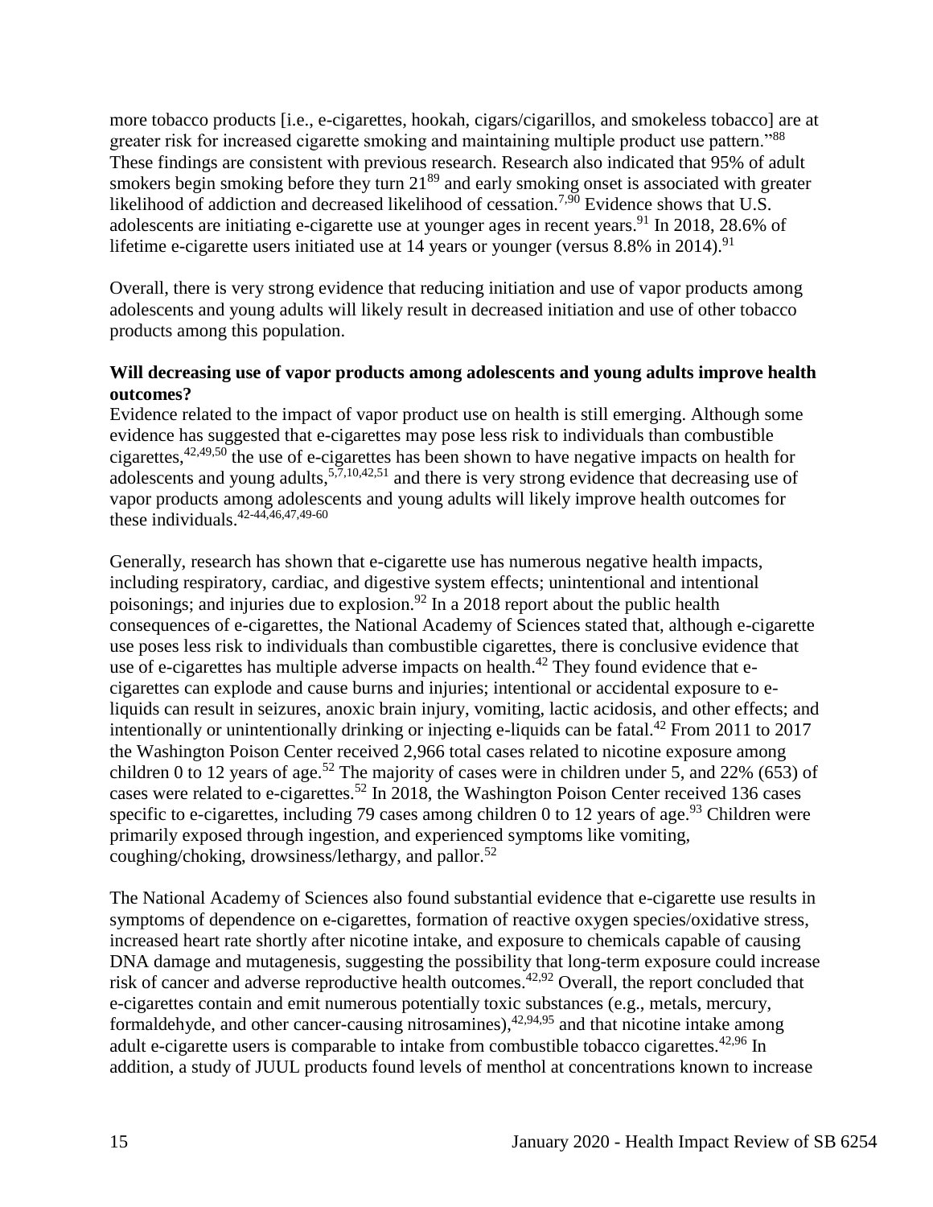more tobacco products [i.e., e-cigarettes, hookah, cigars/cigarillos, and smokeless tobacco] are at greater risk for increased cigarette smoking and maintaining multiple product use pattern."[88] These findings are consistent with previous research. Research also indicated that 95% of adult smokers begin smoking before they turn 21[89] and early smoking onset is associated with greater likelihood of addiction and decreased likelihood of cessation.[7,90] Evidence shows that U.S. adolescents are initiating e-cigarette use at younger ages in recent years.[91] In 2018, 28.6% of lifetime e-cigarette users initiated use at 14 years or younger (versus 8.8% in 2014).[91]

Overall, there is very strong evidence that reducing initiation and use of vapor products among adolescents and young adults will likely result in decreased initiation and use of other tobacco products among this population.

**Will decreasing use of vapor products among adolescents and young adults improve health outcomes?**

Evidence related to the impact of vapor product use on health is still emerging. Although some evidence has suggested that e-cigarettes may pose less risk to individuals than combustible cigarettes,[42,49,50] the use of e-cigarettes has been shown to have negative impacts on health for adolescents and young adults,[5,7,10,42,51] and there is very strong evidence that decreasing use of vapor products among adolescents and young adults will likely improve health outcomes for these individuals.[42-44,46,47,49-60]

Generally, research has shown that e-cigarette use has numerous negative health impacts, including respiratory, cardiac, and digestive system effects; unintentional and intentional poisonings; and injuries due to explosion.[92] In a 2018 report about the public health consequences of e-cigarettes, the National Academy of Sciences stated that, although e-cigarette use poses less risk to individuals than combustible cigarettes, there is conclusive evidence that use of e-cigarettes has multiple adverse impacts on health.[42] They found evidence that e-cigarettes can explode and cause burns and injuries; intentional or accidental exposure to e-liquids can result in seizures, anoxic brain injury, vomiting, lactic acidosis, and other effects; and intentionally or unintentionally drinking or injecting e-liquids can be fatal.[42] From 2011 to 2017 the Washington Poison Center received 2,966 total cases related to nicotine exposure among children 0 to 12 years of age.[52] The majority of cases were in children under 5, and 22% (653) of cases were related to e-cigarettes.[52] In 2018, the Washington Poison Center received 136 cases specific to e-cigarettes, including 79 cases among children 0 to 12 years of age.[93] Children were primarily exposed through ingestion, and experienced symptoms like vomiting, coughing/choking, drowsiness/lethargy, and pallor.[52]

The National Academy of Sciences also found substantial evidence that e-cigarette use results in symptoms of dependence on e-cigarettes, formation of reactive oxygen species/oxidative stress, increased heart rate shortly after nicotine intake, and exposure to chemicals capable of causing DNA damage and mutagenesis, suggesting the possibility that long-term exposure could increase risk of cancer and adverse reproductive health outcomes.[42,92] Overall, the report concluded that e-cigarettes contain and emit numerous potentially toxic substances (e.g., metals, mercury, formaldehyde, and other cancer-causing nitrosamines),[42,94,95] and that nicotine intake among adult e-cigarette users is comparable to intake from combustible tobacco cigarettes.[42,96] In addition, a study of JUUL products found levels of menthol at concentrations known to increase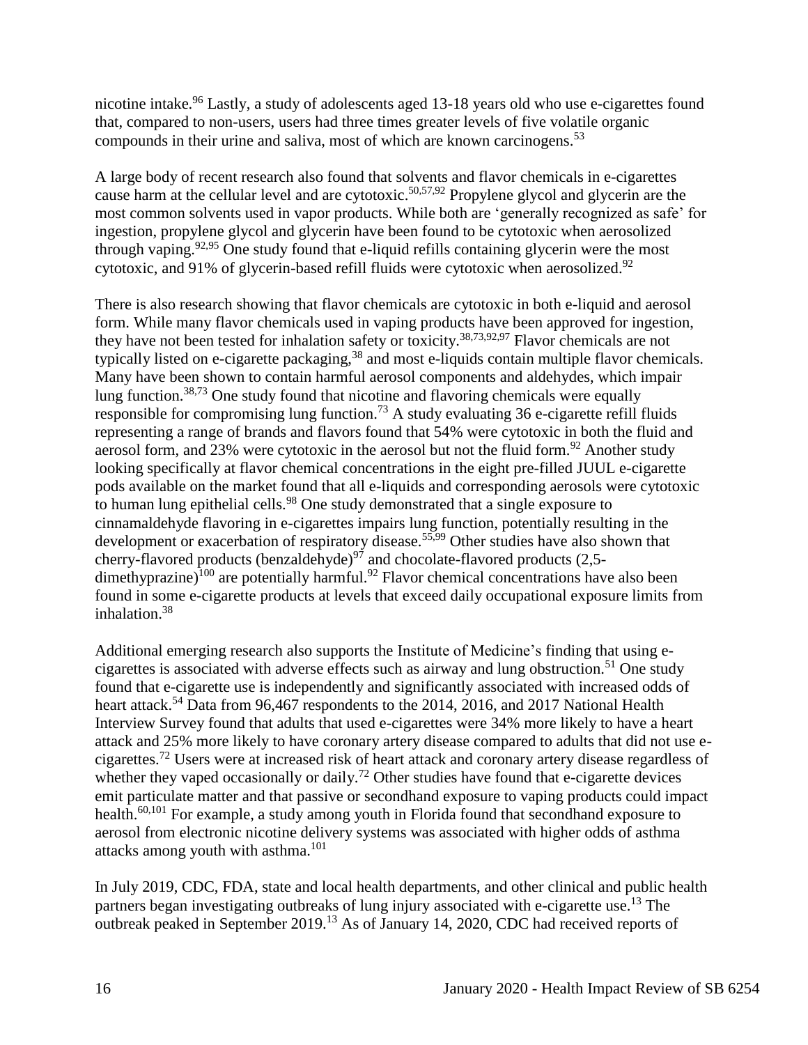nicotine intake.[96] Lastly, a study of adolescents aged 13-18 years old who use e-cigarettes found that, compared to non-users, users had three times greater levels of five volatile organic compounds in their urine and saliva, most of which are known carcinogens.[53]

A large body of recent research also found that solvents and flavor chemicals in e-cigarettes cause harm at the cellular level and are cytotoxic.[50,57,92] Propylene glycol and glycerin are the most common solvents used in vapor products. While both are 'generally recognized as safe' for ingestion, propylene glycol and glycerin have been found to be cytotoxic when aerosolized through vaping.[92,95] One study found that e-liquid refills containing glycerin were the most cytotoxic, and 91% of glycerin-based refill fluids were cytotoxic when aerosolized.[92]

There is also research showing that flavor chemicals are cytotoxic in both e-liquid and aerosol form. While many flavor chemicals used in vaping products have been approved for ingestion, they have not been tested for inhalation safety or toxicity.[38,73,92,97] Flavor chemicals are not typically listed on e-cigarette packaging,[38] and most e-liquids contain multiple flavor chemicals. Many have been shown to contain harmful aerosol components and aldehydes, which impair lung function.[38,73] One study found that nicotine and flavoring chemicals were equally responsible for compromising lung function.[73] A study evaluating 36 e-cigarette refill fluids representing a range of brands and flavors found that 54% were cytotoxic in both the fluid and aerosol form, and 23% were cytotoxic in the aerosol but not the fluid form.[92] Another study looking specifically at flavor chemical concentrations in the eight pre-filled JUUL e-cigarette pods available on the market found that all e-liquids and corresponding aerosols were cytotoxic to human lung epithelial cells.[98] One study demonstrated that a single exposure to cinnamaldehyde flavoring in e-cigarettes impairs lung function, potentially resulting in the development or exacerbation of respiratory disease.[55,99] Other studies have also shown that cherry-flavored products (benzaldehyde)[97] and chocolate-flavored products (2,5-dimethyprazine)[100] are potentially harmful.[92] Flavor chemical concentrations have also been found in some e-cigarette products at levels that exceed daily occupational exposure limits from inhalation.[38]

Additional emerging research also supports the Institute of Medicine's finding that using e-cigarettes is associated with adverse effects such as airway and lung obstruction.[51] One study found that e-cigarette use is independently and significantly associated with increased odds of heart attack.[54] Data from 96,467 respondents to the 2014, 2016, and 2017 National Health Interview Survey found that adults that used e-cigarettes were 34% more likely to have a heart attack and 25% more likely to have coronary artery disease compared to adults that did not use e-cigarettes.[72] Users were at increased risk of heart attack and coronary artery disease regardless of whether they vaped occasionally or daily.[72] Other studies have found that e-cigarette devices emit particulate matter and that passive or secondhand exposure to vaping products could impact health.[60,101] For example, a study among youth in Florida found that secondhand exposure to aerosol from electronic nicotine delivery systems was associated with higher odds of asthma attacks among youth with asthma.[101]

In July 2019, CDC, FDA, state and local health departments, and other clinical and public health partners began investigating outbreaks of lung injury associated with e-cigarette use.[13] The outbreak peaked in September 2019.[13] As of January 14, 2020, CDC had received reports of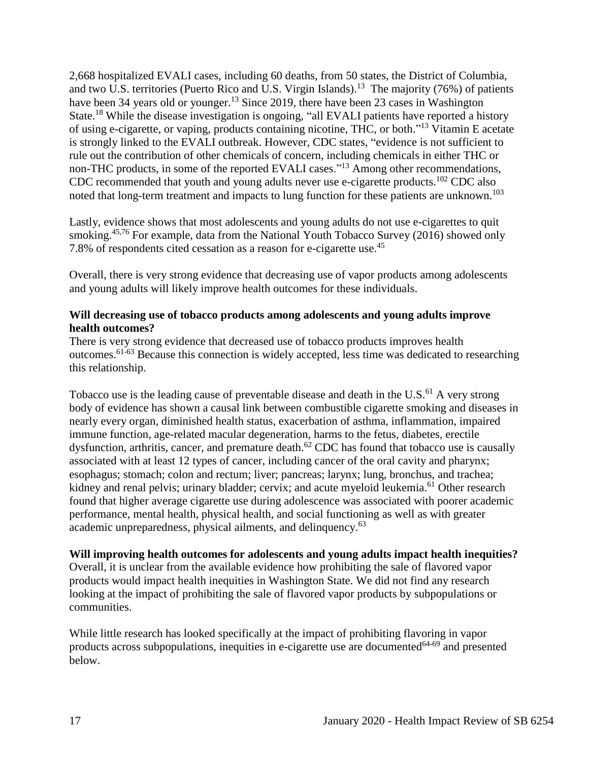2,668 hospitalized EVALI cases, including 60 deaths, from 50 states, the District of Columbia, and two U.S. territories (Puerto Rico and U.S. Virgin Islands).[13] The majority (76%) of patients have been 34 years old or younger.[13] Since 2019, there have been 23 cases in Washington State.[18] While the disease investigation is ongoing, "all EVALI patients have reported a history of using e-cigarette, or vaping, products containing nicotine, THC, or both."[13] Vitamin E acetate is strongly linked to the EVALI outbreak. However, CDC states, "evidence is not sufficient to rule out the contribution of other chemicals of concern, including chemicals in either THC or non-THC products, in some of the reported EVALI cases."[13] Among other recommendations, CDC recommended that youth and young adults never use e-cigarette products.[102] CDC also noted that long-term treatment and impacts to lung function for these patients are unknown.[103]

Lastly, evidence shows that most adolescents and young adults do not use e-cigarettes to quit smoking.[45,76] For example, data from the National Youth Tobacco Survey (2016) showed only 7.8% of respondents cited cessation as a reason for e-cigarette use.[45]

Overall, there is very strong evidence that decreasing use of vapor products among adolescents and young adults will likely improve health outcomes for these individuals.

**Will decreasing use of tobacco products among adolescents and young adults improve health outcomes?**

There is very strong evidence that decreased use of tobacco products improves health outcomes.[61-63] Because this connection is widely accepted, less time was dedicated to researching this relationship.

Tobacco use is the leading cause of preventable disease and death in the U.S.[61] A very strong body of evidence has shown a causal link between combustible cigarette smoking and diseases in nearly every organ, diminished health status, exacerbation of asthma, inflammation, impaired immune function, age-related macular degeneration, harms to the fetus, diabetes, erectile dysfunction, arthritis, cancer, and premature death.[62] CDC has found that tobacco use is causally associated with at least 12 types of cancer, including cancer of the oral cavity and pharynx; esophagus; stomach; colon and rectum; liver; pancreas; larynx; lung, bronchus, and trachea; kidney and renal pelvis; urinary bladder; cervix; and acute myeloid leukemia.[61] Other research found that higher average cigarette use during adolescence was associated with poorer academic performance, mental health, physical health, and social functioning as well as with greater academic unpreparedness, physical ailments, and delinquency.[63]

**Will improving health outcomes for adolescents and young adults impact health inequities?**

Overall, it is unclear from the available evidence how prohibiting the sale of flavored vapor products would impact health inequities in Washington State. We did not find any research looking at the impact of prohibiting the sale of flavored vapor products by subpopulations or communities.

While little research has looked specifically at the impact of prohibiting flavoring in vapor products across subpopulations, inequities in e-cigarette use are documented[64-69] and presented below.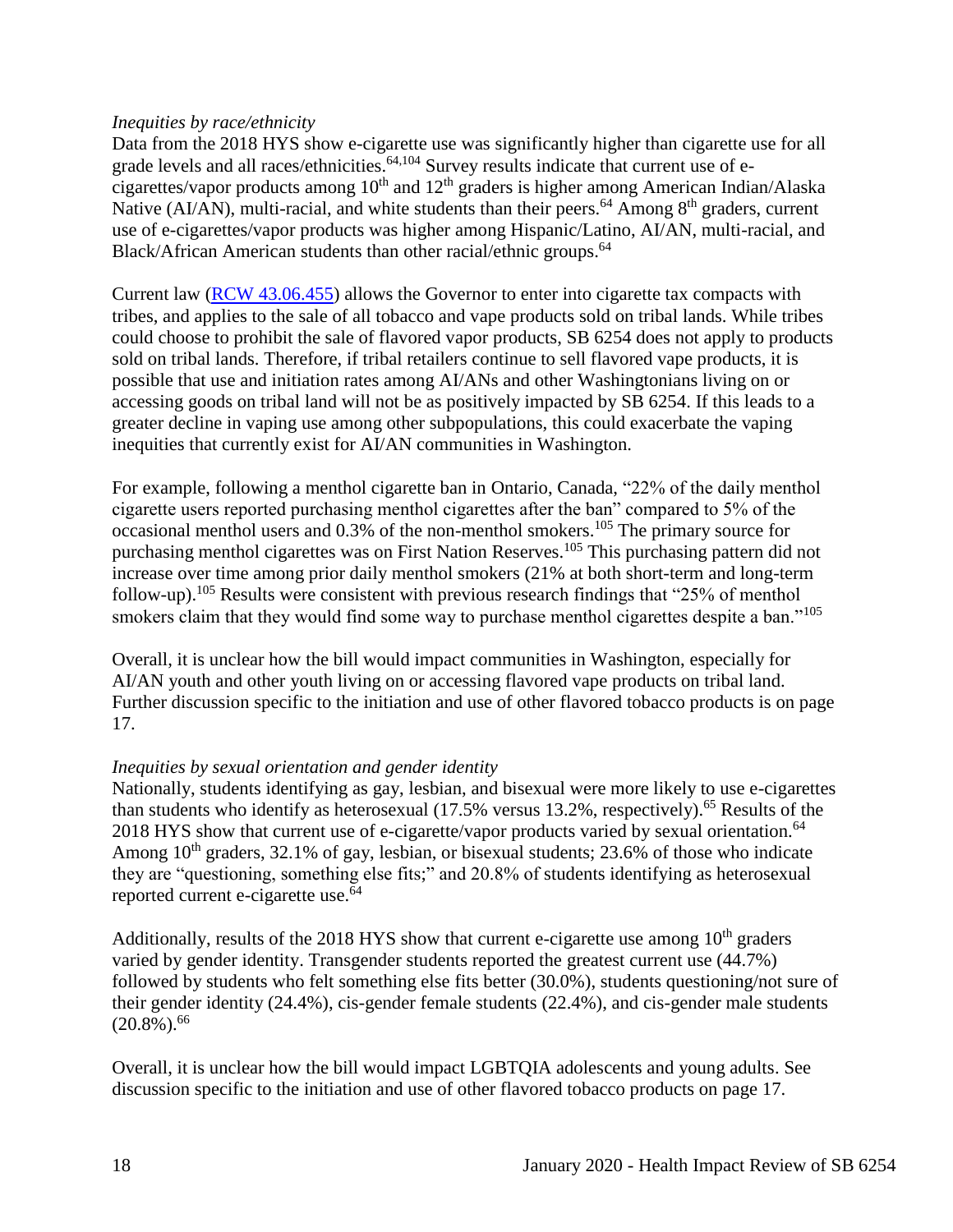*Inequities by race/ethnicity*

Data from the 2018 HYS show e-cigarette use was significantly higher than cigarette use for all grade levels and all races/ethnicities.[64,104] Survey results indicate that current use of e-cigarettes/vapor products among 10th and 12th graders is higher among American Indian/Alaska Native (AI/AN), multi-racial, and white students than their peers.[64] Among 8th graders, current use of e-cigarettes/vapor products was higher among Hispanic/Latino, AI/AN, multi-racial, and Black/African American students than other racial/ethnic groups.[64]

Current law (RCW 43.06.455) allows the Governor to enter into cigarette tax compacts with tribes, and applies to the sale of all tobacco and vape products sold on tribal lands. While tribes could choose to prohibit the sale of flavored vapor products, SB 6254 does not apply to products sold on tribal lands. Therefore, if tribal retailers continue to sell flavored vape products, it is possible that use and initiation rates among AI/ANs and other Washingtonians living on or accessing goods on tribal land will not be as positively impacted by SB 6254. If this leads to a greater decline in vaping use among other subpopulations, this could exacerbate the vaping inequities that currently exist for AI/AN communities in Washington.

For example, following a menthol cigarette ban in Ontario, Canada, "22% of the daily menthol cigarette users reported purchasing menthol cigarettes after the ban" compared to 5% of the occasional menthol users and 0.3% of the non-menthol smokers.[105] The primary source for purchasing menthol cigarettes was on First Nation Reserves.[105] This purchasing pattern did not increase over time among prior daily menthol smokers (21% at both short-term and long-term follow-up).[105] Results were consistent with previous research findings that "25% of menthol smokers claim that they would find some way to purchase menthol cigarettes despite a ban."[105]

Overall, it is unclear how the bill would impact communities in Washington, especially for AI/AN youth and other youth living on or accessing flavored vape products on tribal land. Further discussion specific to the initiation and use of other flavored tobacco products is on page 17.

*Inequities by sexual orientation and gender identity*

Nationally, students identifying as gay, lesbian, and bisexual were more likely to use e-cigarettes than students who identify as heterosexual (17.5% versus 13.2%, respectively).[65] Results of the 2018 HYS show that current use of e-cigarette/vapor products varied by sexual orientation.[64] Among 10th graders, 32.1% of gay, lesbian, or bisexual students; 23.6% of those who indicate they are "questioning, something else fits;" and 20.8% of students identifying as heterosexual reported current e-cigarette use.[64]

Additionally, results of the 2018 HYS show that current e-cigarette use among 10th graders varied by gender identity. Transgender students reported the greatest current use (44.7%) followed by students who felt something else fits better (30.0%), students questioning/not sure of their gender identity (24.4%), cis-gender female students (22.4%), and cis-gender male students (20.8%).[66]

Overall, it is unclear how the bill would impact LGBTQIA adolescents and young adults. See discussion specific to the initiation and use of other flavored tobacco products on page 17.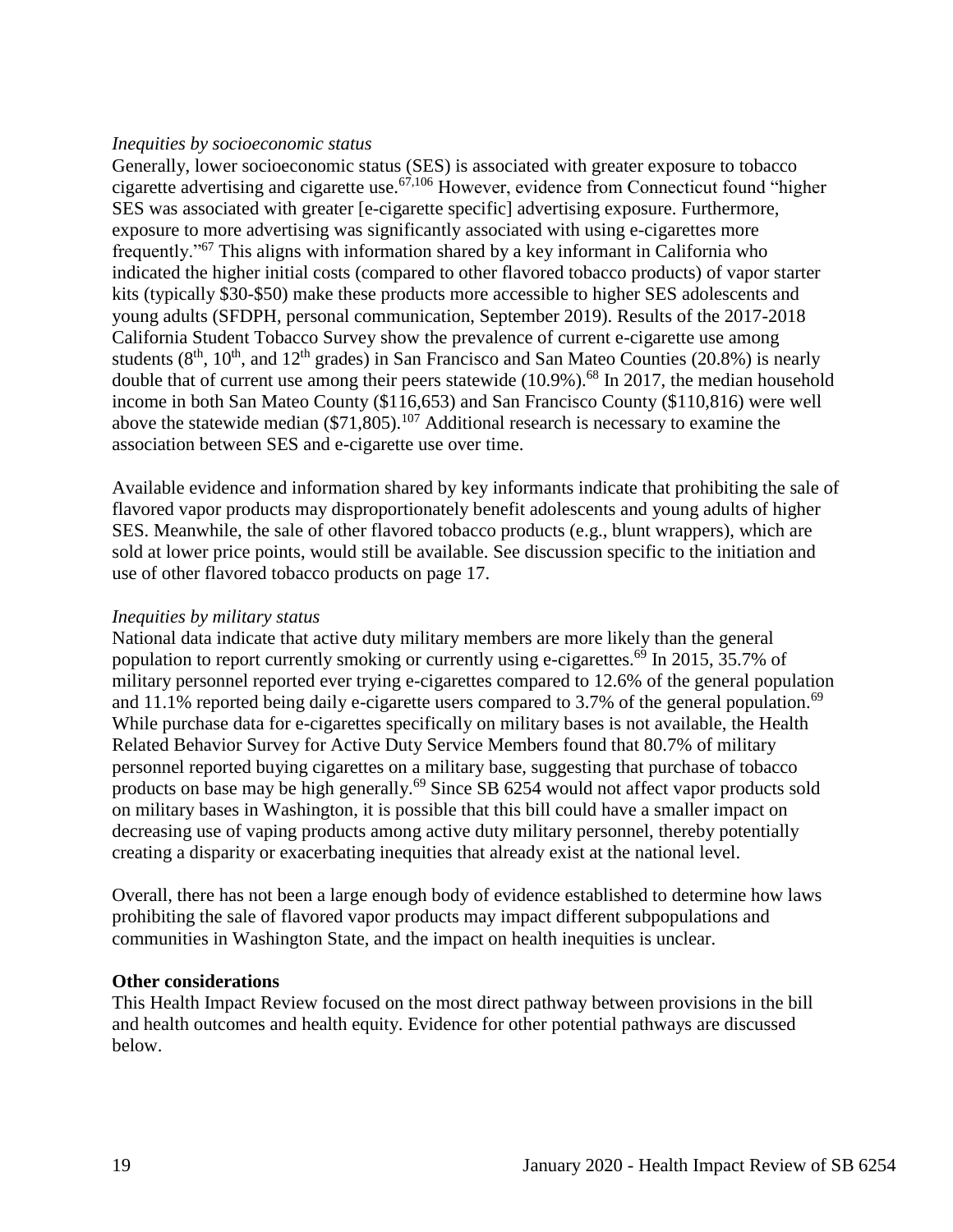*Inequities by socioeconomic status*

Generally, lower socioeconomic status (SES) is associated with greater exposure to tobacco cigarette advertising and cigarette use.[67,106] However, evidence from Connecticut found "higher SES was associated with greater [e-cigarette specific] advertising exposure. Furthermore, exposure to more advertising was significantly associated with using e-cigarettes more frequently."[67] This aligns with information shared by a key informant in California who indicated the higher initial costs (compared to other flavored tobacco products) of vapor starter kits (typically $30-$50) make these products more accessible to higher SES adolescents and young adults (SFDPH, personal communication, September 2019). Results of the 2017-2018 California Student Tobacco Survey show the prevalence of current e-cigarette use among students (8th, 10th, and 12th grades) in San Francisco and San Mateo Counties (20.8%) is nearly double that of current use among their peers statewide (10.9%).[68] In 2017, the median household income in both San Mateo County ($116,653) and San Francisco County ($110,816) were well above the statewide median ($71,805).[107] Additional research is necessary to examine the association between SES and e-cigarette use over time.

Available evidence and information shared by key informants indicate that prohibiting the sale of flavored vapor products may disproportionately benefit adolescents and young adults of higher SES. Meanwhile, the sale of other flavored tobacco products (e.g., blunt wrappers), which are sold at lower price points, would still be available. See discussion specific to the initiation and use of other flavored tobacco products on page 17.

*Inequities by military status*

National data indicate that active duty military members are more likely than the general population to report currently smoking or currently using e-cigarettes.[69] In 2015, 35.7% of military personnel reported ever trying e-cigarettes compared to 12.6% of the general population and 11.1% reported being daily e-cigarette users compared to 3.7% of the general population.[69] While purchase data for e-cigarettes specifically on military bases is not available, the Health Related Behavior Survey for Active Duty Service Members found that 80.7% of military personnel reported buying cigarettes on a military base, suggesting that purchase of tobacco products on base may be high generally.[69] Since SB 6254 would not affect vapor products sold on military bases in Washington, it is possible that this bill could have a smaller impact on decreasing use of vaping products among active duty military personnel, thereby potentially creating a disparity or exacerbating inequities that already exist at the national level.

Overall, there has not been a large enough body of evidence established to determine how laws prohibiting the sale of flavored vapor products may impact different subpopulations and communities in Washington State, and the impact on health inequities is unclear.

**Other considerations**

This Health Impact Review focused on the most direct pathway between provisions in the bill and health outcomes and health equity. Evidence for other potential pathways are discussed below.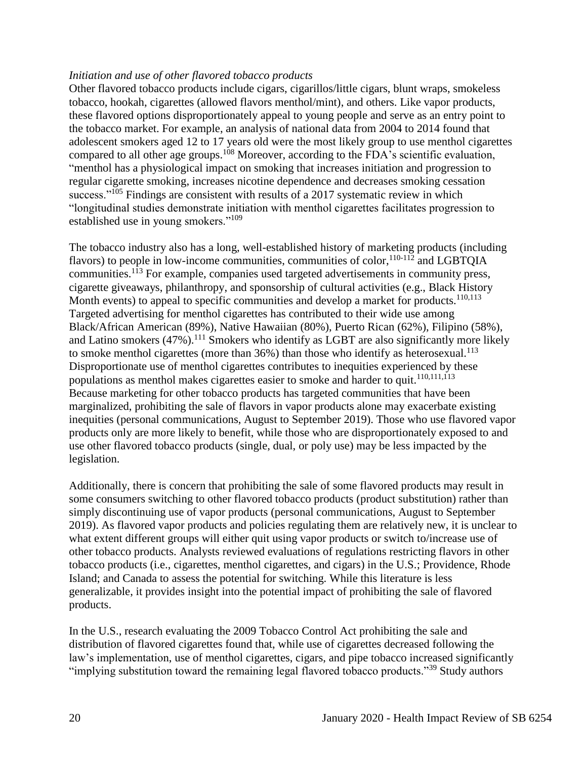*Initiation and use of other flavored tobacco products*

Other flavored tobacco products include cigars, cigarillos/little cigars, blunt wraps, smokeless tobacco, hookah, cigarettes (allowed flavors menthol/mint), and others. Like vapor products, these flavored options disproportionately appeal to young people and serve as an entry point to the tobacco market. For example, an analysis of national data from 2004 to 2014 found that adolescent smokers aged 12 to 17 years old were the most likely group to use menthol cigarettes compared to all other age groups.[108] Moreover, according to the FDA's scientific evaluation, "menthol has a physiological impact on smoking that increases initiation and progression to regular cigarette smoking, increases nicotine dependence and decreases smoking cessation success."[105] Findings are consistent with results of a 2017 systematic review in which "longitudinal studies demonstrate initiation with menthol cigarettes facilitates progression to established use in young smokers."[109]

The tobacco industry also has a long, well-established history of marketing products (including flavors) to people in low-income communities, communities of color,[110-112] and LGBTQIA communities.[113] For example, companies used targeted advertisements in community press, cigarette giveaways, philanthropy, and sponsorship of cultural activities (e.g., Black History Month events) to appeal to specific communities and develop a market for products.[110,113] Targeted advertising for menthol cigarettes has contributed to their wide use among Black/African American (89%), Native Hawaiian (80%), Puerto Rican (62%), Filipino (58%), and Latino smokers (47%).[111] Smokers who identify as LGBT are also significantly more likely to smoke menthol cigarettes (more than 36%) than those who identify as heterosexual.[113] Disproportionate use of menthol cigarettes contributes to inequities experienced by these populations as menthol makes cigarettes easier to smoke and harder to quit.[110,111,113] Because marketing for other tobacco products has targeted communities that have been marginalized, prohibiting the sale of flavors in vapor products alone may exacerbate existing inequities (personal communications, August to September 2019). Those who use flavored vapor products only are more likely to benefit, while those who are disproportionately exposed to and use other flavored tobacco products (single, dual, or poly use) may be less impacted by the legislation.

Additionally, there is concern that prohibiting the sale of some flavored products may result in some consumers switching to other flavored tobacco products (product substitution) rather than simply discontinuing use of vapor products (personal communications, August to September 2019). As flavored vapor products and policies regulating them are relatively new, it is unclear to what extent different groups will either quit using vapor products or switch to/increase use of other tobacco products. Analysts reviewed evaluations of regulations restricting flavors in other tobacco products (i.e., cigarettes, menthol cigarettes, and cigars) in the U.S.; Providence, Rhode Island; and Canada to assess the potential for switching. While this literature is less generalizable, it provides insight into the potential impact of prohibiting the sale of flavored products.

In the U.S., research evaluating the 2009 Tobacco Control Act prohibiting the sale and distribution of flavored cigarettes found that, while use of cigarettes decreased following the law's implementation, use of menthol cigarettes, cigars, and pipe tobacco increased significantly "implying substitution toward the remaining legal flavored tobacco products."[39] Study authors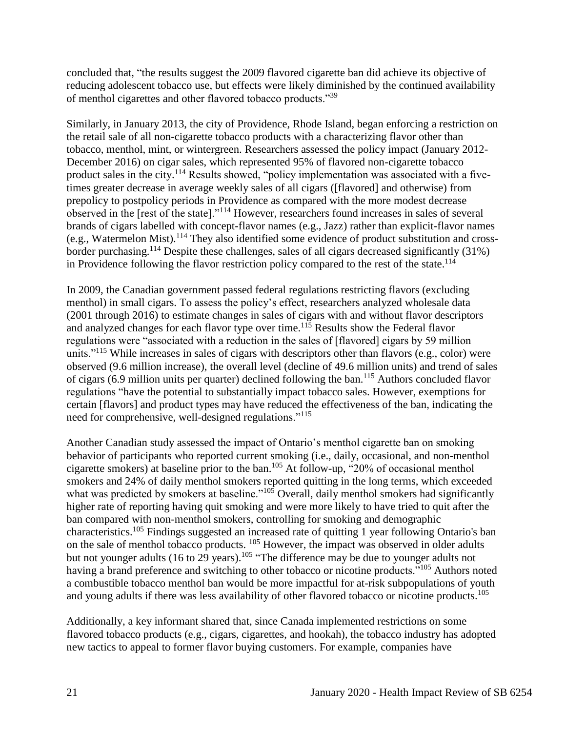concluded that, "the results suggest the 2009 flavored cigarette ban did achieve its objective of reducing adolescent tobacco use, but effects were likely diminished by the continued availability of menthol cigarettes and other flavored tobacco products."[39]

Similarly, in January 2013, the city of Providence, Rhode Island, began enforcing a restriction on the retail sale of all non-cigarette tobacco products with a characterizing flavor other than tobacco, menthol, mint, or wintergreen. Researchers assessed the policy impact (January 2012-December 2016) on cigar sales, which represented 95% of flavored non-cigarette tobacco product sales in the city.[114] Results showed, "policy implementation was associated with a five-times greater decrease in average weekly sales of all cigars ([flavored] and otherwise) from prepolicy to postpolicy periods in Providence as compared with the more modest decrease observed in the [rest of the state]."[114] However, researchers found increases in sales of several brands of cigars labelled with concept-flavor names (e.g., Jazz) rather than explicit-flavor names (e.g., Watermelon Mist).[114] They also identified some evidence of product substitution and cross-border purchasing.[114] Despite these challenges, sales of all cigars decreased significantly (31%) in Providence following the flavor restriction policy compared to the rest of the state.[114]

In 2009, the Canadian government passed federal regulations restricting flavors (excluding menthol) in small cigars. To assess the policy's effect, researchers analyzed wholesale data (2001 through 2016) to estimate changes in sales of cigars with and without flavor descriptors and analyzed changes for each flavor type over time.[115] Results show the Federal flavor regulations were "associated with a reduction in the sales of [flavored] cigars by 59 million units."[115] While increases in sales of cigars with descriptors other than flavors (e.g., color) were observed (9.6 million increase), the overall level (decline of 49.6 million units) and trend of sales of cigars (6.9 million units per quarter) declined following the ban.[115] Authors concluded flavor regulations "have the potential to substantially impact tobacco sales. However, exemptions for certain [flavors] and product types may have reduced the effectiveness of the ban, indicating the need for comprehensive, well-designed regulations."[115]

Another Canadian study assessed the impact of Ontario's menthol cigarette ban on smoking behavior of participants who reported current smoking (i.e., daily, occasional, and non-menthol cigarette smokers) at baseline prior to the ban.[105] At follow-up, "20% of occasional menthol smokers and 24% of daily menthol smokers reported quitting in the long terms, which exceeded what was predicted by smokers at baseline."[105] Overall, daily menthol smokers had significantly higher rate of reporting having quit smoking and were more likely to have tried to quit after the ban compared with non-menthol smokers, controlling for smoking and demographic characteristics.[105] Findings suggested an increased rate of quitting 1 year following Ontario's ban on the sale of menthol tobacco products. [105] However, the impact was observed in older adults but not younger adults (16 to 29 years).[105] "The difference may be due to younger adults not having a brand preference and switching to other tobacco or nicotine products."[105] Authors noted a combustible tobacco menthol ban would be more impactful for at-risk subpopulations of youth and young adults if there was less availability of other flavored tobacco or nicotine products.[105]

Additionally, a key informant shared that, since Canada implemented restrictions on some flavored tobacco products (e.g., cigars, cigarettes, and hookah), the tobacco industry has adopted new tactics to appeal to former flavor buying customers. For example, companies have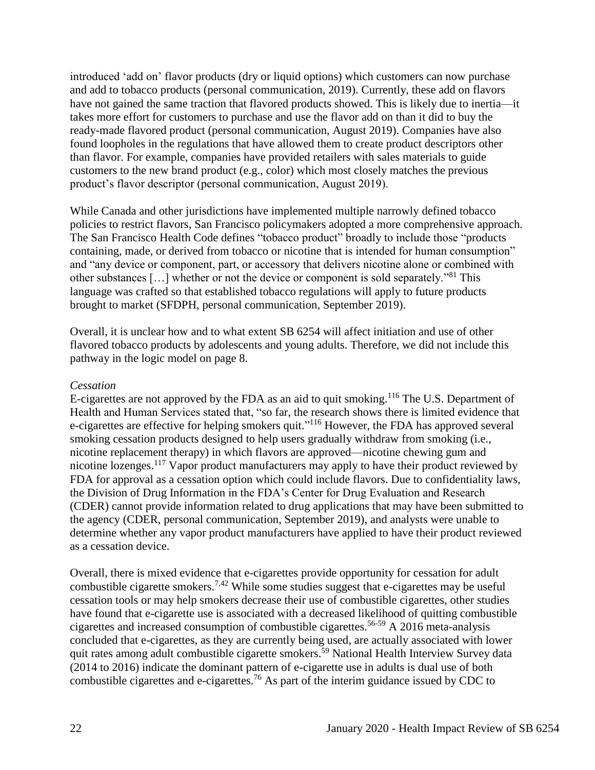introduced 'add on' flavor products (dry or liquid options) which customers can now purchase and add to tobacco products (personal communication, 2019). Currently, these add on flavors have not gained the same traction that flavored products showed. This is likely due to inertia—it takes more effort for customers to purchase and use the flavor add on than it did to buy the ready-made flavored product (personal communication, August 2019). Companies have also found loopholes in the regulations that have allowed them to create product descriptors other than flavor. For example, companies have provided retailers with sales materials to guide customers to the new brand product (e.g., color) which most closely matches the previous product's flavor descriptor (personal communication, August 2019).

While Canada and other jurisdictions have implemented multiple narrowly defined tobacco policies to restrict flavors, San Francisco policymakers adopted a more comprehensive approach. The San Francisco Health Code defines "tobacco product" broadly to include those "products containing, made, or derived from tobacco or nicotine that is intended for human consumption" and "any device or component, part, or accessory that delivers nicotine alone or combined with other substances […] whether or not the device or component is sold separately."[81] This language was crafted so that established tobacco regulations will apply to future products brought to market (SFDPH, personal communication, September 2019).

Overall, it is unclear how and to what extent SB 6254 will affect initiation and use of other flavored tobacco products by adolescents and young adults. Therefore, we did not include this pathway in the logic model on page 8.

*Cessation*

E-cigarettes are not approved by the FDA as an aid to quit smoking.[116] The U.S. Department of Health and Human Services stated that, "so far, the research shows there is limited evidence that e-cigarettes are effective for helping smokers quit."[116] However, the FDA has approved several smoking cessation products designed to help users gradually withdraw from smoking (i.e., nicotine replacement therapy) in which flavors are approved—nicotine chewing gum and nicotine lozenges.[117] Vapor product manufacturers may apply to have their product reviewed by FDA for approval as a cessation option which could include flavors. Due to confidentiality laws, the Division of Drug Information in the FDA's Center for Drug Evaluation and Research (CDER) cannot provide information related to drug applications that may have been submitted to the agency (CDER, personal communication, September 2019), and analysts were unable to determine whether any vapor product manufacturers have applied to have their product reviewed as a cessation device.

Overall, there is mixed evidence that e-cigarettes provide opportunity for cessation for adult combustible cigarette smokers.[7,42] While some studies suggest that e-cigarettes may be useful cessation tools or may help smokers decrease their use of combustible cigarettes, other studies have found that e-cigarette use is associated with a decreased likelihood of quitting combustible cigarettes and increased consumption of combustible cigarettes.[56-59] A 2016 meta-analysis concluded that e-cigarettes, as they are currently being used, are actually associated with lower quit rates among adult combustible cigarette smokers.[59] National Health Interview Survey data (2014 to 2016) indicate the dominant pattern of e-cigarette use in adults is dual use of both combustible cigarettes and e-cigarettes.[76] As part of the interim guidance issued by CDC to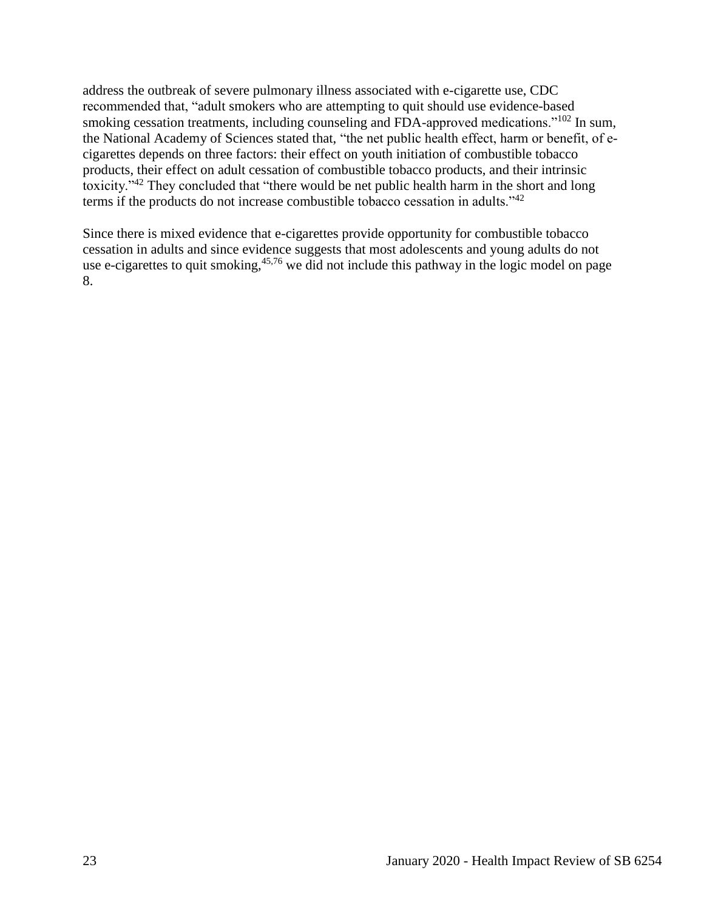address the outbreak of severe pulmonary illness associated with e-cigarette use, CDC recommended that, "adult smokers who are attempting to quit should use evidence-based smoking cessation treatments, including counseling and FDA-approved medications."[102] In sum, the National Academy of Sciences stated that, "the net public health effect, harm or benefit, of e-cigarettes depends on three factors: their effect on youth initiation of combustible tobacco products, their effect on adult cessation of combustible tobacco products, and their intrinsic toxicity."[42] They concluded that "there would be net public health harm in the short and long terms if the products do not increase combustible tobacco cessation in adults."[42]

Since there is mixed evidence that e-cigarettes provide opportunity for combustible tobacco cessation in adults and since evidence suggests that most adolescents and young adults do not use e-cigarettes to quit smoking,[45,76] we did not include this pathway in the logic model on page 8.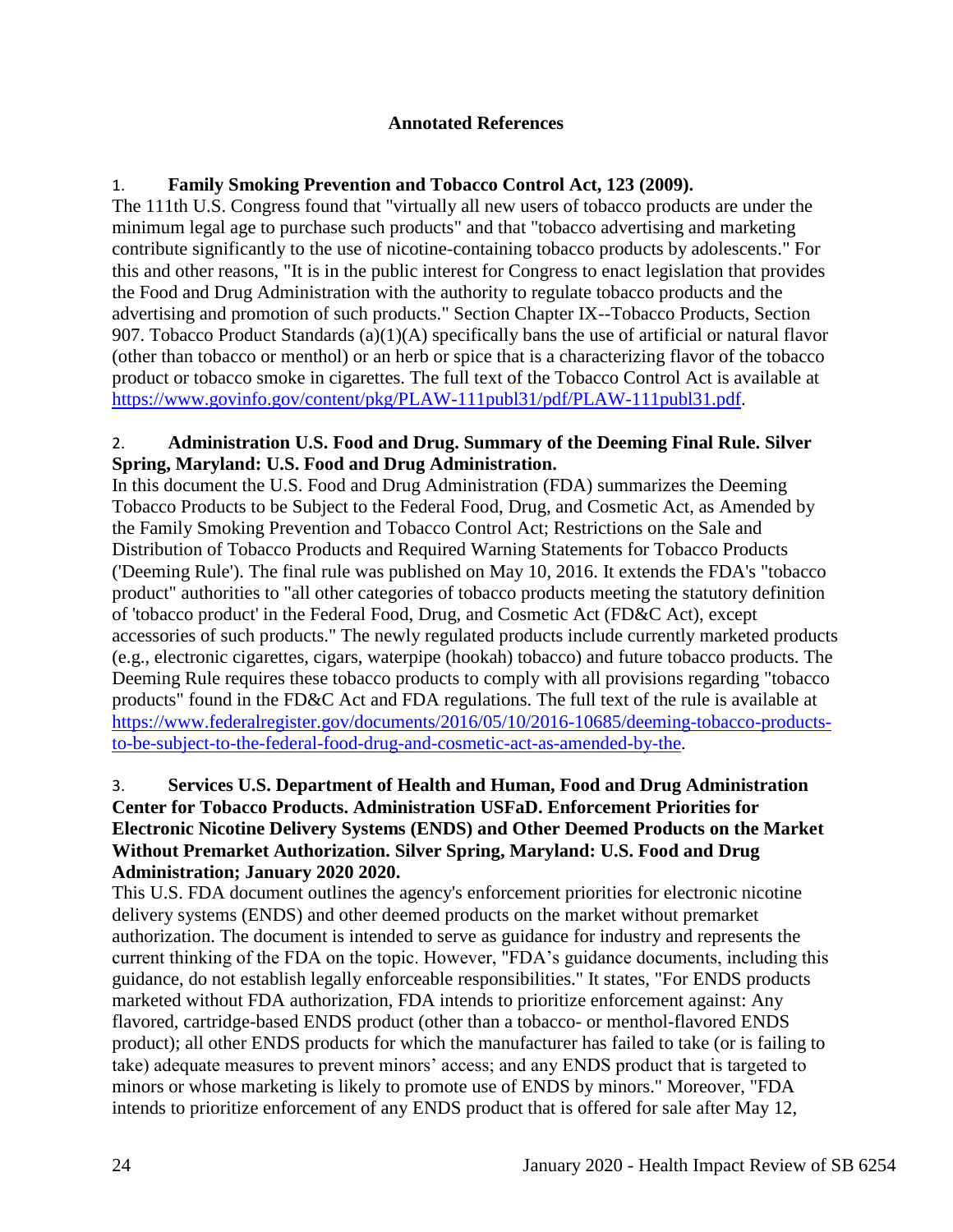**Annotated References**

1. **Family Smoking Prevention and Tobacco Control Act, 123 (2009).**
The 111th U.S. Congress found that "virtually all new users of tobacco products are under the minimum legal age to purchase such products" and that "tobacco advertising and marketing contribute significantly to the use of nicotine-containing tobacco products by adolescents." For this and other reasons, "It is in the public interest for Congress to enact legislation that provides the Food and Drug Administration with the authority to regulate tobacco products and the advertising and promotion of such products." Section Chapter IX--Tobacco Products, Section 907. Tobacco Product Standards (a)(1)(A) specifically bans the use of artificial or natural flavor (other than tobacco or menthol) or an herb or spice that is a characterizing flavor of the tobacco product or tobacco smoke in cigarettes. The full text of the Tobacco Control Act is available at https://www.govinfo.gov/content/pkg/PLAW-111publ31/pdf/PLAW-111publ31.pdf.

2. **Administration U.S. Food and Drug. Summary of the Deeming Final Rule. Silver Spring, Maryland: U.S. Food and Drug Administration.**
In this document the U.S. Food and Drug Administration (FDA) summarizes the Deeming Tobacco Products to be Subject to the Federal Food, Drug, and Cosmetic Act, as Amended by the Family Smoking Prevention and Tobacco Control Act; Restrictions on the Sale and Distribution of Tobacco Products and Required Warning Statements for Tobacco Products ('Deeming Rule'). The final rule was published on May 10, 2016. It extends the FDA's "tobacco product" authorities to "all other categories of tobacco products meeting the statutory definition of 'tobacco product' in the Federal Food, Drug, and Cosmetic Act (FD&C Act), except accessories of such products." The newly regulated products include currently marketed products (e.g., electronic cigarettes, cigars, waterpipe (hookah) tobacco) and future tobacco products. The Deeming Rule requires these tobacco products to comply with all provisions regarding "tobacco products" found in the FD&C Act and FDA regulations. The full text of the rule is available at https://www.federalregister.gov/documents/2016/05/10/2016-10685/deeming-tobacco-products-to-be-subject-to-the-federal-food-drug-and-cosmetic-act-as-amended-by-the.

3. **Services U.S. Department of Health and Human, Food and Drug Administration Center for Tobacco Products. Administration USFaD. Enforcement Priorities for Electronic Nicotine Delivery Systems (ENDS) and Other Deemed Products on the Market Without Premarket Authorization. Silver Spring, Maryland: U.S. Food and Drug Administration; January 2020 2020.**
This U.S. FDA document outlines the agency's enforcement priorities for electronic nicotine delivery systems (ENDS) and other deemed products on the market without premarket authorization. The document is intended to serve as guidance for industry and represents the current thinking of the FDA on the topic. However, "FDA's guidance documents, including this guidance, do not establish legally enforceable responsibilities." It states, "For ENDS products marketed without FDA authorization, FDA intends to prioritize enforcement against: Any flavored, cartridge-based ENDS product (other than a tobacco- or menthol-flavored ENDS product); all other ENDS products for which the manufacturer has failed to take (or is failing to take) adequate measures to prevent minors' access; and any ENDS product that is targeted to minors or whose marketing is likely to promote use of ENDS by minors." Moreover, "FDA intends to prioritize enforcement of any ENDS product that is offered for sale after May 12,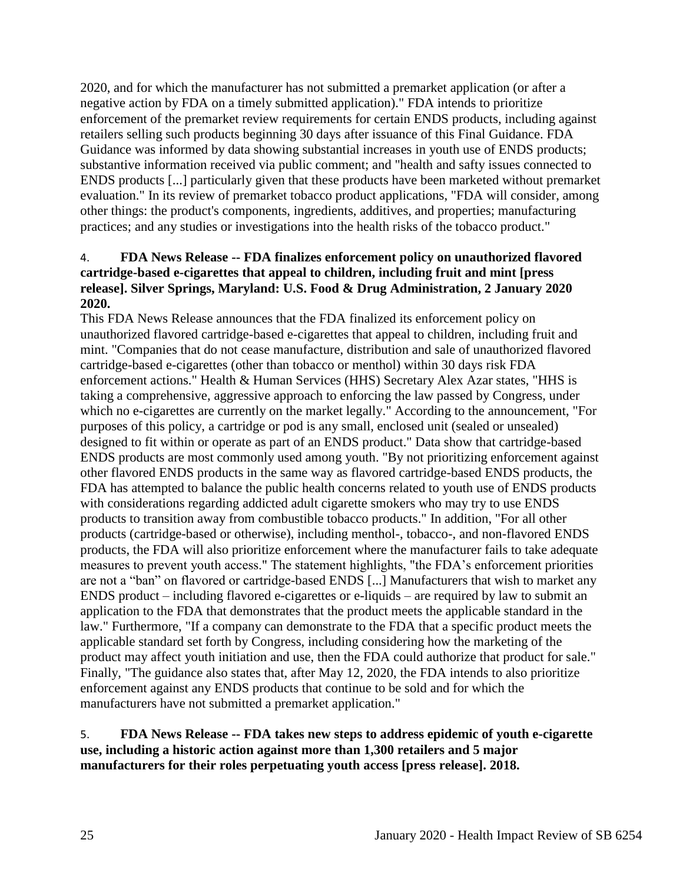2020, and for which the manufacturer has not submitted a premarket application (or after a negative action by FDA on a timely submitted application)." FDA intends to prioritize enforcement of the premarket review requirements for certain ENDS products, including against retailers selling such products beginning 30 days after issuance of this Final Guidance. FDA Guidance was informed by data showing substantial increases in youth use of ENDS products; substantive information received via public comment; and "health and safty issues connected to ENDS products [...] particularly given that these products have been marketed without premarket evaluation." In its review of premarket tobacco product applications, "FDA will consider, among other things: the product's components, ingredients, additives, and properties; manufacturing practices; and any studies or investigations into the health risks of the tobacco product."

4. **FDA News Release -- FDA finalizes enforcement policy on unauthorized flavored cartridge-based e-cigarettes that appeal to children, including fruit and mint [press release]. Silver Springs, Maryland: U.S. Food & Drug Administration, 2 January 2020 2020.**

This FDA News Release announces that the FDA finalized its enforcement policy on unauthorized flavored cartridge-based e-cigarettes that appeal to children, including fruit and mint. "Companies that do not cease manufacture, distribution and sale of unauthorized flavored cartridge-based e-cigarettes (other than tobacco or menthol) within 30 days risk FDA enforcement actions." Health & Human Services (HHS) Secretary Alex Azar states, "HHS is taking a comprehensive, aggressive approach to enforcing the law passed by Congress, under which no e-cigarettes are currently on the market legally." According to the announcement, "For purposes of this policy, a cartridge or pod is any small, enclosed unit (sealed or unsealed) designed to fit within or operate as part of an ENDS product." Data show that cartridge-based ENDS products are most commonly used among youth. "By not prioritizing enforcement against other flavored ENDS products in the same way as flavored cartridge-based ENDS products, the FDA has attempted to balance the public health concerns related to youth use of ENDS products with considerations regarding addicted adult cigarette smokers who may try to use ENDS products to transition away from combustible tobacco products." In addition, "For all other products (cartridge-based or otherwise), including menthol-, tobacco-, and non-flavored ENDS products, the FDA will also prioritize enforcement where the manufacturer fails to take adequate measures to prevent youth access." The statement highlights, "the FDA's enforcement priorities are not a "ban" on flavored or cartridge-based ENDS [...] Manufacturers that wish to market any ENDS product – including flavored e-cigarettes or e-liquids – are required by law to submit an application to the FDA that demonstrates that the product meets the applicable standard in the law." Furthermore, "If a company can demonstrate to the FDA that a specific product meets the applicable standard set forth by Congress, including considering how the marketing of the product may affect youth initiation and use, then the FDA could authorize that product for sale." Finally, "The guidance also states that, after May 12, 2020, the FDA intends to also prioritize enforcement against any ENDS products that continue to be sold and for which the manufacturers have not submitted a premarket application."

5. **FDA News Release -- FDA takes new steps to address epidemic of youth e-cigarette use, including a historic action against more than 1,300 retailers and 5 major manufacturers for their roles perpetuating youth access [press release]. 2018.**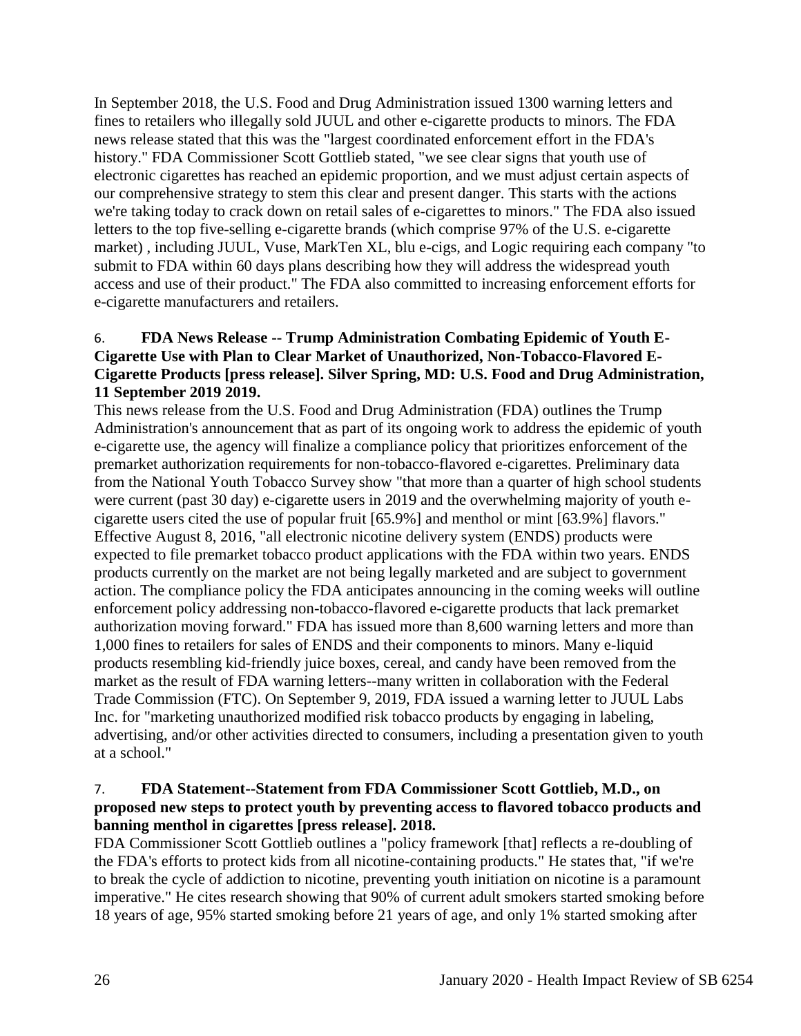In September 2018, the U.S. Food and Drug Administration issued 1300 warning letters and fines to retailers who illegally sold JUUL and other e-cigarette products to minors. The FDA news release stated that this was the "largest coordinated enforcement effort in the FDA's history." FDA Commissioner Scott Gottlieb stated, "we see clear signs that youth use of electronic cigarettes has reached an epidemic proportion, and we must adjust certain aspects of our comprehensive strategy to stem this clear and present danger. This starts with the actions we're taking today to crack down on retail sales of e-cigarettes to minors." The FDA also issued letters to the top five-selling e-cigarette brands (which comprise 97% of the U.S. e-cigarette market) , including JUUL, Vuse, MarkTen XL, blu e-cigs, and Logic requiring each company "to submit to FDA within 60 days plans describing how they will address the widespread youth access and use of their product." The FDA also committed to increasing enforcement efforts for e-cigarette manufacturers and retailers.

6. **FDA News Release -- Trump Administration Combating Epidemic of Youth E-Cigarette Use with Plan to Clear Market of Unauthorized, Non-Tobacco-Flavored E-Cigarette Products [press release]. Silver Spring, MD: U.S. Food and Drug Administration, 11 September 2019 2019.**

This news release from the U.S. Food and Drug Administration (FDA) outlines the Trump Administration's announcement that as part of its ongoing work to address the epidemic of youth e-cigarette use, the agency will finalize a compliance policy that prioritizes enforcement of the premarket authorization requirements for non-tobacco-flavored e-cigarettes. Preliminary data from the National Youth Tobacco Survey show "that more than a quarter of high school students were current (past 30 day) e-cigarette users in 2019 and the overwhelming majority of youth e-cigarette users cited the use of popular fruit [65.9%] and menthol or mint [63.9%] flavors." Effective August 8, 2016, "all electronic nicotine delivery system (ENDS) products were expected to file premarket tobacco product applications with the FDA within two years. ENDS products currently on the market are not being legally marketed and are subject to government action. The compliance policy the FDA anticipates announcing in the coming weeks will outline enforcement policy addressing non-tobacco-flavored e-cigarette products that lack premarket authorization moving forward." FDA has issued more than 8,600 warning letters and more than 1,000 fines to retailers for sales of ENDS and their components to minors. Many e-liquid products resembling kid-friendly juice boxes, cereal, and candy have been removed from the market as the result of FDA warning letters--many written in collaboration with the Federal Trade Commission (FTC). On September 9, 2019, FDA issued a warning letter to JUUL Labs Inc. for "marketing unauthorized modified risk tobacco products by engaging in labeling, advertising, and/or other activities directed to consumers, including a presentation given to youth at a school."

7. **FDA Statement--Statement from FDA Commissioner Scott Gottlieb, M.D., on proposed new steps to protect youth by preventing access to flavored tobacco products and banning menthol in cigarettes [press release]. 2018.**

FDA Commissioner Scott Gottlieb outlines a "policy framework [that] reflects a re-doubling of the FDA's efforts to protect kids from all nicotine-containing products." He states that, "if we're to break the cycle of addiction to nicotine, preventing youth initiation on nicotine is a paramount imperative." He cites research showing that 90% of current adult smokers started smoking before 18 years of age, 95% started smoking before 21 years of age, and only 1% started smoking after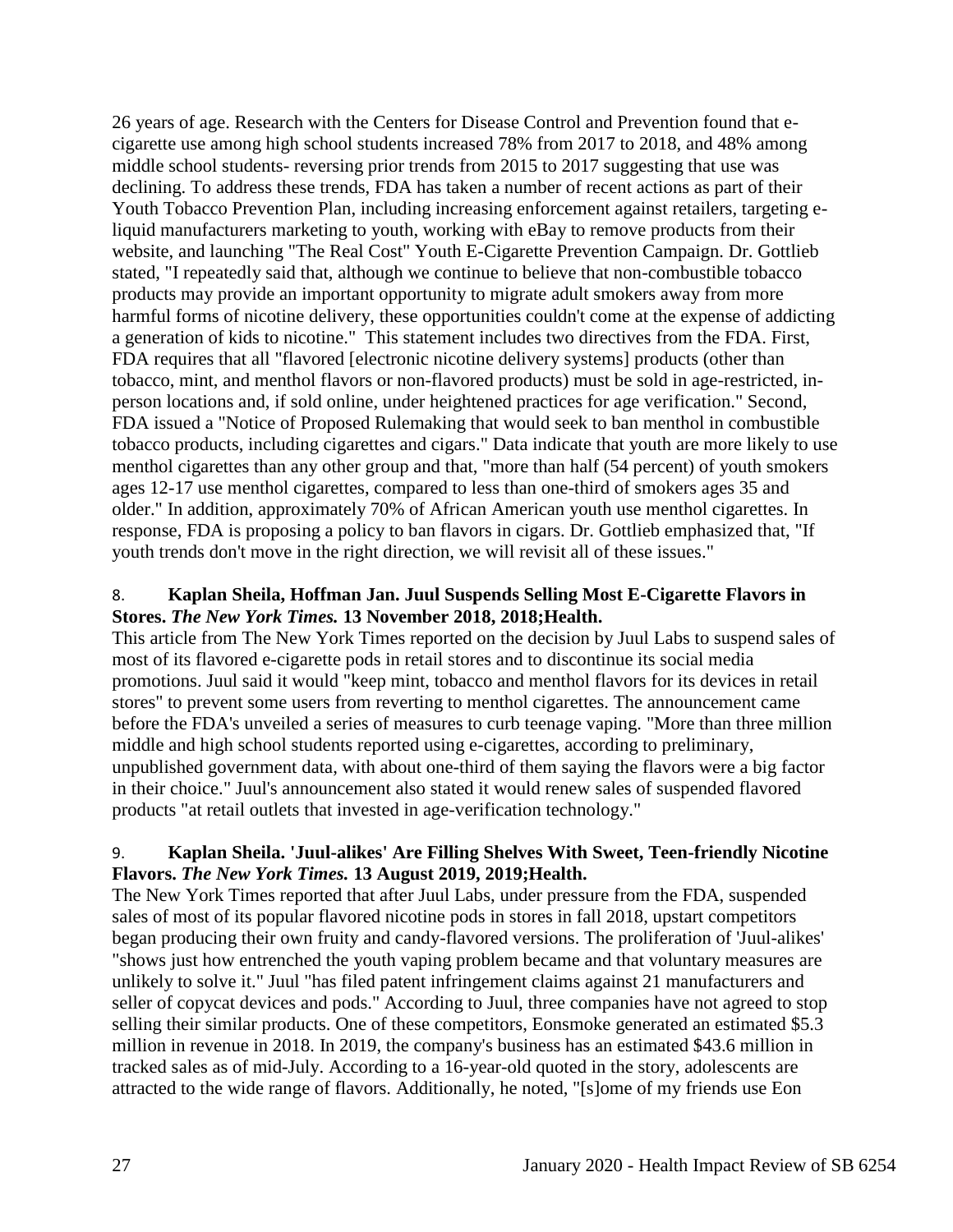26 years of age. Research with the Centers for Disease Control and Prevention found that e-cigarette use among high school students increased 78% from 2017 to 2018, and 48% among middle school students- reversing prior trends from 2015 to 2017 suggesting that use was declining. To address these trends, FDA has taken a number of recent actions as part of their Youth Tobacco Prevention Plan, including increasing enforcement against retailers, targeting e-liquid manufacturers marketing to youth, working with eBay to remove products from their website, and launching "The Real Cost" Youth E-Cigarette Prevention Campaign. Dr. Gottlieb stated, "I repeatedly said that, although we continue to believe that non-combustible tobacco products may provide an important opportunity to migrate adult smokers away from more harmful forms of nicotine delivery, these opportunities couldn't come at the expense of addicting a generation of kids to nicotine." This statement includes two directives from the FDA. First, FDA requires that all "flavored [electronic nicotine delivery systems] products (other than tobacco, mint, and menthol flavors or non-flavored products) must be sold in age-restricted, in-person locations and, if sold online, under heightened practices for age verification." Second, FDA issued a "Notice of Proposed Rulemaking that would seek to ban menthol in combustible tobacco products, including cigarettes and cigars." Data indicate that youth are more likely to use menthol cigarettes than any other group and that, "more than half (54 percent) of youth smokers ages 12-17 use menthol cigarettes, compared to less than one-third of smokers ages 35 and older." In addition, approximately 70% of African American youth use menthol cigarettes. In response, FDA is proposing a policy to ban flavors in cigars. Dr. Gottlieb emphasized that, "If youth trends don't move in the right direction, we will revisit all of these issues."

8. **Kaplan Sheila, Hoffman Jan. Juul Suspends Selling Most E-Cigarette Flavors in Stores. *The New York Times.* 13 November 2018, 2018;Health.**

This article from The New York Times reported on the decision by Juul Labs to suspend sales of most of its flavored e-cigarette pods in retail stores and to discontinue its social media promotions. Juul said it would "keep mint, tobacco and menthol flavors for its devices in retail stores" to prevent some users from reverting to menthol cigarettes. The announcement came before the FDA's unveiled a series of measures to curb teenage vaping. "More than three million middle and high school students reported using e-cigarettes, according to preliminary, unpublished government data, with about one-third of them saying the flavors were a big factor in their choice." Juul's announcement also stated it would renew sales of suspended flavored products "at retail outlets that invested in age-verification technology."

9. **Kaplan Sheila. 'Juul-alikes' Are Filling Shelves With Sweet, Teen-friendly Nicotine Flavors. *The New York Times.* 13 August 2019, 2019;Health.**

The New York Times reported that after Juul Labs, under pressure from the FDA, suspended sales of most of its popular flavored nicotine pods in stores in fall 2018, upstart competitors began producing their own fruity and candy-flavored versions. The proliferation of 'Juul-alikes' "shows just how entrenched the youth vaping problem became and that voluntary measures are unlikely to solve it." Juul "has filed patent infringement claims against 21 manufacturers and seller of copycat devices and pods." According to Juul, three companies have not agreed to stop selling their similar products. One of these competitors, Eonsmoke generated an estimated $5.3 million in revenue in 2018. In 2019, the company's business has an estimated $43.6 million in tracked sales as of mid-July. According to a 16-year-old quoted in the story, adolescents are attracted to the wide range of flavors. Additionally, he noted, "[s]ome of my friends use Eon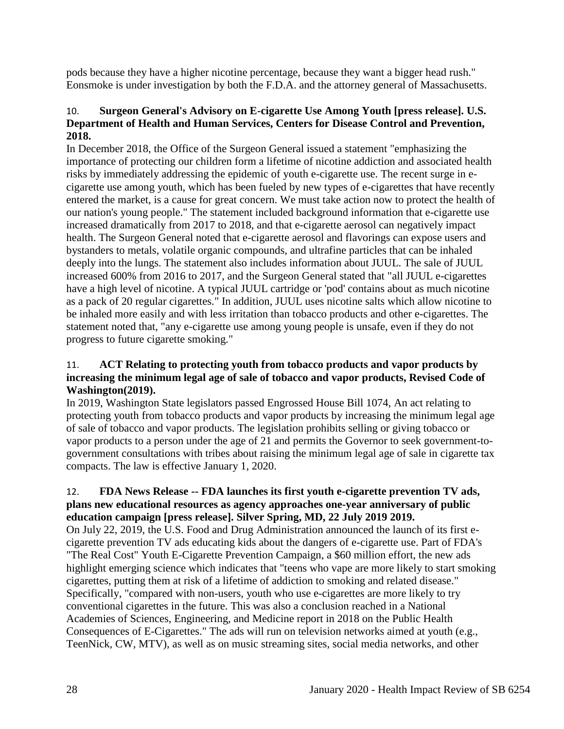pods because they have a higher nicotine percentage, because they want a bigger head rush." Eonsmoke is under investigation by both the F.D.A. and the attorney general of Massachusetts.

10. **Surgeon General's Advisory on E-cigarette Use Among Youth [press release]. U.S. Department of Health and Human Services, Centers for Disease Control and Prevention, 2018.**

In December 2018, the Office of the Surgeon General issued a statement "emphasizing the importance of protecting our children form a lifetime of nicotine addiction and associated health risks by immediately addressing the epidemic of youth e-cigarette use. The recent surge in e-cigarette use among youth, which has been fueled by new types of e-cigarettes that have recently entered the market, is a cause for great concern. We must take action now to protect the health of our nation's young people." The statement included background information that e-cigarette use increased dramatically from 2017 to 2018, and that e-cigarette aerosol can negatively impact health. The Surgeon General noted that e-cigarette aerosol and flavorings can expose users and bystanders to metals, volatile organic compounds, and ultrafine particles that can be inhaled deeply into the lungs. The statement also includes information about JUUL. The sale of JUUL increased 600% from 2016 to 2017, and the Surgeon General stated that "all JUUL e-cigarettes have a high level of nicotine. A typical JUUL cartridge or 'pod' contains about as much nicotine as a pack of 20 regular cigarettes." In addition, JUUL uses nicotine salts which allow nicotine to be inhaled more easily and with less irritation than tobacco products and other e-cigarettes. The statement noted that, "any e-cigarette use among young people is unsafe, even if they do not progress to future cigarette smoking."

11. **ACT Relating to protecting youth from tobacco products and vapor products by increasing the minimum legal age of sale of tobacco and vapor products, Revised Code of Washington(2019).**

In 2019, Washington State legislators passed Engrossed House Bill 1074, An act relating to protecting youth from tobacco products and vapor products by increasing the minimum legal age of sale of tobacco and vapor products. The legislation prohibits selling or giving tobacco or vapor products to a person under the age of 21 and permits the Governor to seek government-to-government consultations with tribes about raising the minimum legal age of sale in cigarette tax compacts. The law is effective January 1, 2020.

12. **FDA News Release -- FDA launches its first youth e-cigarette prevention TV ads, plans new educational resources as agency approaches one-year anniversary of public education campaign [press release]. Silver Spring, MD, 22 July 2019 2019.**

On July 22, 2019, the U.S. Food and Drug Administration announced the launch of its first e-cigarette prevention TV ads educating kids about the dangers of e-cigarette use. Part of FDA's "The Real Cost" Youth E-Cigarette Prevention Campaign, a $60 million effort, the new ads highlight emerging science which indicates that "teens who vape are more likely to start smoking cigarettes, putting them at risk of a lifetime of addiction to smoking and related disease." Specifically, "compared with non-users, youth who use e-cigarettes are more likely to try conventional cigarettes in the future. This was also a conclusion reached in a National Academies of Sciences, Engineering, and Medicine report in 2018 on the Public Health Consequences of E-Cigarettes." The ads will run on television networks aimed at youth (e.g., TeenNick, CW, MTV), as well as on music streaming sites, social media networks, and other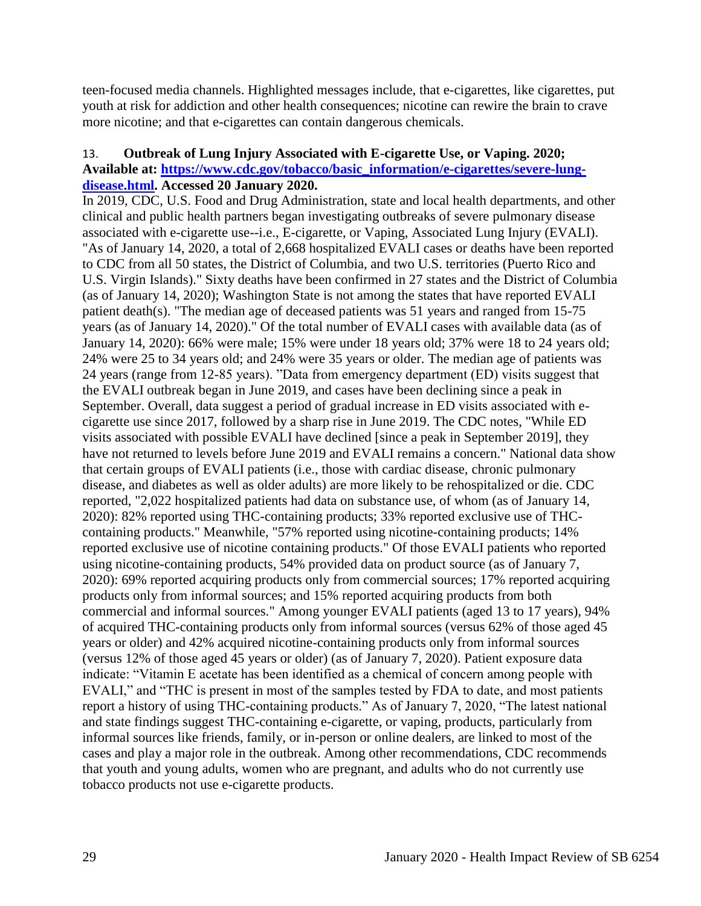teen-focused media channels. Highlighted messages include, that e-cigarettes, like cigarettes, put youth at risk for addiction and other health consequences; nicotine can rewire the brain to crave more nicotine; and that e-cigarettes can contain dangerous chemicals.

13. **Outbreak of Lung Injury Associated with E-cigarette Use, or Vaping. 2020; Available at: [https://www.cdc.gov/tobacco/basic_information/e-cigarettes/severe-lung-disease.html](https://www.cdc.gov/tobacco/basic_information/e-cigarettes/severe-lung-disease.html). Accessed 20 January 2020.**

In 2019, CDC, U.S. Food and Drug Administration, state and local health departments, and other clinical and public health partners began investigating outbreaks of severe pulmonary disease associated with e-cigarette use--i.e., E-cigarette, or Vaping, Associated Lung Injury (EVALI). "As of January 14, 2020, a total of 2,668 hospitalized EVALI cases or deaths have been reported to CDC from all 50 states, the District of Columbia, and two U.S. territories (Puerto Rico and U.S. Virgin Islands)." Sixty deaths have been confirmed in 27 states and the District of Columbia (as of January 14, 2020); Washington State is not among the states that have reported EVALI patient death(s). "The median age of deceased patients was 51 years and ranged from 15-75 years (as of January 14, 2020)." Of the total number of EVALI cases with available data (as of January 14, 2020): 66% were male; 15% were under 18 years old; 37% were 18 to 24 years old; 24% were 25 to 34 years old; and 24% were 35 years or older. The median age of patients was 24 years (range from 12-85 years). "Data from emergency department (ED) visits suggest that the EVALI outbreak began in June 2019, and cases have been declining since a peak in September. Overall, data suggest a period of gradual increase in ED visits associated with e-cigarette use since 2017, followed by a sharp rise in June 2019. The CDC notes, "While ED visits associated with possible EVALI have declined [since a peak in September 2019], they have not returned to levels before June 2019 and EVALI remains a concern." National data show that certain groups of EVALI patients (i.e., those with cardiac disease, chronic pulmonary disease, and diabetes as well as older adults) are more likely to be rehospitalized or die. CDC reported, "2,022 hospitalized patients had data on substance use, of whom (as of January 14, 2020): 82% reported using THC-containing products; 33% reported exclusive use of THC-containing products." Meanwhile, "57% reported using nicotine-containing products; 14% reported exclusive use of nicotine containing products." Of those EVALI patients who reported using nicotine-containing products, 54% provided data on product source (as of January 7, 2020): 69% reported acquiring products only from commercial sources; 17% reported acquiring products only from informal sources; and 15% reported acquiring products from both commercial and informal sources." Among younger EVALI patients (aged 13 to 17 years), 94% of acquired THC-containing products only from informal sources (versus 62% of those aged 45 years or older) and 42% acquired nicotine-containing products only from informal sources (versus 12% of those aged 45 years or older) (as of January 7, 2020). Patient exposure data indicate: "Vitamin E acetate has been identified as a chemical of concern among people with EVALI," and "THC is present in most of the samples tested by FDA to date, and most patients report a history of using THC-containing products." As of January 7, 2020, "The latest national and state findings suggest THC-containing e-cigarette, or vaping, products, particularly from informal sources like friends, family, or in-person or online dealers, are linked to most of the cases and play a major role in the outbreak. Among other recommendations, CDC recommends that youth and young adults, women who are pregnant, and adults who do not currently use tobacco products not use e-cigarette products.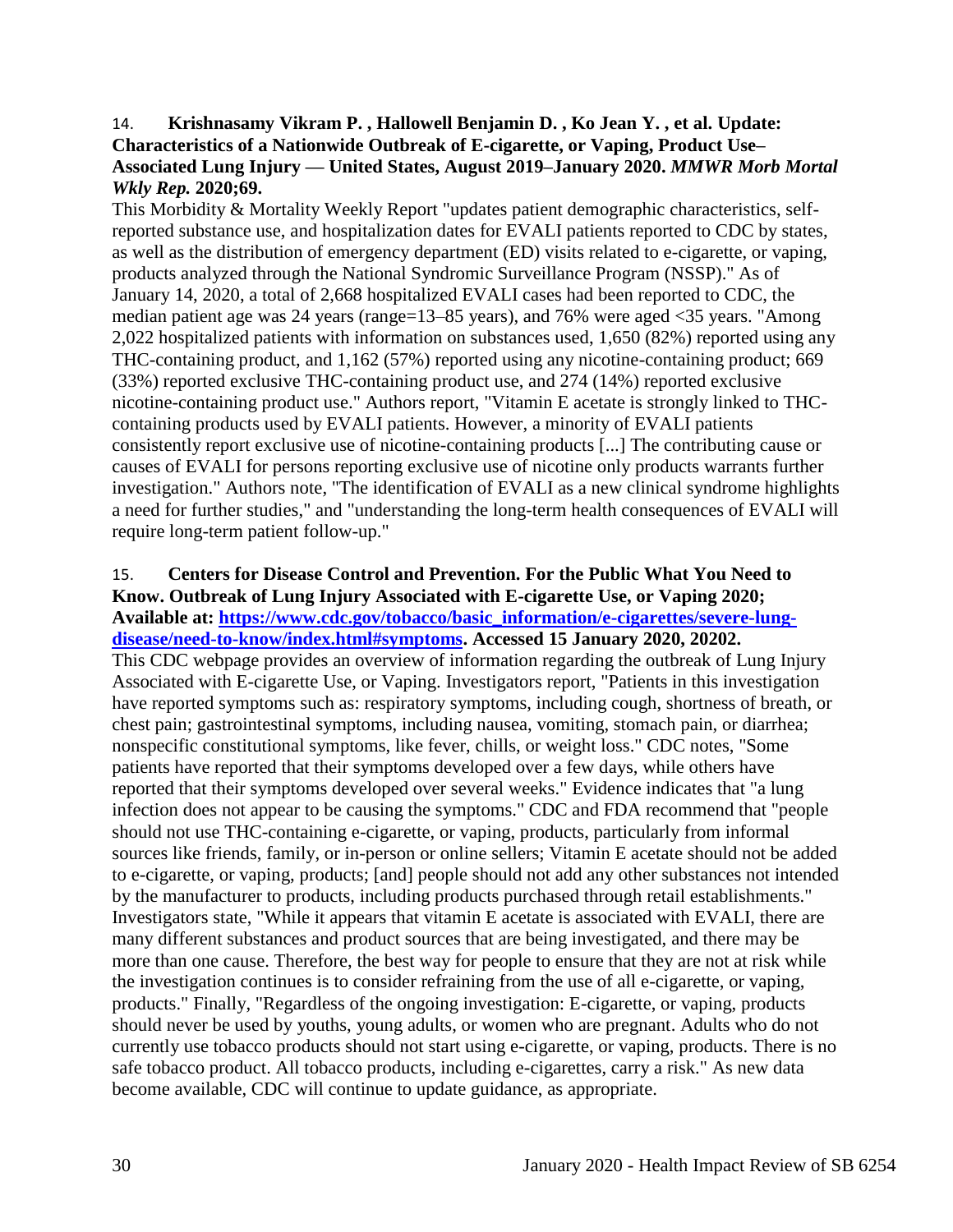14. **Krishnasamy Vikram P. , Hallowell Benjamin D. , Ko Jean Y. , et al. Update: Characteristics of a Nationwide Outbreak of E-cigarette, or Vaping, Product Use–Associated Lung Injury — United States, August 2019–January 2020. *MMWR Morb Mortal Wkly Rep.* 2020;69.**

This Morbidity & Mortality Weekly Report "updates patient demographic characteristics, self-reported substance use, and hospitalization dates for EVALI patients reported to CDC by states, as well as the distribution of emergency department (ED) visits related to e-cigarette, or vaping, products analyzed through the National Syndromic Surveillance Program (NSSP)." As of January 14, 2020, a total of 2,668 hospitalized EVALI cases had been reported to CDC, the median patient age was 24 years (range=13–85 years), and 76% were aged <35 years. "Among 2,022 hospitalized patients with information on substances used, 1,650 (82%) reported using any THC-containing product, and 1,162 (57%) reported using any nicotine-containing product; 669 (33%) reported exclusive THC-containing product use, and 274 (14%) reported exclusive nicotine-containing product use." Authors report, "Vitamin E acetate is strongly linked to THC-containing products used by EVALI patients. However, a minority of EVALI patients consistently report exclusive use of nicotine-containing products [...] The contributing cause or causes of EVALI for persons reporting exclusive use of nicotine only products warrants further investigation." Authors note, "The identification of EVALI as a new clinical syndrome highlights a need for further studies," and "understanding the long-term health consequences of EVALI will require long-term patient follow-up."

15. **Centers for Disease Control and Prevention. For the Public What You Need to Know. Outbreak of Lung Injury Associated with E-cigarette Use, or Vaping 2020; Available at: [https://www.cdc.gov/tobacco/basic_information/e-cigarettes/severe-lung-disease/need-to-know/index.html#symptoms](https://www.cdc.gov/tobacco/basic_information/e-cigarettes/severe-lung-disease/need-to-know/index.html#symptoms). Accessed 15 January 2020, 20202.**

This CDC webpage provides an overview of information regarding the outbreak of Lung Injury Associated with E-cigarette Use, or Vaping. Investigators report, "Patients in this investigation have reported symptoms such as: respiratory symptoms, including cough, shortness of breath, or chest pain; gastrointestinal symptoms, including nausea, vomiting, stomach pain, or diarrhea; nonspecific constitutional symptoms, like fever, chills, or weight loss." CDC notes, "Some patients have reported that their symptoms developed over a few days, while others have reported that their symptoms developed over several weeks." Evidence indicates that "a lung infection does not appear to be causing the symptoms." CDC and FDA recommend that "people should not use THC-containing e-cigarette, or vaping, products, particularly from informal sources like friends, family, or in-person or online sellers; Vitamin E acetate should not be added to e-cigarette, or vaping, products; [and] people should not add any other substances not intended by the manufacturer to products, including products purchased through retail establishments." Investigators state, "While it appears that vitamin E acetate is associated with EVALI, there are many different substances and product sources that are being investigated, and there may be more than one cause. Therefore, the best way for people to ensure that they are not at risk while the investigation continues is to consider refraining from the use of all e-cigarette, or vaping, products." Finally, "Regardless of the ongoing investigation: E-cigarette, or vaping, products should never be used by youths, young adults, or women who are pregnant. Adults who do not currently use tobacco products should not start using e-cigarette, or vaping, products. There is no safe tobacco product. All tobacco products, including e-cigarettes, carry a risk." As new data become available, CDC will continue to update guidance, as appropriate.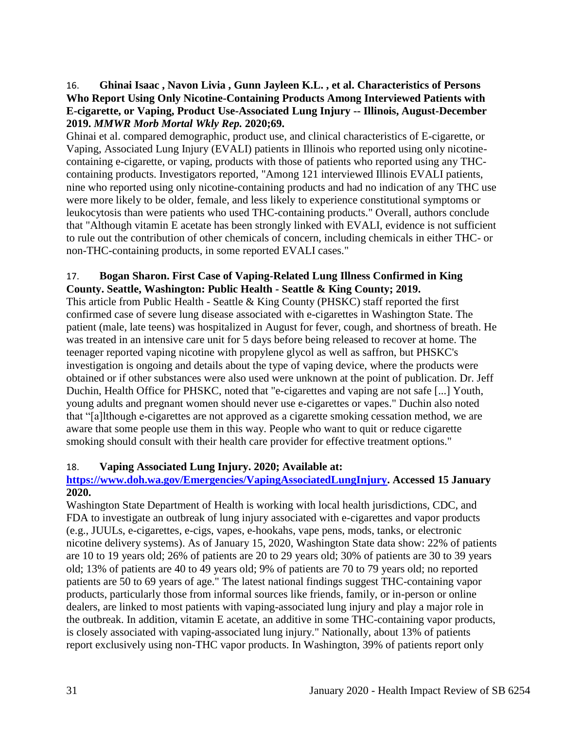16. **Ghinai Isaac , Navon Livia , Gunn Jayleen K.L. , et al. Characteristics of Persons Who Report Using Only Nicotine-Containing Products Among Interviewed Patients with E-cigarette, or Vaping, Product Use-Associated Lung Injury -- Illinois, August-December 2019. *MMWR Morb Mortal Wkly Rep.* 2020;69.**

Ghinai et al. compared demographic, product use, and clinical characteristics of E-cigarette, or Vaping, Associated Lung Injury (EVALI) patients in Illinois who reported using only nicotine-containing e-cigarette, or vaping, products with those of patients who reported using any THC-containing products. Investigators reported, "Among 121 interviewed Illinois EVALI patients, nine who reported using only nicotine-containing products and had no indication of any THC use were more likely to be older, female, and less likely to experience constitutional symptoms or leukocytosis than were patients who used THC-containing products." Overall, authors conclude that "Although vitamin E acetate has been strongly linked with EVALI, evidence is not sufficient to rule out the contribution of other chemicals of concern, including chemicals in either THC- or non-THC-containing products, in some reported EVALI cases."

17. **Bogan Sharon. First Case of Vaping-Related Lung Illness Confirmed in King County. Seattle, Washington: Public Health - Seattle & King County; 2019.**

This article from Public Health - Seattle & King County (PHSKC) staff reported the first confirmed case of severe lung disease associated with e-cigarettes in Washington State. The patient (male, late teens) was hospitalized in August for fever, cough, and shortness of breath. He was treated in an intensive care unit for 5 days before being released to recover at home. The teenager reported vaping nicotine with propylene glycol as well as saffron, but PHSKC's investigation is ongoing and details about the type of vaping device, where the products were obtained or if other substances were also used were unknown at the point of publication. Dr. Jeff Duchin, Health Office for PHSKC, noted that "e-cigarettes and vaping are not safe [...] Youth, young adults and pregnant women should never use e-cigarettes or vapes." Duchin also noted that "[a]lthough e-cigarettes are not approved as a cigarette smoking cessation method, we are aware that some people use them in this way. People who want to quit or reduce cigarette smoking should consult with their health care provider for effective treatment options."

18. **Vaping Associated Lung Injury. 2020; Available at: [https://www.doh.wa.gov/Emergencies/VapingAssociatedLungInjury](https://www.doh.wa.gov/Emergencies/VapingAssociatedLungInjury). Accessed 15 January 2020.**

Washington State Department of Health is working with local health jurisdictions, CDC, and FDA to investigate an outbreak of lung injury associated with e-cigarettes and vapor products (e.g., JUULs, e-cigarettes, e-cigs, vapes, e-hookahs, vape pens, mods, tanks, or electronic nicotine delivery systems). As of January 15, 2020, Washington State data show: 22% of patients are 10 to 19 years old; 26% of patients are 20 to 29 years old; 30% of patients are 30 to 39 years old; 13% of patients are 40 to 49 years old; 9% of patients are 70 to 79 years old; no reported patients are 50 to 69 years of age." The latest national findings suggest THC-containing vapor products, particularly those from informal sources like friends, family, or in-person or online dealers, are linked to most patients with vaping-associated lung injury and play a major role in the outbreak. In addition, vitamin E acetate, an additive in some THC-containing vapor products, is closely associated with vaping-associated lung injury." Nationally, about 13% of patients report exclusively using non-THC vapor products. In Washington, 39% of patients report only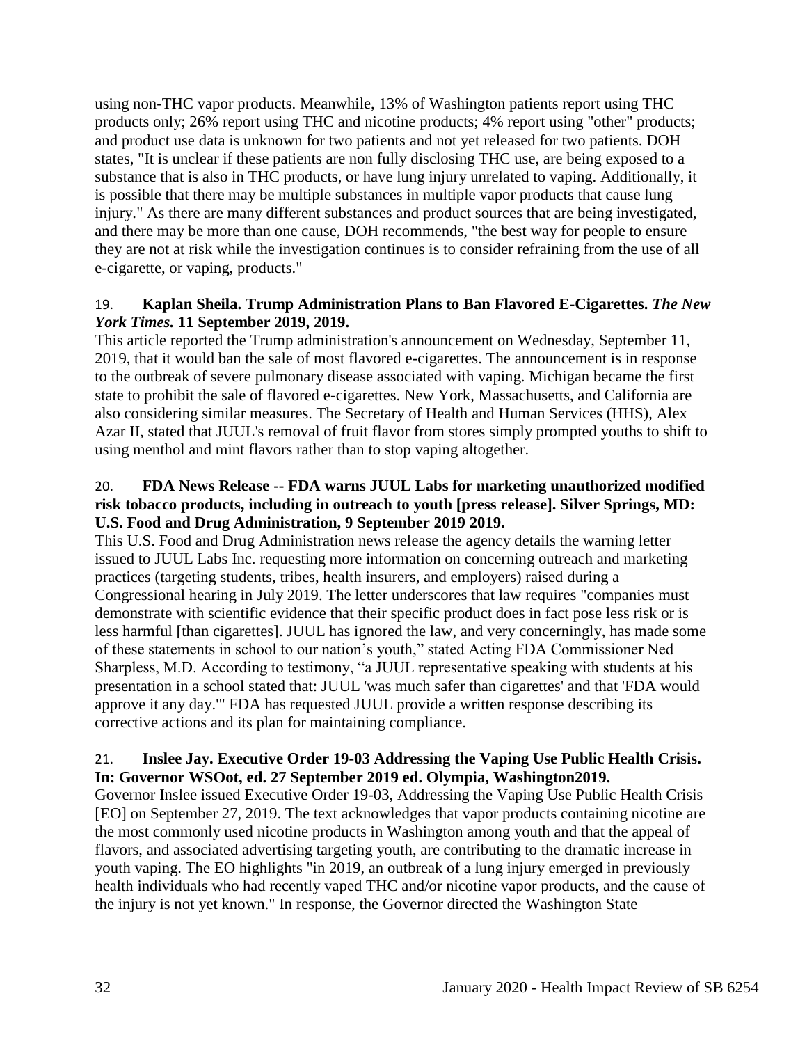using non-THC vapor products. Meanwhile, 13% of Washington patients report using THC products only; 26% report using THC and nicotine products; 4% report using "other" products; and product use data is unknown for two patients and not yet released for two patients. DOH states, "It is unclear if these patients are non fully disclosing THC use, are being exposed to a substance that is also in THC products, or have lung injury unrelated to vaping. Additionally, it is possible that there may be multiple substances in multiple vapor products that cause lung injury." As there are many different substances and product sources that are being investigated, and there may be more than one cause, DOH recommends, "the best way for people to ensure they are not at risk while the investigation continues is to consider refraining from the use of all e-cigarette, or vaping, products."

19. **Kaplan Sheila. Trump Administration Plans to Ban Flavored E-Cigarettes. *The New York Times.* 11 September 2019, 2019.**
This article reported the Trump administration's announcement on Wednesday, September 11, 2019, that it would ban the sale of most flavored e-cigarettes. The announcement is in response to the outbreak of severe pulmonary disease associated with vaping. Michigan became the first state to prohibit the sale of flavored e-cigarettes. New York, Massachusetts, and California are also considering similar measures. The Secretary of Health and Human Services (HHS), Alex Azar II, stated that JUUL's removal of fruit flavor from stores simply prompted youths to shift to using menthol and mint flavors rather than to stop vaping altogether.

20. **FDA News Release -- FDA warns JUUL Labs for marketing unauthorized modified risk tobacco products, including in outreach to youth [press release]. Silver Springs, MD: U.S. Food and Drug Administration, 9 September 2019 2019.**
This U.S. Food and Drug Administration news release the agency details the warning letter issued to JUUL Labs Inc. requesting more information on concerning outreach and marketing practices (targeting students, tribes, health insurers, and employers) raised during a Congressional hearing in July 2019. The letter underscores that law requires "companies must demonstrate with scientific evidence that their specific product does in fact pose less risk or is less harmful [than cigarettes]. JUUL has ignored the law, and very concerningly, has made some of these statements in school to our nation's youth," stated Acting FDA Commissioner Ned Sharpless, M.D. According to testimony, "a JUUL representative speaking with students at his presentation in a school stated that: JUUL 'was much safer than cigarettes' and that 'FDA would approve it any day.'" FDA has requested JUUL provide a written response describing its corrective actions and its plan for maintaining compliance.

21. **Inslee Jay. Executive Order 19-03 Addressing the Vaping Use Public Health Crisis. In: Governor WSOot, ed. 27 September 2019 ed. Olympia, Washington2019.**
Governor Inslee issued Executive Order 19-03, Addressing the Vaping Use Public Health Crisis [EO] on September 27, 2019. The text acknowledges that vapor products containing nicotine are the most commonly used nicotine products in Washington among youth and that the appeal of flavors, and associated advertising targeting youth, are contributing to the dramatic increase in youth vaping. The EO highlights "in 2019, an outbreak of a lung injury emerged in previously health individuals who had recently vaped THC and/or nicotine vapor products, and the cause of the injury is not yet known." In response, the Governor directed the Washington State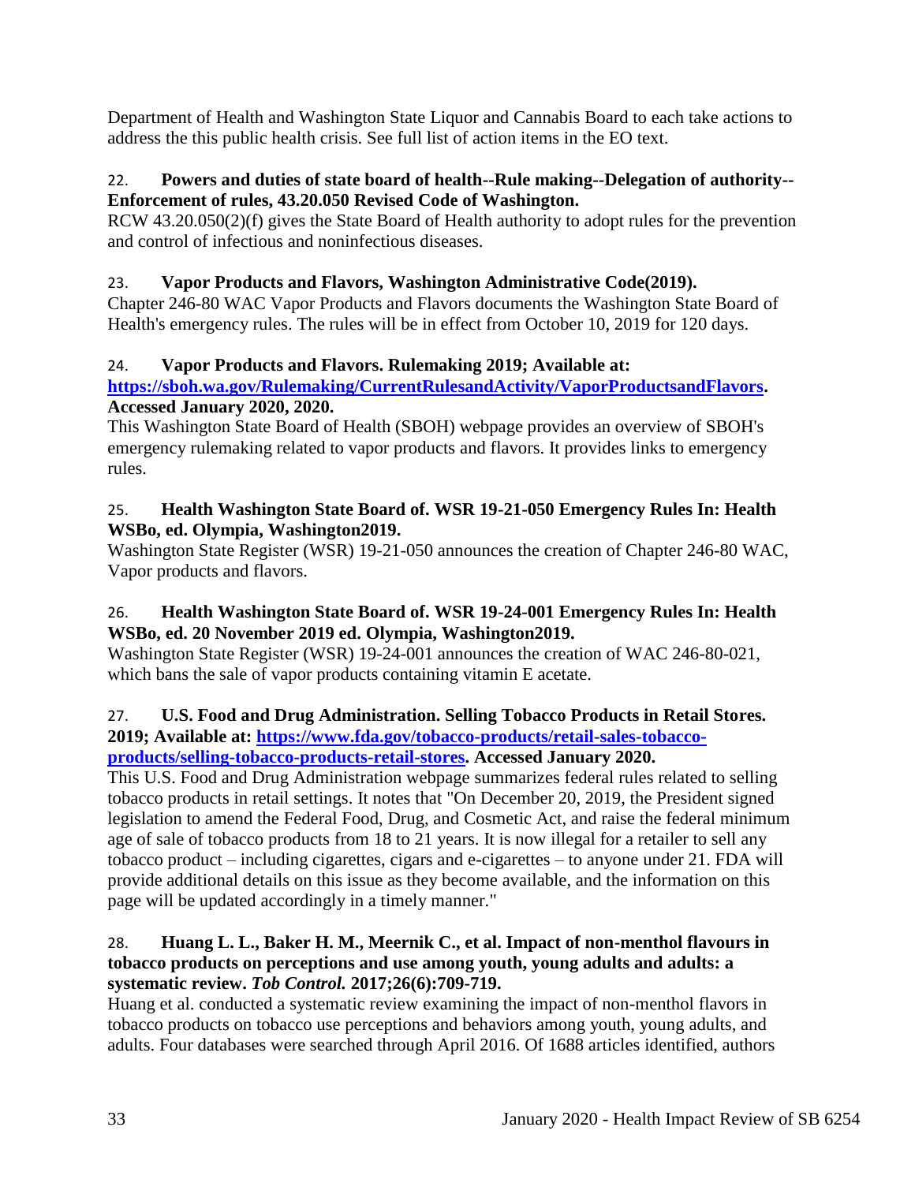Department of Health and Washington State Liquor and Cannabis Board to each take actions to address the this public health crisis. See full list of action items in the EO text.

22. **Powers and duties of state board of health--Rule making--Delegation of authority--Enforcement of rules, 43.20.050 Revised Code of Washington.**
RCW 43.20.050(2)(f) gives the State Board of Health authority to adopt rules for the prevention and control of infectious and noninfectious diseases.

23. **Vapor Products and Flavors, Washington Administrative Code(2019).**
Chapter 246-80 WAC Vapor Products and Flavors documents the Washington State Board of Health's emergency rules. The rules will be in effect from October 10, 2019 for 120 days.

24. **Vapor Products and Flavors. Rulemaking 2019; Available at: [https://sboh.wa.gov/Rulemaking/CurrentRulesandActivity/VaporProductsandFlavors](https://sboh.wa.gov/Rulemaking/CurrentRulesandActivity/VaporProductsandFlavors). Accessed January 2020, 2020.**
This Washington State Board of Health (SBOH) webpage provides an overview of SBOH's emergency rulemaking related to vapor products and flavors. It provides links to emergency rules.

25. **Health Washington State Board of. WSR 19-21-050 Emergency Rules In: Health WSBo, ed. Olympia, Washington2019.**
Washington State Register (WSR) 19-21-050 announces the creation of Chapter 246-80 WAC, Vapor products and flavors.

26. **Health Washington State Board of. WSR 19-24-001 Emergency Rules In: Health WSBo, ed. 20 November 2019 ed. Olympia, Washington2019.**
Washington State Register (WSR) 19-24-001 announces the creation of WAC 246-80-021, which bans the sale of vapor products containing vitamin E acetate.

27. **U.S. Food and Drug Administration. Selling Tobacco Products in Retail Stores. 2019; Available at: [https://www.fda.gov/tobacco-products/retail-sales-tobacco-products/selling-tobacco-products-retail-stores](https://www.fda.gov/tobacco-products/retail-sales-tobacco-products/selling-tobacco-products-retail-stores). Accessed January 2020.**
This U.S. Food and Drug Administration webpage summarizes federal rules related to selling tobacco products in retail settings. It notes that "On December 20, 2019, the President signed legislation to amend the Federal Food, Drug, and Cosmetic Act, and raise the federal minimum age of sale of tobacco products from 18 to 21 years. It is now illegal for a retailer to sell any tobacco product – including cigarettes, cigars and e-cigarettes – to anyone under 21. FDA will provide additional details on this issue as they become available, and the information on this page will be updated accordingly in a timely manner."

28. **Huang L. L., Baker H. M., Meernik C., et al. Impact of non-menthol flavours in tobacco products on perceptions and use among youth, young adults and adults: a systematic review. *Tob Control.* 2017;26(6):709-719.**
Huang et al. conducted a systematic review examining the impact of non-menthol flavors in tobacco products on tobacco use perceptions and behaviors among youth, young adults, and adults. Four databases were searched through April 2016. Of 1688 articles identified, authors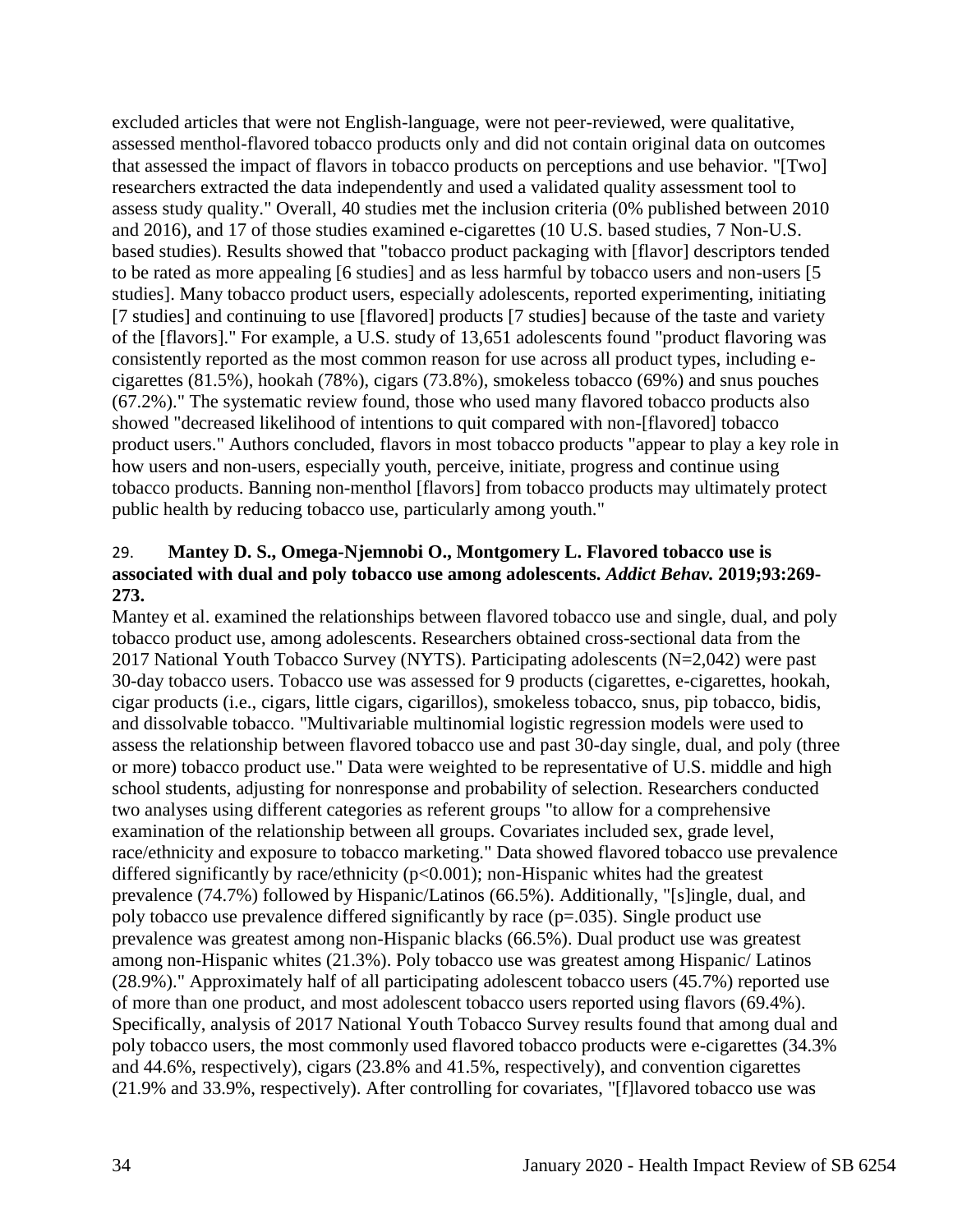excluded articles that were not English-language, were not peer-reviewed, were qualitative, assessed menthol-flavored tobacco products only and did not contain original data on outcomes that assessed the impact of flavors in tobacco products on perceptions and use behavior. "[Two] researchers extracted the data independently and used a validated quality assessment tool to assess study quality." Overall, 40 studies met the inclusion criteria (0% published between 2010 and 2016), and 17 of those studies examined e-cigarettes (10 U.S. based studies, 7 Non-U.S. based studies). Results showed that "tobacco product packaging with [flavor] descriptors tended to be rated as more appealing [6 studies] and as less harmful by tobacco users and non-users [5 studies]. Many tobacco product users, especially adolescents, reported experimenting, initiating [7 studies] and continuing to use [flavored] products [7 studies] because of the taste and variety of the [flavors]." For example, a U.S. study of 13,651 adolescents found "product flavoring was consistently reported as the most common reason for use across all product types, including e-cigarettes (81.5%), hookah (78%), cigars (73.8%), smokeless tobacco (69%) and snus pouches (67.2%)." The systematic review found, those who used many flavored tobacco products also showed "decreased likelihood of intentions to quit compared with non-[flavored] tobacco product users." Authors concluded, flavors in most tobacco products "appear to play a key role in how users and non-users, especially youth, perceive, initiate, progress and continue using tobacco products. Banning non-menthol [flavors] from tobacco products may ultimately protect public health by reducing tobacco use, particularly among youth."

29. **Mantey D. S., Omega-Njemnobi O., Montgomery L. Flavored tobacco use is associated with dual and poly tobacco use among adolescents. *Addict Behav.* 2019;93:269-273.**

Mantey et al. examined the relationships between flavored tobacco use and single, dual, and poly tobacco product use, among adolescents. Researchers obtained cross-sectional data from the 2017 National Youth Tobacco Survey (NYTS). Participating adolescents (N=2,042) were past 30-day tobacco users. Tobacco use was assessed for 9 products (cigarettes, e-cigarettes, hookah, cigar products (i.e., cigars, little cigars, cigarillos), smokeless tobacco, snus, pip tobacco, bidis, and dissolvable tobacco. "Multivariable multinomial logistic regression models were used to assess the relationship between flavored tobacco use and past 30-day single, dual, and poly (three or more) tobacco product use." Data were weighted to be representative of U.S. middle and high school students, adjusting for nonresponse and probability of selection. Researchers conducted two analyses using different categories as referent groups "to allow for a comprehensive examination of the relationship between all groups. Covariates included sex, grade level, race/ethnicity and exposure to tobacco marketing." Data showed flavored tobacco use prevalence differed significantly by race/ethnicity ($p<0.001$); non-Hispanic whites had the greatest prevalence (74.7%) followed by Hispanic/Latinos (66.5%). Additionally, "[s]ingle, dual, and poly tobacco use prevalence differed significantly by race ($p=.035$). Single product use prevalence was greatest among non-Hispanic blacks (66.5%). Dual product use was greatest among non-Hispanic whites (21.3%). Poly tobacco use was greatest among Hispanic/ Latinos (28.9%)." Approximately half of all participating adolescent tobacco users (45.7%) reported use of more than one product, and most adolescent tobacco users reported using flavors (69.4%). Specifically, analysis of 2017 National Youth Tobacco Survey results found that among dual and poly tobacco users, the most commonly used flavored tobacco products were e-cigarettes (34.3% and 44.6%, respectively), cigars (23.8% and 41.5%, respectively), and convention cigarettes (21.9% and 33.9%, respectively). After controlling for covariates, "[f]lavored tobacco use was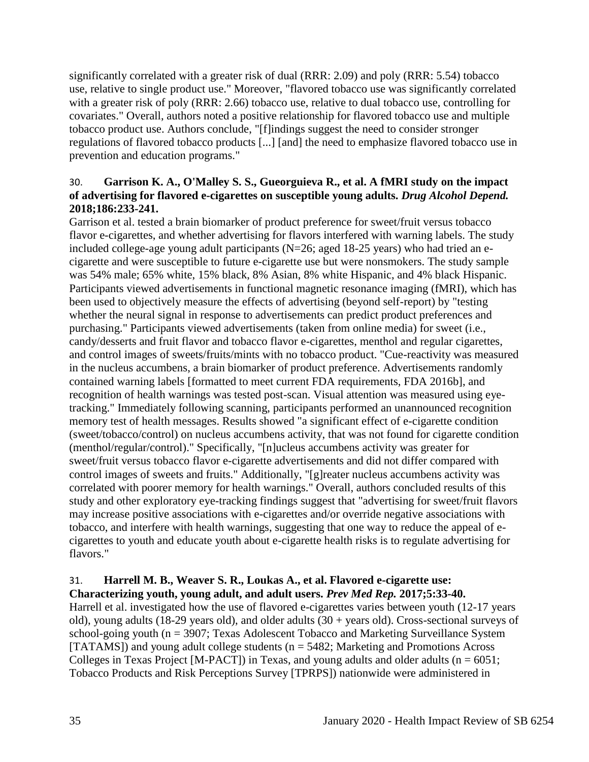significantly correlated with a greater risk of dual (RRR: 2.09) and poly (RRR: 5.54) tobacco use, relative to single product use." Moreover, "flavored tobacco use was significantly correlated with a greater risk of poly (RRR: 2.66) tobacco use, relative to dual tobacco use, controlling for covariates." Overall, authors noted a positive relationship for flavored tobacco use and multiple tobacco product use. Authors conclude, "[f]indings suggest the need to consider stronger regulations of flavored tobacco products [...] [and] the need to emphasize flavored tobacco use in prevention and education programs."

30. **Garrison K. A., O'Malley S. S., Gueorguieva R., et al. A fMRI study on the impact of advertising for flavored e-cigarettes on susceptible young adults. *Drug Alcohol Depend.* 2018;186:233-241.**

Garrison et al. tested a brain biomarker of product preference for sweet/fruit versus tobacco flavor e-cigarettes, and whether advertising for flavors interfered with warning labels. The study included college-age young adult participants (N=26; aged 18-25 years) who had tried an e-cigarette and were susceptible to future e-cigarette use but were nonsmokers. The study sample was 54% male; 65% white, 15% black, 8% Asian, 8% white Hispanic, and 4% black Hispanic. Participants viewed advertisements in functional magnetic resonance imaging (fMRI), which has been used to objectively measure the effects of advertising (beyond self-report) by "testing whether the neural signal in response to advertisements can predict product preferences and purchasing." Participants viewed advertisements (taken from online media) for sweet (i.e., candy/desserts and fruit flavor and tobacco flavor e-cigarettes, menthol and regular cigarettes, and control images of sweets/fruits/mints with no tobacco product. "Cue-reactivity was measured in the nucleus accumbens, a brain biomarker of product preference. Advertisements randomly contained warning labels [formatted to meet current FDA requirements, FDA 2016b], and recognition of health warnings was tested post-scan. Visual attention was measured using eye-tracking." Immediately following scanning, participants performed an unannounced recognition memory test of health messages. Results showed "a significant effect of e-cigarette condition (sweet/tobacco/control) on nucleus accumbens activity, that was not found for cigarette condition (menthol/regular/control)." Specifically, "[n]ucleus accumbens activity was greater for sweet/fruit versus tobacco flavor e-cigarette advertisements and did not differ compared with control images of sweets and fruits." Additionally, "[g]reater nucleus accumbens activity was correlated with poorer memory for health warnings." Overall, authors concluded results of this study and other exploratory eye-tracking findings suggest that "advertising for sweet/fruit flavors may increase positive associations with e-cigarettes and/or override negative associations with tobacco, and interfere with health warnings, suggesting that one way to reduce the appeal of e-cigarettes to youth and educate youth about e-cigarette health risks is to regulate advertising for flavors."

31. **Harrell M. B., Weaver S. R., Loukas A., et al. Flavored e-cigarette use: Characterizing youth, young adult, and adult users. *Prev Med Rep.* 2017;5:33-40.**

Harrell et al. investigated how the use of flavored e-cigarettes varies between youth (12-17 years old), young adults (18-29 years old), and older adults (30 + years old). Cross-sectional surveys of school-going youth (n = 3907; Texas Adolescent Tobacco and Marketing Surveillance System [TATAMS]) and young adult college students (n = 5482; Marketing and Promotions Across Colleges in Texas Project [M-PACT]) in Texas, and young adults and older adults (n = 6051; Tobacco Products and Risk Perceptions Survey [TPRPS]) nationwide were administered in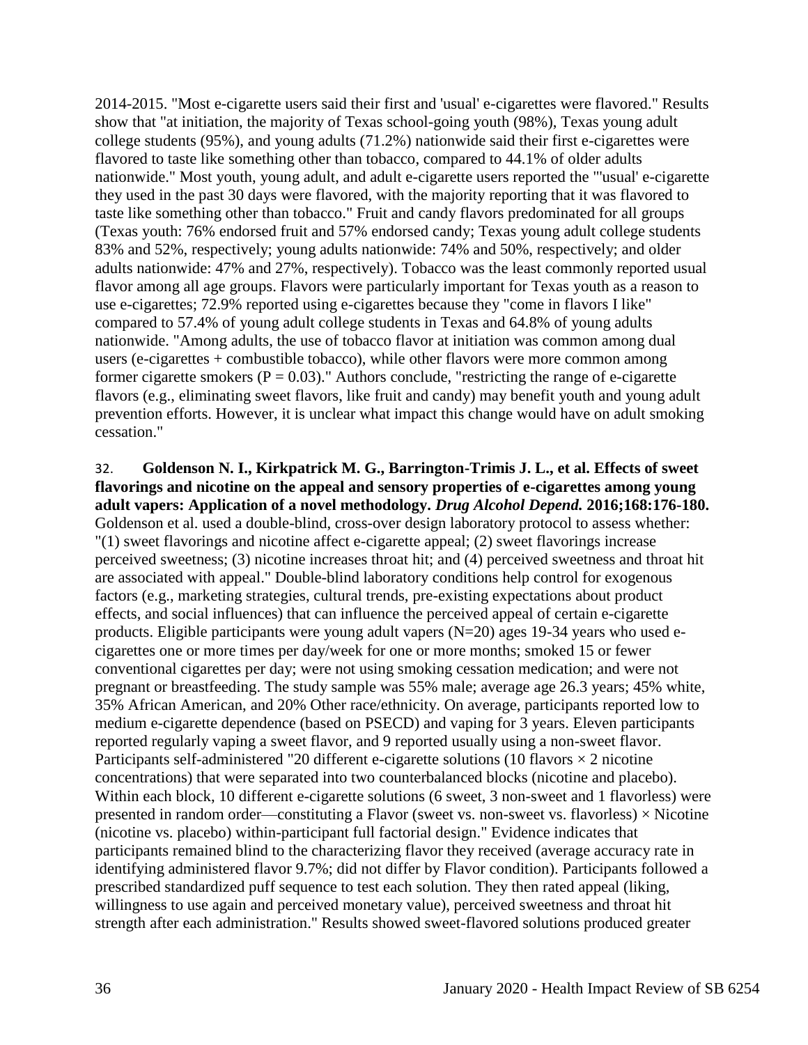2014-2015. "Most e-cigarette users said their first and 'usual' e-cigarettes were flavored." Results show that "at initiation, the majority of Texas school-going youth (98%), Texas young adult college students (95%), and young adults (71.2%) nationwide said their first e-cigarettes were flavored to taste like something other than tobacco, compared to 44.1% of older adults nationwide." Most youth, young adult, and adult e-cigarette users reported the "'usual' e-cigarette they used in the past 30 days were flavored, with the majority reporting that it was flavored to taste like something other than tobacco." Fruit and candy flavors predominated for all groups (Texas youth: 76% endorsed fruit and 57% endorsed candy; Texas young adult college students 83% and 52%, respectively; young adults nationwide: 74% and 50%, respectively; and older adults nationwide: 47% and 27%, respectively). Tobacco was the least commonly reported usual flavor among all age groups. Flavors were particularly important for Texas youth as a reason to use e-cigarettes; 72.9% reported using e-cigarettes because they "come in flavors I like" compared to 57.4% of young adult college students in Texas and 64.8% of young adults nationwide. "Among adults, the use of tobacco flavor at initiation was common among dual users (e-cigarettes + combustible tobacco), while other flavors were more common among former cigarette smokers ($P = 0.03$)." Authors conclude, "restricting the range of e-cigarette flavors (e.g., eliminating sweet flavors, like fruit and candy) may benefit youth and young adult prevention efforts. However, it is unclear what impact this change would have on adult smoking cessation."

32. **Goldenson N. I., Kirkpatrick M. G., Barrington-Trimis J. L., et al. Effects of sweet flavorings and nicotine on the appeal and sensory properties of e-cigarettes among young adult vapers: Application of a novel methodology. *Drug Alcohol Depend.* 2016;168:176-180.** Goldenson et al. used a double-blind, cross-over design laboratory protocol to assess whether: "(1) sweet flavorings and nicotine affect e-cigarette appeal; (2) sweet flavorings increase perceived sweetness; (3) nicotine increases throat hit; and (4) perceived sweetness and throat hit are associated with appeal." Double-blind laboratory conditions help control for exogenous factors (e.g., marketing strategies, cultural trends, pre-existing expectations about product effects, and social influences) that can influence the perceived appeal of certain e-cigarette products. Eligible participants were young adult vapers (N=20) ages 19-34 years who used e-cigarettes one or more times per day/week for one or more months; smoked 15 or fewer conventional cigarettes per day; were not using smoking cessation medication; and were not pregnant or breastfeeding. The study sample was 55% male; average age 26.3 years; 45% white, 35% African American, and 20% Other race/ethnicity. On average, participants reported low to medium e-cigarette dependence (based on PSECD) and vaping for 3 years. Eleven participants reported regularly vaping a sweet flavor, and 9 reported usually using a non-sweet flavor. Participants self-administered "20 different e-cigarette solutions (10 flavors × 2 nicotine concentrations) that were separated into two counterbalanced blocks (nicotine and placebo). Within each block, 10 different e-cigarette solutions (6 sweet, 3 non-sweet and 1 flavorless) were presented in random order—constituting a Flavor (sweet vs. non-sweet vs. flavorless) × Nicotine (nicotine vs. placebo) within-participant full factorial design." Evidence indicates that participants remained blind to the characterizing flavor they received (average accuracy rate in identifying administered flavor 9.7%; did not differ by Flavor condition). Participants followed a prescribed standardized puff sequence to test each solution. They then rated appeal (liking, willingness to use again and perceived monetary value), perceived sweetness and throat hit strength after each administration." Results showed sweet-flavored solutions produced greater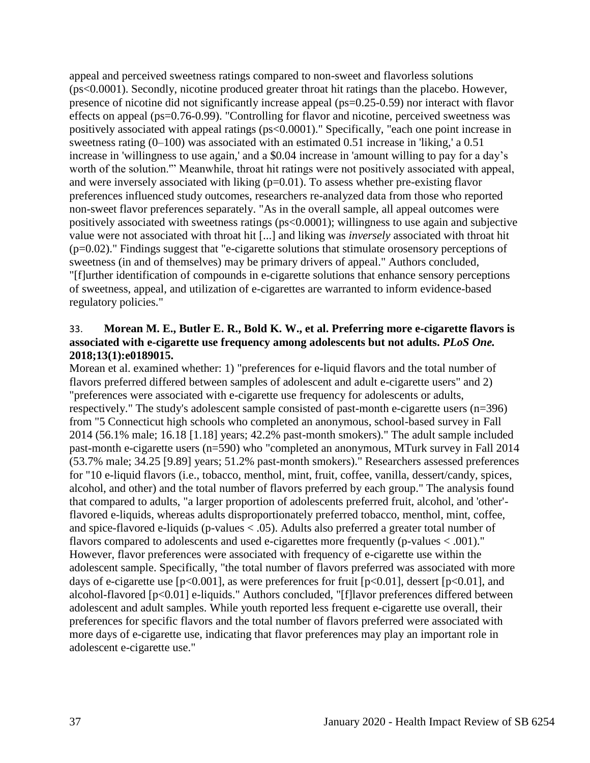appeal and perceived sweetness ratings compared to non-sweet and flavorless solutions ($ps<0.0001$). Secondly, nicotine produced greater throat hit ratings than the placebo. However, presence of nicotine did not significantly increase appeal ($ps=0.25$-$0.59$) nor interact with flavor effects on appeal ($ps=0.76$-$0.99$). "Controlling for flavor and nicotine, perceived sweetness was positively associated with appeal ratings ($ps<0.0001$)." Specifically, "each one point increase in sweetness rating (0–100) was associated with an estimated 0.51 increase in 'liking,' a 0.51 increase in 'willingness to use again,' and a $0.04 increase in 'amount willing to pay for a day's worth of the solution.'" Meanwhile, throat hit ratings were not positively associated with appeal, and were inversely associated with liking ($p=0.01$). To assess whether pre-existing flavor preferences influenced study outcomes, researchers re-analyzed data from those who reported non-sweet flavor preferences separately. "As in the overall sample, all appeal outcomes were positively associated with sweetness ratings ($ps<0.0001$); willingness to use again and subjective value were not associated with throat hit [...] and liking was *inversely* associated with throat hit ($p=0.02$)." Findings suggest that "e-cigarette solutions that stimulate orosensory perceptions of sweetness (in and of themselves) may be primary drivers of appeal." Authors concluded, "[f]urther identification of compounds in e-cigarette solutions that enhance sensory perceptions of sweetness, appeal, and utilization of e-cigarettes are warranted to inform evidence-based regulatory policies."

33. **Morean M. E., Butler E. R., Bold K. W., et al. Preferring more e-cigarette flavors is associated with e-cigarette use frequency among adolescents but not adults. *PLoS One.* 2018;13(1):e0189015.**

Morean et al. examined whether: 1) "preferences for e-liquid flavors and the total number of flavors preferred differed between samples of adolescent and adult e-cigarette users" and 2) "preferences were associated with e-cigarette use frequency for adolescents or adults, respectively." The study's adolescent sample consisted of past-month e-cigarette users (n=396) from "5 Connecticut high schools who completed an anonymous, school-based survey in Fall 2014 (56.1% male; 16.18 [1.18] years; 42.2% past-month smokers)." The adult sample included past-month e-cigarette users (n=590) who "completed an anonymous, MTurk survey in Fall 2014 (53.7% male; 34.25 [9.89] years; 51.2% past-month smokers)." Researchers assessed preferences for "10 e-liquid flavors (i.e., tobacco, menthol, mint, fruit, coffee, vanilla, dessert/candy, spices, alcohol, and other) and the total number of flavors preferred by each group." The analysis found that compared to adults, "a larger proportion of adolescents preferred fruit, alcohol, and 'other'-flavored e-liquids, whereas adults disproportionately preferred tobacco, menthol, mint, coffee, and spice-flavored e-liquids (p-values $< .05$). Adults also preferred a greater total number of flavors compared to adolescents and used e-cigarettes more frequently (p-values $< .001$)." However, flavor preferences were associated with frequency of e-cigarette use within the adolescent sample. Specifically, "the total number of flavors preferred was associated with more days of e-cigarette use [$p<0.001$], as were preferences for fruit [$p<0.01$], dessert [$p<0.01$], and alcohol-flavored [$p<0.01$] e-liquids." Authors concluded, "[f]lavor preferences differed between adolescent and adult samples. While youth reported less frequent e-cigarette use overall, their preferences for specific flavors and the total number of flavors preferred were associated with more days of e-cigarette use, indicating that flavor preferences may play an important role in adolescent e-cigarette use."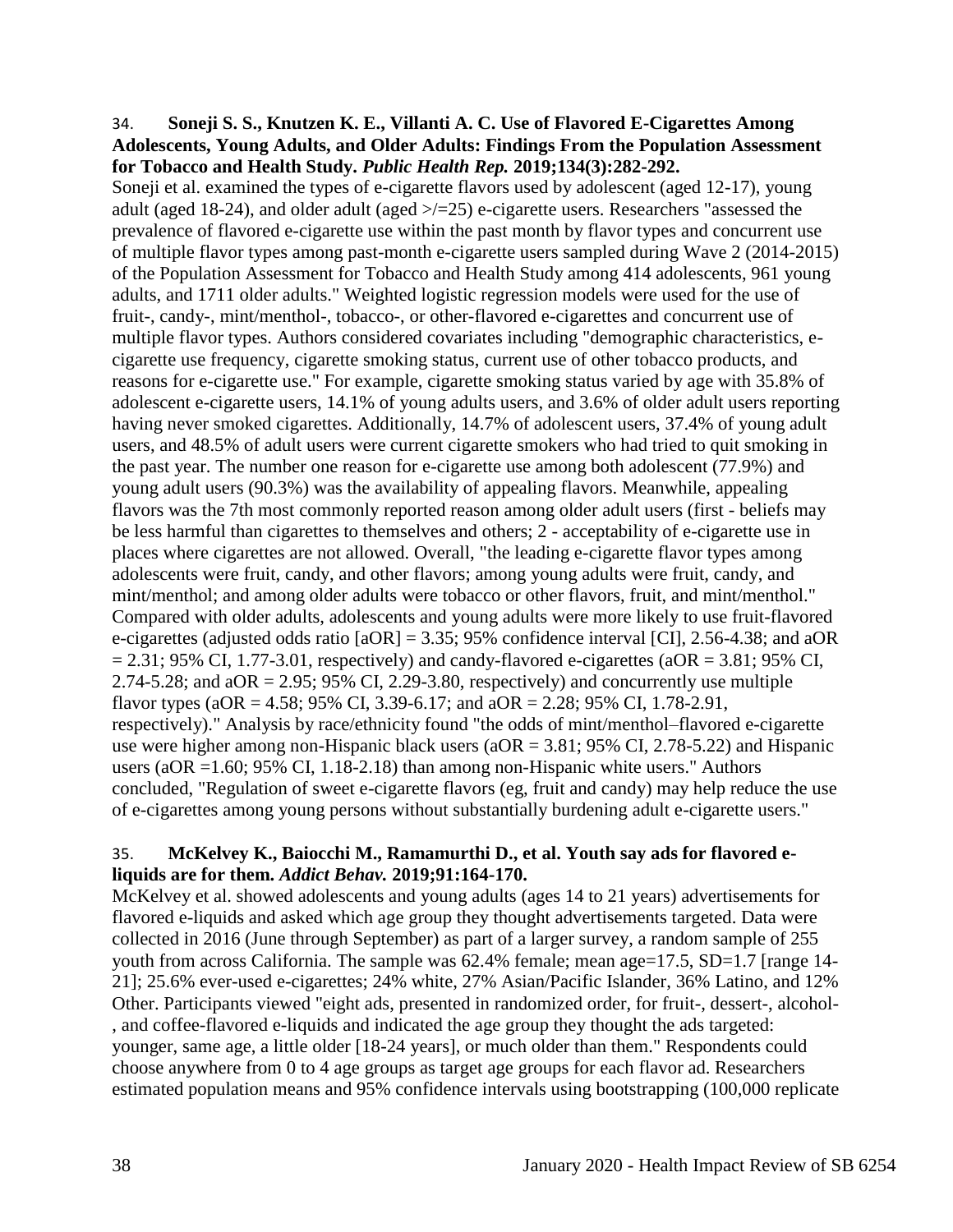34. **Soneji S. S., Knutzen K. E., Villanti A. C. Use of Flavored E-Cigarettes Among Adolescents, Young Adults, and Older Adults: Findings From the Population Assessment for Tobacco and Health Study.** ***Public Health Rep.*** **2019;134(3):282-292.**

Soneji et al. examined the types of e-cigarette flavors used by adolescent (aged 12-17), young adult (aged 18-24), and older adult (aged >/=25) e-cigarette users. Researchers "assessed the prevalence of flavored e-cigarette use within the past month by flavor types and concurrent use of multiple flavor types among past-month e-cigarette users sampled during Wave 2 (2014-2015) of the Population Assessment for Tobacco and Health Study among 414 adolescents, 961 young adults, and 1711 older adults." Weighted logistic regression models were used for the use of fruit-, candy-, mint/menthol-, tobacco-, or other-flavored e-cigarettes and concurrent use of multiple flavor types. Authors considered covariates including "demographic characteristics, e-cigarette use frequency, cigarette smoking status, current use of other tobacco products, and reasons for e-cigarette use." For example, cigarette smoking status varied by age with 35.8% of adolescent e-cigarette users, 14.1% of young adults users, and 3.6% of older adult users reporting having never smoked cigarettes. Additionally, 14.7% of adolescent users, 37.4% of young adult users, and 48.5% of adult users were current cigarette smokers who had tried to quit smoking in the past year. The number one reason for e-cigarette use among both adolescent (77.9%) and young adult users (90.3%) was the availability of appealing flavors. Meanwhile, appealing flavors was the 7th most commonly reported reason among older adult users (first - beliefs may be less harmful than cigarettes to themselves and others; 2 - acceptability of e-cigarette use in places where cigarettes are not allowed. Overall, "the leading e-cigarette flavor types among adolescents were fruit, candy, and other flavors; among young adults were fruit, candy, and mint/menthol; and among older adults were tobacco or other flavors, fruit, and mint/menthol." Compared with older adults, adolescents and young adults were more likely to use fruit-flavored e-cigarettes (adjusted odds ratio [aOR] = 3.35; 95% confidence interval [CI], 2.56-4.38; and aOR = 2.31; 95% CI, 1.77-3.01, respectively) and candy-flavored e-cigarettes (aOR = 3.81; 95% CI, 2.74-5.28; and aOR = 2.95; 95% CI, 2.29-3.80, respectively) and concurrently use multiple flavor types (aOR = 4.58; 95% CI, 3.39-6.17; and aOR = 2.28; 95% CI, 1.78-2.91, respectively)." Analysis by race/ethnicity found "the odds of mint/menthol–flavored e-cigarette use were higher among non-Hispanic black users (aOR = 3.81; 95% CI, 2.78-5.22) and Hispanic users (aOR =1.60; 95% CI, 1.18-2.18) than among non-Hispanic white users." Authors concluded, "Regulation of sweet e-cigarette flavors (eg, fruit and candy) may help reduce the use of e-cigarettes among young persons without substantially burdening adult e-cigarette users."

35. **McKelvey K., Baiocchi M., Ramamurthi D., et al. Youth say ads for flavored e-liquids are for them.** ***Addict Behav.*** **2019;91:164-170.**

McKelvey et al. showed adolescents and young adults (ages 14 to 21 years) advertisements for flavored e-liquids and asked which age group they thought advertisements targeted. Data were collected in 2016 (June through September) as part of a larger survey, a random sample of 255 youth from across California. The sample was 62.4% female; mean age=17.5, SD=1.7 [range 14-21]; 25.6% ever-used e-cigarettes; 24% white, 27% Asian/Pacific Islander, 36% Latino, and 12% Other. Participants viewed "eight ads, presented in randomized order, for fruit-, dessert-, alcohol-, and coffee-flavored e-liquids and indicated the age group they thought the ads targeted: younger, same age, a little older [18-24 years], or much older than them." Respondents could choose anywhere from 0 to 4 age groups as target age groups for each flavor ad. Researchers estimated population means and 95% confidence intervals using bootstrapping (100,000 replicate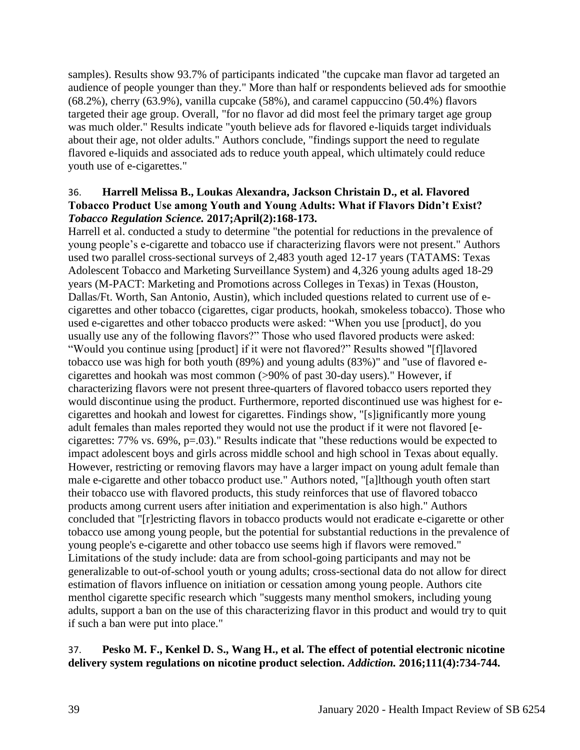samples). Results show 93.7% of participants indicated "the cupcake man flavor ad targeted an audience of people younger than they." More than half or respondents believed ads for smoothie (68.2%), cherry (63.9%), vanilla cupcake (58%), and caramel cappuccino (50.4%) flavors targeted their age group. Overall, "for no flavor ad did most feel the primary target age group was much older." Results indicate "youth believe ads for flavored e-liquids target individuals about their age, not older adults." Authors conclude, "findings support the need to regulate flavored e-liquids and associated ads to reduce youth appeal, which ultimately could reduce youth use of e-cigarettes."

36. **Harrell Melissa B., Loukas Alexandra, Jackson Christain D., et al. Flavored Tobacco Product Use among Youth and Young Adults: What if Flavors Didn't Exist?** ***Tobacco Regulation Science.*** **2017;April(2):168-173.**

Harrell et al. conducted a study to determine "the potential for reductions in the prevalence of young people's e-cigarette and tobacco use if characterizing flavors were not present." Authors used two parallel cross-sectional surveys of 2,483 youth aged 12-17 years (TATAMS: Texas Adolescent Tobacco and Marketing Surveillance System) and 4,326 young adults aged 18-29 years (M-PACT: Marketing and Promotions across Colleges in Texas) in Texas (Houston, Dallas/Ft. Worth, San Antonio, Austin), which included questions related to current use of e-cigarettes and other tobacco (cigarettes, cigar products, hookah, smokeless tobacco). Those who used e-cigarettes and other tobacco products were asked: "When you use [product], do you usually use any of the following flavors?" Those who used flavored products were asked: "Would you continue using [product] if it were not flavored?" Results showed "[f]lavored tobacco use was high for both youth (89%) and young adults (83%)" and "use of flavored e-cigarettes and hookah was most common (>90% of past 30-day users)." However, if characterizing flavors were not present three-quarters of flavored tobacco users reported they would discontinue using the product. Furthermore, reported discontinued use was highest for e-cigarettes and hookah and lowest for cigarettes. Findings show, "[s]ignificantly more young adult females than males reported they would not use the product if it were not flavored [e-cigarettes: 77% vs. 69%, p=.03)." Results indicate that "these reductions would be expected to impact adolescent boys and girls across middle school and high school in Texas about equally. However, restricting or removing flavors may have a larger impact on young adult female than male e-cigarette and other tobacco product use." Authors noted, "[a]lthough youth often start their tobacco use with flavored products, this study reinforces that use of flavored tobacco products among current users after initiation and experimentation is also high." Authors concluded that "[r]estricting flavors in tobacco products would not eradicate e-cigarette or other tobacco use among young people, but the potential for substantial reductions in the prevalence of young people's e-cigarette and other tobacco use seems high if flavors were removed." Limitations of the study include: data are from school-going participants and may not be generalizable to out-of-school youth or young adults; cross-sectional data do not allow for direct estimation of flavors influence on initiation or cessation among young people. Authors cite menthol cigarette specific research which "suggests many menthol smokers, including young adults, support a ban on the use of this characterizing flavor in this product and would try to quit if such a ban were put into place."

37. **Pesko M. F., Kenkel D. S., Wang H., et al. The effect of potential electronic nicotine delivery system regulations on nicotine product selection.** ***Addiction.*** **2016;111(4):734-744.**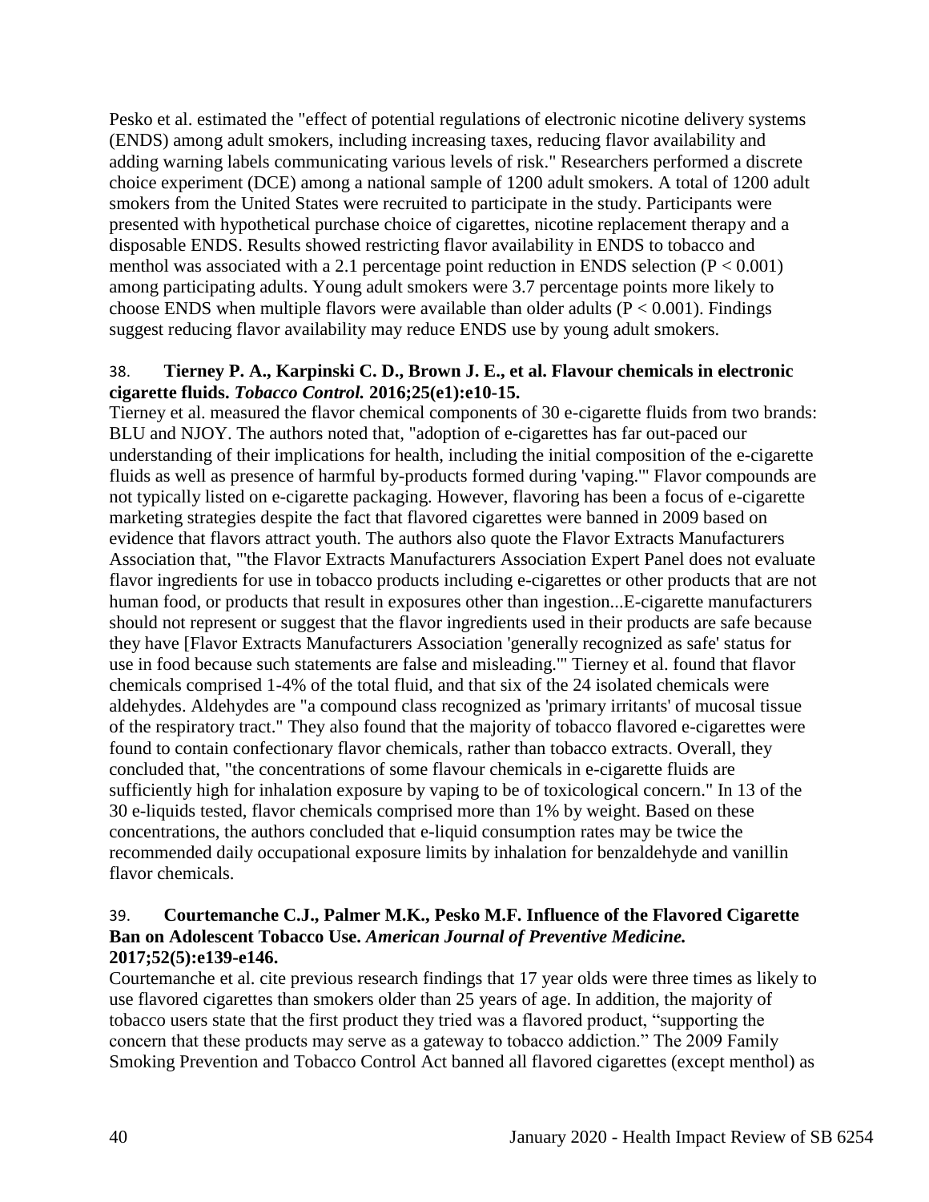Pesko et al. estimated the "effect of potential regulations of electronic nicotine delivery systems (ENDS) among adult smokers, including increasing taxes, reducing flavor availability and adding warning labels communicating various levels of risk." Researchers performed a discrete choice experiment (DCE) among a national sample of 1200 adult smokers. A total of 1200 adult smokers from the United States were recruited to participate in the study. Participants were presented with hypothetical purchase choice of cigarettes, nicotine replacement therapy and a disposable ENDS. Results showed restricting flavor availability in ENDS to tobacco and menthol was associated with a 2.1 percentage point reduction in ENDS selection ($P < 0.001$) among participating adults. Young adult smokers were 3.7 percentage points more likely to choose ENDS when multiple flavors were available than older adults ($P < 0.001$). Findings suggest reducing flavor availability may reduce ENDS use by young adult smokers.

38. **Tierney P. A., Karpinski C. D., Brown J. E., et al. Flavour chemicals in electronic cigarette fluids.** ***Tobacco Control.*** **2016;25(e1):e10-15.**

Tierney et al. measured the flavor chemical components of 30 e-cigarette fluids from two brands: BLU and NJOY. The authors noted that, "adoption of e-cigarettes has far out-paced our understanding of their implications for health, including the initial composition of the e-cigarette fluids as well as presence of harmful by-products formed during 'vaping.'" Flavor compounds are not typically listed on e-cigarette packaging. However, flavoring has been a focus of e-cigarette marketing strategies despite the fact that flavored cigarettes were banned in 2009 based on evidence that flavors attract youth. The authors also quote the Flavor Extracts Manufacturers Association that, "'the Flavor Extracts Manufacturers Association Expert Panel does not evaluate flavor ingredients for use in tobacco products including e-cigarettes or other products that are not human food, or products that result in exposures other than ingestion...E-cigarette manufacturers should not represent or suggest that the flavor ingredients used in their products are safe because they have [Flavor Extracts Manufacturers Association 'generally recognized as safe' status for use in food because such statements are false and misleading.'" Tierney et al. found that flavor chemicals comprised 1-4% of the total fluid, and that six of the 24 isolated chemicals were aldehydes. Aldehydes are "a compound class recognized as 'primary irritants' of mucosal tissue of the respiratory tract." They also found that the majority of tobacco flavored e-cigarettes were found to contain confectionary flavor chemicals, rather than tobacco extracts. Overall, they concluded that, "the concentrations of some flavour chemicals in e-cigarette fluids are sufficiently high for inhalation exposure by vaping to be of toxicological concern." In 13 of the 30 e-liquids tested, flavor chemicals comprised more than 1% by weight. Based on these concentrations, the authors concluded that e-liquid consumption rates may be twice the recommended daily occupational exposure limits by inhalation for benzaldehyde and vanillin flavor chemicals.

39. **Courtemanche C.J., Palmer M.K., Pesko M.F. Influence of the Flavored Cigarette Ban on Adolescent Tobacco Use.** ***American Journal of Preventive Medicine.*** **2017;52(5):e139-e146.**

Courtemanche et al. cite previous research findings that 17 year olds were three times as likely to use flavored cigarettes than smokers older than 25 years of age. In addition, the majority of tobacco users state that the first product they tried was a flavored product, "supporting the concern that these products may serve as a gateway to tobacco addiction." The 2009 Family Smoking Prevention and Tobacco Control Act banned all flavored cigarettes (except menthol) as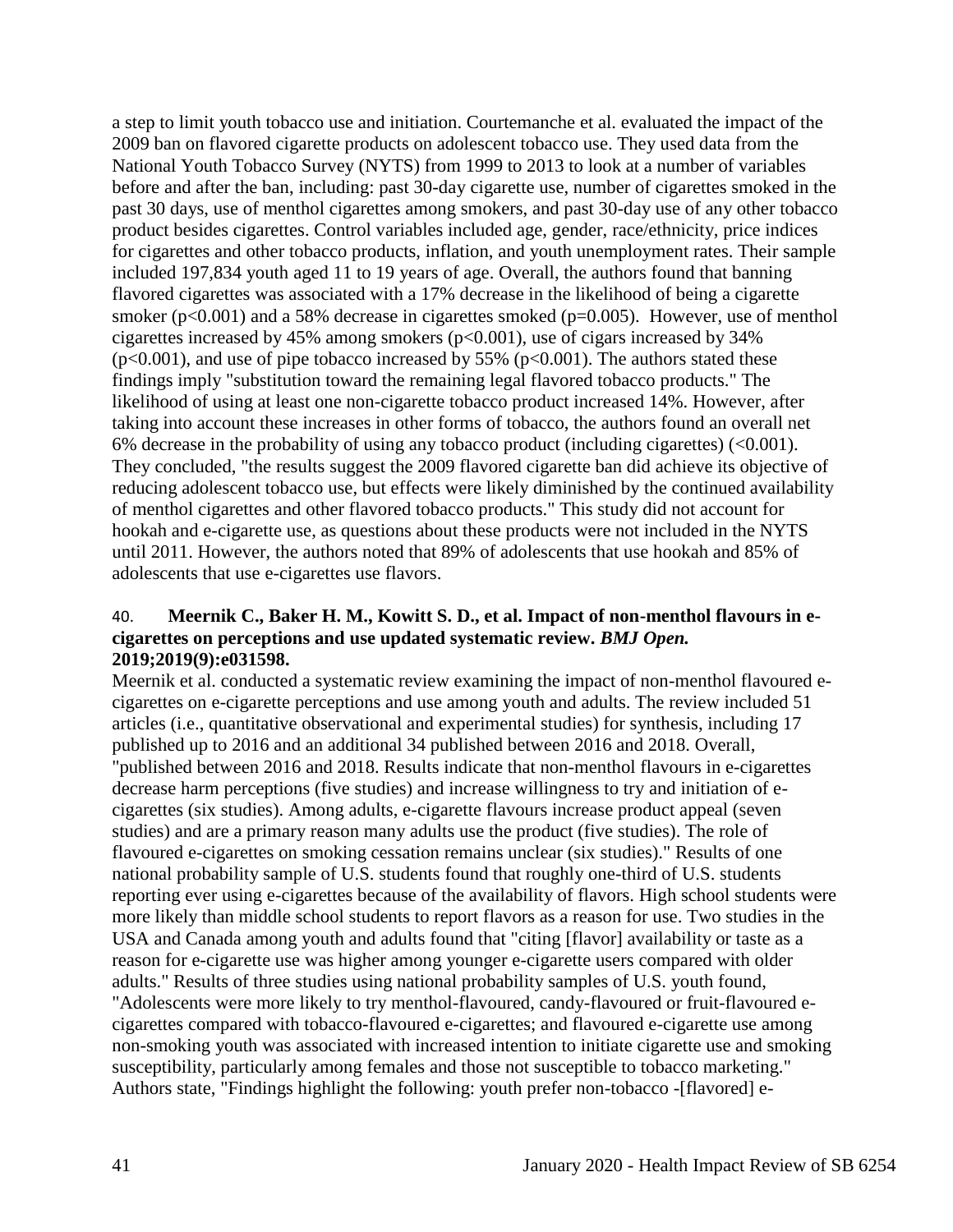a step to limit youth tobacco use and initiation. Courtemanche et al. evaluated the impact of the 2009 ban on flavored cigarette products on adolescent tobacco use. They used data from the National Youth Tobacco Survey (NYTS) from 1999 to 2013 to look at a number of variables before and after the ban, including: past 30-day cigarette use, number of cigarettes smoked in the past 30 days, use of menthol cigarettes among smokers, and past 30-day use of any other tobacco product besides cigarettes. Control variables included age, gender, race/ethnicity, price indices for cigarettes and other tobacco products, inflation, and youth unemployment rates. Their sample included 197,834 youth aged 11 to 19 years of age. Overall, the authors found that banning flavored cigarettes was associated with a 17% decrease in the likelihood of being a cigarette smoker ($p<0.001$) and a 58% decrease in cigarettes smoked ($p=0.005$). However, use of menthol cigarettes increased by 45% among smokers ($p<0.001$), use of cigars increased by 34% ($p<0.001$), and use of pipe tobacco increased by 55% ($p<0.001$). The authors stated these findings imply "substitution toward the remaining legal flavored tobacco products." The likelihood of using at least one non-cigarette tobacco product increased 14%. However, after taking into account these increases in other forms of tobacco, the authors found an overall net 6% decrease in the probability of using any tobacco product (including cigarettes) (<0.001). They concluded, "the results suggest the 2009 flavored cigarette ban did achieve its objective of reducing adolescent tobacco use, but effects were likely diminished by the continued availability of menthol cigarettes and other flavored tobacco products." This study did not account for hookah and e-cigarette use, as questions about these products were not included in the NYTS until 2011. However, the authors noted that 89% of adolescents that use hookah and 85% of adolescents that use e-cigarettes use flavors.

40. **Meernik C., Baker H. M., Kowitt S. D., et al. Impact of non-menthol flavours in e-cigarettes on perceptions and use updated systematic review. *BMJ Open.* 2019;2019(9):e031598.**

Meernik et al. conducted a systematic review examining the impact of non-menthol flavoured e-cigarettes on e-cigarette perceptions and use among youth and adults. The review included 51 articles (i.e., quantitative observational and experimental studies) for synthesis, including 17 published up to 2016 and an additional 34 published between 2016 and 2018. Overall, "published between 2016 and 2018. Results indicate that non-menthol flavours in e-cigarettes decrease harm perceptions (five studies) and increase willingness to try and initiation of e-cigarettes (six studies). Among adults, e-cigarette flavours increase product appeal (seven studies) and are a primary reason many adults use the product (five studies). The role of flavoured e-cigarettes on smoking cessation remains unclear (six studies)." Results of one national probability sample of U.S. students found that roughly one-third of U.S. students reporting ever using e-cigarettes because of the availability of flavors. High school students were more likely than middle school students to report flavors as a reason for use. Two studies in the USA and Canada among youth and adults found that "citing [flavor] availability or taste as a reason for e-cigarette use was higher among younger e-cigarette users compared with older adults." Results of three studies using national probability samples of U.S. youth found, "Adolescents were more likely to try menthol-flavoured, candy-flavoured or fruit-flavoured e-cigarettes compared with tobacco-flavoured e-cigarettes; and flavoured e-cigarette use among non-smoking youth was associated with increased intention to initiate cigarette use and smoking susceptibility, particularly among females and those not susceptible to tobacco marketing." Authors state, "Findings highlight the following: youth prefer non-tobacco -[flavored] e-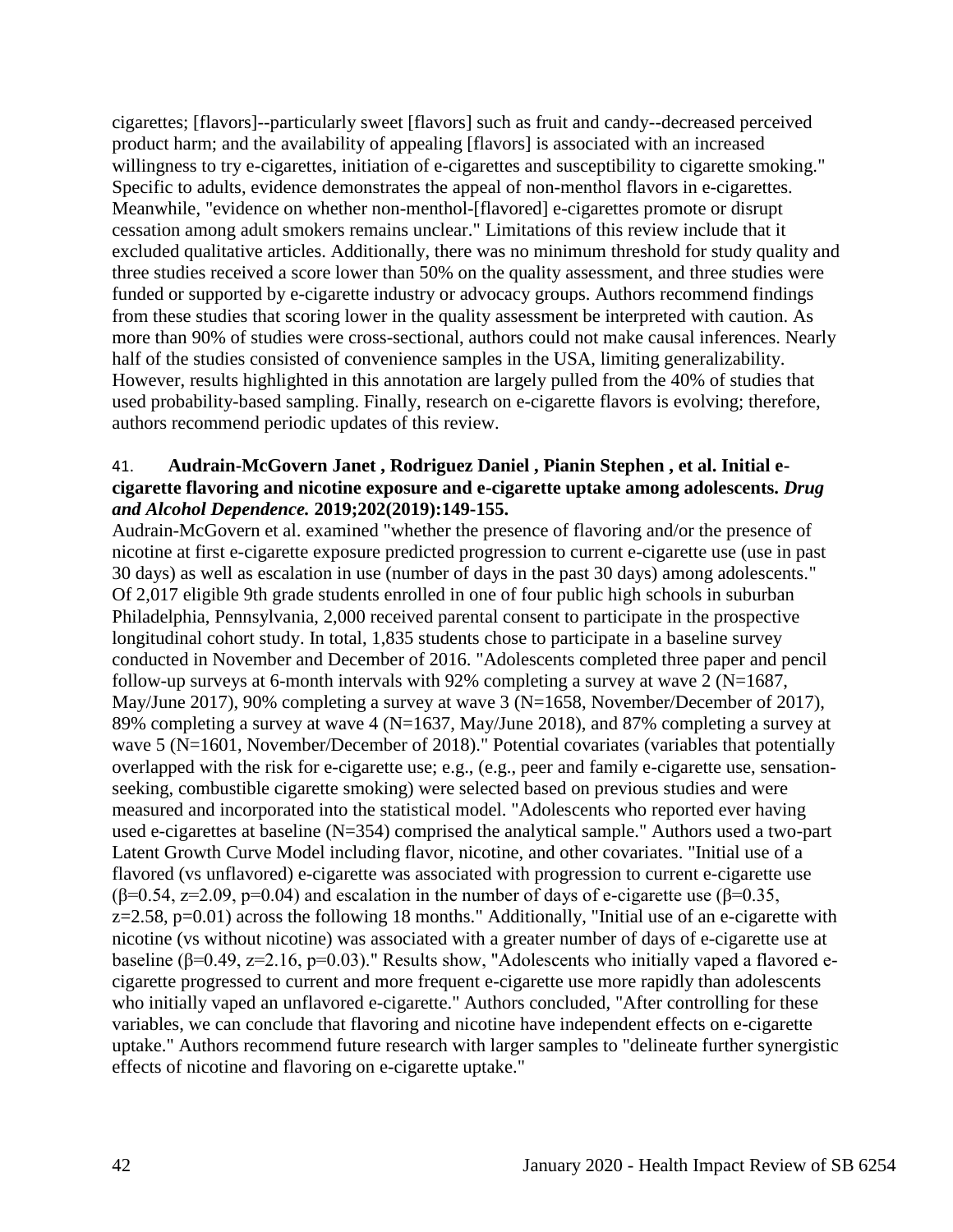cigarettes; [flavors]--particularly sweet [flavors] such as fruit and candy--decreased perceived product harm; and the availability of appealing [flavors] is associated with an increased willingness to try e-cigarettes, initiation of e-cigarettes and susceptibility to cigarette smoking." Specific to adults, evidence demonstrates the appeal of non-menthol flavors in e-cigarettes. Meanwhile, "evidence on whether non-menthol-[flavored] e-cigarettes promote or disrupt cessation among adult smokers remains unclear." Limitations of this review include that it excluded qualitative articles. Additionally, there was no minimum threshold for study quality and three studies received a score lower than 50% on the quality assessment, and three studies were funded or supported by e-cigarette industry or advocacy groups. Authors recommend findings from these studies that scoring lower in the quality assessment be interpreted with caution. As more than 90% of studies were cross-sectional, authors could not make causal inferences. Nearly half of the studies consisted of convenience samples in the USA, limiting generalizability. However, results highlighted in this annotation are largely pulled from the 40% of studies that used probability-based sampling. Finally, research on e-cigarette flavors is evolving; therefore, authors recommend periodic updates of this review.

41. **Audrain-McGovern Janet , Rodriguez Daniel , Pianin Stephen , et al. Initial e-cigarette flavoring and nicotine exposure and e-cigarette uptake among adolescents. *Drug and Alcohol Dependence.* 2019;202(2019):149-155.**

Audrain-McGovern et al. examined "whether the presence of flavoring and/or the presence of nicotine at first e-cigarette exposure predicted progression to current e-cigarette use (use in past 30 days) as well as escalation in use (number of days in the past 30 days) among adolescents." Of 2,017 eligible 9th grade students enrolled in one of four public high schools in suburban Philadelphia, Pennsylvania, 2,000 received parental consent to participate in the prospective longitudinal cohort study. In total, 1,835 students chose to participate in a baseline survey conducted in November and December of 2016. "Adolescents completed three paper and pencil follow-up surveys at 6-month intervals with 92% completing a survey at wave 2 (N=1687, May/June 2017), 90% completing a survey at wave 3 (N=1658, November/December of 2017), 89% completing a survey at wave 4 (N=1637, May/June 2018), and 87% completing a survey at wave 5 (N=1601, November/December of 2018)." Potential covariates (variables that potentially overlapped with the risk for e-cigarette use; e.g., (e.g., peer and family e-cigarette use, sensation-seeking, combustible cigarette smoking) were selected based on previous studies and were measured and incorporated into the statistical model. "Adolescents who reported ever having used e-cigarettes at baseline (N=354) comprised the analytical sample." Authors used a two-part Latent Growth Curve Model including flavor, nicotine, and other covariates. "Initial use of a flavored (vs unflavored) e-cigarette was associated with progression to current e-cigarette use ($\beta$=0.54, z=2.09, p=0.04) and escalation in the number of days of e-cigarette use ($\beta$=0.35, z=2.58, p=0.01) across the following 18 months." Additionally, "Initial use of an e-cigarette with nicotine (vs without nicotine) was associated with a greater number of days of e-cigarette use at baseline ($\beta$=0.49, z=2.16, p=0.03)." Results show, "Adolescents who initially vaped a flavored e-cigarette progressed to current and more frequent e-cigarette use more rapidly than adolescents who initially vaped an unflavored e-cigarette." Authors concluded, "After controlling for these variables, we can conclude that flavoring and nicotine have independent effects on e-cigarette uptake." Authors recommend future research with larger samples to "delineate further synergistic effects of nicotine and flavoring on e-cigarette uptake."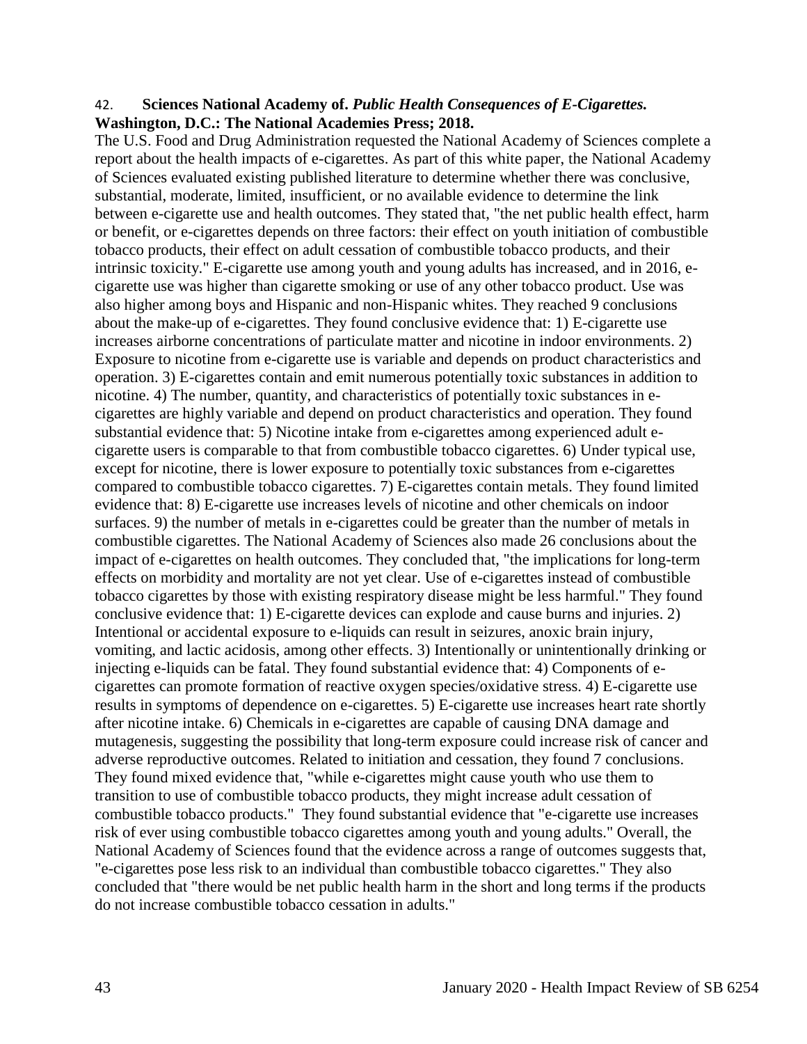42. **Sciences National Academy of. *Public Health Consequences of E-Cigarettes.* Washington, D.C.: The National Academies Press; 2018.**

The U.S. Food and Drug Administration requested the National Academy of Sciences complete a report about the health impacts of e-cigarettes. As part of this white paper, the National Academy of Sciences evaluated existing published literature to determine whether there was conclusive, substantial, moderate, limited, insufficient, or no available evidence to determine the link between e-cigarette use and health outcomes. They stated that, "the net public health effect, harm or benefit, or e-cigarettes depends on three factors: their effect on youth initiation of combustible tobacco products, their effect on adult cessation of combustible tobacco products, and their intrinsic toxicity." E-cigarette use among youth and young adults has increased, and in 2016, e-cigarette use was higher than cigarette smoking or use of any other tobacco product. Use was also higher among boys and Hispanic and non-Hispanic whites. They reached 9 conclusions about the make-up of e-cigarettes. They found conclusive evidence that: 1) E-cigarette use increases airborne concentrations of particulate matter and nicotine in indoor environments. 2) Exposure to nicotine from e-cigarette use is variable and depends on product characteristics and operation. 3) E-cigarettes contain and emit numerous potentially toxic substances in addition to nicotine. 4) The number, quantity, and characteristics of potentially toxic substances in e-cigarettes are highly variable and depend on product characteristics and operation. They found substantial evidence that: 5) Nicotine intake from e-cigarettes among experienced adult e-cigarette users is comparable to that from combustible tobacco cigarettes. 6) Under typical use, except for nicotine, there is lower exposure to potentially toxic substances from e-cigarettes compared to combustible tobacco cigarettes. 7) E-cigarettes contain metals. They found limited evidence that: 8) E-cigarette use increases levels of nicotine and other chemicals on indoor surfaces. 9) the number of metals in e-cigarettes could be greater than the number of metals in combustible cigarettes. The National Academy of Sciences also made 26 conclusions about the impact of e-cigarettes on health outcomes. They concluded that, "the implications for long-term effects on morbidity and mortality are not yet clear. Use of e-cigarettes instead of combustible tobacco cigarettes by those with existing respiratory disease might be less harmful." They found conclusive evidence that: 1) E-cigarette devices can explode and cause burns and injuries. 2) Intentional or accidental exposure to e-liquids can result in seizures, anoxic brain injury, vomiting, and lactic acidosis, among other effects. 3) Intentionally or unintentionally drinking or injecting e-liquids can be fatal. They found substantial evidence that: 4) Components of e-cigarettes can promote formation of reactive oxygen species/oxidative stress. 4) E-cigarette use results in symptoms of dependence on e-cigarettes. 5) E-cigarette use increases heart rate shortly after nicotine intake. 6) Chemicals in e-cigarettes are capable of causing DNA damage and mutagenesis, suggesting the possibility that long-term exposure could increase risk of cancer and adverse reproductive outcomes. Related to initiation and cessation, they found 7 conclusions. They found mixed evidence that, "while e-cigarettes might cause youth who use them to transition to use of combustible tobacco products, they might increase adult cessation of combustible tobacco products." They found substantial evidence that "e-cigarette use increases risk of ever using combustible tobacco cigarettes among youth and young adults." Overall, the National Academy of Sciences found that the evidence across a range of outcomes suggests that, "e-cigarettes pose less risk to an individual than combustible tobacco cigarettes." They also concluded that "there would be net public health harm in the short and long terms if the products do not increase combustible tobacco cessation in adults."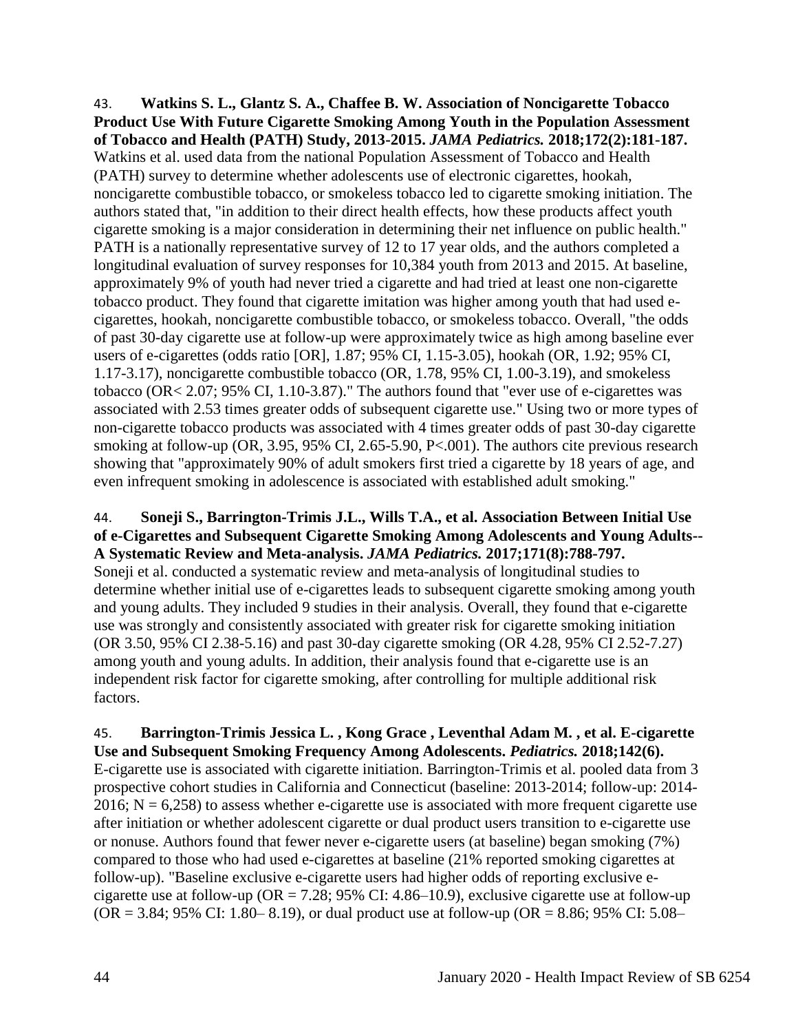43. **Watkins S. L., Glantz S. A., Chaffee B. W. Association of Noncigarette Tobacco Product Use With Future Cigarette Smoking Among Youth in the Population Assessment of Tobacco and Health (PATH) Study, 2013-2015.** ***JAMA Pediatrics.*** **2018;172(2):181-187.**
Watkins et al. used data from the national Population Assessment of Tobacco and Health (PATH) survey to determine whether adolescents use of electronic cigarettes, hookah, noncigarette combustible tobacco, or smokeless tobacco led to cigarette smoking initiation. The authors stated that, "in addition to their direct health effects, how these products affect youth cigarette smoking is a major consideration in determining their net influence on public health." PATH is a nationally representative survey of 12 to 17 year olds, and the authors completed a longitudinal evaluation of survey responses for 10,384 youth from 2013 and 2015. At baseline, approximately 9% of youth had never tried a cigarette and had tried at least one non-cigarette tobacco product. They found that cigarette imitation was higher among youth that had used e-cigarettes, hookah, noncigarette combustible tobacco, or smokeless tobacco. Overall, "the odds of past 30-day cigarette use at follow-up were approximately twice as high among baseline ever users of e-cigarettes (odds ratio [OR], 1.87; 95% CI, 1.15-3.05), hookah (OR, 1.92; 95% CI, 1.17-3.17), noncigarette combustible tobacco (OR, 1.78, 95% CI, 1.00-3.19), and smokeless tobacco (OR< 2.07; 95% CI, 1.10-3.87)." The authors found that "ever use of e-cigarettes was associated with 2.53 times greater odds of subsequent cigarette use." Using two or more types of non-cigarette tobacco products was associated with 4 times greater odds of past 30-day cigarette smoking at follow-up (OR, 3.95, 95% CI, 2.65-5.90, P<.001). The authors cite previous research showing that "approximately 90% of adult smokers first tried a cigarette by 18 years of age, and even infrequent smoking in adolescence is associated with established adult smoking."

44. **Soneji S., Barrington-Trimis J.L., Wills T.A., et al. Association Between Initial Use of e-Cigarettes and Subsequent Cigarette Smoking Among Adolescents and Young Adults--A Systematic Review and Meta-analysis.** ***JAMA Pediatrics.*** **2017;171(8):788-797.**
Soneji et al. conducted a systematic review and meta-analysis of longitudinal studies to determine whether initial use of e-cigarettes leads to subsequent cigarette smoking among youth and young adults. They included 9 studies in their analysis. Overall, they found that e-cigarette use was strongly and consistently associated with greater risk for cigarette smoking initiation (OR 3.50, 95% CI 2.38-5.16) and past 30-day cigarette smoking (OR 4.28, 95% CI 2.52-7.27) among youth and young adults. In addition, their analysis found that e-cigarette use is an independent risk factor for cigarette smoking, after controlling for multiple additional risk factors.

45. **Barrington-Trimis Jessica L. , Kong Grace , Leventhal Adam M. , et al. E-cigarette Use and Subsequent Smoking Frequency Among Adolescents.** ***Pediatrics.*** **2018;142(6).**
E-cigarette use is associated with cigarette initiation. Barrington-Trimis et al. pooled data from 3 prospective cohort studies in California and Connecticut (baseline: 2013-2014; follow-up: 2014-2016; N = 6,258) to assess whether e-cigarette use is associated with more frequent cigarette use after initiation or whether adolescent cigarette or dual product users transition to e-cigarette use or nonuse. Authors found that fewer never e-cigarette users (at baseline) began smoking (7%) compared to those who had used e-cigarettes at baseline (21% reported smoking cigarettes at follow-up). "Baseline exclusive e-cigarette users had higher odds of reporting exclusive e-cigarette use at follow-up (OR = 7.28; 95% CI: 4.86–10.9), exclusive cigarette use at follow-up (OR = 3.84; 95% CI: 1.80– 8.19), or dual product use at follow-up (OR = 8.86; 95% CI: 5.08–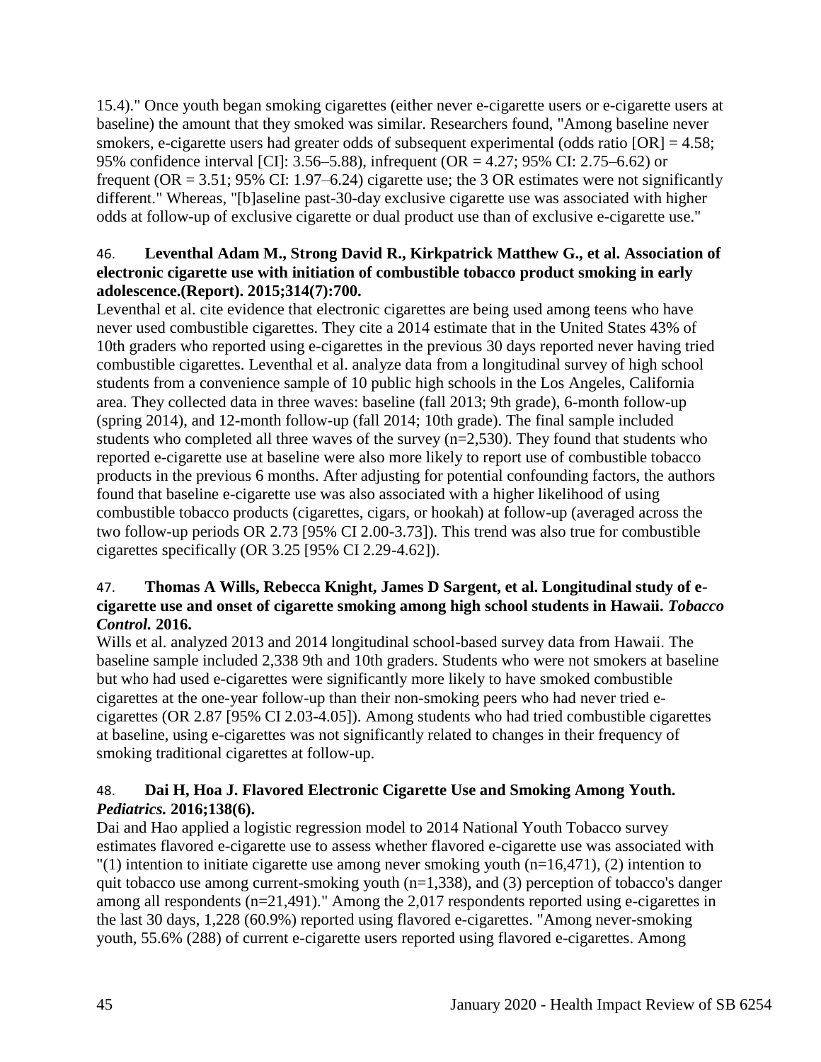15.4)." Once youth began smoking cigarettes (either never e-cigarette users or e-cigarette users at baseline) the amount that they smoked was similar. Researchers found, "Among baseline never smokers, e-cigarette users had greater odds of subsequent experimental (odds ratio [OR] = 4.58; 95% confidence interval [CI]: 3.56–5.88), infrequent (OR = 4.27; 95% CI: 2.75–6.62) or frequent (OR = 3.51; 95% CI: 1.97–6.24) cigarette use; the 3 OR estimates were not significantly different." Whereas, "[b]aseline past-30-day exclusive cigarette use was associated with higher odds at follow-up of exclusive cigarette or dual product use than of exclusive e-cigarette use."

46. **Leventhal Adam M., Strong David R., Kirkpatrick Matthew G., et al. Association of electronic cigarette use with initiation of combustible tobacco product smoking in early adolescence.(Report). 2015;314(7):700.**

Leventhal et al. cite evidence that electronic cigarettes are being used among teens who have never used combustible cigarettes. They cite a 2014 estimate that in the United States 43% of 10th graders who reported using e-cigarettes in the previous 30 days reported never having tried combustible cigarettes. Leventhal et al. analyze data from a longitudinal survey of high school students from a convenience sample of 10 public high schools in the Los Angeles, California area. They collected data in three waves: baseline (fall 2013; 9th grade), 6-month follow-up (spring 2014), and 12-month follow-up (fall 2014; 10th grade). The final sample included students who completed all three waves of the survey (n=2,530). They found that students who reported e-cigarette use at baseline were also more likely to report use of combustible tobacco products in the previous 6 months. After adjusting for potential confounding factors, the authors found that baseline e-cigarette use was also associated with a higher likelihood of using combustible tobacco products (cigarettes, cigars, or hookah) at follow-up (averaged across the two follow-up periods OR 2.73 [95% CI 2.00-3.73]). This trend was also true for combustible cigarettes specifically (OR 3.25 [95% CI 2.29-4.62]).

47. **Thomas A Wills, Rebecca Knight, James D Sargent, et al. Longitudinal study of e-cigarette use and onset of cigarette smoking among high school students in Hawaii. *Tobacco Control.* 2016.**

Wills et al. analyzed 2013 and 2014 longitudinal school-based survey data from Hawaii. The baseline sample included 2,338 9th and 10th graders. Students who were not smokers at baseline but who had used e-cigarettes were significantly more likely to have smoked combustible cigarettes at the one-year follow-up than their non-smoking peers who had never tried e-cigarettes (OR 2.87 [95% CI 2.03-4.05]). Among students who had tried combustible cigarettes at baseline, using e-cigarettes was not significantly related to changes in their frequency of smoking traditional cigarettes at follow-up.

48. **Dai H, Hoa J. Flavored Electronic Cigarette Use and Smoking Among Youth. *Pediatrics.* 2016;138(6).**

Dai and Hao applied a logistic regression model to 2014 National Youth Tobacco survey estimates flavored e-cigarette use to assess whether flavored e-cigarette use was associated with "(1) intention to initiate cigarette use among never smoking youth (n=16,471), (2) intention to quit tobacco use among current-smoking youth (n=1,338), and (3) perception of tobacco's danger among all respondents (n=21,491)." Among the 2,017 respondents reported using e-cigarettes in the last 30 days, 1,228 (60.9%) reported using flavored e-cigarettes. "Among never-smoking youth, 55.6% (288) of current e-cigarette users reported using flavored e-cigarettes. Among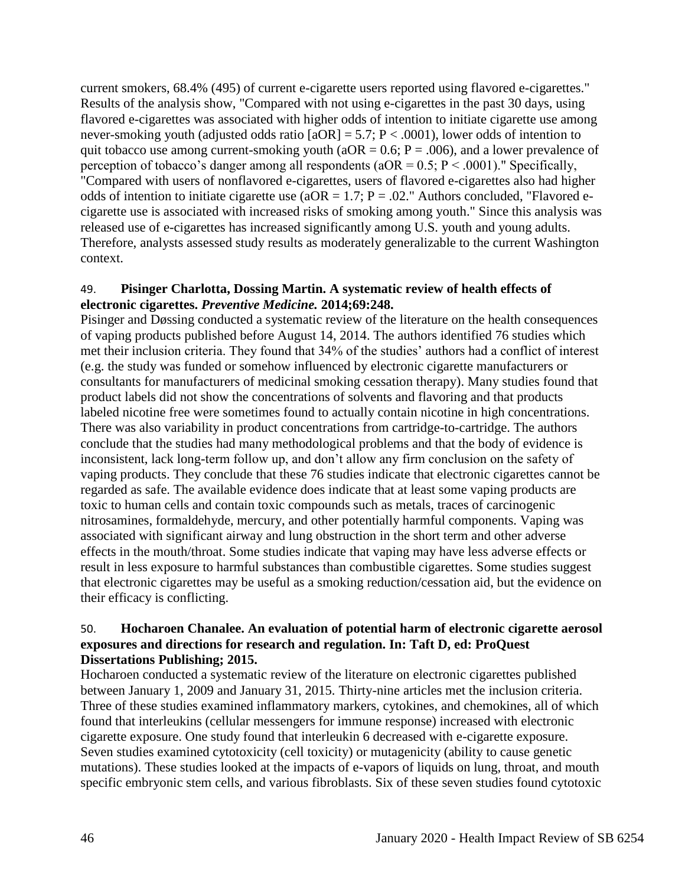current smokers, 68.4% (495) of current e-cigarette users reported using flavored e-cigarettes." Results of the analysis show, "Compared with not using e-cigarettes in the past 30 days, using flavored e-cigarettes was associated with higher odds of intention to initiate cigarette use among never-smoking youth (adjusted odds ratio [aOR] = 5.7; $P < .0001$), lower odds of intention to quit tobacco use among current-smoking youth (aOR = 0.6; $P = .006$), and a lower prevalence of perception of tobacco's danger among all respondents (aOR = 0.5; $P < .0001$)." Specifically, "Compared with users of nonflavored e-cigarettes, users of flavored e-cigarettes also had higher odds of intention to initiate cigarette use (aOR = 1.7; $P = .02$." Authors concluded, "Flavored e-cigarette use is associated with increased risks of smoking among youth." Since this analysis was released use of e-cigarettes has increased significantly among U.S. youth and young adults. Therefore, analysts assessed study results as moderately generalizable to the current Washington context.

49. **Pisinger Charlotta, Dossing Martin. A systematic review of health effects of electronic cigarettes. *Preventive Medicine.* 2014;69:248.**

Pisinger and Døssing conducted a systematic review of the literature on the health consequences of vaping products published before August 14, 2014. The authors identified 76 studies which met their inclusion criteria. They found that 34% of the studies' authors had a conflict of interest (e.g. the study was funded or somehow influenced by electronic cigarette manufacturers or consultants for manufacturers of medicinal smoking cessation therapy). Many studies found that product labels did not show the concentrations of solvents and flavoring and that products labeled nicotine free were sometimes found to actually contain nicotine in high concentrations. There was also variability in product concentrations from cartridge-to-cartridge. The authors conclude that the studies had many methodological problems and that the body of evidence is inconsistent, lack long-term follow up, and don't allow any firm conclusion on the safety of vaping products. They conclude that these 76 studies indicate that electronic cigarettes cannot be regarded as safe. The available evidence does indicate that at least some vaping products are toxic to human cells and contain toxic compounds such as metals, traces of carcinogenic nitrosamines, formaldehyde, mercury, and other potentially harmful components. Vaping was associated with significant airway and lung obstruction in the short term and other adverse effects in the mouth/throat. Some studies indicate that vaping may have less adverse effects or result in less exposure to harmful substances than combustible cigarettes. Some studies suggest that electronic cigarettes may be useful as a smoking reduction/cessation aid, but the evidence on their efficacy is conflicting.

50. **Hocharoen Chanalee. An evaluation of potential harm of electronic cigarette aerosol exposures and directions for research and regulation. In: Taft D, ed: ProQuest Dissertations Publishing; 2015.**

Hocharoen conducted a systematic review of the literature on electronic cigarettes published between January 1, 2009 and January 31, 2015. Thirty-nine articles met the inclusion criteria. Three of these studies examined inflammatory markers, cytokines, and chemokines, all of which found that interleukins (cellular messengers for immune response) increased with electronic cigarette exposure. One study found that interleukin 6 decreased with e-cigarette exposure. Seven studies examined cytotoxicity (cell toxicity) or mutagenicity (ability to cause genetic mutations). These studies looked at the impacts of e-vapors of liquids on lung, throat, and mouth specific embryonic stem cells, and various fibroblasts. Six of these seven studies found cytotoxic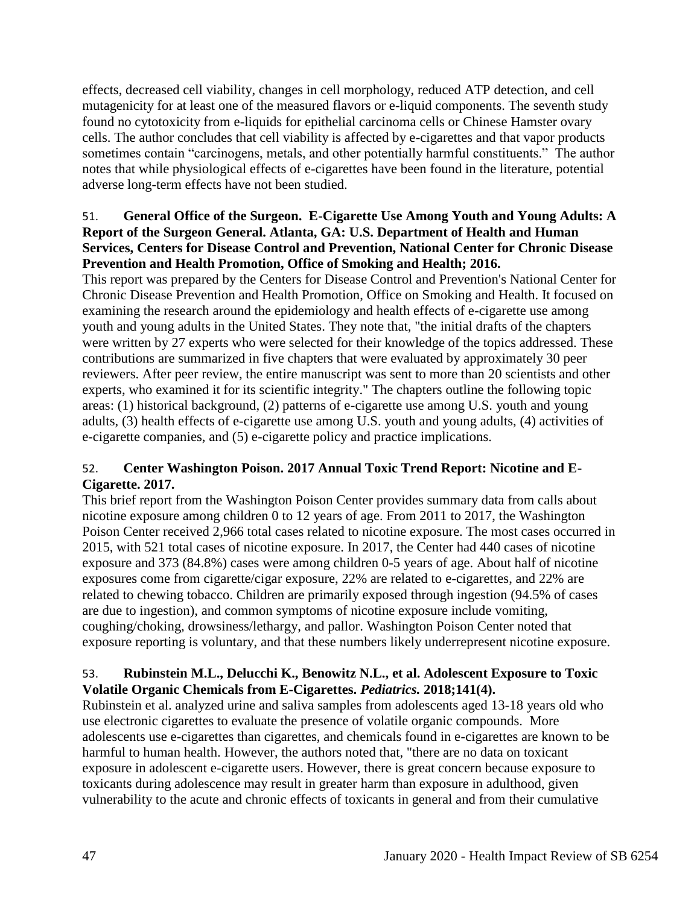effects, decreased cell viability, changes in cell morphology, reduced ATP detection, and cell mutagenicity for at least one of the measured flavors or e-liquid components. The seventh study found no cytotoxicity from e-liquids for epithelial carcinoma cells or Chinese Hamster ovary cells. The author concludes that cell viability is affected by e-cigarettes and that vapor products sometimes contain "carcinogens, metals, and other potentially harmful constituents." The author notes that while physiological effects of e-cigarettes have been found in the literature, potential adverse long-term effects have not been studied.

51. **General Office of the Surgeon. E-Cigarette Use Among Youth and Young Adults: A Report of the Surgeon General. Atlanta, GA: U.S. Department of Health and Human Services, Centers for Disease Control and Prevention, National Center for Chronic Disease Prevention and Health Promotion, Office of Smoking and Health; 2016.**

This report was prepared by the Centers for Disease Control and Prevention's National Center for Chronic Disease Prevention and Health Promotion, Office on Smoking and Health. It focused on examining the research around the epidemiology and health effects of e-cigarette use among youth and young adults in the United States. They note that, "the initial drafts of the chapters were written by 27 experts who were selected for their knowledge of the topics addressed. These contributions are summarized in five chapters that were evaluated by approximately 30 peer reviewers. After peer review, the entire manuscript was sent to more than 20 scientists and other experts, who examined it for its scientific integrity." The chapters outline the following topic areas: (1) historical background, (2) patterns of e-cigarette use among U.S. youth and young adults, (3) health effects of e-cigarette use among U.S. youth and young adults, (4) activities of e-cigarette companies, and (5) e-cigarette policy and practice implications.

52. **Center Washington Poison. 2017 Annual Toxic Trend Report: Nicotine and E-Cigarette. 2017.**

This brief report from the Washington Poison Center provides summary data from calls about nicotine exposure among children 0 to 12 years of age. From 2011 to 2017, the Washington Poison Center received 2,966 total cases related to nicotine exposure. The most cases occurred in 2015, with 521 total cases of nicotine exposure. In 2017, the Center had 440 cases of nicotine exposure and 373 (84.8%) cases were among children 0-5 years of age. About half of nicotine exposures come from cigarette/cigar exposure, 22% are related to e-cigarettes, and 22% are related to chewing tobacco. Children are primarily exposed through ingestion (94.5% of cases are due to ingestion), and common symptoms of nicotine exposure include vomiting, coughing/choking, drowsiness/lethargy, and pallor. Washington Poison Center noted that exposure reporting is voluntary, and that these numbers likely underrepresent nicotine exposure.

53. **Rubinstein M.L., Delucchi K., Benowitz N.L., et al. Adolescent Exposure to Toxic Volatile Organic Chemicals from E-Cigarettes. *Pediatrics.* 2018;141(4).**

Rubinstein et al. analyzed urine and saliva samples from adolescents aged 13-18 years old who use electronic cigarettes to evaluate the presence of volatile organic compounds. More adolescents use e-cigarettes than cigarettes, and chemicals found in e-cigarettes are known to be harmful to human health. However, the authors noted that, "there are no data on toxicant exposure in adolescent e-cigarette users. However, there is great concern because exposure to toxicants during adolescence may result in greater harm than exposure in adulthood, given vulnerability to the acute and chronic effects of toxicants in general and from their cumulative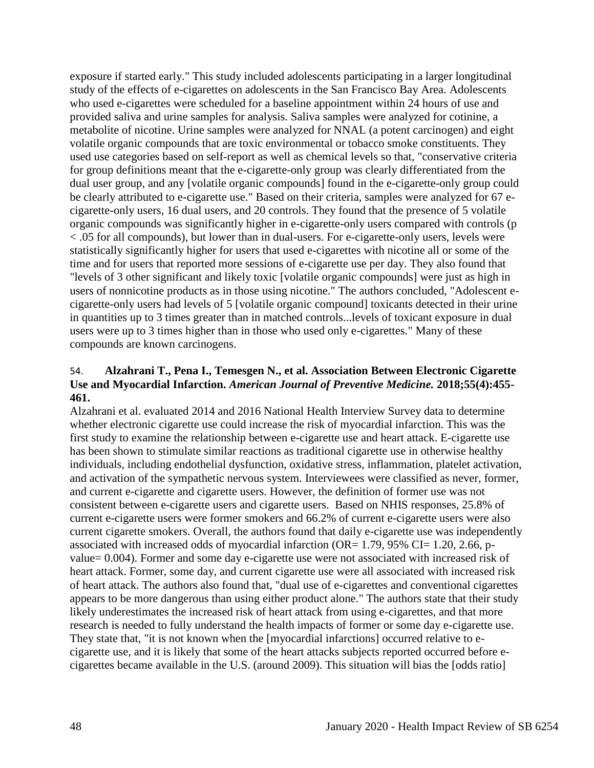exposure if started early." This study included adolescents participating in a larger longitudinal study of the effects of e-cigarettes on adolescents in the San Francisco Bay Area. Adolescents who used e-cigarettes were scheduled for a baseline appointment within 24 hours of use and provided saliva and urine samples for analysis. Saliva samples were analyzed for cotinine, a metabolite of nicotine. Urine samples were analyzed for NNAL (a potent carcinogen) and eight volatile organic compounds that are toxic environmental or tobacco smoke constituents. They used use categories based on self-report as well as chemical levels so that, "conservative criteria for group definitions meant that the e-cigarette-only group was clearly differentiated from the dual user group, and any [volatile organic compounds] found in the e-cigarette-only group could be clearly attributed to e-cigarette use." Based on their criteria, samples were analyzed for 67 e-cigarette-only users, 16 dual users, and 20 controls. They found that the presence of 5 volatile organic compounds was significantly higher in e-cigarette-only users compared with controls ($p < .05$ for all compounds), but lower than in dual-users. For e-cigarette-only users, levels were statistically significantly higher for users that used e-cigarettes with nicotine all or some of the time and for users that reported more sessions of e-cigarette use per day. They also found that "levels of 3 other significant and likely toxic [volatile organic compounds] were just as high in users of nonnicotine products as in those using nicotine." The authors concluded, "Adolescent e-cigarette-only users had levels of 5 [volatile organic compound] toxicants detected in their urine in quantities up to 3 times greater than in matched controls...levels of toxicant exposure in dual users were up to 3 times higher than in those who used only e-cigarettes." Many of these compounds are known carcinogens.

54. **Alzahrani T., Pena I., Temesgen N., et al. Association Between Electronic Cigarette Use and Myocardial Infarction.** ***American Journal of Preventive Medicine.*** **2018;55(4):455-461.**

Alzahrani et al. evaluated 2014 and 2016 National Health Interview Survey data to determine whether electronic cigarette use could increase the risk of myocardial infarction. This was the first study to examine the relationship between e-cigarette use and heart attack. E-cigarette use has been shown to stimulate similar reactions as traditional cigarette use in otherwise healthy individuals, including endothelial dysfunction, oxidative stress, inflammation, platelet activation, and activation of the sympathetic nervous system. Interviewees were classified as never, former, and current e-cigarette and cigarette users. However, the definition of former use was not consistent between e-cigarette users and cigarette users. Based on NHIS responses, 25.8% of current e-cigarette users were former smokers and 66.2% of current e-cigarette users were also current cigarette smokers. Overall, the authors found that daily e-cigarette use was independently associated with increased odds of myocardial infarction (OR= 1.79, 95% CI= 1.20, 2.66, p-value= 0.004). Former and some day e-cigarette use were not associated with increased risk of heart attack. Former, some day, and current cigarette use were all associated with increased risk of heart attack. The authors also found that, "dual use of e-cigarettes and conventional cigarettes appears to be more dangerous than using either product alone." The authors state that their study likely underestimates the increased risk of heart attack from using e-cigarettes, and that more research is needed to fully understand the health impacts of former or some day e-cigarette use. They state that, "it is not known when the [myocardial infarctions] occurred relative to e-cigarette use, and it is likely that some of the heart attacks subjects reported occurred before e-cigarettes became available in the U.S. (around 2009). This situation will bias the [odds ratio]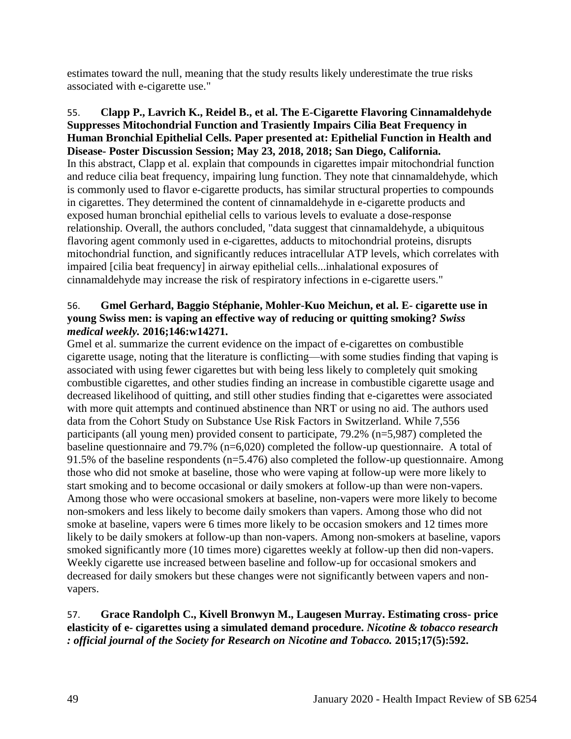estimates toward the null, meaning that the study results likely underestimate the true risks associated with e-cigarette use."

55. **Clapp P., Lavrich K., Reidel B., et al. The E-Cigarette Flavoring Cinnamaldehyde Suppresses Mitochondrial Function and Trasiently Impairs Cilia Beat Frequency in Human Bronchial Epithelial Cells. Paper presented at: Epithelial Function in Health and Disease- Poster Discussion Session; May 23, 2018, 2018; San Diego, California.**
In this abstract, Clapp et al. explain that compounds in cigarettes impair mitochondrial function and reduce cilia beat frequency, impairing lung function. They note that cinnamaldehyde, which is commonly used to flavor e-cigarette products, has similar structural properties to compounds in cigarettes. They determined the content of cinnamaldehyde in e-cigarette products and exposed human bronchial epithelial cells to various levels to evaluate a dose-response relationship. Overall, the authors concluded, "data suggest that cinnamaldehyde, a ubiquitous flavoring agent commonly used in e-cigarettes, adducts to mitochondrial proteins, disrupts mitochondrial function, and significantly reduces intracellular ATP levels, which correlates with impaired [cilia beat frequency] in airway epithelial cells...inhalational exposures of cinnamaldehyde may increase the risk of respiratory infections in e-cigarette users."

56. **Gmel Gerhard, Baggio Stéphanie, Mohler-Kuo Meichun, et al. E- cigarette use in young Swiss men: is vaping an effective way of reducing or quitting smoking? *Swiss medical weekly.* 2016;146:w14271.**
Gmel et al. summarize the current evidence on the impact of e-cigarettes on combustible cigarette usage, noting that the literature is conflicting—with some studies finding that vaping is associated with using fewer cigarettes but with being less likely to completely quit smoking combustible cigarettes, and other studies finding an increase in combustible cigarette usage and decreased likelihood of quitting, and still other studies finding that e-cigarettes were associated with more quit attempts and continued abstinence than NRT or using no aid. The authors used data from the Cohort Study on Substance Use Risk Factors in Switzerland. While 7,556 participants (all young men) provided consent to participate, 79.2% (n=5,987) completed the baseline questionnaire and 79.7% (n=6,020) completed the follow-up questionnaire. A total of 91.5% of the baseline respondents (n=5.476) also completed the follow-up questionnaire. Among those who did not smoke at baseline, those who were vaping at follow-up were more likely to start smoking and to become occasional or daily smokers at follow-up than were non-vapers. Among those who were occasional smokers at baseline, non-vapers were more likely to become non-smokers and less likely to become daily smokers than vapers. Among those who did not smoke at baseline, vapers were 6 times more likely to be occasion smokers and 12 times more likely to be daily smokers at follow-up than non-vapers. Among non-smokers at baseline, vapors smoked significantly more (10 times more) cigarettes weekly at follow-up then did non-vapers. Weekly cigarette use increased between baseline and follow-up for occasional smokers and decreased for daily smokers but these changes were not significantly between vapers and non-vapers.

57. **Grace Randolph C., Kivell Bronwyn M., Laugesen Murray. Estimating cross- price elasticity of e- cigarettes using a simulated demand procedure. *Nicotine & tobacco research : official journal of the Society for Research on Nicotine and Tobacco.* 2015;17(5):592.**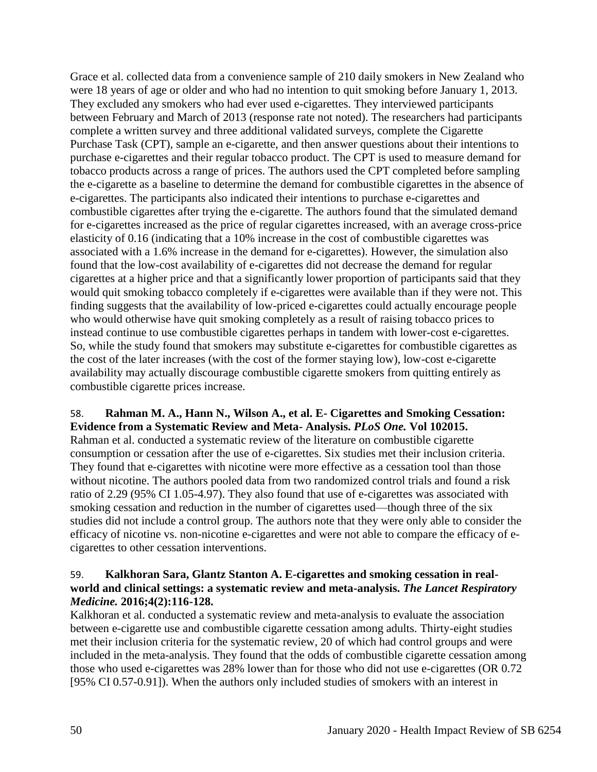Grace et al. collected data from a convenience sample of 210 daily smokers in New Zealand who were 18 years of age or older and who had no intention to quit smoking before January 1, 2013. They excluded any smokers who had ever used e-cigarettes. They interviewed participants between February and March of 2013 (response rate not noted). The researchers had participants complete a written survey and three additional validated surveys, complete the Cigarette Purchase Task (CPT), sample an e-cigarette, and then answer questions about their intentions to purchase e-cigarettes and their regular tobacco product. The CPT is used to measure demand for tobacco products across a range of prices. The authors used the CPT completed before sampling the e-cigarette as a baseline to determine the demand for combustible cigarettes in the absence of e-cigarettes. The participants also indicated their intentions to purchase e-cigarettes and combustible cigarettes after trying the e-cigarette. The authors found that the simulated demand for e-cigarettes increased as the price of regular cigarettes increased, with an average cross-price elasticity of 0.16 (indicating that a 10% increase in the cost of combustible cigarettes was associated with a 1.6% increase in the demand for e-cigarettes). However, the simulation also found that the low-cost availability of e-cigarettes did not decrease the demand for regular cigarettes at a higher price and that a significantly lower proportion of participants said that they would quit smoking tobacco completely if e-cigarettes were available than if they were not. This finding suggests that the availability of low-priced e-cigarettes could actually encourage people who would otherwise have quit smoking completely as a result of raising tobacco prices to instead continue to use combustible cigarettes perhaps in tandem with lower-cost e-cigarettes. So, while the study found that smokers may substitute e-cigarettes for combustible cigarettes as the cost of the later increases (with the cost of the former staying low), low-cost e-cigarette availability may actually discourage combustible cigarette smokers from quitting entirely as combustible cigarette prices increase.

58. **Rahman M. A., Hann N., Wilson A., et al. E- Cigarettes and Smoking Cessation: Evidence from a Systematic Review and Meta- Analysis. *PLoS One.* Vol 102015.**
Rahman et al. conducted a systematic review of the literature on combustible cigarette consumption or cessation after the use of e-cigarettes. Six studies met their inclusion criteria. They found that e-cigarettes with nicotine were more effective as a cessation tool than those without nicotine. The authors pooled data from two randomized control trials and found a risk ratio of 2.29 (95% CI 1.05-4.97). They also found that use of e-cigarettes was associated with smoking cessation and reduction in the number of cigarettes used—though three of the six studies did not include a control group. The authors note that they were only able to consider the efficacy of nicotine vs. non-nicotine e-cigarettes and were not able to compare the efficacy of e-cigarettes to other cessation interventions.

59. **Kalkhoran Sara, Glantz Stanton A. E-cigarettes and smoking cessation in real-world and clinical settings: a systematic review and meta-analysis. *The Lancet Respiratory Medicine.* 2016;4(2):116-128.**
Kalkhoran et al. conducted a systematic review and meta-analysis to evaluate the association between e-cigarette use and combustible cigarette cessation among adults. Thirty-eight studies met their inclusion criteria for the systematic review, 20 of which had control groups and were included in the meta-analysis. They found that the odds of combustible cigarette cessation among those who used e-cigarettes was 28% lower than for those who did not use e-cigarettes (OR 0.72 [95% CI 0.57-0.91]). When the authors only included studies of smokers with an interest in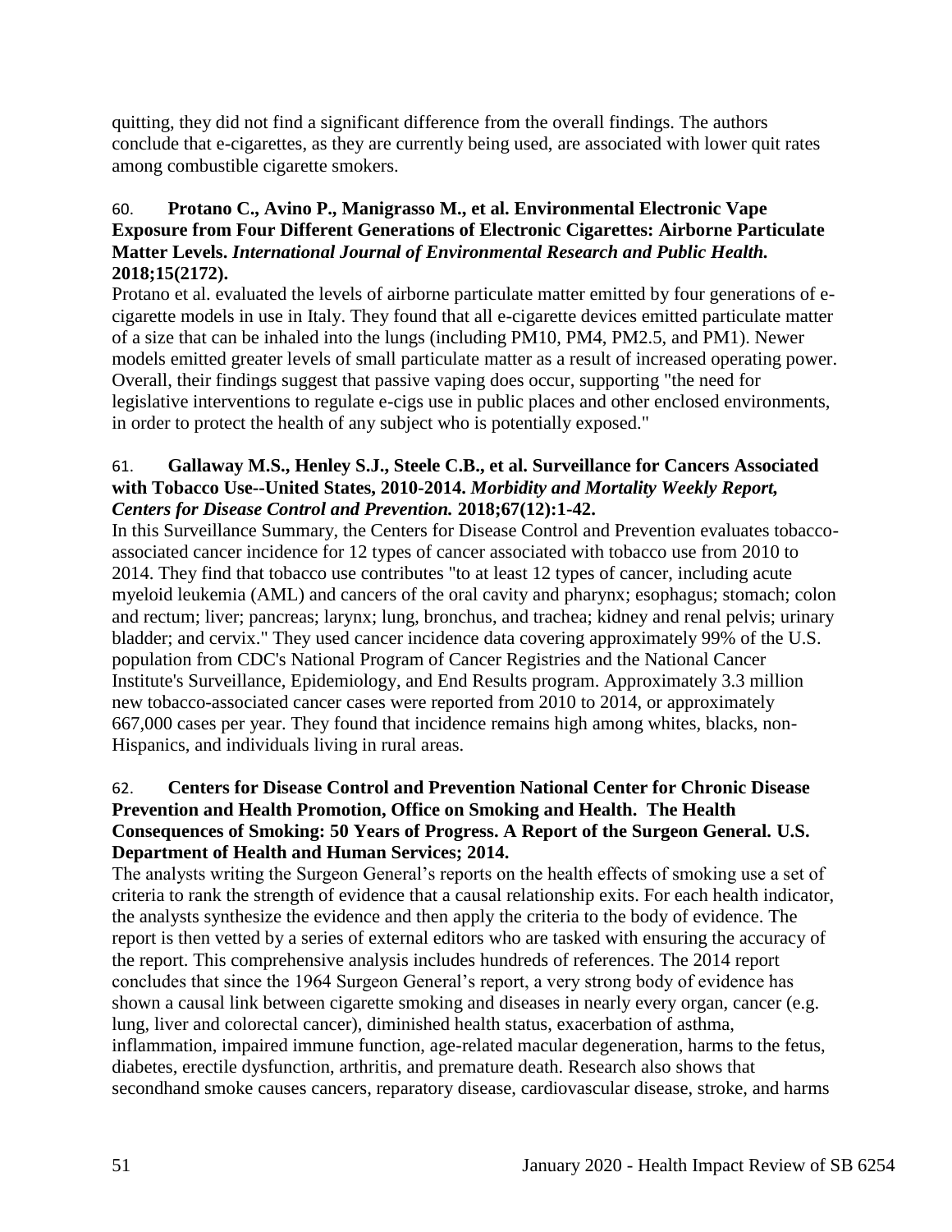quitting, they did not find a significant difference from the overall findings. The authors conclude that e-cigarettes, as they are currently being used, are associated with lower quit rates among combustible cigarette smokers.

60. **Protano C., Avino P., Manigrasso M., et al. Environmental Electronic Vape Exposure from Four Different Generations of Electronic Cigarettes: Airborne Particulate Matter Levels.** ***International Journal of Environmental Research and Public Health.*** **2018;15(2172).**

Protano et al. evaluated the levels of airborne particulate matter emitted by four generations of e-cigarette models in use in Italy. They found that all e-cigarette devices emitted particulate matter of a size that can be inhaled into the lungs (including PM10, PM4, PM2.5, and PM1). Newer models emitted greater levels of small particulate matter as a result of increased operating power. Overall, their findings suggest that passive vaping does occur, supporting "the need for legislative interventions to regulate e-cigs use in public places and other enclosed environments, in order to protect the health of any subject who is potentially exposed."

61. **Gallaway M.S., Henley S.J., Steele C.B., et al. Surveillance for Cancers Associated with Tobacco Use--United States, 2010-2014.** ***Morbidity and Mortality Weekly Report, Centers for Disease Control and Prevention.*** **2018;67(12):1-42.**

In this Surveillance Summary, the Centers for Disease Control and Prevention evaluates tobacco-associated cancer incidence for 12 types of cancer associated with tobacco use from 2010 to 2014. They find that tobacco use contributes "to at least 12 types of cancer, including acute myeloid leukemia (AML) and cancers of the oral cavity and pharynx; esophagus; stomach; colon and rectum; liver; pancreas; larynx; lung, bronchus, and trachea; kidney and renal pelvis; urinary bladder; and cervix." They used cancer incidence data covering approximately 99% of the U.S. population from CDC's National Program of Cancer Registries and the National Cancer Institute's Surveillance, Epidemiology, and End Results program. Approximately 3.3 million new tobacco-associated cancer cases were reported from 2010 to 2014, or approximately 667,000 cases per year. They found that incidence remains high among whites, blacks, non-Hispanics, and individuals living in rural areas.

62. **Centers for Disease Control and Prevention National Center for Chronic Disease Prevention and Health Promotion, Office on Smoking and Health. The Health Consequences of Smoking: 50 Years of Progress. A Report of the Surgeon General. U.S. Department of Health and Human Services; 2014.**

The analysts writing the Surgeon General's reports on the health effects of smoking use a set of criteria to rank the strength of evidence that a causal relationship exits. For each health indicator, the analysts synthesize the evidence and then apply the criteria to the body of evidence. The report is then vetted by a series of external editors who are tasked with ensuring the accuracy of the report. This comprehensive analysis includes hundreds of references. The 2014 report concludes that since the 1964 Surgeon General's report, a very strong body of evidence has shown a causal link between cigarette smoking and diseases in nearly every organ, cancer (e.g. lung, liver and colorectal cancer), diminished health status, exacerbation of asthma, inflammation, impaired immune function, age-related macular degeneration, harms to the fetus, diabetes, erectile dysfunction, arthritis, and premature death. Research also shows that secondhand smoke causes cancers, reparatory disease, cardiovascular disease, stroke, and harms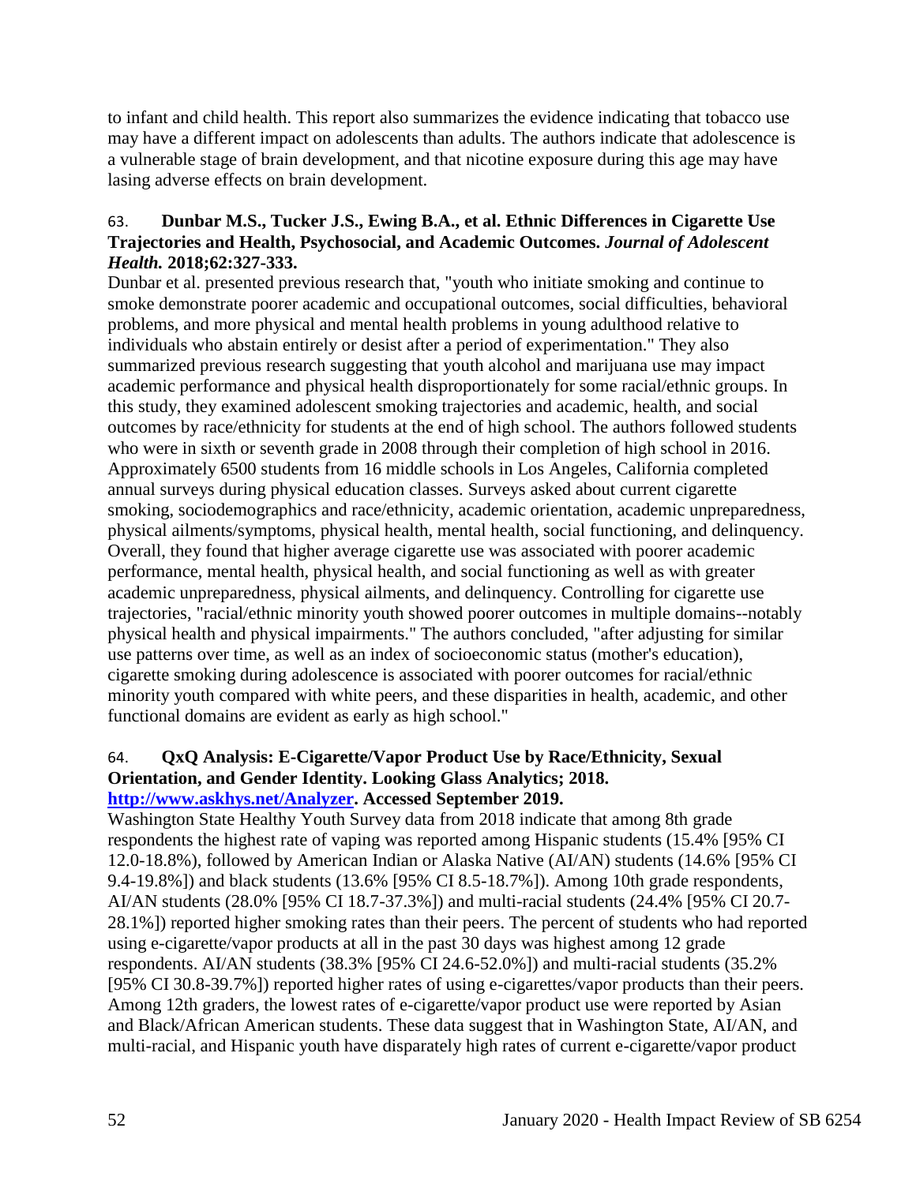to infant and child health. This report also summarizes the evidence indicating that tobacco use may have a different impact on adolescents than adults. The authors indicate that adolescence is a vulnerable stage of brain development, and that nicotine exposure during this age may have lasing adverse effects on brain development.

63. **Dunbar M.S., Tucker J.S., Ewing B.A., et al. Ethnic Differences in Cigarette Use Trajectories and Health, Psychosocial, and Academic Outcomes.** ***Journal of Adolescent Health.*** **2018;62:327-333.**

Dunbar et al. presented previous research that, "youth who initiate smoking and continue to smoke demonstrate poorer academic and occupational outcomes, social difficulties, behavioral problems, and more physical and mental health problems in young adulthood relative to individuals who abstain entirely or desist after a period of experimentation." They also summarized previous research suggesting that youth alcohol and marijuana use may impact academic performance and physical health disproportionately for some racial/ethnic groups. In this study, they examined adolescent smoking trajectories and academic, health, and social outcomes by race/ethnicity for students at the end of high school. The authors followed students who were in sixth or seventh grade in 2008 through their completion of high school in 2016. Approximately 6500 students from 16 middle schools in Los Angeles, California completed annual surveys during physical education classes. Surveys asked about current cigarette smoking, sociodemographics and race/ethnicity, academic orientation, academic unpreparedness, physical ailments/symptoms, physical health, mental health, social functioning, and delinquency. Overall, they found that higher average cigarette use was associated with poorer academic performance, mental health, physical health, and social functioning as well as with greater academic unpreparedness, physical ailments, and delinquency. Controlling for cigarette use trajectories, "racial/ethnic minority youth showed poorer outcomes in multiple domains--notably physical health and physical impairments." The authors concluded, "after adjusting for similar use patterns over time, as well as an index of socioeconomic status (mother's education), cigarette smoking during adolescence is associated with poorer outcomes for racial/ethnic minority youth compared with white peers, and these disparities in health, academic, and other functional domains are evident as early as high school."

64. **QxQ Analysis: E-Cigarette/Vapor Product Use by Race/Ethnicity, Sexual Orientation, and Gender Identity. Looking Glass Analytics; 2018. [http://www.askhys.net/Analyzer](http://www.askhys.net/Analyzer). Accessed September 2019.**

Washington State Healthy Youth Survey data from 2018 indicate that among 8th grade respondents the highest rate of vaping was reported among Hispanic students (15.4% [95% CI 12.0-18.8%), followed by American Indian or Alaska Native (AI/AN) students (14.6% [95% CI 9.4-19.8%]) and black students (13.6% [95% CI 8.5-18.7%]). Among 10th grade respondents, AI/AN students (28.0% [95% CI 18.7-37.3%]) and multi-racial students (24.4% [95% CI 20.7-28.1%]) reported higher smoking rates than their peers. The percent of students who had reported using e-cigarette/vapor products at all in the past 30 days was highest among 12 grade respondents. AI/AN students (38.3% [95% CI 24.6-52.0%]) and multi-racial students (35.2% [95% CI 30.8-39.7%]) reported higher rates of using e-cigarettes/vapor products than their peers. Among 12th graders, the lowest rates of e-cigarette/vapor product use were reported by Asian and Black/African American students. These data suggest that in Washington State, AI/AN, and multi-racial, and Hispanic youth have disparately high rates of current e-cigarette/vapor product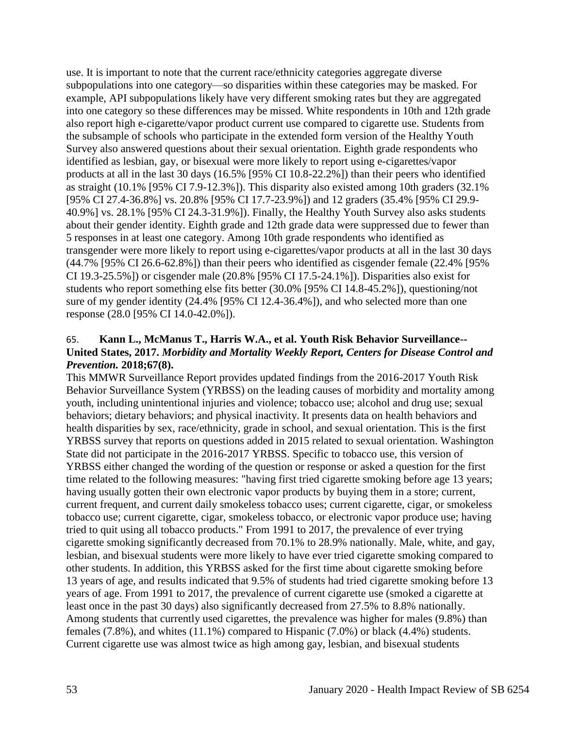use. It is important to note that the current race/ethnicity categories aggregate diverse subpopulations into one category—so disparities within these categories may be masked. For example, API subpopulations likely have very different smoking rates but they are aggregated into one category so these differences may be missed. White respondents in 10th and 12th grade also report high e-cigarette/vapor product current use compared to cigarette use. Students from the subsample of schools who participate in the extended form version of the Healthy Youth Survey also answered questions about their sexual orientation. Eighth grade respondents who identified as lesbian, gay, or bisexual were more likely to report using e-cigarettes/vapor products at all in the last 30 days (16.5% [95% CI 10.8-22.2%]) than their peers who identified as straight (10.1% [95% CI 7.9-12.3%]). This disparity also existed among 10th graders (32.1% [95% CI 27.4-36.8%] vs. 20.8% [95% CI 17.7-23.9%]) and 12 graders (35.4% [95% CI 29.9-40.9%] vs. 28.1% [95% CI 24.3-31.9%]). Finally, the Healthy Youth Survey also asks students about their gender identity. Eighth grade and 12th grade data were suppressed due to fewer than 5 responses in at least one category. Among 10th grade respondents who identified as transgender were more likely to report using e-cigarettes/vapor products at all in the last 30 days (44.7% [95% CI 26.6-62.8%]) than their peers who identified as cisgender female (22.4% [95% CI 19.3-25.5%]) or cisgender male (20.8% [95% CI 17.5-24.1%]). Disparities also exist for students who report something else fits better (30.0% [95% CI 14.8-45.2%]), questioning/not sure of my gender identity (24.4% [95% CI 12.4-36.4%]), and who selected more than one response (28.0 [95% CI 14.0-42.0%]).

65. **Kann L., McManus T., Harris W.A., et al. Youth Risk Behavior Surveillance--United States, 2017.** ***Morbidity and Mortality Weekly Report, Centers for Disease Control and Prevention.*** **2018;67(8).**

This MMWR Surveillance Report provides updated findings from the 2016-2017 Youth Risk Behavior Surveillance System (YRBSS) on the leading causes of morbidity and mortality among youth, including unintentional injuries and violence; tobacco use; alcohol and drug use; sexual behaviors; dietary behaviors; and physical inactivity. It presents data on health behaviors and health disparities by sex, race/ethnicity, grade in school, and sexual orientation. This is the first YRBSS survey that reports on questions added in 2015 related to sexual orientation. Washington State did not participate in the 2016-2017 YRBSS. Specific to tobacco use, this version of YRBSS either changed the wording of the question or response or asked a question for the first time related to the following measures: "having first tried cigarette smoking before age 13 years; having usually gotten their own electronic vapor products by buying them in a store; current, current frequent, and current daily smokeless tobacco uses; current cigarette, cigar, or smokeless tobacco use; current cigarette, cigar, smokeless tobacco, or electronic vapor produce use; having tried to quit using all tobacco products." From 1991 to 2017, the prevalence of ever trying cigarette smoking significantly decreased from 70.1% to 28.9% nationally. Male, white, and gay, lesbian, and bisexual students were more likely to have ever tried cigarette smoking compared to other students. In addition, this YRBSS asked for the first time about cigarette smoking before 13 years of age, and results indicated that 9.5% of students had tried cigarette smoking before 13 years of age. From 1991 to 2017, the prevalence of current cigarette use (smoked a cigarette at least once in the past 30 days) also significantly decreased from 27.5% to 8.8% nationally. Among students that currently used cigarettes, the prevalence was higher for males (9.8%) than females (7.8%), and whites (11.1%) compared to Hispanic (7.0%) or black (4.4%) students. Current cigarette use was almost twice as high among gay, lesbian, and bisexual students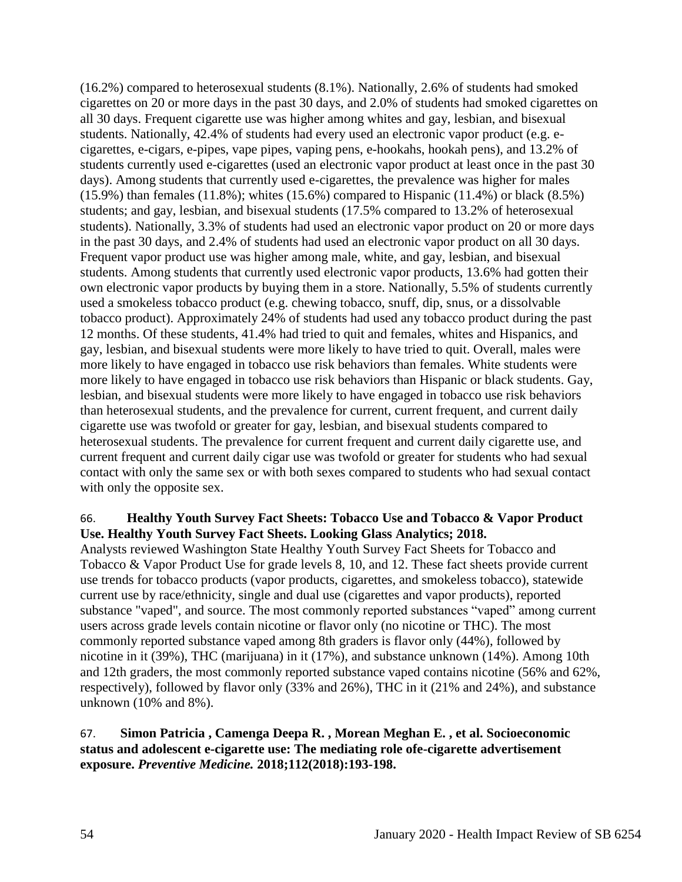(16.2%) compared to heterosexual students (8.1%). Nationally, 2.6% of students had smoked cigarettes on 20 or more days in the past 30 days, and 2.0% of students had smoked cigarettes on all 30 days. Frequent cigarette use was higher among whites and gay, lesbian, and bisexual students. Nationally, 42.4% of students had every used an electronic vapor product (e.g. e-cigarettes, e-cigars, e-pipes, vape pipes, vaping pens, e-hookahs, hookah pens), and 13.2% of students currently used e-cigarettes (used an electronic vapor product at least once in the past 30 days). Among students that currently used e-cigarettes, the prevalence was higher for males (15.9%) than females (11.8%); whites (15.6%) compared to Hispanic (11.4%) or black (8.5%) students; and gay, lesbian, and bisexual students (17.5% compared to 13.2% of heterosexual students). Nationally, 3.3% of students had used an electronic vapor product on 20 or more days in the past 30 days, and 2.4% of students had used an electronic vapor product on all 30 days. Frequent vapor product use was higher among male, white, and gay, lesbian, and bisexual students. Among students that currently used electronic vapor products, 13.6% had gotten their own electronic vapor products by buying them in a store. Nationally, 5.5% of students currently used a smokeless tobacco product (e.g. chewing tobacco, snuff, dip, snus, or a dissolvable tobacco product). Approximately 24% of students had used any tobacco product during the past 12 months. Of these students, 41.4% had tried to quit and females, whites and Hispanics, and gay, lesbian, and bisexual students were more likely to have tried to quit. Overall, males were more likely to have engaged in tobacco use risk behaviors than females. White students were more likely to have engaged in tobacco use risk behaviors than Hispanic or black students. Gay, lesbian, and bisexual students were more likely to have engaged in tobacco use risk behaviors than heterosexual students, and the prevalence for current, current frequent, and current daily cigarette use was twofold or greater for gay, lesbian, and bisexual students compared to heterosexual students. The prevalence for current frequent and current daily cigarette use, and current frequent and current daily cigar use was twofold or greater for students who had sexual contact with only the same sex or with both sexes compared to students who had sexual contact with only the opposite sex.

66. **Healthy Youth Survey Fact Sheets: Tobacco Use and Tobacco & Vapor Product Use. Healthy Youth Survey Fact Sheets. Looking Glass Analytics; 2018.**

Analysts reviewed Washington State Healthy Youth Survey Fact Sheets for Tobacco and Tobacco & Vapor Product Use for grade levels 8, 10, and 12. These fact sheets provide current use trends for tobacco products (vapor products, cigarettes, and smokeless tobacco), statewide current use by race/ethnicity, single and dual use (cigarettes and vapor products), reported substance "vaped", and source. The most commonly reported substances "vaped" among current users across grade levels contain nicotine or flavor only (no nicotine or THC). The most commonly reported substance vaped among 8th graders is flavor only (44%), followed by nicotine in it (39%), THC (marijuana) in it (17%), and substance unknown (14%). Among 10th and 12th graders, the most commonly reported substance vaped contains nicotine (56% and 62%, respectively), followed by flavor only (33% and 26%), THC in it (21% and 24%), and substance unknown (10% and 8%).

67. **Simon Patricia , Camenga Deepa R. , Morean Meghan E. , et al. Socioeconomic status and adolescent e-cigarette use: The mediating role ofe-cigarette advertisement exposure. *Preventive Medicine.* 2018;112(2018):193-198.**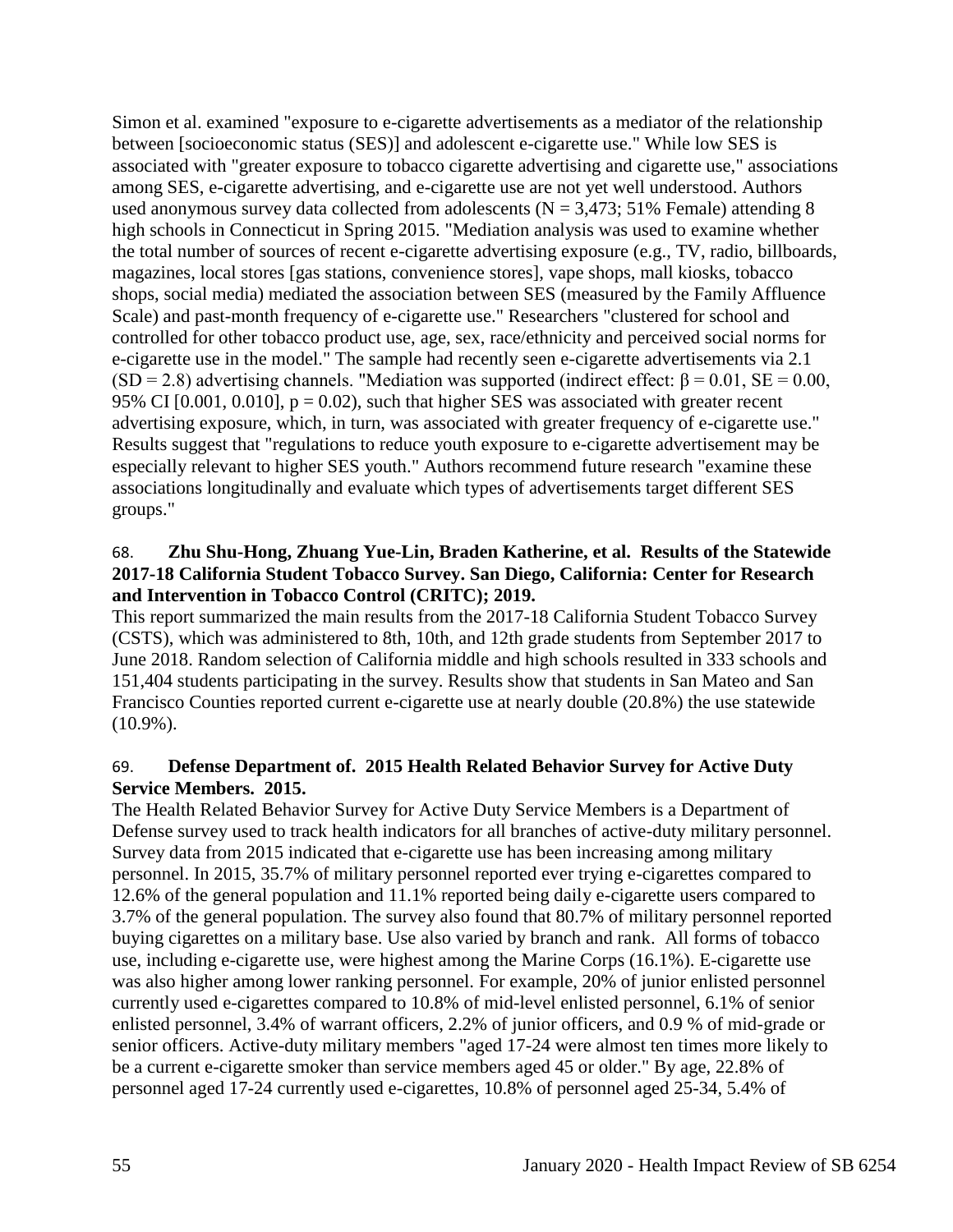Simon et al. examined "exposure to e-cigarette advertisements as a mediator of the relationship between [socioeconomic status (SES)] and adolescent e-cigarette use." While low SES is associated with "greater exposure to tobacco cigarette advertising and cigarette use," associations among SES, e-cigarette advertising, and e-cigarette use are not yet well understood. Authors used anonymous survey data collected from adolescents (N = 3,473; 51% Female) attending 8 high schools in Connecticut in Spring 2015. "Mediation analysis was used to examine whether the total number of sources of recent e-cigarette advertising exposure (e.g., TV, radio, billboards, magazines, local stores [gas stations, convenience stores], vape shops, mall kiosks, tobacco shops, social media) mediated the association between SES (measured by the Family Affluence Scale) and past-month frequency of e-cigarette use." Researchers "clustered for school and controlled for other tobacco product use, age, sex, race/ethnicity and perceived social norms for e-cigarette use in the model." The sample had recently seen e-cigarette advertisements via 2.1 (SD = 2.8) advertising channels. "Mediation was supported (indirect effect: $\beta = 0.01$, SE = 0.00, 95% CI [0.001, 0.010], $p = 0.02$), such that higher SES was associated with greater recent advertising exposure, which, in turn, was associated with greater frequency of e-cigarette use." Results suggest that "regulations to reduce youth exposure to e-cigarette advertisement may be especially relevant to higher SES youth." Authors recommend future research "examine these associations longitudinally and evaluate which types of advertisements target different SES groups."

68. **Zhu Shu-Hong, Zhuang Yue-Lin, Braden Katherine, et al. Results of the Statewide 2017-18 California Student Tobacco Survey. San Diego, California: Center for Research and Intervention in Tobacco Control (CRITC); 2019.**

This report summarized the main results from the 2017-18 California Student Tobacco Survey (CSTS), which was administered to 8th, 10th, and 12th grade students from September 2017 to June 2018. Random selection of California middle and high schools resulted in 333 schools and 151,404 students participating in the survey. Results show that students in San Mateo and San Francisco Counties reported current e-cigarette use at nearly double (20.8%) the use statewide (10.9%).

69. **Defense Department of. 2015 Health Related Behavior Survey for Active Duty Service Members. 2015.**

The Health Related Behavior Survey for Active Duty Service Members is a Department of Defense survey used to track health indicators for all branches of active-duty military personnel. Survey data from 2015 indicated that e-cigarette use has been increasing among military personnel. In 2015, 35.7% of military personnel reported ever trying e-cigarettes compared to 12.6% of the general population and 11.1% reported being daily e-cigarette users compared to 3.7% of the general population. The survey also found that 80.7% of military personnel reported buying cigarettes on a military base. Use also varied by branch and rank. All forms of tobacco use, including e-cigarette use, were highest among the Marine Corps (16.1%). E-cigarette use was also higher among lower ranking personnel. For example, 20% of junior enlisted personnel currently used e-cigarettes compared to 10.8% of mid-level enlisted personnel, 6.1% of senior enlisted personnel, 3.4% of warrant officers, 2.2% of junior officers, and 0.9 % of mid-grade or senior officers. Active-duty military members "aged 17-24 were almost ten times more likely to be a current e-cigarette smoker than service members aged 45 or older." By age, 22.8% of personnel aged 17-24 currently used e-cigarettes, 10.8% of personnel aged 25-34, 5.4% of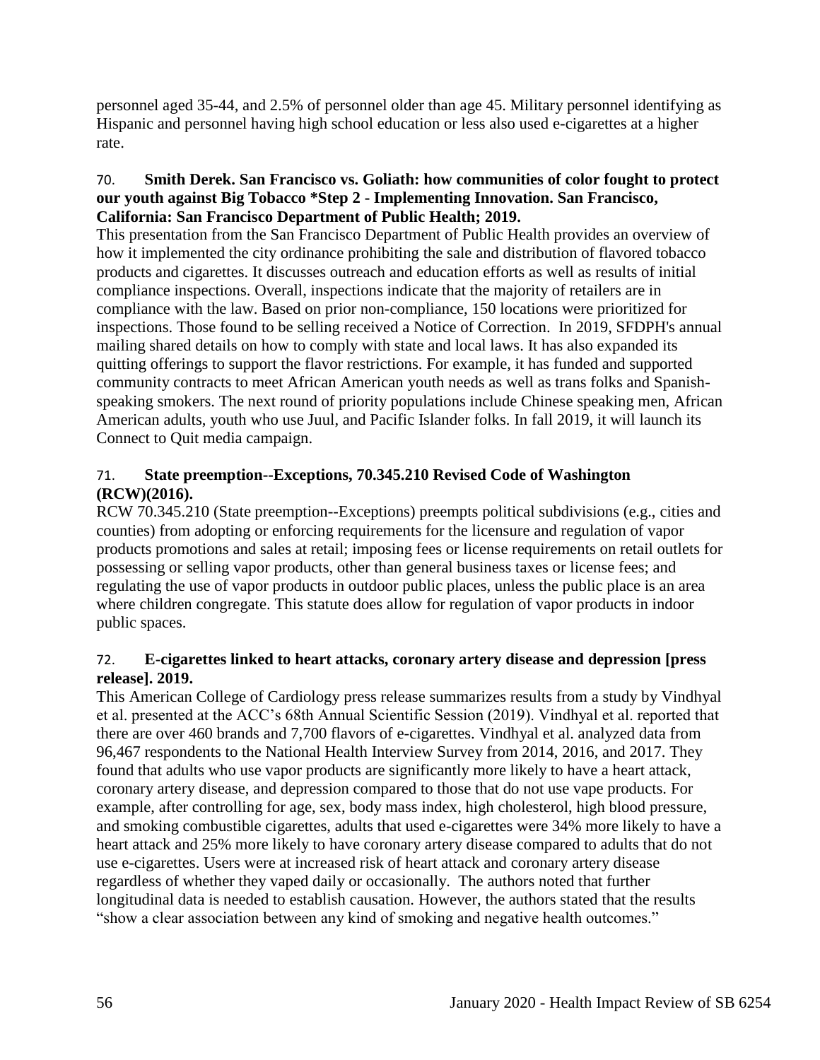personnel aged 35-44, and 2.5% of personnel older than age 45. Military personnel identifying as Hispanic and personnel having high school education or less also used e-cigarettes at a higher rate.

70. **Smith Derek. San Francisco vs. Goliath: how communities of color fought to protect our youth against Big Tobacco *Step 2 - Implementing Innovation. San Francisco, California: San Francisco Department of Public Health; 2019.**

This presentation from the San Francisco Department of Public Health provides an overview of how it implemented the city ordinance prohibiting the sale and distribution of flavored tobacco products and cigarettes. It discusses outreach and education efforts as well as results of initial compliance inspections. Overall, inspections indicate that the majority of retailers are in compliance with the law. Based on prior non-compliance, 150 locations were prioritized for inspections. Those found to be selling received a Notice of Correction. In 2019, SFDPH's annual mailing shared details on how to comply with state and local laws. It has also expanded its quitting offerings to support the flavor restrictions. For example, it has funded and supported community contracts to meet African American youth needs as well as trans folks and Spanish-speaking smokers. The next round of priority populations include Chinese speaking men, African American adults, youth who use Juul, and Pacific Islander folks. In fall 2019, it will launch its Connect to Quit media campaign.

71. **State preemption--Exceptions, 70.345.210 Revised Code of Washington (RCW)(2016).**

RCW 70.345.210 (State preemption--Exceptions) preempts political subdivisions (e.g., cities and counties) from adopting or enforcing requirements for the licensure and regulation of vapor products promotions and sales at retail; imposing fees or license requirements on retail outlets for possessing or selling vapor products, other than general business taxes or license fees; and regulating the use of vapor products in outdoor public places, unless the public place is an area where children congregate. This statute does allow for regulation of vapor products in indoor public spaces.

72. **E-cigarettes linked to heart attacks, coronary artery disease and depression [press release]. 2019.**

This American College of Cardiology press release summarizes results from a study by Vindhyal et al. presented at the ACC's 68th Annual Scientific Session (2019). Vindhyal et al. reported that there are over 460 brands and 7,700 flavors of e-cigarettes. Vindhyal et al. analyzed data from 96,467 respondents to the National Health Interview Survey from 2014, 2016, and 2017. They found that adults who use vapor products are significantly more likely to have a heart attack, coronary artery disease, and depression compared to those that do not use vape products. For example, after controlling for age, sex, body mass index, high cholesterol, high blood pressure, and smoking combustible cigarettes, adults that used e-cigarettes were 34% more likely to have a heart attack and 25% more likely to have coronary artery disease compared to adults that do not use e-cigarettes. Users were at increased risk of heart attack and coronary artery disease regardless of whether they vaped daily or occasionally. The authors noted that further longitudinal data is needed to establish causation. However, the authors stated that the results "show a clear association between any kind of smoking and negative health outcomes."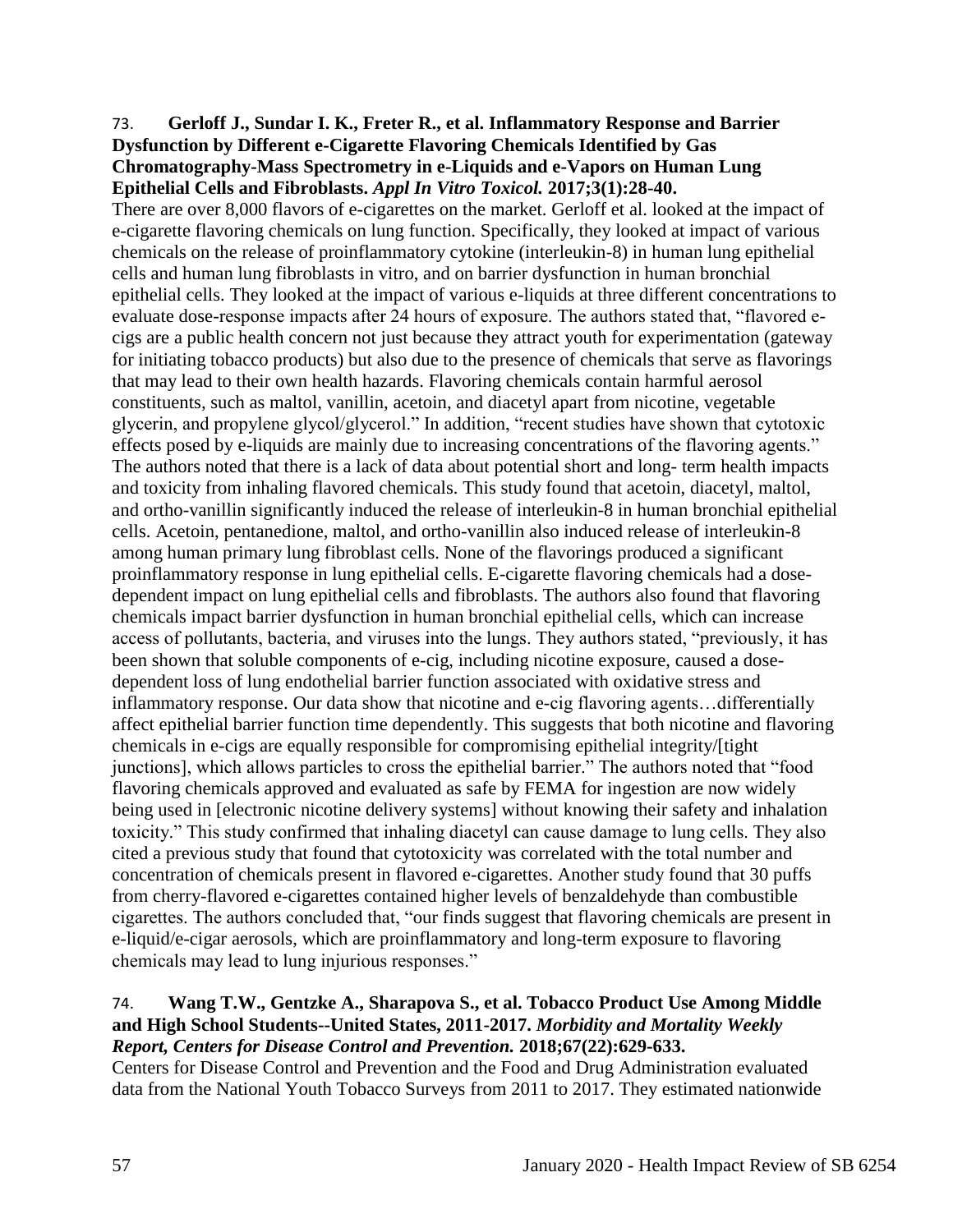73. **Gerloff J., Sundar I. K., Freter R., et al. Inflammatory Response and Barrier Dysfunction by Different e-Cigarette Flavoring Chemicals Identified by Gas Chromatography-Mass Spectrometry in e-Liquids and e-Vapors on Human Lung Epithelial Cells and Fibroblasts.** ***Appl In Vitro Toxicol.*** **2017;3(1):28-40.**

There are over 8,000 flavors of e-cigarettes on the market. Gerloff et al. looked at the impact of e-cigarette flavoring chemicals on lung function. Specifically, they looked at impact of various chemicals on the release of proinflammatory cytokine (interleukin-8) in human lung epithelial cells and human lung fibroblasts in vitro, and on barrier dysfunction in human bronchial epithelial cells. They looked at the impact of various e-liquids at three different concentrations to evaluate dose-response impacts after 24 hours of exposure. The authors stated that, "flavored e-cigs are a public health concern not just because they attract youth for experimentation (gateway for initiating tobacco products) but also due to the presence of chemicals that serve as flavorings that may lead to their own health hazards. Flavoring chemicals contain harmful aerosol constituents, such as maltol, vanillin, acetoin, and diacetyl apart from nicotine, vegetable glycerin, and propylene glycol/glycerol." In addition, "recent studies have shown that cytotoxic effects posed by e-liquids are mainly due to increasing concentrations of the flavoring agents." The authors noted that there is a lack of data about potential short and long- term health impacts and toxicity from inhaling flavored chemicals. This study found that acetoin, diacetyl, maltol, and ortho-vanillin significantly induced the release of interleukin-8 in human bronchial epithelial cells. Acetoin, pentanedione, maltol, and ortho-vanillin also induced release of interleukin-8 among human primary lung fibroblast cells. None of the flavorings produced a significant proinflammatory response in lung epithelial cells. E-cigarette flavoring chemicals had a dose-dependent impact on lung epithelial cells and fibroblasts. The authors also found that flavoring chemicals impact barrier dysfunction in human bronchial epithelial cells, which can increase access of pollutants, bacteria, and viruses into the lungs. They authors stated, "previously, it has been shown that soluble components of e-cig, including nicotine exposure, caused a dose-dependent loss of lung endothelial barrier function associated with oxidative stress and inflammatory response. Our data show that nicotine and e-cig flavoring agents…differentially affect epithelial barrier function time dependently. This suggests that both nicotine and flavoring chemicals in e-cigs are equally responsible for compromising epithelial integrity/[tight junctions], which allows particles to cross the epithelial barrier." The authors noted that "food flavoring chemicals approved and evaluated as safe by FEMA for ingestion are now widely being used in [electronic nicotine delivery systems] without knowing their safety and inhalation toxicity." This study confirmed that inhaling diacetyl can cause damage to lung cells. They also cited a previous study that found that cytotoxicity was correlated with the total number and concentration of chemicals present in flavored e-cigarettes. Another study found that 30 puffs from cherry-flavored e-cigarettes contained higher levels of benzaldehyde than combustible cigarettes. The authors concluded that, "our finds suggest that flavoring chemicals are present in e-liquid/e-cigar aerosols, which are proinflammatory and long-term exposure to flavoring chemicals may lead to lung injurious responses."

74. **Wang T.W., Gentzke A., Sharapova S., et al. Tobacco Product Use Among Middle and High School Students--United States, 2011-2017.** ***Morbidity and Mortality Weekly Report, Centers for Disease Control and Prevention.*** **2018;67(22):629-633.**

Centers for Disease Control and Prevention and the Food and Drug Administration evaluated data from the National Youth Tobacco Surveys from 2011 to 2017. They estimated nationwide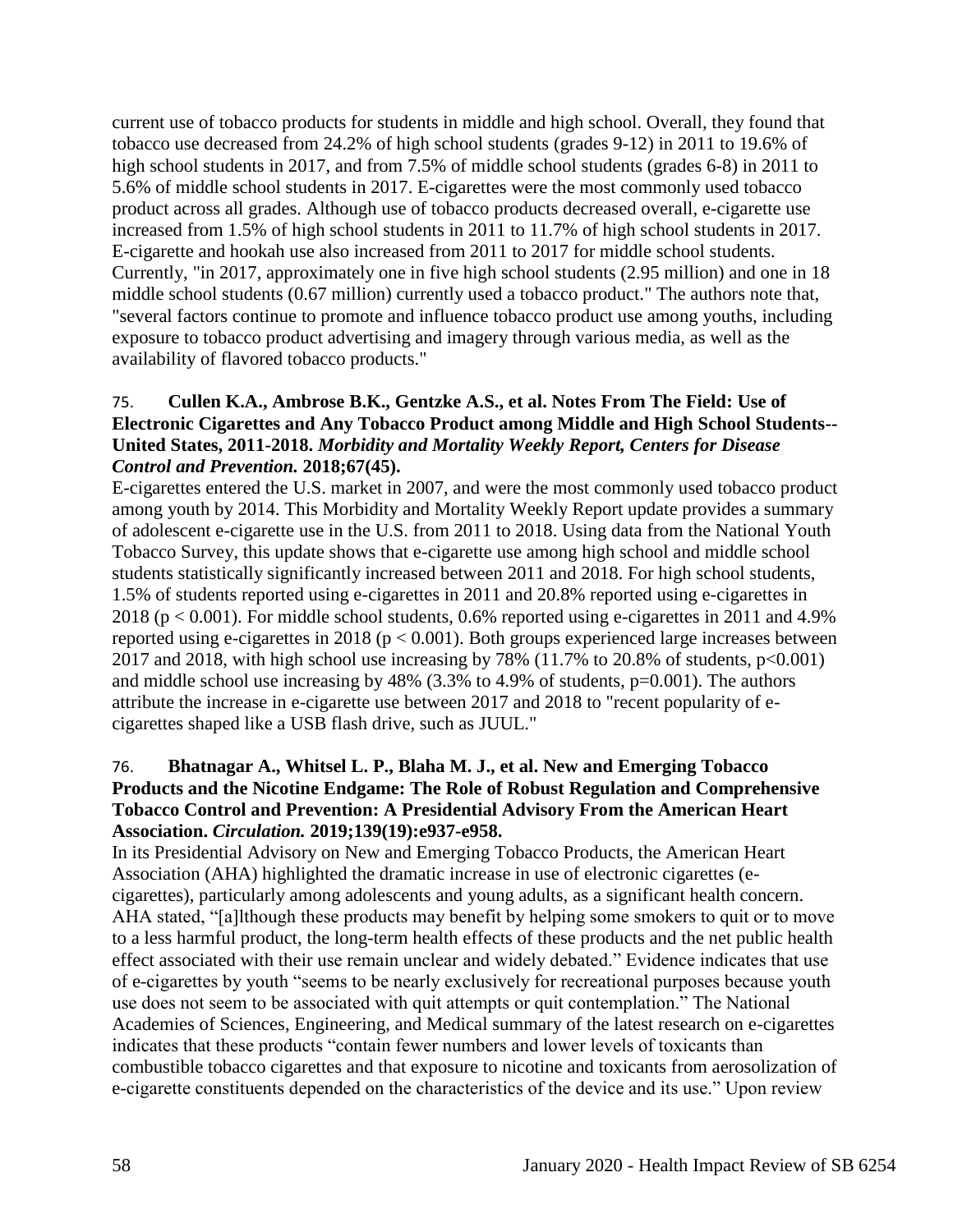current use of tobacco products for students in middle and high school. Overall, they found that tobacco use decreased from 24.2% of high school students (grades 9-12) in 2011 to 19.6% of high school students in 2017, and from 7.5% of middle school students (grades 6-8) in 2011 to 5.6% of middle school students in 2017. E-cigarettes were the most commonly used tobacco product across all grades. Although use of tobacco products decreased overall, e-cigarette use increased from 1.5% of high school students in 2011 to 11.7% of high school students in 2017. E-cigarette and hookah use also increased from 2011 to 2017 for middle school students. Currently, "in 2017, approximately one in five high school students (2.95 million) and one in 18 middle school students (0.67 million) currently used a tobacco product." The authors note that, "several factors continue to promote and influence tobacco product use among youths, including exposure to tobacco product advertising and imagery through various media, as well as the availability of flavored tobacco products."

75. **Cullen K.A., Ambrose B.K., Gentzke A.S., et al. Notes From The Field: Use of Electronic Cigarettes and Any Tobacco Product among Middle and High School Students--United States, 2011-2018.** ***Morbidity and Mortality Weekly Report, Centers for Disease Control and Prevention.*** **2018;67(45).**

E-cigarettes entered the U.S. market in 2007, and were the most commonly used tobacco product among youth by 2014. This Morbidity and Mortality Weekly Report update provides a summary of adolescent e-cigarette use in the U.S. from 2011 to 2018. Using data from the National Youth Tobacco Survey, this update shows that e-cigarette use among high school and middle school students statistically significantly increased between 2011 and 2018. For high school students, 1.5% of students reported using e-cigarettes in 2011 and 20.8% reported using e-cigarettes in 2018 ($p < 0.001$). For middle school students, 0.6% reported using e-cigarettes in 2011 and 4.9% reported using e-cigarettes in 2018 ($p < 0.001$). Both groups experienced large increases between 2017 and 2018, with high school use increasing by 78% (11.7% to 20.8% of students, $p<0.001$) and middle school use increasing by 48% (3.3% to 4.9% of students, $p=0.001$). The authors attribute the increase in e-cigarette use between 2017 and 2018 to "recent popularity of e-cigarettes shaped like a USB flash drive, such as JUUL."

76. **Bhatnagar A., Whitsel L. P., Blaha M. J., et al. New and Emerging Tobacco Products and the Nicotine Endgame: The Role of Robust Regulation and Comprehensive Tobacco Control and Prevention: A Presidential Advisory From the American Heart Association.** ***Circulation.*** **2019;139(19):e937-e958.**

In its Presidential Advisory on New and Emerging Tobacco Products, the American Heart Association (AHA) highlighted the dramatic increase in use of electronic cigarettes (e-cigarettes), particularly among adolescents and young adults, as a significant health concern. AHA stated, "[a]lthough these products may benefit by helping some smokers to quit or to move to a less harmful product, the long-term health effects of these products and the net public health effect associated with their use remain unclear and widely debated." Evidence indicates that use of e-cigarettes by youth "seems to be nearly exclusively for recreational purposes because youth use does not seem to be associated with quit attempts or quit contemplation." The National Academies of Sciences, Engineering, and Medical summary of the latest research on e-cigarettes indicates that these products "contain fewer numbers and lower levels of toxicants than combustible tobacco cigarettes and that exposure to nicotine and toxicants from aerosolization of e-cigarette constituents depended on the characteristics of the device and its use." Upon review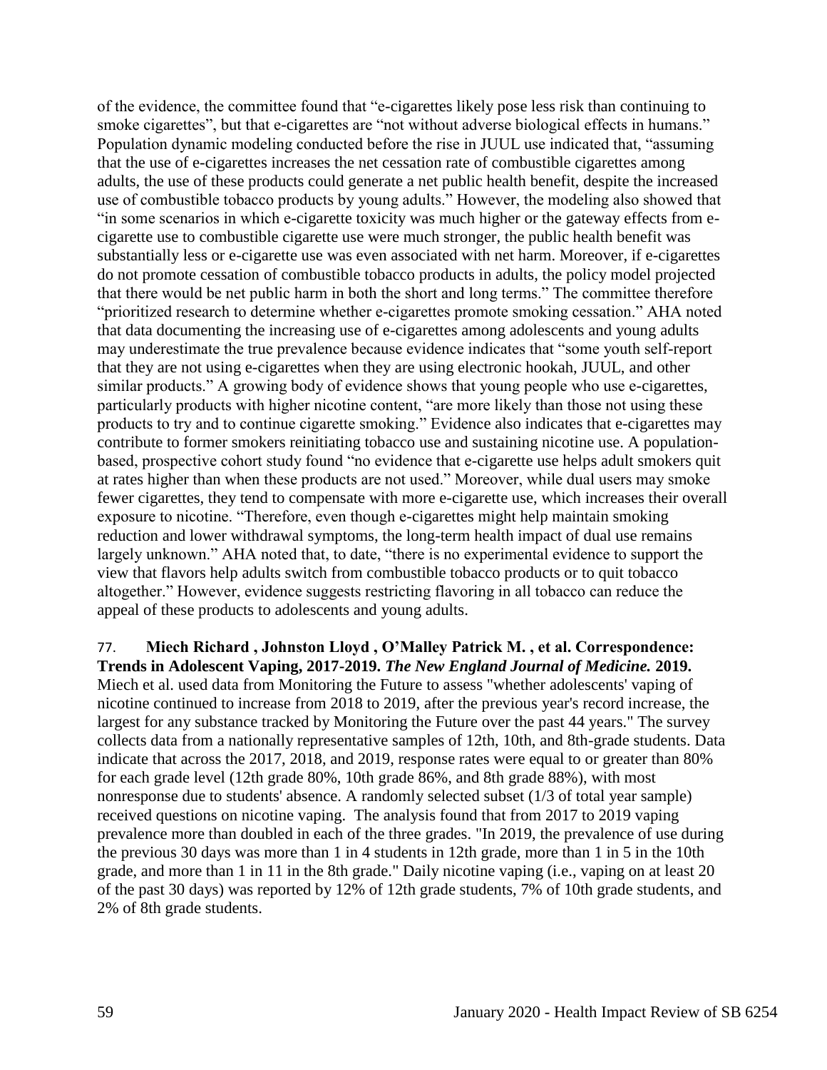of the evidence, the committee found that "e-cigarettes likely pose less risk than continuing to smoke cigarettes", but that e-cigarettes are "not without adverse biological effects in humans." Population dynamic modeling conducted before the rise in JUUL use indicated that, "assuming that the use of e-cigarettes increases the net cessation rate of combustible cigarettes among adults, the use of these products could generate a net public health benefit, despite the increased use of combustible tobacco products by young adults." However, the modeling also showed that "in some scenarios in which e-cigarette toxicity was much higher or the gateway effects from e-cigarette use to combustible cigarette use were much stronger, the public health benefit was substantially less or e-cigarette use was even associated with net harm. Moreover, if e-cigarettes do not promote cessation of combustible tobacco products in adults, the policy model projected that there would be net public harm in both the short and long terms." The committee therefore "prioritized research to determine whether e-cigarettes promote smoking cessation." AHA noted that data documenting the increasing use of e-cigarettes among adolescents and young adults may underestimate the true prevalence because evidence indicates that "some youth self-report that they are not using e-cigarettes when they are using electronic hookah, JUUL, and other similar products." A growing body of evidence shows that young people who use e-cigarettes, particularly products with higher nicotine content, "are more likely than those not using these products to try and to continue cigarette smoking." Evidence also indicates that e-cigarettes may contribute to former smokers reinitiating tobacco use and sustaining nicotine use. A population-based, prospective cohort study found "no evidence that e-cigarette use helps adult smokers quit at rates higher than when these products are not used." Moreover, while dual users may smoke fewer cigarettes, they tend to compensate with more e-cigarette use, which increases their overall exposure to nicotine. "Therefore, even though e-cigarettes might help maintain smoking reduction and lower withdrawal symptoms, the long-term health impact of dual use remains largely unknown." AHA noted that, to date, "there is no experimental evidence to support the view that flavors help adults switch from combustible tobacco products or to quit tobacco altogether." However, evidence suggests restricting flavoring in all tobacco can reduce the appeal of these products to adolescents and young adults.

77. **Miech Richard , Johnston Lloyd , O'Malley Patrick M. , et al. Correspondence: Trends in Adolescent Vaping, 2017-2019.** ***The New England Journal of Medicine.*** **2019.**
Miech et al. used data from Monitoring the Future to assess "whether adolescents' vaping of nicotine continued to increase from 2018 to 2019, after the previous year's record increase, the largest for any substance tracked by Monitoring the Future over the past 44 years." The survey collects data from a nationally representative samples of 12th, 10th, and 8th-grade students. Data indicate that across the 2017, 2018, and 2019, response rates were equal to or greater than 80% for each grade level (12th grade 80%, 10th grade 86%, and 8th grade 88%), with most nonresponse due to students' absence. A randomly selected subset (1/3 of total year sample) received questions on nicotine vaping. The analysis found that from 2017 to 2019 vaping prevalence more than doubled in each of the three grades. "In 2019, the prevalence of use during the previous 30 days was more than 1 in 4 students in 12th grade, more than 1 in 5 in the 10th grade, and more than 1 in 11 in the 8th grade." Daily nicotine vaping (i.e., vaping on at least 20 of the past 30 days) was reported by 12% of 12th grade students, 7% of 10th grade students, and 2% of 8th grade students.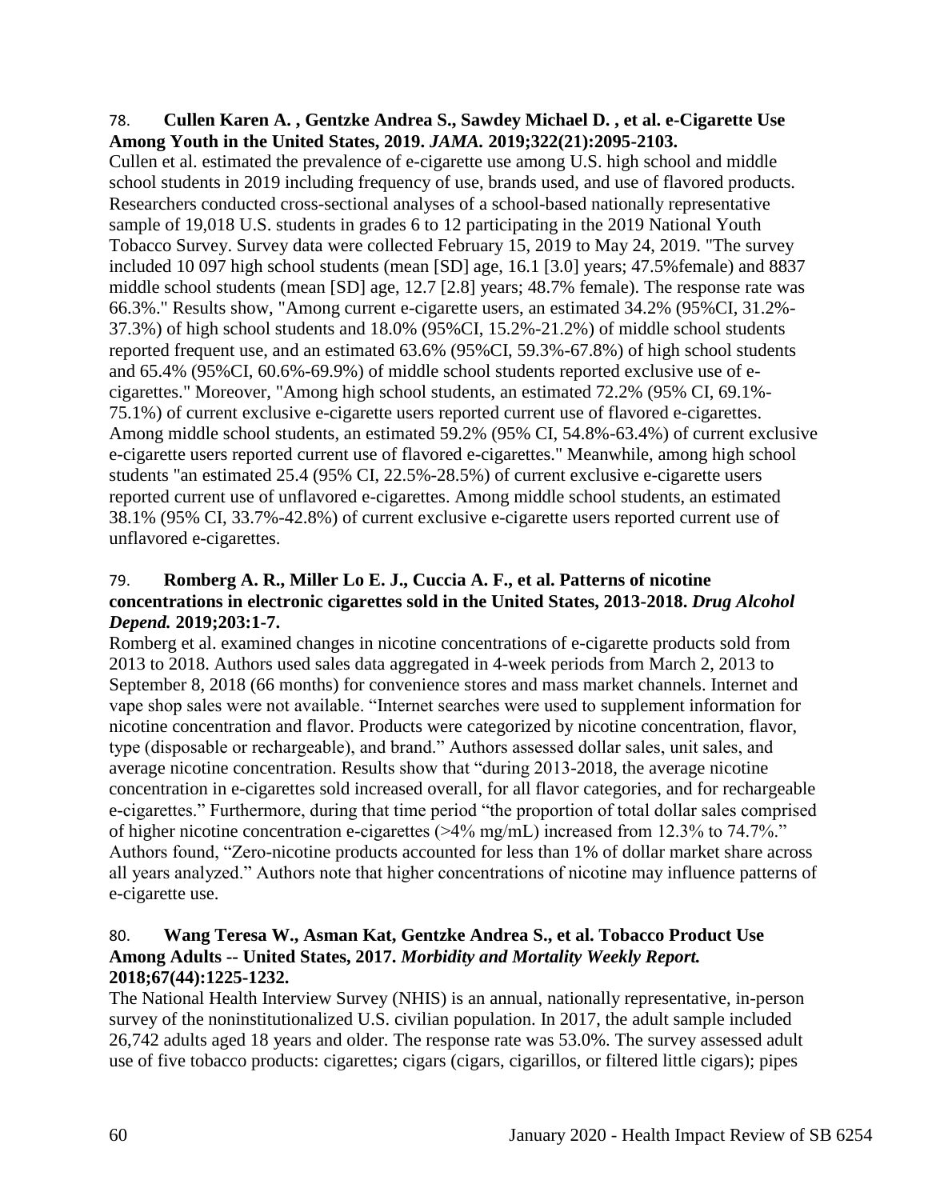78. **Cullen Karen A. , Gentzke Andrea S., Sawdey Michael D. , et al. e-Cigarette Use Among Youth in the United States, 2019. *JAMA.* 2019;322(21):2095-2103.**

Cullen et al. estimated the prevalence of e-cigarette use among U.S. high school and middle school students in 2019 including frequency of use, brands used, and use of flavored products. Researchers conducted cross-sectional analyses of a school-based nationally representative sample of 19,018 U.S. students in grades 6 to 12 participating in the 2019 National Youth Tobacco Survey. Survey data were collected February 15, 2019 to May 24, 2019. "The survey included 10 097 high school students (mean [SD] age, 16.1 [3.0] years; 47.5%female) and 8837 middle school students (mean [SD] age, 12.7 [2.8] years; 48.7% female). The response rate was 66.3%." Results show, "Among current e-cigarette users, an estimated 34.2% (95%CI, 31.2%-37.3%) of high school students and 18.0% (95%CI, 15.2%-21.2%) of middle school students reported frequent use, and an estimated 63.6% (95%CI, 59.3%-67.8%) of high school students and 65.4% (95%CI, 60.6%-69.9%) of middle school students reported exclusive use of e-cigarettes." Moreover, "Among high school students, an estimated 72.2% (95% CI, 69.1%-75.1%) of current exclusive e-cigarette users reported current use of flavored e-cigarettes. Among middle school students, an estimated 59.2% (95% CI, 54.8%-63.4%) of current exclusive e-cigarette users reported current use of flavored e-cigarettes." Meanwhile, among high school students "an estimated 25.4 (95% CI, 22.5%-28.5%) of current exclusive e-cigarette users reported current use of unflavored e-cigarettes. Among middle school students, an estimated 38.1% (95% CI, 33.7%-42.8%) of current exclusive e-cigarette users reported current use of unflavored e-cigarettes.

79. **Romberg A. R., Miller Lo E. J., Cuccia A. F., et al. Patterns of nicotine concentrations in electronic cigarettes sold in the United States, 2013-2018. *Drug Alcohol Depend.* 2019;203:1-7.**

Romberg et al. examined changes in nicotine concentrations of e-cigarette products sold from 2013 to 2018. Authors used sales data aggregated in 4-week periods from March 2, 2013 to September 8, 2018 (66 months) for convenience stores and mass market channels. Internet and vape shop sales were not available. "Internet searches were used to supplement information for nicotine concentration and flavor. Products were categorized by nicotine concentration, flavor, type (disposable or rechargeable), and brand." Authors assessed dollar sales, unit sales, and average nicotine concentration. Results show that "during 2013-2018, the average nicotine concentration in e-cigarettes sold increased overall, for all flavor categories, and for rechargeable e-cigarettes." Furthermore, during that time period "the proportion of total dollar sales comprised of higher nicotine concentration e-cigarettes (>4% mg/mL) increased from 12.3% to 74.7%." Authors found, "Zero-nicotine products accounted for less than 1% of dollar market share across all years analyzed." Authors note that higher concentrations of nicotine may influence patterns of e-cigarette use.

80. **Wang Teresa W., Asman Kat, Gentzke Andrea S., et al. Tobacco Product Use Among Adults -- United States, 2017. *Morbidity and Mortality Weekly Report.* 2018;67(44):1225-1232.**

The National Health Interview Survey (NHIS) is an annual, nationally representative, in-person survey of the noninstitutionalized U.S. civilian population. In 2017, the adult sample included 26,742 adults aged 18 years and older. The response rate was 53.0%. The survey assessed adult use of five tobacco products: cigarettes; cigars (cigars, cigarillos, or filtered little cigars); pipes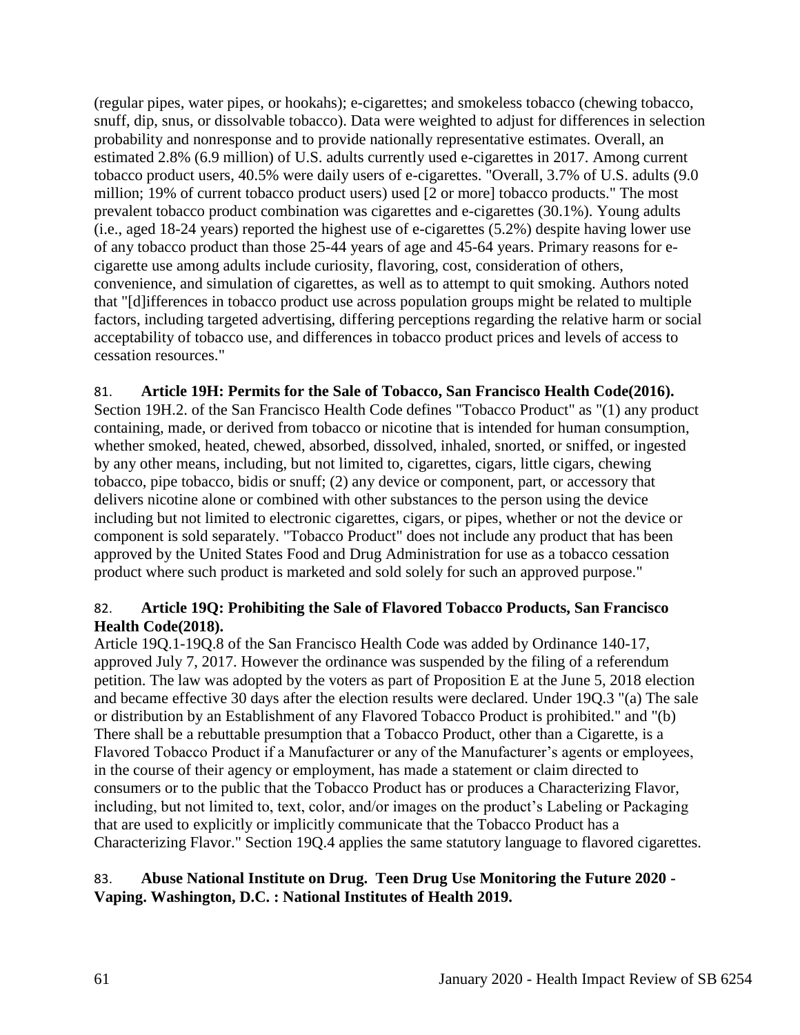(regular pipes, water pipes, or hookahs); e-cigarettes; and smokeless tobacco (chewing tobacco, snuff, dip, snus, or dissolvable tobacco). Data were weighted to adjust for differences in selection probability and nonresponse and to provide nationally representative estimates. Overall, an estimated 2.8% (6.9 million) of U.S. adults currently used e-cigarettes in 2017. Among current tobacco product users, 40.5% were daily users of e-cigarettes. "Overall, 3.7% of U.S. adults (9.0 million; 19% of current tobacco product users) used [2 or more] tobacco products." The most prevalent tobacco product combination was cigarettes and e-cigarettes (30.1%). Young adults (i.e., aged 18-24 years) reported the highest use of e-cigarettes (5.2%) despite having lower use of any tobacco product than those 25-44 years of age and 45-64 years. Primary reasons for e-cigarette use among adults include curiosity, flavoring, cost, consideration of others, convenience, and simulation of cigarettes, as well as to attempt to quit smoking. Authors noted that "[d]ifferences in tobacco product use across population groups might be related to multiple factors, including targeted advertising, differing perceptions regarding the relative harm or social acceptability of tobacco use, and differences in tobacco product prices and levels of access to cessation resources."

81. **Article 19H: Permits for the Sale of Tobacco, San Francisco Health Code(2016).**
Section 19H.2. of the San Francisco Health Code defines "Tobacco Product" as "(1) any product containing, made, or derived from tobacco or nicotine that is intended for human consumption, whether smoked, heated, chewed, absorbed, dissolved, inhaled, snorted, or sniffed, or ingested by any other means, including, but not limited to, cigarettes, cigars, little cigars, chewing tobacco, pipe tobacco, bidis or snuff; (2) any device or component, part, or accessory that delivers nicotine alone or combined with other substances to the person using the device including but not limited to electronic cigarettes, cigars, or pipes, whether or not the device or component is sold separately. "Tobacco Product" does not include any product that has been approved by the United States Food and Drug Administration for use as a tobacco cessation product where such product is marketed and sold solely for such an approved purpose."

82. **Article 19Q: Prohibiting the Sale of Flavored Tobacco Products, San Francisco Health Code(2018).**
Article 19Q.1-19Q.8 of the San Francisco Health Code was added by Ordinance 140-17, approved July 7, 2017. However the ordinance was suspended by the filing of a referendum petition. The law was adopted by the voters as part of Proposition E at the June 5, 2018 election and became effective 30 days after the election results were declared. Under 19Q.3 "(a) The sale or distribution by an Establishment of any Flavored Tobacco Product is prohibited." and "(b) There shall be a rebuttable presumption that a Tobacco Product, other than a Cigarette, is a Flavored Tobacco Product if a Manufacturer or any of the Manufacturer's agents or employees, in the course of their agency or employment, has made a statement or claim directed to consumers or to the public that the Tobacco Product has or produces a Characterizing Flavor, including, but not limited to, text, color, and/or images on the product's Labeling or Packaging that are used to explicitly or implicitly communicate that the Tobacco Product has a Characterizing Flavor." Section 19Q.4 applies the same statutory language to flavored cigarettes.

83. **Abuse National Institute on Drug. Teen Drug Use Monitoring the Future 2020 - Vaping. Washington, D.C. : National Institutes of Health 2019.**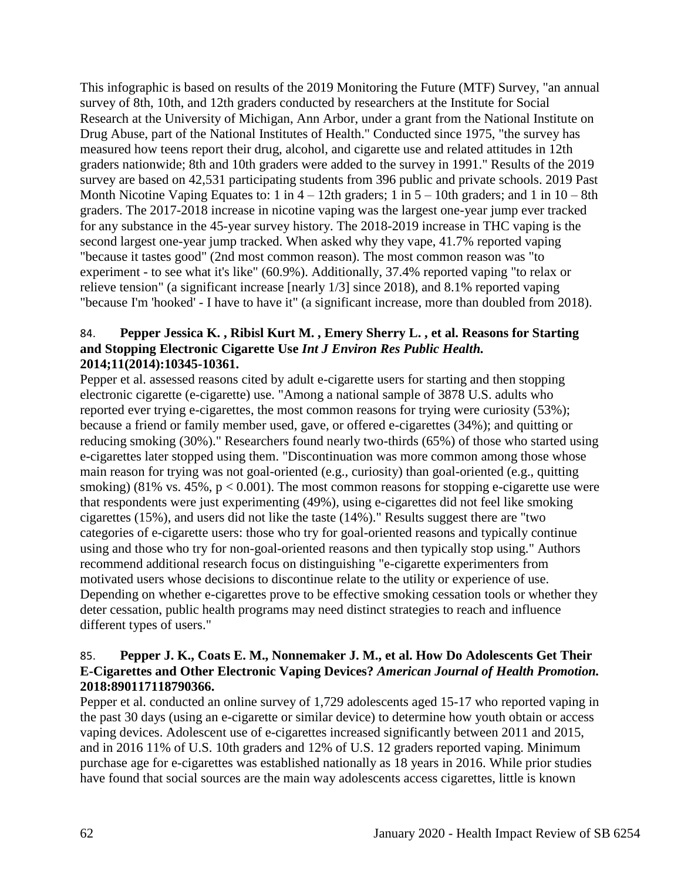This infographic is based on results of the 2019 Monitoring the Future (MTF) Survey, "an annual survey of 8th, 10th, and 12th graders conducted by researchers at the Institute for Social Research at the University of Michigan, Ann Arbor, under a grant from the National Institute on Drug Abuse, part of the National Institutes of Health." Conducted since 1975, "the survey has measured how teens report their drug, alcohol, and cigarette use and related attitudes in 12th graders nationwide; 8th and 10th graders were added to the survey in 1991." Results of the 2019 survey are based on 42,531 participating students from 396 public and private schools. 2019 Past Month Nicotine Vaping Equates to: 1 in 4 – 12th graders; 1 in 5 – 10th graders; and 1 in 10 – 8th graders. The 2017-2018 increase in nicotine vaping was the largest one-year jump ever tracked for any substance in the 45-year survey history. The 2018-2019 increase in THC vaping is the second largest one-year jump tracked. When asked why they vape, 41.7% reported vaping "because it tastes good" (2nd most common reason). The most common reason was "to experiment - to see what it's like" (60.9%). Additionally, 37.4% reported vaping "to relax or relieve tension" (a significant increase [nearly 1/3] since 2018), and 8.1% reported vaping "because I'm 'hooked' - I have to have it" (a significant increase, more than doubled from 2018).

84. **Pepper Jessica K. , Ribisl Kurt M. , Emery Sherry L. , et al. Reasons for Starting and Stopping Electronic Cigarette Use *Int J Environ Res Public Health.* 2014;11(2014):10345-10361.**

Pepper et al. assessed reasons cited by adult e-cigarette users for starting and then stopping electronic cigarette (e-cigarette) use. "Among a national sample of 3878 U.S. adults who reported ever trying e-cigarettes, the most common reasons for trying were curiosity (53%); because a friend or family member used, gave, or offered e-cigarettes (34%); and quitting or reducing smoking (30%)." Researchers found nearly two-thirds (65%) of those who started using e-cigarettes later stopped using them. "Discontinuation was more common among those whose main reason for trying was not goal-oriented (e.g., curiosity) than goal-oriented (e.g., quitting smoking) (81% vs. 45%, $p < 0.001$). The most common reasons for stopping e-cigarette use were that respondents were just experimenting (49%), using e-cigarettes did not feel like smoking cigarettes (15%), and users did not like the taste (14%)." Results suggest there are "two categories of e-cigarette users: those who try for goal-oriented reasons and typically continue using and those who try for non-goal-oriented reasons and then typically stop using." Authors recommend additional research focus on distinguishing "e-cigarette experimenters from motivated users whose decisions to discontinue relate to the utility or experience of use. Depending on whether e-cigarettes prove to be effective smoking cessation tools or whether they deter cessation, public health programs may need distinct strategies to reach and influence different types of users."

85. **Pepper J. K., Coats E. M., Nonnemaker J. M., et al. How Do Adolescents Get Their E-Cigarettes and Other Electronic Vaping Devices? *American Journal of Health Promotion.* 2018:890117118790366.**

Pepper et al. conducted an online survey of 1,729 adolescents aged 15-17 who reported vaping in the past 30 days (using an e-cigarette or similar device) to determine how youth obtain or access vaping devices. Adolescent use of e-cigarettes increased significantly between 2011 and 2015, and in 2016 11% of U.S. 10th graders and 12% of U.S. 12 graders reported vaping. Minimum purchase age for e-cigarettes was established nationally as 18 years in 2016. While prior studies have found that social sources are the main way adolescents access cigarettes, little is known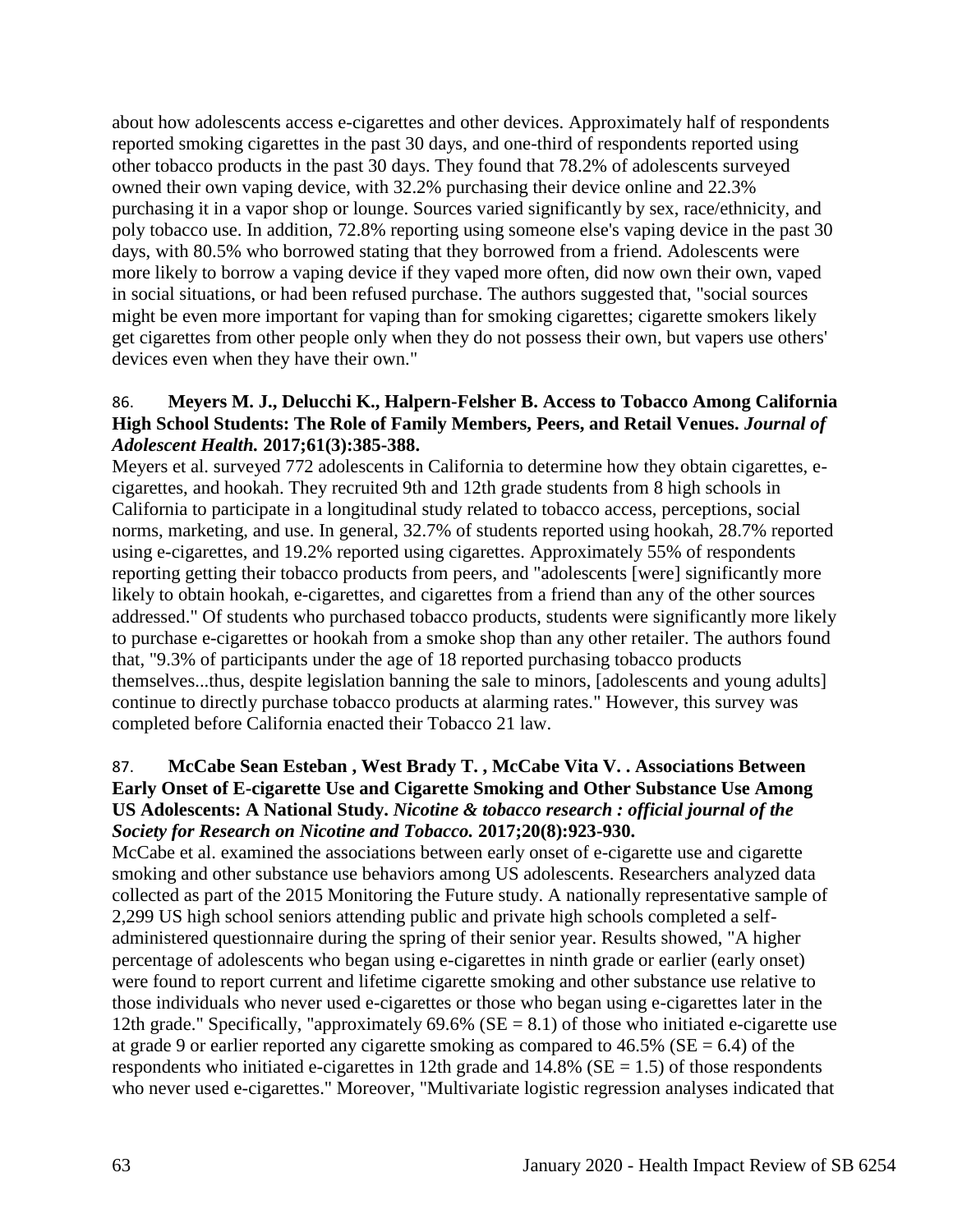about how adolescents access e-cigarettes and other devices. Approximately half of respondents reported smoking cigarettes in the past 30 days, and one-third of respondents reported using other tobacco products in the past 30 days. They found that 78.2% of adolescents surveyed owned their own vaping device, with 32.2% purchasing their device online and 22.3% purchasing it in a vapor shop or lounge. Sources varied significantly by sex, race/ethnicity, and poly tobacco use. In addition, 72.8% reporting using someone else's vaping device in the past 30 days, with 80.5% who borrowed stating that they borrowed from a friend. Adolescents were more likely to borrow a vaping device if they vaped more often, did now own their own, vaped in social situations, or had been refused purchase. The authors suggested that, "social sources might be even more important for vaping than for smoking cigarettes; cigarette smokers likely get cigarettes from other people only when they do not possess their own, but vapers use others' devices even when they have their own."

86. **Meyers M. J., Delucchi K., Halpern-Felsher B. Access to Tobacco Among California High School Students: The Role of Family Members, Peers, and Retail Venues.** ***Journal of Adolescent Health.*** **2017;61(3):385-388.**

Meyers et al. surveyed 772 adolescents in California to determine how they obtain cigarettes, e-cigarettes, and hookah. They recruited 9th and 12th grade students from 8 high schools in California to participate in a longitudinal study related to tobacco access, perceptions, social norms, marketing, and use. In general, 32.7% of students reported using hookah, 28.7% reported using e-cigarettes, and 19.2% reported using cigarettes. Approximately 55% of respondents reporting getting their tobacco products from peers, and "adolescents [were] significantly more likely to obtain hookah, e-cigarettes, and cigarettes from a friend than any of the other sources addressed." Of students who purchased tobacco products, students were significantly more likely to purchase e-cigarettes or hookah from a smoke shop than any other retailer. The authors found that, "9.3% of participants under the age of 18 reported purchasing tobacco products themselves...thus, despite legislation banning the sale to minors, [adolescents and young adults] continue to directly purchase tobacco products at alarming rates." However, this survey was completed before California enacted their Tobacco 21 law.

87. **McCabe Sean Esteban , West Brady T. , McCabe Vita V. . Associations Between Early Onset of E-cigarette Use and Cigarette Smoking and Other Substance Use Among US Adolescents: A National Study.** ***Nicotine & tobacco research : official journal of the Society for Research on Nicotine and Tobacco.*** **2017;20(8):923-930.**

McCabe et al. examined the associations between early onset of e-cigarette use and cigarette smoking and other substance use behaviors among US adolescents. Researchers analyzed data collected as part of the 2015 Monitoring the Future study. A nationally representative sample of 2,299 US high school seniors attending public and private high schools completed a self-administered questionnaire during the spring of their senior year. Results showed, "A higher percentage of adolescents who began using e-cigarettes in ninth grade or earlier (early onset) were found to report current and lifetime cigarette smoking and other substance use relative to those individuals who never used e-cigarettes or those who began using e-cigarettes later in the 12th grade." Specifically, "approximately 69.6% (SE = 8.1) of those who initiated e-cigarette use at grade 9 or earlier reported any cigarette smoking as compared to 46.5% (SE = 6.4) of the respondents who initiated e-cigarettes in 12th grade and 14.8% (SE = 1.5) of those respondents who never used e-cigarettes." Moreover, "Multivariate logistic regression analyses indicated that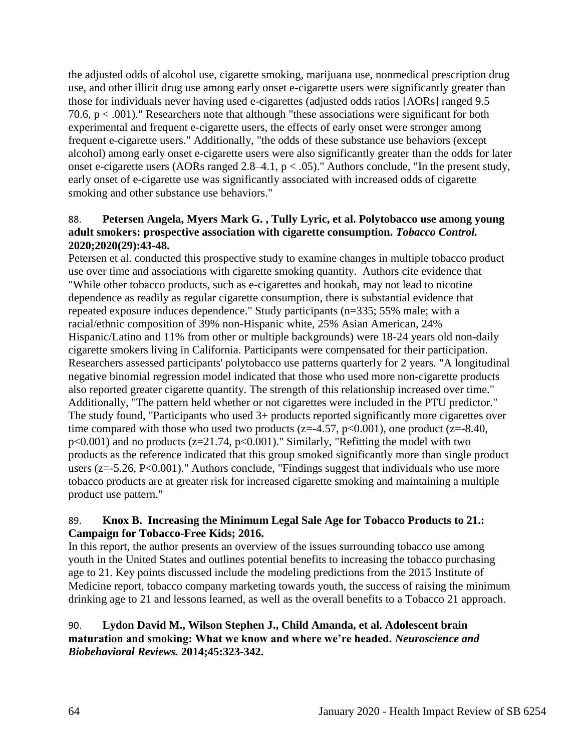the adjusted odds of alcohol use, cigarette smoking, marijuana use, nonmedical prescription drug use, and other illicit drug use among early onset e-cigarette users were significantly greater than those for individuals never having used e-cigarettes (adjusted odds ratios [AORs] ranged 9.5–70.6, $p < .001$)." Researchers note that although "these associations were significant for both experimental and frequent e-cigarette users, the effects of early onset were stronger among frequent e-cigarette users." Additionally, "the odds of these substance use behaviors (except alcohol) among early onset e-cigarette users were also significantly greater than the odds for later onset e-cigarette users (AORs ranged 2.8–4.1, $p < .05$)." Authors conclude, "In the present study, early onset of e-cigarette use was significantly associated with increased odds of cigarette smoking and other substance use behaviors."

88. **Petersen Angela, Myers Mark G. , Tully Lyric, et al. Polytobacco use among young adult smokers: prospective association with cigarette consumption. *Tobacco Control.* 2020;2020(29):43-48.**

Petersen et al. conducted this prospective study to examine changes in multiple tobacco product use over time and associations with cigarette smoking quantity. Authors cite evidence that "While other tobacco products, such as e-cigarettes and hookah, may not lead to nicotine dependence as readily as regular cigarette consumption, there is substantial evidence that repeated exposure induces dependence." Study participants (n=335; 55% male; with a racial/ethnic composition of 39% non-Hispanic white, 25% Asian American, 24% Hispanic/Latino and 11% from other or multiple backgrounds) were 18-24 years old non-daily cigarette smokers living in California. Participants were compensated for their participation. Researchers assessed participants' polytobacco use patterns quarterly for 2 years. "A longitudinal negative binomial regression model indicated that those who used more non-cigarette products also reported greater cigarette quantity. The strength of this relationship increased over time." Additionally, "The pattern held whether or not cigarettes were included in the PTU predictor." The study found, "Participants who used 3+ products reported significantly more cigarettes over time compared with those who used two products ($z=-4.57$, $p<0.001$), one product ($z=-8.40$, $p<0.001$) and no products ($z=21.74$, $p<0.001$)." Similarly, "Refitting the model with two products as the reference indicated that this group smoked significantly more than single product users ($z=-5.26$, $P<0.001$)." Authors conclude, "Findings suggest that individuals who use more tobacco products are at greater risk for increased cigarette smoking and maintaining a multiple product use pattern."

89. **Knox B. Increasing the Minimum Legal Sale Age for Tobacco Products to 21.: Campaign for Tobacco-Free Kids; 2016.**

In this report, the author presents an overview of the issues surrounding tobacco use among youth in the United States and outlines potential benefits to increasing the tobacco purchasing age to 21. Key points discussed include the modeling predictions from the 2015 Institute of Medicine report, tobacco company marketing towards youth, the success of raising the minimum drinking age to 21 and lessons learned, as well as the overall benefits to a Tobacco 21 approach.

90. **Lydon David M., Wilson Stephen J., Child Amanda, et al. Adolescent brain maturation and smoking: What we know and where we're headed. *Neuroscience and Biobehavioral Reviews.* 2014;45:323-342.**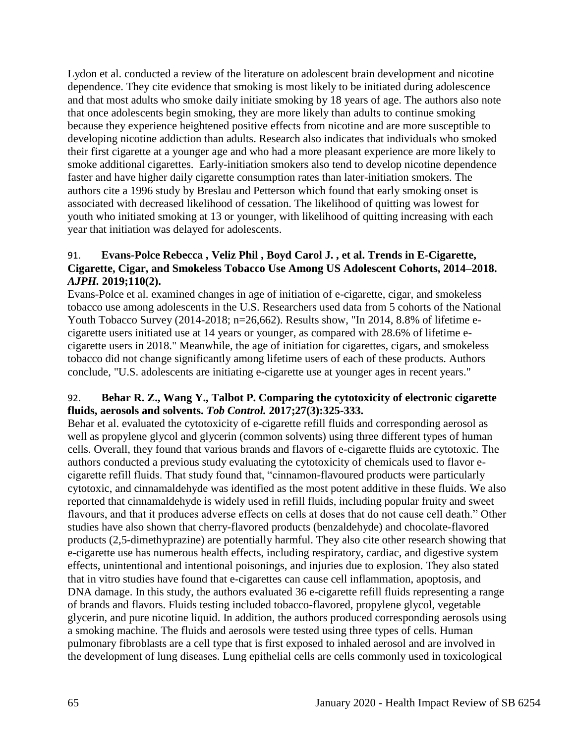Lydon et al. conducted a review of the literature on adolescent brain development and nicotine dependence. They cite evidence that smoking is most likely to be initiated during adolescence and that most adults who smoke daily initiate smoking by 18 years of age. The authors also note that once adolescents begin smoking, they are more likely than adults to continue smoking because they experience heightened positive effects from nicotine and are more susceptible to developing nicotine addiction than adults. Research also indicates that individuals who smoked their first cigarette at a younger age and who had a more pleasant experience are more likely to smoke additional cigarettes. Early-initiation smokers also tend to develop nicotine dependence faster and have higher daily cigarette consumption rates than later-initiation smokers. The authors cite a 1996 study by Breslau and Petterson which found that early smoking onset is associated with decreased likelihood of cessation. The likelihood of quitting was lowest for youth who initiated smoking at 13 or younger, with likelihood of quitting increasing with each year that initiation was delayed for adolescents.

91. **Evans-Polce Rebecca , Veliz Phil , Boyd Carol J. , et al. Trends in E-Cigarette, Cigarette, Cigar, and Smokeless Tobacco Use Among US Adolescent Cohorts, 2014–2018. *AJPH.* 2019;110(2).**

Evans-Polce et al. examined changes in age of initiation of e-cigarette, cigar, and smokeless tobacco use among adolescents in the U.S. Researchers used data from 5 cohorts of the National Youth Tobacco Survey (2014-2018; n=26,662). Results show, "In 2014, 8.8% of lifetime e-cigarette users initiated use at 14 years or younger, as compared with 28.6% of lifetime e-cigarette users in 2018." Meanwhile, the age of initiation for cigarettes, cigars, and smokeless tobacco did not change significantly among lifetime users of each of these products. Authors conclude, "U.S. adolescents are initiating e-cigarette use at younger ages in recent years."

92. **Behar R. Z., Wang Y., Talbot P. Comparing the cytotoxicity of electronic cigarette fluids, aerosols and solvents. *Tob Control.* 2017;27(3):325-333.**

Behar et al. evaluated the cytotoxicity of e-cigarette refill fluids and corresponding aerosol as well as propylene glycol and glycerin (common solvents) using three different types of human cells. Overall, they found that various brands and flavors of e-cigarette fluids are cytotoxic. The authors conducted a previous study evaluating the cytotoxicity of chemicals used to flavor e-cigarette refill fluids. That study found that, "cinnamon-flavoured products were particularly cytotoxic, and cinnamaldehyde was identified as the most potent additive in these fluids. We also reported that cinnamaldehyde is widely used in refill fluids, including popular fruity and sweet flavours, and that it produces adverse effects on cells at doses that do not cause cell death." Other studies have also shown that cherry-flavored products (benzaldehyde) and chocolate-flavored products (2,5-dimethyprazine) are potentially harmful. They also cite other research showing that e-cigarette use has numerous health effects, including respiratory, cardiac, and digestive system effects, unintentional and intentional poisonings, and injuries due to explosion. They also stated that in vitro studies have found that e-cigarettes can cause cell inflammation, apoptosis, and DNA damage. In this study, the authors evaluated 36 e-cigarette refill fluids representing a range of brands and flavors. Fluids testing included tobacco-flavored, propylene glycol, vegetable glycerin, and pure nicotine liquid. In addition, the authors produced corresponding aerosols using a smoking machine. The fluids and aerosols were tested using three types of cells. Human pulmonary fibroblasts are a cell type that is first exposed to inhaled aerosol and are involved in the development of lung diseases. Lung epithelial cells are cells commonly used in toxicological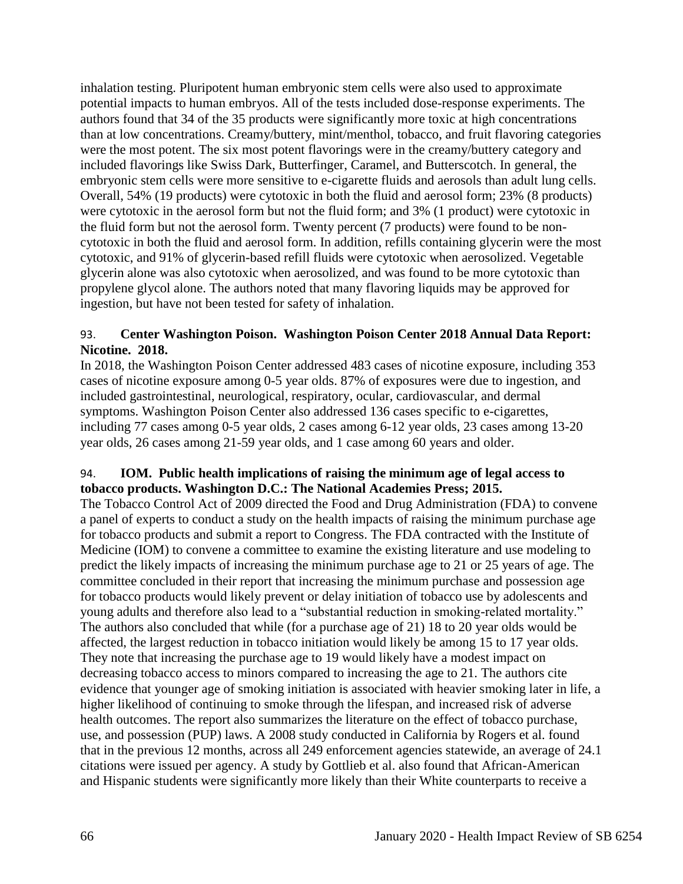inhalation testing. Pluripotent human embryonic stem cells were also used to approximate potential impacts to human embryos. All of the tests included dose-response experiments. The authors found that 34 of the 35 products were significantly more toxic at high concentrations than at low concentrations. Creamy/buttery, mint/menthol, tobacco, and fruit flavoring categories were the most potent. The six most potent flavorings were in the creamy/buttery category and included flavorings like Swiss Dark, Butterfinger, Caramel, and Butterscotch. In general, the embryonic stem cells were more sensitive to e-cigarette fluids and aerosols than adult lung cells. Overall, 54% (19 products) were cytotoxic in both the fluid and aerosol form; 23% (8 products) were cytotoxic in the aerosol form but not the fluid form; and 3% (1 product) were cytotoxic in the fluid form but not the aerosol form. Twenty percent (7 products) were found to be non-cytotoxic in both the fluid and aerosol form. In addition, refills containing glycerin were the most cytotoxic, and 91% of glycerin-based refill fluids were cytotoxic when aerosolized. Vegetable glycerin alone was also cytotoxic when aerosolized, and was found to be more cytotoxic than propylene glycol alone. The authors noted that many flavoring liquids may be approved for ingestion, but have not been tested for safety of inhalation.

93. **Center Washington Poison. Washington Poison Center 2018 Annual Data Report: Nicotine. 2018.**

In 2018, the Washington Poison Center addressed 483 cases of nicotine exposure, including 353 cases of nicotine exposure among 0-5 year olds. 87% of exposures were due to ingestion, and included gastrointestinal, neurological, respiratory, ocular, cardiovascular, and dermal symptoms. Washington Poison Center also addressed 136 cases specific to e-cigarettes, including 77 cases among 0-5 year olds, 2 cases among 6-12 year olds, 23 cases among 13-20 year olds, 26 cases among 21-59 year olds, and 1 case among 60 years and older.

94. **IOM. Public health implications of raising the minimum age of legal access to tobacco products. Washington D.C.: The National Academies Press; 2015.**

The Tobacco Control Act of 2009 directed the Food and Drug Administration (FDA) to convene a panel of experts to conduct a study on the health impacts of raising the minimum purchase age for tobacco products and submit a report to Congress. The FDA contracted with the Institute of Medicine (IOM) to convene a committee to examine the existing literature and use modeling to predict the likely impacts of increasing the minimum purchase age to 21 or 25 years of age. The committee concluded in their report that increasing the minimum purchase and possession age for tobacco products would likely prevent or delay initiation of tobacco use by adolescents and young adults and therefore also lead to a "substantial reduction in smoking-related mortality." The authors also concluded that while (for a purchase age of 21) 18 to 20 year olds would be affected, the largest reduction in tobacco initiation would likely be among 15 to 17 year olds. They note that increasing the purchase age to 19 would likely have a modest impact on decreasing tobacco access to minors compared to increasing the age to 21. The authors cite evidence that younger age of smoking initiation is associated with heavier smoking later in life, a higher likelihood of continuing to smoke through the lifespan, and increased risk of adverse health outcomes. The report also summarizes the literature on the effect of tobacco purchase, use, and possession (PUP) laws. A 2008 study conducted in California by Rogers et al. found that in the previous 12 months, across all 249 enforcement agencies statewide, an average of 24.1 citations were issued per agency. A study by Gottlieb et al. also found that African-American and Hispanic students were significantly more likely than their White counterparts to receive a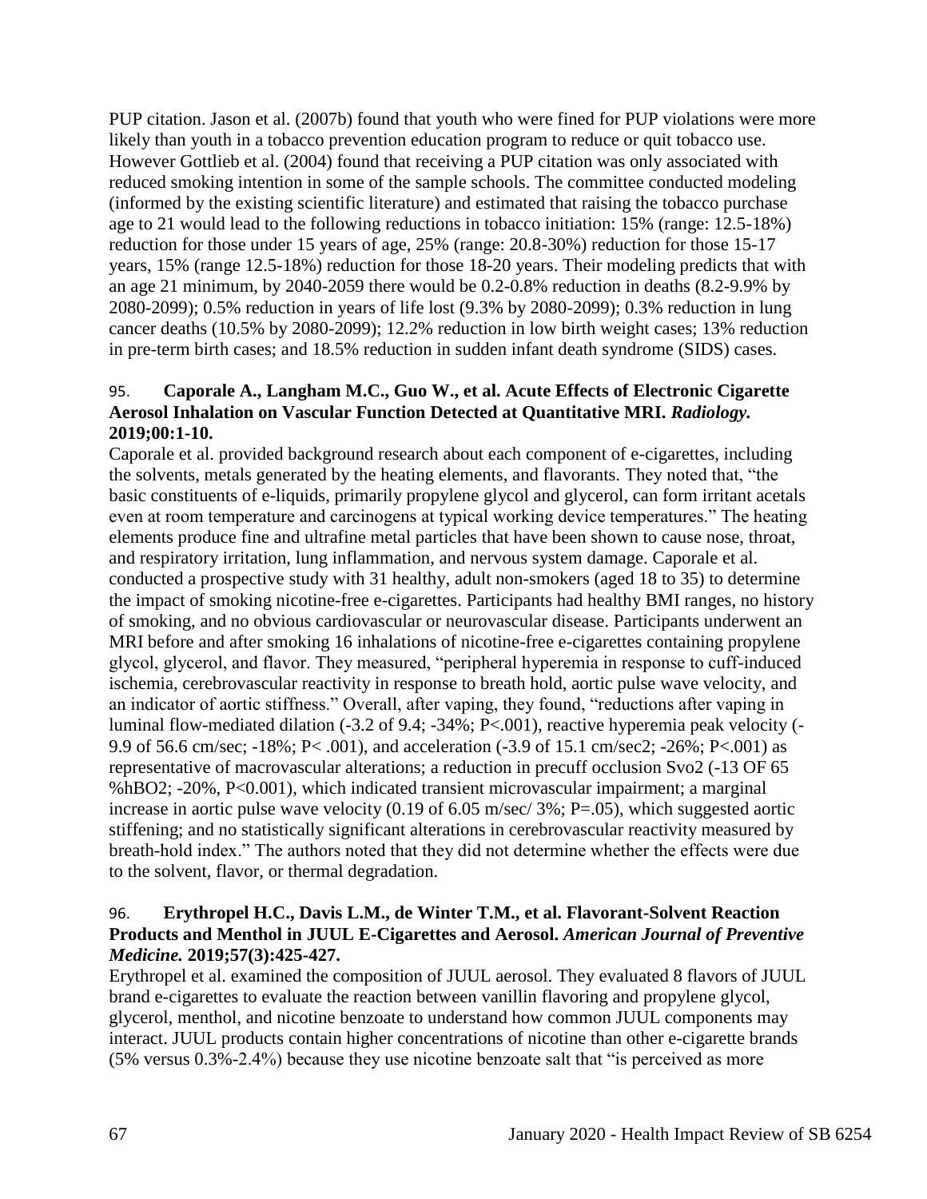PUP citation. Jason et al. (2007b) found that youth who were fined for PUP violations were more likely than youth in a tobacco prevention education program to reduce or quit tobacco use. However Gottlieb et al. (2004) found that receiving a PUP citation was only associated with reduced smoking intention in some of the sample schools. The committee conducted modeling (informed by the existing scientific literature) and estimated that raising the tobacco purchase age to 21 would lead to the following reductions in tobacco initiation: 15% (range: 12.5-18%) reduction for those under 15 years of age, 25% (range: 20.8-30%) reduction for those 15-17 years, 15% (range 12.5-18%) reduction for those 18-20 years. Their modeling predicts that with an age 21 minimum, by 2040-2059 there would be 0.2-0.8% reduction in deaths (8.2-9.9% by 2080-2099); 0.5% reduction in years of life lost (9.3% by 2080-2099); 0.3% reduction in lung cancer deaths (10.5% by 2080-2099); 12.2% reduction in low birth weight cases; 13% reduction in pre-term birth cases; and 18.5% reduction in sudden infant death syndrome (SIDS) cases.

95. **Caporale A., Langham M.C., Guo W., et al. Acute Effects of Electronic Cigarette Aerosol Inhalation on Vascular Function Detected at Quantitative MRI. *Radiology.* 2019;00:1-10.**

Caporale et al. provided background research about each component of e-cigarettes, including the solvents, metals generated by the heating elements, and flavorants. They noted that, "the basic constituents of e-liquids, primarily propylene glycol and glycerol, can form irritant acetals even at room temperature and carcinogens at typical working device temperatures." The heating elements produce fine and ultrafine metal particles that have been shown to cause nose, throat, and respiratory irritation, lung inflammation, and nervous system damage. Caporale et al. conducted a prospective study with 31 healthy, adult non-smokers (aged 18 to 35) to determine the impact of smoking nicotine-free e-cigarettes. Participants had healthy BMI ranges, no history of smoking, and no obvious cardiovascular or neurovascular disease. Participants underwent an MRI before and after smoking 16 inhalations of nicotine-free e-cigarettes containing propylene glycol, glycerol, and flavor. They measured, "peripheral hyperemia in response to cuff-induced ischemia, cerebrovascular reactivity in response to breath hold, aortic pulse wave velocity, and an indicator of aortic stiffness." Overall, after vaping, they found, "reductions after vaping in luminal flow-mediated dilation (-3.2 of 9.4; -34%; P<.001), reactive hyperemia peak velocity (-9.9 of 56.6 cm/sec; -18%; P< .001), and acceleration (-3.9 of 15.1 cm/sec2; -26%; P<.001) as representative of macrovascular alterations; a reduction in precuff occlusion Svo2 (-13 OF 65 %hBO2; -20%, P<0.001), which indicated transient microvascular impairment; a marginal increase in aortic pulse wave velocity (0.19 of 6.05 m/sec/ 3%; P=.05), which suggested aortic stiffening; and no statistically significant alterations in cerebrovascular reactivity measured by breath-hold index." The authors noted that they did not determine whether the effects were due to the solvent, flavor, or thermal degradation.

96. **Erythropel H.C., Davis L.M., de Winter T.M., et al. Flavorant-Solvent Reaction Products and Menthol in JUUL E-Cigarettes and Aerosol. *American Journal of Preventive Medicine.* 2019;57(3):425-427.**

Erythropel et al. examined the composition of JUUL aerosol. They evaluated 8 flavors of JUUL brand e-cigarettes to evaluate the reaction between vanillin flavoring and propylene glycol, glycerol, menthol, and nicotine benzoate to understand how common JUUL components may interact. JUUL products contain higher concentrations of nicotine than other e-cigarette brands (5% versus 0.3%-2.4%) because they use nicotine benzoate salt that "is perceived as more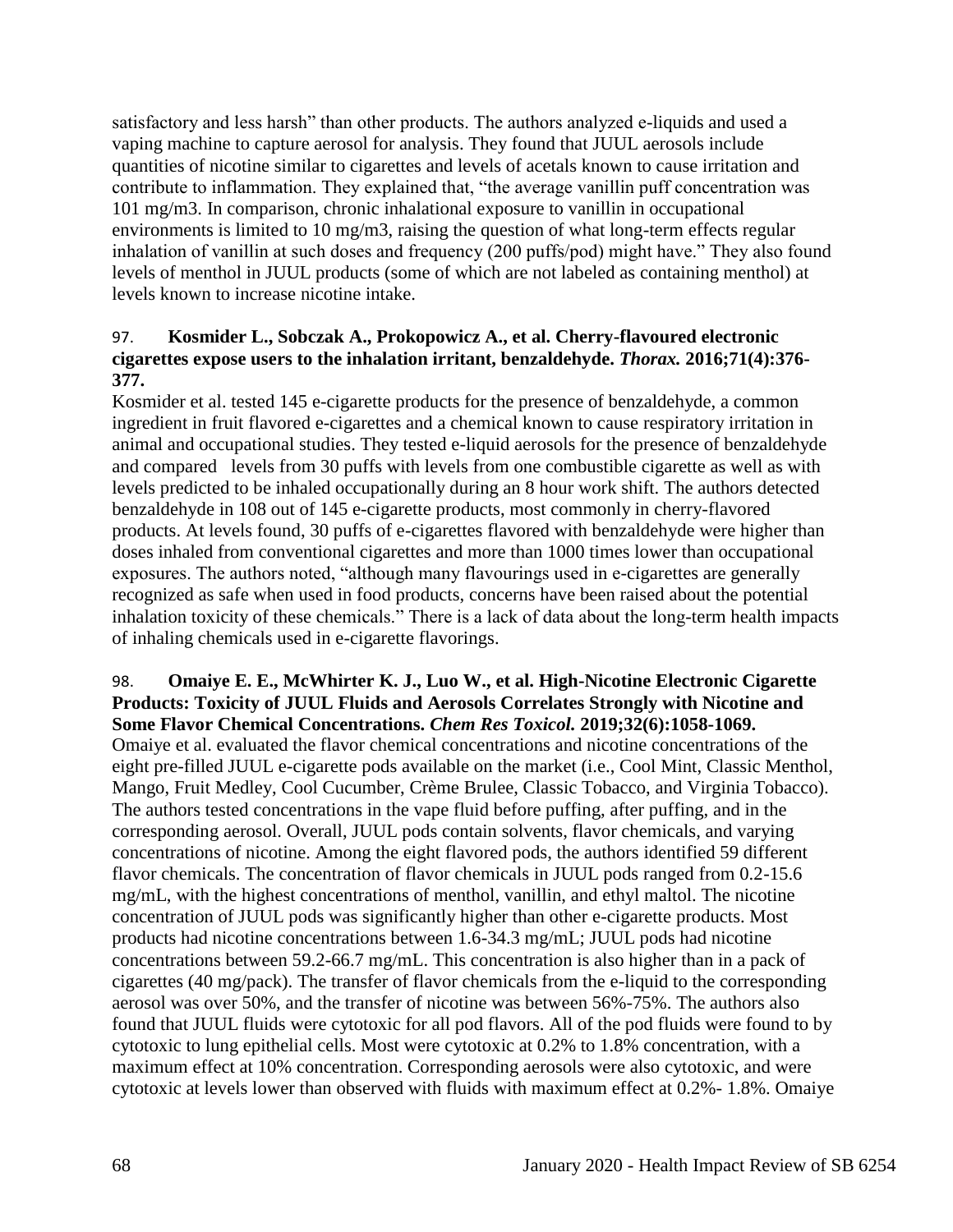satisfactory and less harsh" than other products. The authors analyzed e-liquids and used a vaping machine to capture aerosol for analysis. They found that JUUL aerosols include quantities of nicotine similar to cigarettes and levels of acetals known to cause irritation and contribute to inflammation. They explained that, "the average vanillin puff concentration was 101 mg/m3. In comparison, chronic inhalational exposure to vanillin in occupational environments is limited to 10 mg/m3, raising the question of what long-term effects regular inhalation of vanillin at such doses and frequency (200 puffs/pod) might have." They also found levels of menthol in JUUL products (some of which are not labeled as containing menthol) at levels known to increase nicotine intake.

97. **Kosmider L., Sobczak A., Prokopowicz A., et al. Cherry-flavoured electronic cigarettes expose users to the inhalation irritant, benzaldehyde. *Thorax.* 2016;71(4):376-377.**

Kosmider et al. tested 145 e-cigarette products for the presence of benzaldehyde, a common ingredient in fruit flavored e-cigarettes and a chemical known to cause respiratory irritation in animal and occupational studies. They tested e-liquid aerosols for the presence of benzaldehyde and compared levels from 30 puffs with levels from one combustible cigarette as well as with levels predicted to be inhaled occupationally during an 8 hour work shift. The authors detected benzaldehyde in 108 out of 145 e-cigarette products, most commonly in cherry-flavored products. At levels found, 30 puffs of e-cigarettes flavored with benzaldehyde were higher than doses inhaled from conventional cigarettes and more than 1000 times lower than occupational exposures. The authors noted, "although many flavourings used in e-cigarettes are generally recognized as safe when used in food products, concerns have been raised about the potential inhalation toxicity of these chemicals." There is a lack of data about the long-term health impacts of inhaling chemicals used in e-cigarette flavorings.

98. **Omaiye E. E., McWhirter K. J., Luo W., et al. High-Nicotine Electronic Cigarette Products: Toxicity of JUUL Fluids and Aerosols Correlates Strongly with Nicotine and Some Flavor Chemical Concentrations. *Chem Res Toxicol.* 2019;32(6):1058-1069.**

Omaiye et al. evaluated the flavor chemical concentrations and nicotine concentrations of the eight pre-filled JUUL e-cigarette pods available on the market (i.e., Cool Mint, Classic Menthol, Mango, Fruit Medley, Cool Cucumber, Crème Brulee, Classic Tobacco, and Virginia Tobacco). The authors tested concentrations in the vape fluid before puffing, after puffing, and in the corresponding aerosol. Overall, JUUL pods contain solvents, flavor chemicals, and varying concentrations of nicotine. Among the eight flavored pods, the authors identified 59 different flavor chemicals. The concentration of flavor chemicals in JUUL pods ranged from 0.2-15.6 mg/mL, with the highest concentrations of menthol, vanillin, and ethyl maltol. The nicotine concentration of JUUL pods was significantly higher than other e-cigarette products. Most products had nicotine concentrations between 1.6-34.3 mg/mL; JUUL pods had nicotine concentrations between 59.2-66.7 mg/mL. This concentration is also higher than in a pack of cigarettes (40 mg/pack). The transfer of flavor chemicals from the e-liquid to the corresponding aerosol was over 50%, and the transfer of nicotine was between 56%-75%. The authors also found that JUUL fluids were cytotoxic for all pod flavors. All of the pod fluids were found to by cytotoxic to lung epithelial cells. Most were cytotoxic at 0.2% to 1.8% concentration, with a maximum effect at 10% concentration. Corresponding aerosols were also cytotoxic, and were cytotoxic at levels lower than observed with fluids with maximum effect at 0.2%- 1.8%. Omaiye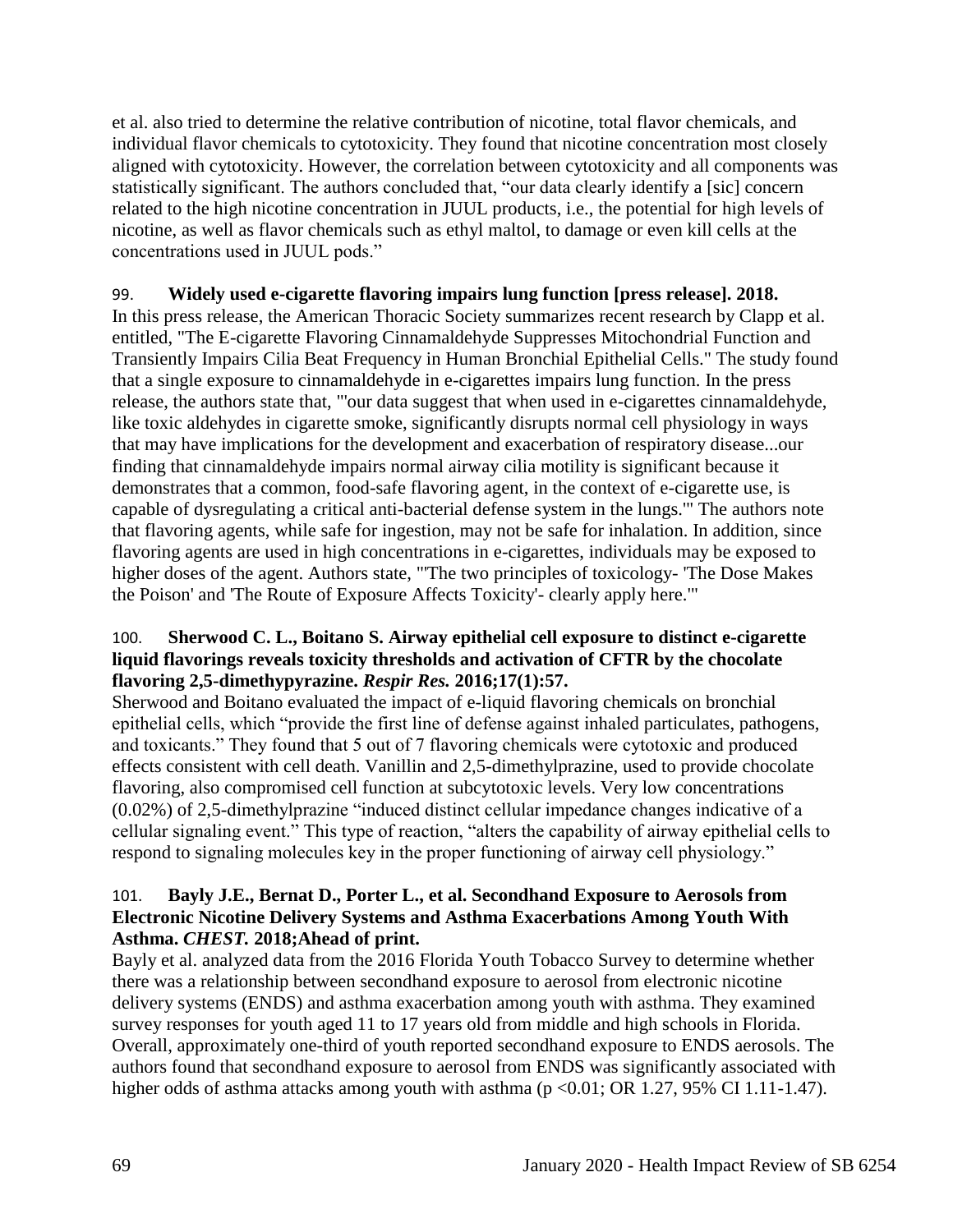et al. also tried to determine the relative contribution of nicotine, total flavor chemicals, and individual flavor chemicals to cytotoxicity. They found that nicotine concentration most closely aligned with cytotoxicity. However, the correlation between cytotoxicity and all components was statistically significant. The authors concluded that, "our data clearly identify a [sic] concern related to the high nicotine concentration in JUUL products, i.e., the potential for high levels of nicotine, as well as flavor chemicals such as ethyl maltol, to damage or even kill cells at the concentrations used in JUUL pods."

99. **Widely used e-cigarette flavoring impairs lung function [press release]. 2018.**
In this press release, the American Thoracic Society summarizes recent research by Clapp et al. entitled, "The E-cigarette Flavoring Cinnamaldehyde Suppresses Mitochondrial Function and Transiently Impairs Cilia Beat Frequency in Human Bronchial Epithelial Cells." The study found that a single exposure to cinnamaldehyde in e-cigarettes impairs lung function. In the press release, the authors state that, "'our data suggest that when used in e-cigarettes cinnamaldehyde, like toxic aldehydes in cigarette smoke, significantly disrupts normal cell physiology in ways that may have implications for the development and exacerbation of respiratory disease...our finding that cinnamaldehyde impairs normal airway cilia motility is significant because it demonstrates that a common, food-safe flavoring agent, in the context of e-cigarette use, is capable of dysregulating a critical anti-bacterial defense system in the lungs.'" The authors note that flavoring agents, while safe for ingestion, may not be safe for inhalation. In addition, since flavoring agents are used in high concentrations in e-cigarettes, individuals may be exposed to higher doses of the agent. Authors state, "'The two principles of toxicology- 'The Dose Makes the Poison' and 'The Route of Exposure Affects Toxicity'- clearly apply here.'"

100. **Sherwood C. L., Boitano S. Airway epithelial cell exposure to distinct e-cigarette liquid flavorings reveals toxicity thresholds and activation of CFTR by the chocolate flavoring 2,5-dimethypyrazine. *Respir Res.* 2016;17(1):57.**
Sherwood and Boitano evaluated the impact of e-liquid flavoring chemicals on bronchial epithelial cells, which "provide the first line of defense against inhaled particulates, pathogens, and toxicants." They found that 5 out of 7 flavoring chemicals were cytotoxic and produced effects consistent with cell death. Vanillin and 2,5-dimethylprazine, used to provide chocolate flavoring, also compromised cell function at subcytotoxic levels. Very low concentrations (0.02%) of 2,5-dimethylprazine "induced distinct cellular impedance changes indicative of a cellular signaling event." This type of reaction, "alters the capability of airway epithelial cells to respond to signaling molecules key in the proper functioning of airway cell physiology."

101. **Bayly J.E., Bernat D., Porter L., et al. Secondhand Exposure to Aerosols from Electronic Nicotine Delivery Systems and Asthma Exacerbations Among Youth With Asthma. *CHEST.* 2018;Ahead of print.**
Bayly et al. analyzed data from the 2016 Florida Youth Tobacco Survey to determine whether there was a relationship between secondhand exposure to aerosol from electronic nicotine delivery systems (ENDS) and asthma exacerbation among youth with asthma. They examined survey responses for youth aged 11 to 17 years old from middle and high schools in Florida. Overall, approximately one-third of youth reported secondhand exposure to ENDS aerosols. The authors found that secondhand exposure to aerosol from ENDS was significantly associated with higher odds of asthma attacks among youth with asthma ($p < 0.01$; OR 1.27, 95% CI 1.11-1.47).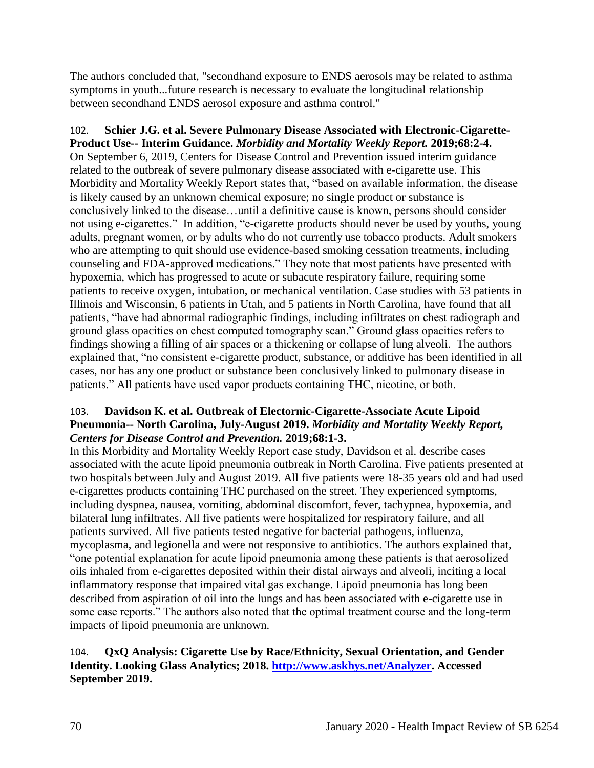The authors concluded that, "secondhand exposure to ENDS aerosols may be related to asthma symptoms in youth...future research is necessary to evaluate the longitudinal relationship between secondhand ENDS aerosol exposure and asthma control."

102. **Schier J.G. et al. Severe Pulmonary Disease Associated with Electronic-Cigarette-Product Use-- Interim Guidance.** ***Morbidity and Mortality Weekly Report.*** **2019;68:2-4.**
On September 6, 2019, Centers for Disease Control and Prevention issued interim guidance related to the outbreak of severe pulmonary disease associated with e-cigarette use. This Morbidity and Mortality Weekly Report states that, "based on available information, the disease is likely caused by an unknown chemical exposure; no single product or substance is conclusively linked to the disease…until a definitive cause is known, persons should consider not using e-cigarettes." In addition, "e-cigarette products should never be used by youths, young adults, pregnant women, or by adults who do not currently use tobacco products. Adult smokers who are attempting to quit should use evidence-based smoking cessation treatments, including counseling and FDA-approved medications." They note that most patients have presented with hypoxemia, which has progressed to acute or subacute respiratory failure, requiring some patients to receive oxygen, intubation, or mechanical ventilation. Case studies with 53 patients in Illinois and Wisconsin, 6 patients in Utah, and 5 patients in North Carolina, have found that all patients, "have had abnormal radiographic findings, including infiltrates on chest radiograph and ground glass opacities on chest computed tomography scan." Ground glass opacities refers to findings showing a filling of air spaces or a thickening or collapse of lung alveoli. The authors explained that, "no consistent e-cigarette product, substance, or additive has been identified in all cases, nor has any one product or substance been conclusively linked to pulmonary disease in patients." All patients have used vapor products containing THC, nicotine, or both.

103. **Davidson K. et al. Outbreak of Electornic-Cigarette-Associate Acute Lipoid Pneumonia-- North Carolina, July-August 2019.** ***Morbidity and Mortality Weekly Report, Centers for Disease Control and Prevention.*** **2019;68:1-3.**
In this Morbidity and Mortality Weekly Report case study, Davidson et al. describe cases associated with the acute lipoid pneumonia outbreak in North Carolina. Five patients presented at two hospitals between July and August 2019. All five patients were 18-35 years old and had used e-cigarettes products containing THC purchased on the street. They experienced symptoms, including dyspnea, nausea, vomiting, abdominal discomfort, fever, tachypnea, hypoxemia, and bilateral lung infiltrates. All five patients were hospitalized for respiratory failure, and all patients survived. All five patients tested negative for bacterial pathogens, influenza, mycoplasma, and legionella and were not responsive to antibiotics. The authors explained that, "one potential explanation for acute lipoid pneumonia among these patients is that aerosolized oils inhaled from e-cigarettes deposited within their distal airways and alveoli, inciting a local inflammatory response that impaired vital gas exchange. Lipoid pneumonia has long been described from aspiration of oil into the lungs and has been associated with e-cigarette use in some case reports." The authors also noted that the optimal treatment course and the long-term impacts of lipoid pneumonia are unknown.

104. **QxQ Analysis: Cigarette Use by Race/Ethnicity, Sexual Orientation, and Gender Identity. Looking Glass Analytics; 2018. [http://www.askhys.net/Analyzer](http://www.askhys.net/Analyzer). Accessed September 2019.**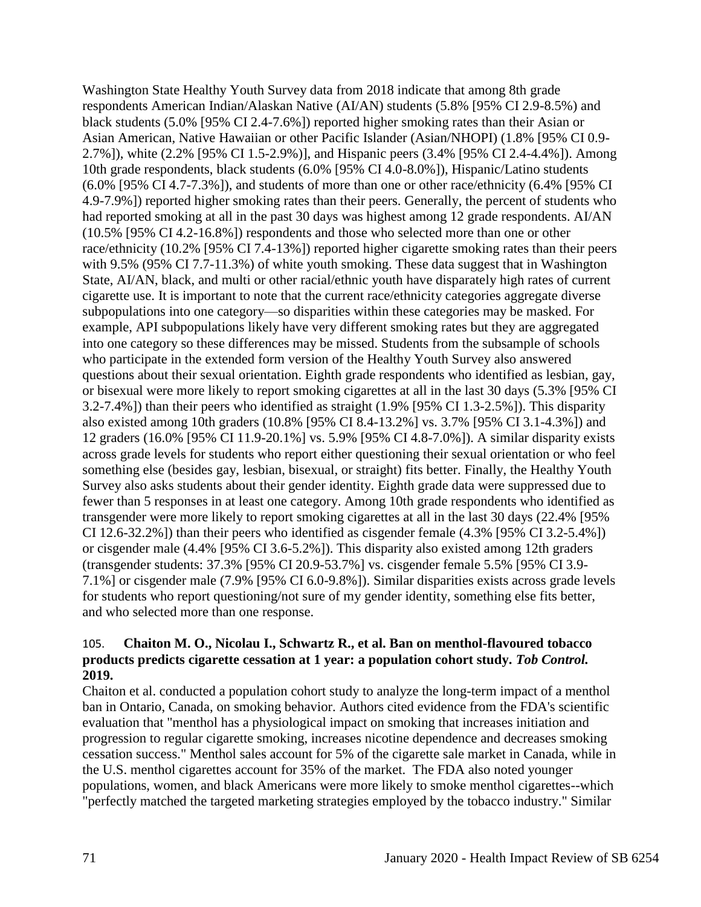Washington State Healthy Youth Survey data from 2018 indicate that among 8th grade respondents American Indian/Alaskan Native (AI/AN) students (5.8% [95% CI 2.9-8.5%) and black students (5.0% [95% CI 2.4-7.6%]) reported higher smoking rates than their Asian or Asian American, Native Hawaiian or other Pacific Islander (Asian/NHOPI) (1.8% [95% CI 0.9-2.7%]), white (2.2% [95% CI 1.5-2.9%)], and Hispanic peers (3.4% [95% CI 2.4-4.4%]). Among 10th grade respondents, black students (6.0% [95% CI 4.0-8.0%]), Hispanic/Latino students (6.0% [95% CI 4.7-7.3%]), and students of more than one or other race/ethnicity (6.4% [95% CI 4.9-7.9%]) reported higher smoking rates than their peers. Generally, the percent of students who had reported smoking at all in the past 30 days was highest among 12 grade respondents. AI/AN (10.5% [95% CI 4.2-16.8%]) respondents and those who selected more than one or other race/ethnicity (10.2% [95% CI 7.4-13%]) reported higher cigarette smoking rates than their peers with 9.5% (95% CI 7.7-11.3%) of white youth smoking. These data suggest that in Washington State, AI/AN, black, and multi or other racial/ethnic youth have disparately high rates of current cigarette use. It is important to note that the current race/ethnicity categories aggregate diverse subpopulations into one category—so disparities within these categories may be masked. For example, API subpopulations likely have very different smoking rates but they are aggregated into one category so these differences may be missed. Students from the subsample of schools who participate in the extended form version of the Healthy Youth Survey also answered questions about their sexual orientation. Eighth grade respondents who identified as lesbian, gay, or bisexual were more likely to report smoking cigarettes at all in the last 30 days (5.3% [95% CI 3.2-7.4%]) than their peers who identified as straight (1.9% [95% CI 1.3-2.5%]). This disparity also existed among 10th graders (10.8% [95% CI 8.4-13.2%] vs. 3.7% [95% CI 3.1-4.3%]) and 12 graders (16.0% [95% CI 11.9-20.1%] vs. 5.9% [95% CI 4.8-7.0%]). A similar disparity exists across grade levels for students who report either questioning their sexual orientation or who feel something else (besides gay, lesbian, bisexual, or straight) fits better. Finally, the Healthy Youth Survey also asks students about their gender identity. Eighth grade data were suppressed due to fewer than 5 responses in at least one category. Among 10th grade respondents who identified as transgender were more likely to report smoking cigarettes at all in the last 30 days (22.4% [95% CI 12.6-32.2%]) than their peers who identified as cisgender female (4.3% [95% CI 3.2-5.4%]) or cisgender male (4.4% [95% CI 3.6-5.2%]). This disparity also existed among 12th graders (transgender students: 37.3% [95% CI 20.9-53.7%] vs. cisgender female 5.5% [95% CI 3.9-7.1%] or cisgender male (7.9% [95% CI 6.0-9.8%]). Similar disparities exists across grade levels for students who report questioning/not sure of my gender identity, something else fits better, and who selected more than one response.

105. **Chaiton M. O., Nicolau I., Schwartz R., et al. Ban on menthol-flavoured tobacco products predicts cigarette cessation at 1 year: a population cohort study. *Tob Control.* 2019.**

Chaiton et al. conducted a population cohort study to analyze the long-term impact of a menthol ban in Ontario, Canada, on smoking behavior. Authors cited evidence from the FDA's scientific evaluation that "menthol has a physiological impact on smoking that increases initiation and progression to regular cigarette smoking, increases nicotine dependence and decreases smoking cessation success." Menthol sales account for 5% of the cigarette sale market in Canada, while in the U.S. menthol cigarettes account for 35% of the market. The FDA also noted younger populations, women, and black Americans were more likely to smoke menthol cigarettes--which "perfectly matched the targeted marketing strategies employed by the tobacco industry." Similar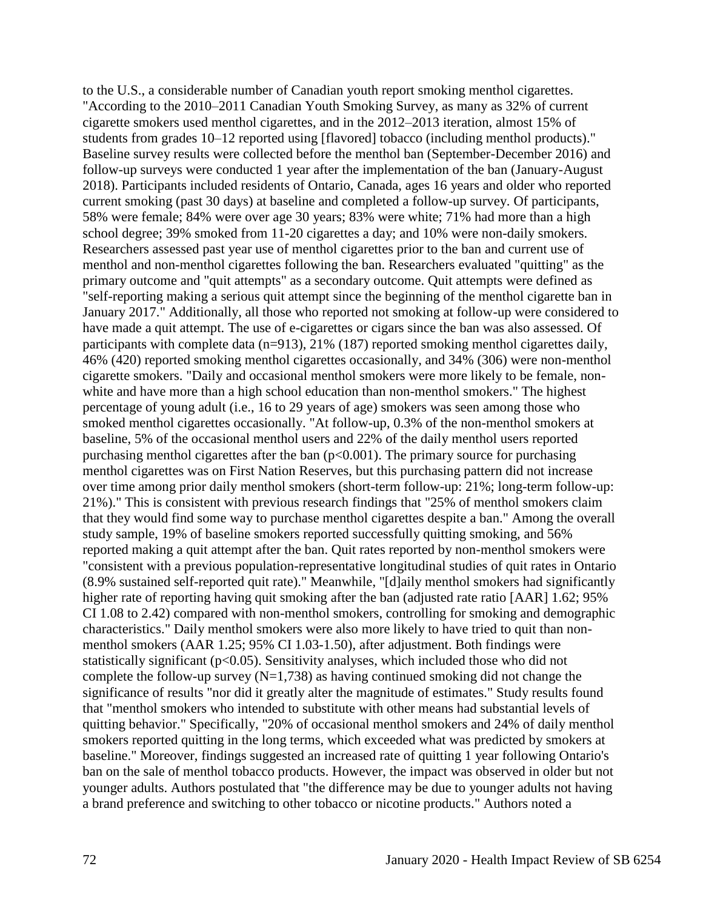to the U.S., a considerable number of Canadian youth report smoking menthol cigarettes. "According to the 2010–2011 Canadian Youth Smoking Survey, as many as 32% of current cigarette smokers used menthol cigarettes, and in the 2012–2013 iteration, almost 15% of students from grades 10–12 reported using [flavored] tobacco (including menthol products)." Baseline survey results were collected before the menthol ban (September-December 2016) and follow-up surveys were conducted 1 year after the implementation of the ban (January-August 2018). Participants included residents of Ontario, Canada, ages 16 years and older who reported current smoking (past 30 days) at baseline and completed a follow-up survey. Of participants, 58% were female; 84% were over age 30 years; 83% were white; 71% had more than a high school degree; 39% smoked from 11-20 cigarettes a day; and 10% were non-daily smokers. Researchers assessed past year use of menthol cigarettes prior to the ban and current use of menthol and non-menthol cigarettes following the ban. Researchers evaluated "quitting" as the primary outcome and "quit attempts" as a secondary outcome. Quit attempts were defined as "self-reporting making a serious quit attempt since the beginning of the menthol cigarette ban in January 2017." Additionally, all those who reported not smoking at follow-up were considered to have made a quit attempt. The use of e-cigarettes or cigars since the ban was also assessed. Of participants with complete data (n=913), 21% (187) reported smoking menthol cigarettes daily, 46% (420) reported smoking menthol cigarettes occasionally, and 34% (306) were non-menthol cigarette smokers. "Daily and occasional menthol smokers were more likely to be female, non-white and have more than a high school education than non-menthol smokers." The highest percentage of young adult (i.e., 16 to 29 years of age) smokers was seen among those who smoked menthol cigarettes occasionally. "At follow-up, 0.3% of the non-menthol smokers at baseline, 5% of the occasional menthol users and 22% of the daily menthol users reported purchasing menthol cigarettes after the ban ($p<0.001$). The primary source for purchasing menthol cigarettes was on First Nation Reserves, but this purchasing pattern did not increase over time among prior daily menthol smokers (short-term follow-up: 21%; long-term follow-up: 21%)." This is consistent with previous research findings that "25% of menthol smokers claim that they would find some way to purchase menthol cigarettes despite a ban." Among the overall study sample, 19% of baseline smokers reported successfully quitting smoking, and 56% reported making a quit attempt after the ban. Quit rates reported by non-menthol smokers were "consistent with a previous population-representative longitudinal studies of quit rates in Ontario (8.9% sustained self-reported quit rate)." Meanwhile, "[d]aily menthol smokers had significantly higher rate of reporting having quit smoking after the ban (adjusted rate ratio [AAR] 1.62; 95% CI 1.08 to 2.42) compared with non-menthol smokers, controlling for smoking and demographic characteristics." Daily menthol smokers were also more likely to have tried to quit than non-menthol smokers (AAR 1.25; 95% CI 1.03-1.50), after adjustment. Both findings were statistically significant ($p<0.05$). Sensitivity analyses, which included those who did not complete the follow-up survey (N=1,738) as having continued smoking did not change the significance of results "nor did it greatly alter the magnitude of estimates." Study results found that "menthol smokers who intended to substitute with other means had substantial levels of quitting behavior." Specifically, "20% of occasional menthol smokers and 24% of daily menthol smokers reported quitting in the long terms, which exceeded what was predicted by smokers at baseline." Moreover, findings suggested an increased rate of quitting 1 year following Ontario's ban on the sale of menthol tobacco products. However, the impact was observed in older but not younger adults. Authors postulated that "the difference may be due to younger adults not having a brand preference and switching to other tobacco or nicotine products." Authors noted a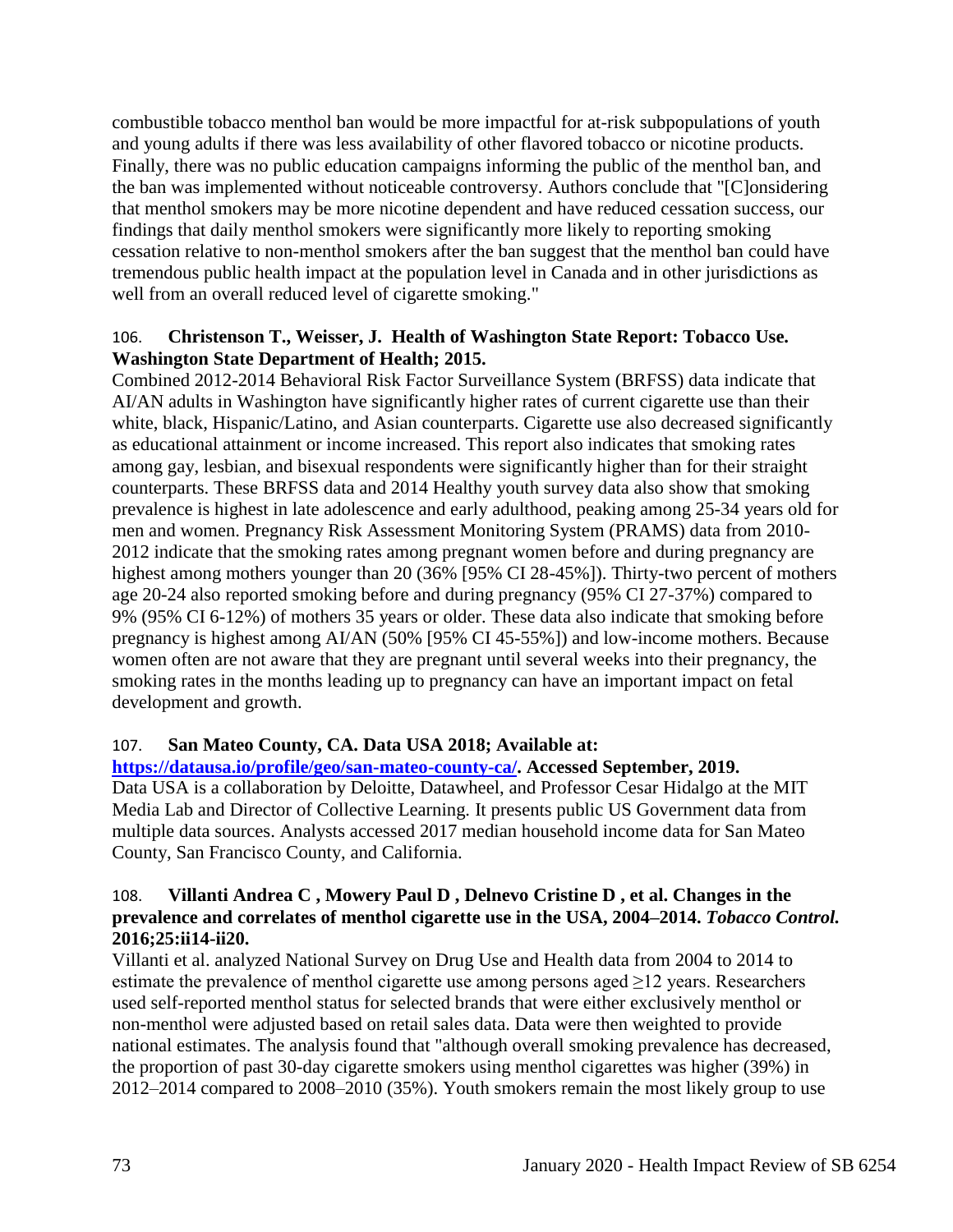combustible tobacco menthol ban would be more impactful for at-risk subpopulations of youth and young adults if there was less availability of other flavored tobacco or nicotine products. Finally, there was no public education campaigns informing the public of the menthol ban, and the ban was implemented without noticeable controversy. Authors conclude that "[C]onsidering that menthol smokers may be more nicotine dependent and have reduced cessation success, our findings that daily menthol smokers were significantly more likely to reporting smoking cessation relative to non-menthol smokers after the ban suggest that the menthol ban could have tremendous public health impact at the population level in Canada and in other jurisdictions as well from an overall reduced level of cigarette smoking."

106. **Christenson T., Weisser, J. Health of Washington State Report: Tobacco Use. Washington State Department of Health; 2015.**

Combined 2012-2014 Behavioral Risk Factor Surveillance System (BRFSS) data indicate that AI/AN adults in Washington have significantly higher rates of current cigarette use than their white, black, Hispanic/Latino, and Asian counterparts. Cigarette use also decreased significantly as educational attainment or income increased. This report also indicates that smoking rates among gay, lesbian, and bisexual respondents were significantly higher than for their straight counterparts. These BRFSS data and 2014 Healthy youth survey data also show that smoking prevalence is highest in late adolescence and early adulthood, peaking among 25-34 years old for men and women. Pregnancy Risk Assessment Monitoring System (PRAMS) data from 2010-2012 indicate that the smoking rates among pregnant women before and during pregnancy are highest among mothers younger than 20 (36% [95% CI 28-45%]). Thirty-two percent of mothers age 20-24 also reported smoking before and during pregnancy (95% CI 27-37%) compared to 9% (95% CI 6-12%) of mothers 35 years or older. These data also indicate that smoking before pregnancy is highest among AI/AN (50% [95% CI 45-55%]) and low-income mothers. Because women often are not aware that they are pregnant until several weeks into their pregnancy, the smoking rates in the months leading up to pregnancy can have an important impact on fetal development and growth.

107. **San Mateo County, CA. Data USA 2018; Available at: [https://datausa.io/profile/geo/san-mateo-county-ca/](https://datausa.io/profile/geo/san-mateo-county-ca/). Accessed September, 2019.**

Data USA is a collaboration by Deloitte, Datawheel, and Professor Cesar Hidalgo at the MIT Media Lab and Director of Collective Learning. It presents public US Government data from multiple data sources. Analysts accessed 2017 median household income data for San Mateo County, San Francisco County, and California.

108. **Villanti Andrea C , Mowery Paul D , Delnevo Cristine D , et al. Changes in the prevalence and correlates of menthol cigarette use in the USA, 2004–2014. *Tobacco Control.* 2016;25:ii14-ii20.**

Villanti et al. analyzed National Survey on Drug Use and Health data from 2004 to 2014 to estimate the prevalence of menthol cigarette use among persons aged ≥12 years. Researchers used self-reported menthol status for selected brands that were either exclusively menthol or non-menthol were adjusted based on retail sales data. Data were then weighted to provide national estimates. The analysis found that "although overall smoking prevalence has decreased, the proportion of past 30-day cigarette smokers using menthol cigarettes was higher (39%) in 2012–2014 compared to 2008–2010 (35%). Youth smokers remain the most likely group to use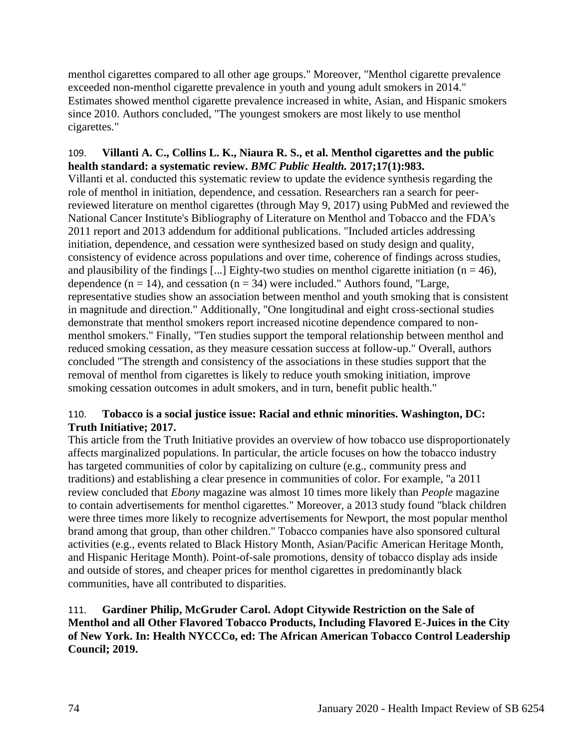menthol cigarettes compared to all other age groups." Moreover, "Menthol cigarette prevalence exceeded non-menthol cigarette prevalence in youth and young adult smokers in 2014." Estimates showed menthol cigarette prevalence increased in white, Asian, and Hispanic smokers since 2010. Authors concluded, "The youngest smokers are most likely to use menthol cigarettes."

109. **Villanti A. C., Collins L. K., Niaura R. S., et al. Menthol cigarettes and the public health standard: a systematic review.** ***BMC Public Health.*** **2017;17(1):983.**

Villanti et al. conducted this systematic review to update the evidence synthesis regarding the role of menthol in initiation, dependence, and cessation. Researchers ran a search for peer-reviewed literature on menthol cigarettes (through May 9, 2017) using PubMed and reviewed the National Cancer Institute's Bibliography of Literature on Menthol and Tobacco and the FDA's 2011 report and 2013 addendum for additional publications. "Included articles addressing initiation, dependence, and cessation were synthesized based on study design and quality, consistency of evidence across populations and over time, coherence of findings across studies, and plausibility of the findings [...] Eighty-two studies on menthol cigarette initiation (n = 46), dependence (n = 14), and cessation (n = 34) were included." Authors found, "Large, representative studies show an association between menthol and youth smoking that is consistent in magnitude and direction." Additionally, "One longitudinal and eight cross-sectional studies demonstrate that menthol smokers report increased nicotine dependence compared to non-menthol smokers." Finally, "Ten studies support the temporal relationship between menthol and reduced smoking cessation, as they measure cessation success at follow-up." Overall, authors concluded "The strength and consistency of the associations in these studies support that the removal of menthol from cigarettes is likely to reduce youth smoking initiation, improve smoking cessation outcomes in adult smokers, and in turn, benefit public health."

110. **Tobacco is a social justice issue: Racial and ethnic minorities. Washington, DC: Truth Initiative; 2017.**

This article from the Truth Initiative provides an overview of how tobacco use disproportionately affects marginalized populations. In particular, the article focuses on how the tobacco industry has targeted communities of color by capitalizing on culture (e.g., community press and traditions) and establishing a clear presence in communities of color. For example, "a 2011 review concluded that *Ebony* magazine was almost 10 times more likely than *People* magazine to contain advertisements for menthol cigarettes." Moreover, a 2013 study found "black children were three times more likely to recognize advertisements for Newport, the most popular menthol brand among that group, than other children." Tobacco companies have also sponsored cultural activities (e.g., events related to Black History Month, Asian/Pacific American Heritage Month, and Hispanic Heritage Month). Point-of-sale promotions, density of tobacco display ads inside and outside of stores, and cheaper prices for menthol cigarettes in predominantly black communities, have all contributed to disparities.

111. **Gardiner Philip, McGruder Carol. Adopt Citywide Restriction on the Sale of Menthol and all Other Flavored Tobacco Products, Including Flavored E-Juices in the City of New York. In: Health NYCCCo, ed: The African American Tobacco Control Leadership Council; 2019.**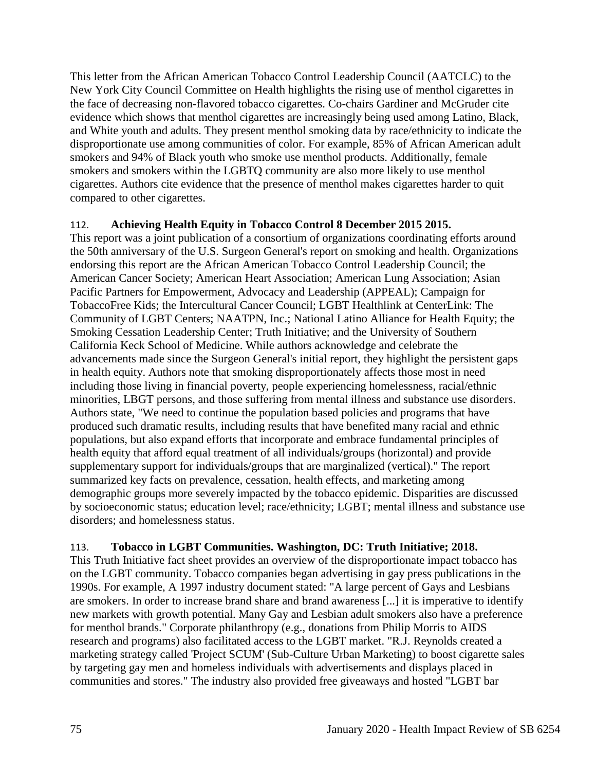This letter from the African American Tobacco Control Leadership Council (AATCLC) to the New York City Council Committee on Health highlights the rising use of menthol cigarettes in the face of decreasing non-flavored tobacco cigarettes. Co-chairs Gardiner and McGruder cite evidence which shows that menthol cigarettes are increasingly being used among Latino, Black, and White youth and adults. They present menthol smoking data by race/ethnicity to indicate the disproportionate use among communities of color. For example, 85% of African American adult smokers and 94% of Black youth who smoke use menthol products. Additionally, female smokers and smokers within the LGBTQ community are also more likely to use menthol cigarettes. Authors cite evidence that the presence of menthol makes cigarettes harder to quit compared to other cigarettes.

112. **Achieving Health Equity in Tobacco Control 8 December 2015 2015.**

This report was a joint publication of a consortium of organizations coordinating efforts around the 50th anniversary of the U.S. Surgeon General's report on smoking and health. Organizations endorsing this report are the African American Tobacco Control Leadership Council; the American Cancer Society; American Heart Association; American Lung Association; Asian Pacific Partners for Empowerment, Advocacy and Leadership (APPEAL); Campaign for TobaccoFree Kids; the Intercultural Cancer Council; LGBT Healthlink at CenterLink: The Community of LGBT Centers; NAATPN, Inc.; National Latino Alliance for Health Equity; the Smoking Cessation Leadership Center; Truth Initiative; and the University of Southern California Keck School of Medicine. While authors acknowledge and celebrate the advancements made since the Surgeon General's initial report, they highlight the persistent gaps in health equity. Authors note that smoking disproportionately affects those most in need including those living in financial poverty, people experiencing homelessness, racial/ethnic minorities, LBGT persons, and those suffering from mental illness and substance use disorders. Authors state, "We need to continue the population based policies and programs that have produced such dramatic results, including results that have benefited many racial and ethnic populations, but also expand efforts that incorporate and embrace fundamental principles of health equity that afford equal treatment of all individuals/groups (horizontal) and provide supplementary support for individuals/groups that are marginalized (vertical)." The report summarized key facts on prevalence, cessation, health effects, and marketing among demographic groups more severely impacted by the tobacco epidemic. Disparities are discussed by socioeconomic status; education level; race/ethnicity; LGBT; mental illness and substance use disorders; and homelessness status.

113. **Tobacco in LGBT Communities. Washington, DC: Truth Initiative; 2018.**

This Truth Initiative fact sheet provides an overview of the disproportionate impact tobacco has on the LGBT community. Tobacco companies began advertising in gay press publications in the 1990s. For example, A 1997 industry document stated: "A large percent of Gays and Lesbians are smokers. In order to increase brand share and brand awareness [...] it is imperative to identify new markets with growth potential. Many Gay and Lesbian adult smokers also have a preference for menthol brands." Corporate philanthropy (e.g., donations from Philip Morris to AIDS research and programs) also facilitated access to the LGBT market. "R.J. Reynolds created a marketing strategy called 'Project SCUM' (Sub-Culture Urban Marketing) to boost cigarette sales by targeting gay men and homeless individuals with advertisements and displays placed in communities and stores." The industry also provided free giveaways and hosted "LGBT bar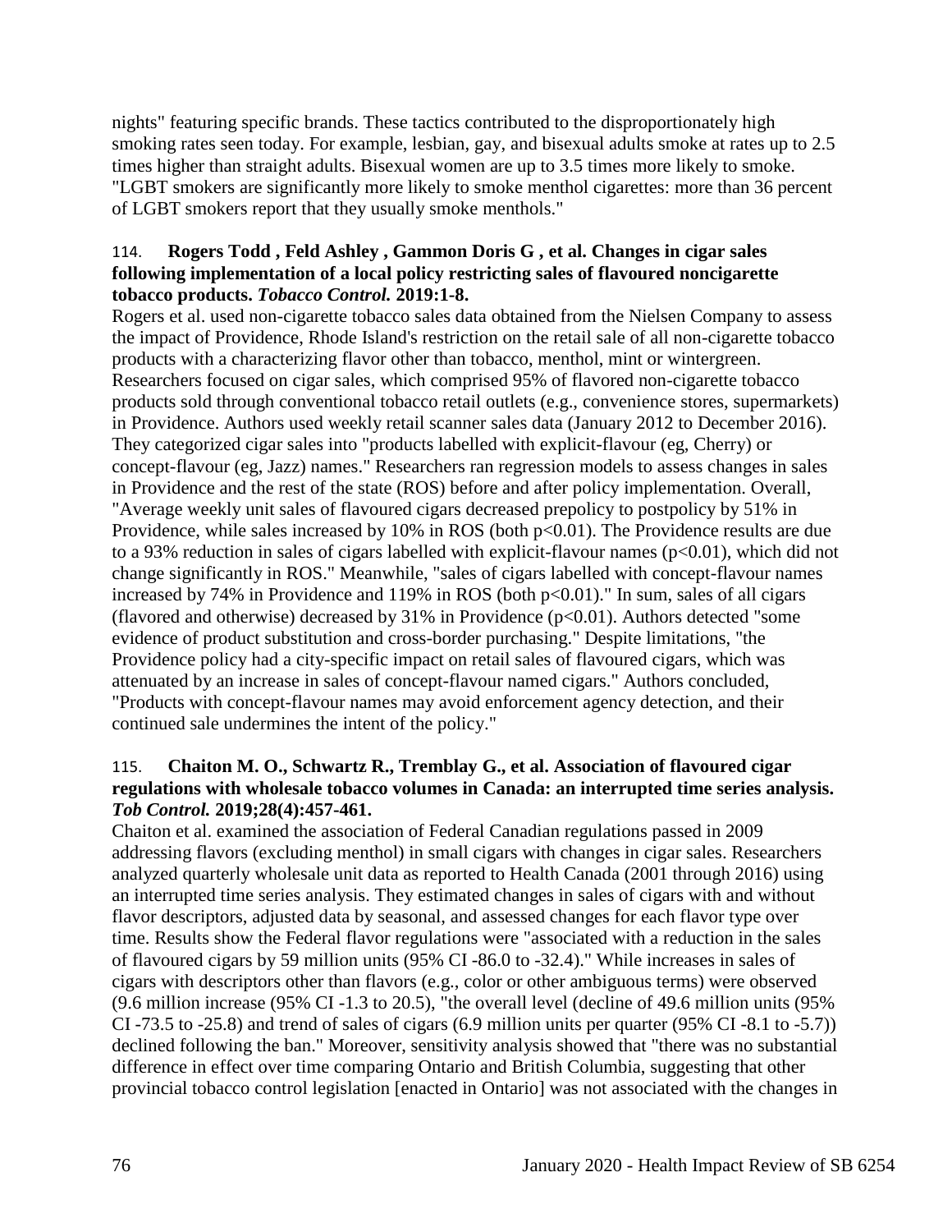nights" featuring specific brands. These tactics contributed to the disproportionately high smoking rates seen today. For example, lesbian, gay, and bisexual adults smoke at rates up to 2.5 times higher than straight adults. Bisexual women are up to 3.5 times more likely to smoke. "LGBT smokers are significantly more likely to smoke menthol cigarettes: more than 36 percent of LGBT smokers report that they usually smoke menthols."

114. **Rogers Todd , Feld Ashley , Gammon Doris G , et al. Changes in cigar sales following implementation of a local policy restricting sales of flavoured noncigarette tobacco products.** ***Tobacco Control.*** **2019:1-8.**

Rogers et al. used non-cigarette tobacco sales data obtained from the Nielsen Company to assess the impact of Providence, Rhode Island's restriction on the retail sale of all non-cigarette tobacco products with a characterizing flavor other than tobacco, menthol, mint or wintergreen. Researchers focused on cigar sales, which comprised 95% of flavored non-cigarette tobacco products sold through conventional tobacco retail outlets (e.g., convenience stores, supermarkets) in Providence. Authors used weekly retail scanner sales data (January 2012 to December 2016). They categorized cigar sales into "products labelled with explicit-flavour (eg, Cherry) or concept-flavour (eg, Jazz) names." Researchers ran regression models to assess changes in sales in Providence and the rest of the state (ROS) before and after policy implementation. Overall, "Average weekly unit sales of flavoured cigars decreased prepolicy to postpolicy by 51% in Providence, while sales increased by 10% in ROS (both $p<0.01$). The Providence results are due to a 93% reduction in sales of cigars labelled with explicit-flavour names ($p<0.01$), which did not change significantly in ROS." Meanwhile, "sales of cigars labelled with concept-flavour names increased by 74% in Providence and 119% in ROS (both $p<0.01$)." In sum, sales of all cigars (flavored and otherwise) decreased by 31% in Providence ($p<0.01$). Authors detected "some evidence of product substitution and cross-border purchasing." Despite limitations, "the Providence policy had a city-specific impact on retail sales of flavoured cigars, which was attenuated by an increase in sales of concept-flavour named cigars." Authors concluded, "Products with concept-flavour names may avoid enforcement agency detection, and their continued sale undermines the intent of the policy."

115. **Chaiton M. O., Schwartz R., Tremblay G., et al. Association of flavoured cigar regulations with wholesale tobacco volumes in Canada: an interrupted time series analysis.** ***Tob Control.*** **2019;28(4):457-461.**

Chaiton et al. examined the association of Federal Canadian regulations passed in 2009 addressing flavors (excluding menthol) in small cigars with changes in cigar sales. Researchers analyzed quarterly wholesale unit data as reported to Health Canada (2001 through 2016) using an interrupted time series analysis. They estimated changes in sales of cigars with and without flavor descriptors, adjusted data by seasonal, and assessed changes for each flavor type over time. Results show the Federal flavor regulations were "associated with a reduction in the sales of flavoured cigars by 59 million units (95% CI -86.0 to -32.4)." While increases in sales of cigars with descriptors other than flavors (e.g., color or other ambiguous terms) were observed (9.6 million increase (95% CI -1.3 to 20.5), "the overall level (decline of 49.6 million units (95% CI -73.5 to -25.8) and trend of sales of cigars (6.9 million units per quarter (95% CI -8.1 to -5.7)) declined following the ban." Moreover, sensitivity analysis showed that "there was no substantial difference in effect over time comparing Ontario and British Columbia, suggesting that other provincial tobacco control legislation [enacted in Ontario] was not associated with the changes in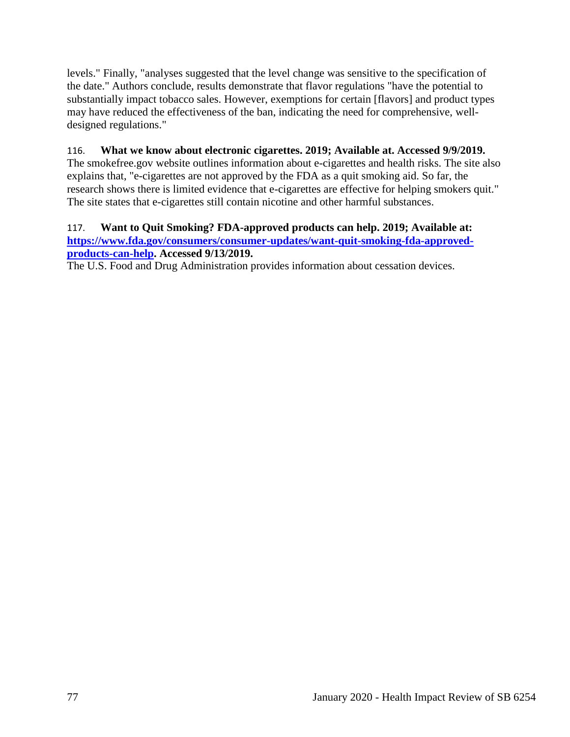levels." Finally, "analyses suggested that the level change was sensitive to the specification of the date." Authors conclude, results demonstrate that flavor regulations "have the potential to substantially impact tobacco sales. However, exemptions for certain [flavors] and product types may have reduced the effectiveness of the ban, indicating the need for comprehensive, well-designed regulations."

116. **What we know about electronic cigarettes. 2019; Available at. Accessed 9/9/2019.**
The smokefree.gov website outlines information about e-cigarettes and health risks. The site also explains that, "e-cigarettes are not approved by the FDA as a quit smoking aid. So far, the research shows there is limited evidence that e-cigarettes are effective for helping smokers quit." The site states that e-cigarettes still contain nicotine and other harmful substances.

117. **Want to Quit Smoking? FDA-approved products can help. 2019; Available at: [https://www.fda.gov/consumers/consumer-updates/want-quit-smoking-fda-approved-products-can-help](https://www.fda.gov/consumers/consumer-updates/want-quit-smoking-fda-approved-products-can-help). Accessed 9/13/2019.**
The U.S. Food and Drug Administration provides information about cessation devices.